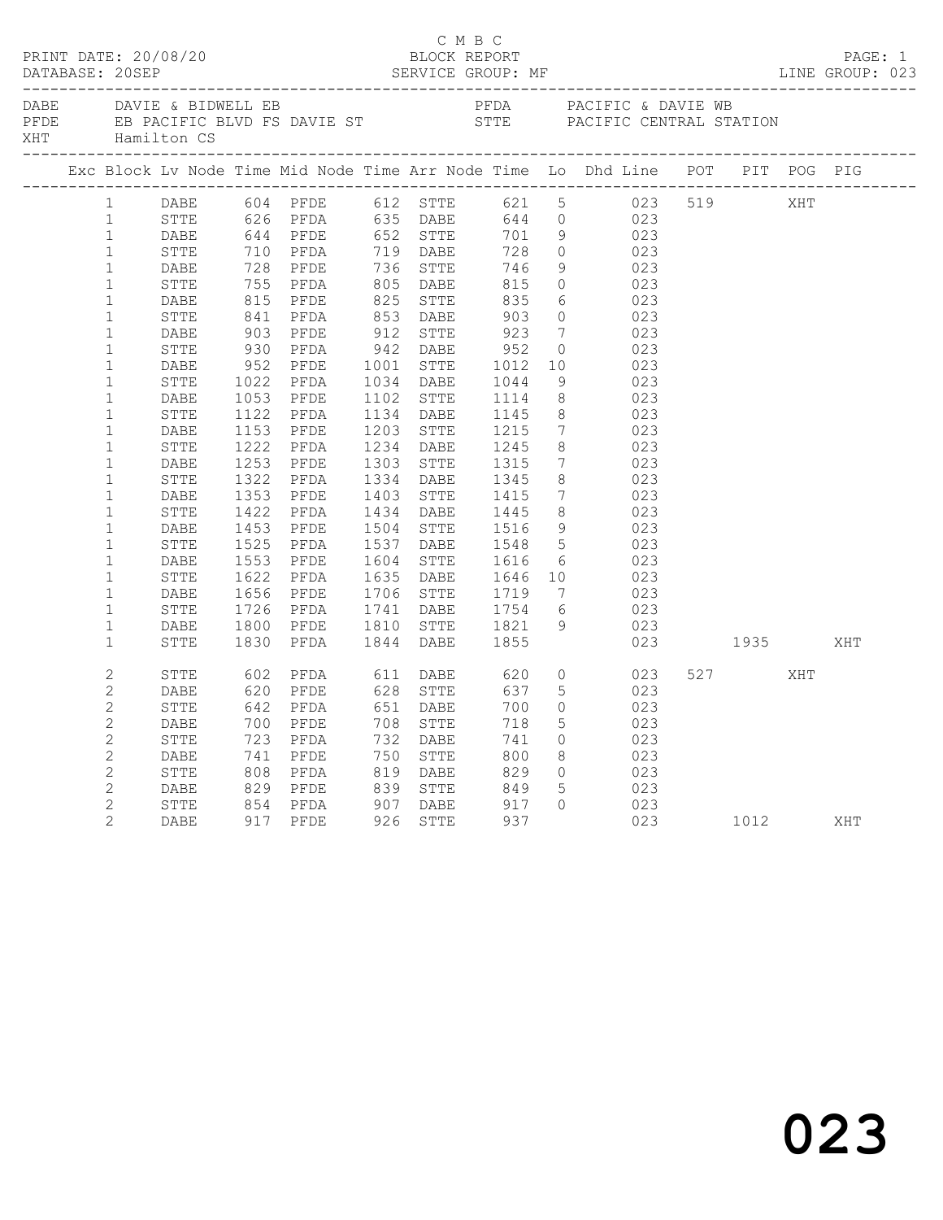C M B C

PRINT DATE: 20/08/20 BLOCK REPORT
DATABASE: 20SEP SERVICE GROUP: MF LINE GROUP: 023

| | | | |
|---|---|---|---|
| DABE | DAVIE & BIDWELL EB | PFDA | PACIFIC & DAVIE WB |
| PFDE | EB PACIFIC BLVD FS DAVIE ST | STTE | PACIFIC CENTRAL STATION |
| XHT | Hamilton CS | | |

| Exc | Block | Lv Node | Time | Mid Node | Time | Arr Node | Time | Lo | Dhd Line | POT | PIT | POG | PIG |
|---|---|---|---|---|---|---|---|---|---|---|---|---|---|
| | 1 | DABE | 604 | PFDE | 612 | STTE | 621 | 5 | 023 | 519 | | XHT | |
| | 1 | STTE | 626 | PFDA | 635 | DABE | 644 | 0 | 023 | | | | |
| | 1 | DABE | 644 | PFDE | 652 | STTE | 701 | 9 | 023 | | | | |
| | 1 | STTE | 710 | PFDA | 719 | DABE | 728 | 0 | 023 | | | | |
| | 1 | DABE | 728 | PFDE | 736 | STTE | 746 | 9 | 023 | | | | |
| | 1 | STTE | 755 | PFDA | 805 | DABE | 815 | 0 | 023 | | | | |
| | 1 | DABE | 815 | PFDE | 825 | STTE | 835 | 6 | 023 | | | | |
| | 1 | STTE | 841 | PFDA | 853 | DABE | 903 | 0 | 023 | | | | |
| | 1 | DABE | 903 | PFDE | 912 | STTE | 923 | 7 | 023 | | | | |
| | 1 | STTE | 930 | PFDA | 942 | DABE | 952 | 0 | 023 | | | | |
| | 1 | DABE | 952 | PFDE | 1001 | STTE | 1012 | 10 | 023 | | | | |
| | 1 | STTE | 1022 | PFDA | 1034 | DABE | 1044 | 9 | 023 | | | | |
| | 1 | DABE | 1053 | PFDE | 1102 | STTE | 1114 | 8 | 023 | | | | |
| | 1 | STTE | 1122 | PFDA | 1134 | DABE | 1145 | 8 | 023 | | | | |
| | 1 | DABE | 1153 | PFDE | 1203 | STTE | 1215 | 7 | 023 | | | | |
| | 1 | STTE | 1222 | PFDA | 1234 | DABE | 1245 | 8 | 023 | | | | |
| | 1 | DABE | 1253 | PFDE | 1303 | STTE | 1315 | 7 | 023 | | | | |
| | 1 | STTE | 1322 | PFDA | 1334 | DABE | 1345 | 8 | 023 | | | | |
| | 1 | DABE | 1353 | PFDE | 1403 | STTE | 1415 | 7 | 023 | | | | |
| | 1 | STTE | 1422 | PFDA | 1434 | DABE | 1445 | 8 | 023 | | | | |
| | 1 | DABE | 1453 | PFDE | 1504 | STTE | 1516 | 9 | 023 | | | | |
| | 1 | STTE | 1525 | PFDA | 1537 | DABE | 1548 | 5 | 023 | | | | |
| | 1 | DABE | 1553 | PFDE | 1604 | STTE | 1616 | 6 | 023 | | | | |
| | 1 | STTE | 1622 | PFDA | 1635 | DABE | 1646 | 10 | 023 | | | | |
| | 1 | DABE | 1656 | PFDE | 1706 | STTE | 1719 | 7 | 023 | | | | |
| | 1 | STTE | 1726 | PFDA | 1741 | DABE | 1754 | 6 | 023 | | | | |
| | 1 | DABE | 1800 | PFDE | 1810 | STTE | 1821 | 9 | 023 | | | | |
| | 1 | STTE | 1830 | PFDA | 1844 | DABE | 1855 | | 023 | | 1935 | | XHT |
| | 2 | STTE | 602 | PFDA | 611 | DABE | 620 | 0 | 023 | 527 | | XHT | |
| | 2 | DABE | 620 | PFDE | 628 | STTE | 637 | 5 | 023 | | | | |
| | 2 | STTE | 642 | PFDA | 651 | DABE | 700 | 0 | 023 | | | | |
| | 2 | DABE | 700 | PFDE | 708 | STTE | 718 | 5 | 023 | | | | |
| | 2 | STTE | 723 | PFDA | 732 | DABE | 741 | 0 | 023 | | | | |
| | 2 | DABE | 741 | PFDE | 750 | STTE | 800 | 8 | 023 | | | | |
| | 2 | STTE | 808 | PFDA | 819 | DABE | 829 | 0 | 023 | | | | |
| | 2 | DABE | 829 | PFDE | 839 | STTE | 849 | 5 | 023 | | | | |
| | 2 | STTE | 854 | PFDA | 907 | DABE | 917 | 0 | 023 | | | | |
| | 2 | DABE | 917 | PFDE | 926 | STTE | 937 | | 023 | | 1012 | | XHT |

# 023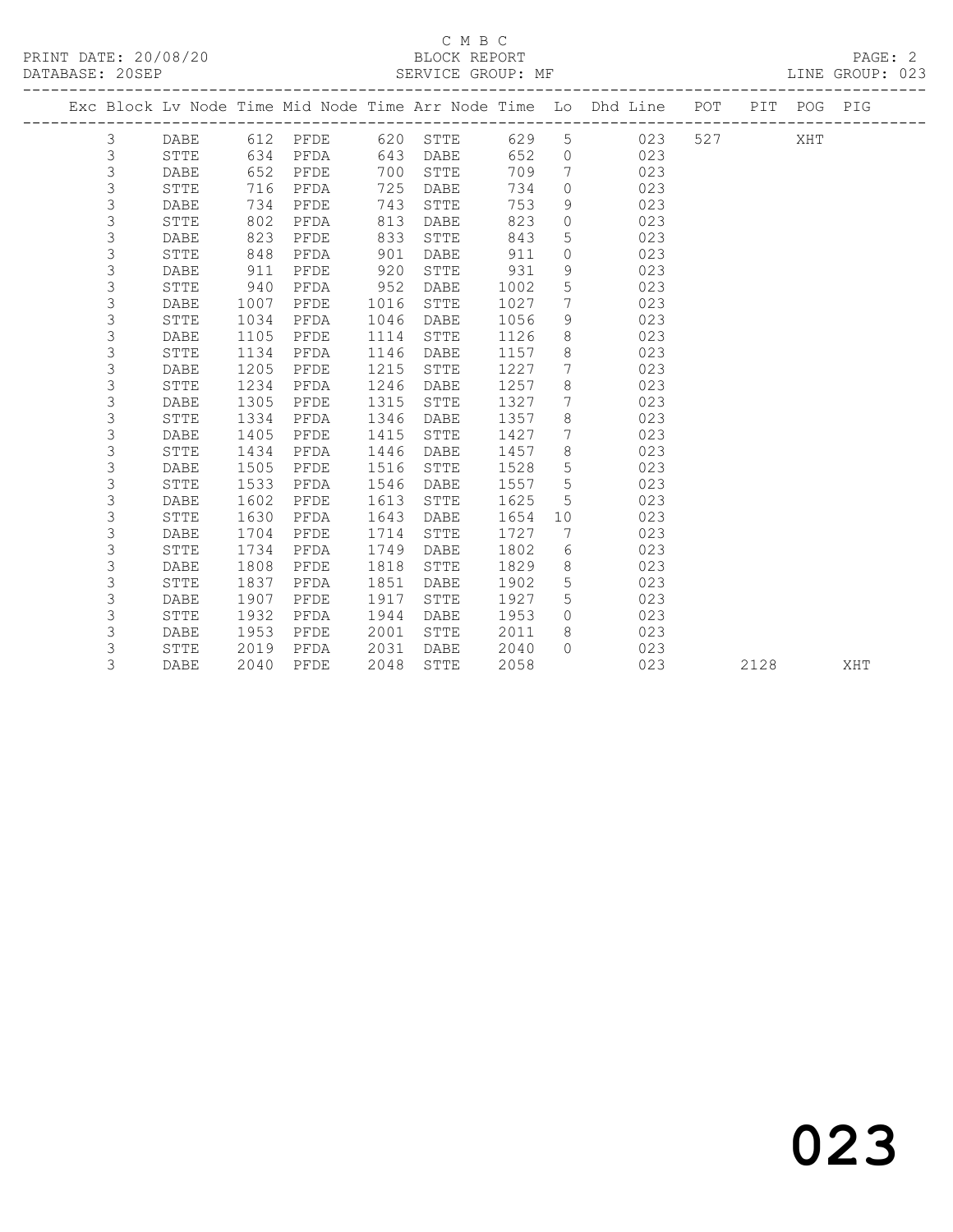C M B C
BLOCK REPORT
SERVICE GROUP: MF

PRINT DATE: 20/08/20
DATABASE: 20SEP

LINE GROUP: 023

| Exc | Block | Lv | Node | Time | Mid Node | Time | Arr Node | Time | Lo | Dhd Line | POT | PIT | POG | PIG |
|---|---|---|---|---|---|---|---|---|---|---|---|---|---|---|
| | 3 | | DABE | 612 | PFDE | 620 | STTE | 629 | 5 | 023 | 527 | | XHT | |
| | 3 | | STTE | 634 | PFDA | 643 | DABE | 652 | 0 | 023 | | | | |
| | 3 | | DABE | 652 | PFDE | 700 | STTE | 709 | 7 | 023 | | | | |
| | 3 | | STTE | 716 | PFDA | 725 | DABE | 734 | 0 | 023 | | | | |
| | 3 | | DABE | 734 | PFDE | 743 | STTE | 753 | 9 | 023 | | | | |
| | 3 | | STTE | 802 | PFDA | 813 | DABE | 823 | 0 | 023 | | | | |
| | 3 | | DABE | 823 | PFDE | 833 | STTE | 843 | 5 | 023 | | | | |
| | 3 | | STTE | 848 | PFDA | 901 | DABE | 911 | 0 | 023 | | | | |
| | 3 | | DABE | 911 | PFDE | 920 | STTE | 931 | 9 | 023 | | | | |
| | 3 | | STTE | 940 | PFDA | 952 | DABE | 1002 | 5 | 023 | | | | |
| | 3 | | DABE | 1007 | PFDE | 1016 | STTE | 1027 | 7 | 023 | | | | |
| | 3 | | STTE | 1034 | PFDA | 1046 | DABE | 1056 | 9 | 023 | | | | |
| | 3 | | DABE | 1105 | PFDE | 1114 | STTE | 1126 | 8 | 023 | | | | |
| | 3 | | STTE | 1134 | PFDA | 1146 | DABE | 1157 | 8 | 023 | | | | |
| | 3 | | DABE | 1205 | PFDE | 1215 | STTE | 1227 | 7 | 023 | | | | |
| | 3 | | STTE | 1234 | PFDA | 1246 | DABE | 1257 | 8 | 023 | | | | |
| | 3 | | DABE | 1305 | PFDE | 1315 | STTE | 1327 | 7 | 023 | | | | |
| | 3 | | STTE | 1334 | PFDA | 1346 | DABE | 1357 | 8 | 023 | | | | |
| | 3 | | DABE | 1405 | PFDE | 1415 | STTE | 1427 | 7 | 023 | | | | |
| | 3 | | STTE | 1434 | PFDA | 1446 | DABE | 1457 | 8 | 023 | | | | |
| | 3 | | DABE | 1505 | PFDE | 1516 | STTE | 1528 | 5 | 023 | | | | |
| | 3 | | STTE | 1533 | PFDA | 1546 | DABE | 1557 | 5 | 023 | | | | |
| | 3 | | DABE | 1602 | PFDE | 1613 | STTE | 1625 | 5 | 023 | | | | |
| | 3 | | STTE | 1630 | PFDA | 1643 | DABE | 1654 | 10 | 023 | | | | |
| | 3 | | DABE | 1704 | PFDE | 1714 | STTE | 1727 | 7 | 023 | | | | |
| | 3 | | STTE | 1734 | PFDA | 1749 | DABE | 1802 | 6 | 023 | | | | |
| | 3 | | DABE | 1808 | PFDE | 1818 | STTE | 1829 | 8 | 023 | | | | |
| | 3 | | STTE | 1837 | PFDA | 1851 | DABE | 1902 | 5 | 023 | | | | |
| | 3 | | DABE | 1907 | PFDE | 1917 | STTE | 1927 | 5 | 023 | | | | |
| | 3 | | STTE | 1932 | PFDA | 1944 | DABE | 1953 | 0 | 023 | | | | |
| | 3 | | DABE | 1953 | PFDE | 2001 | STTE | 2011 | 8 | 023 | | | | |
| | 3 | | STTE | 2019 | PFDA | 2031 | DABE | 2040 | 0 | 023 | | | | |
| | 3 | | DABE | 2040 | PFDE | 2048 | STTE | 2058 | | 023 | | 2128 | | XHT |

023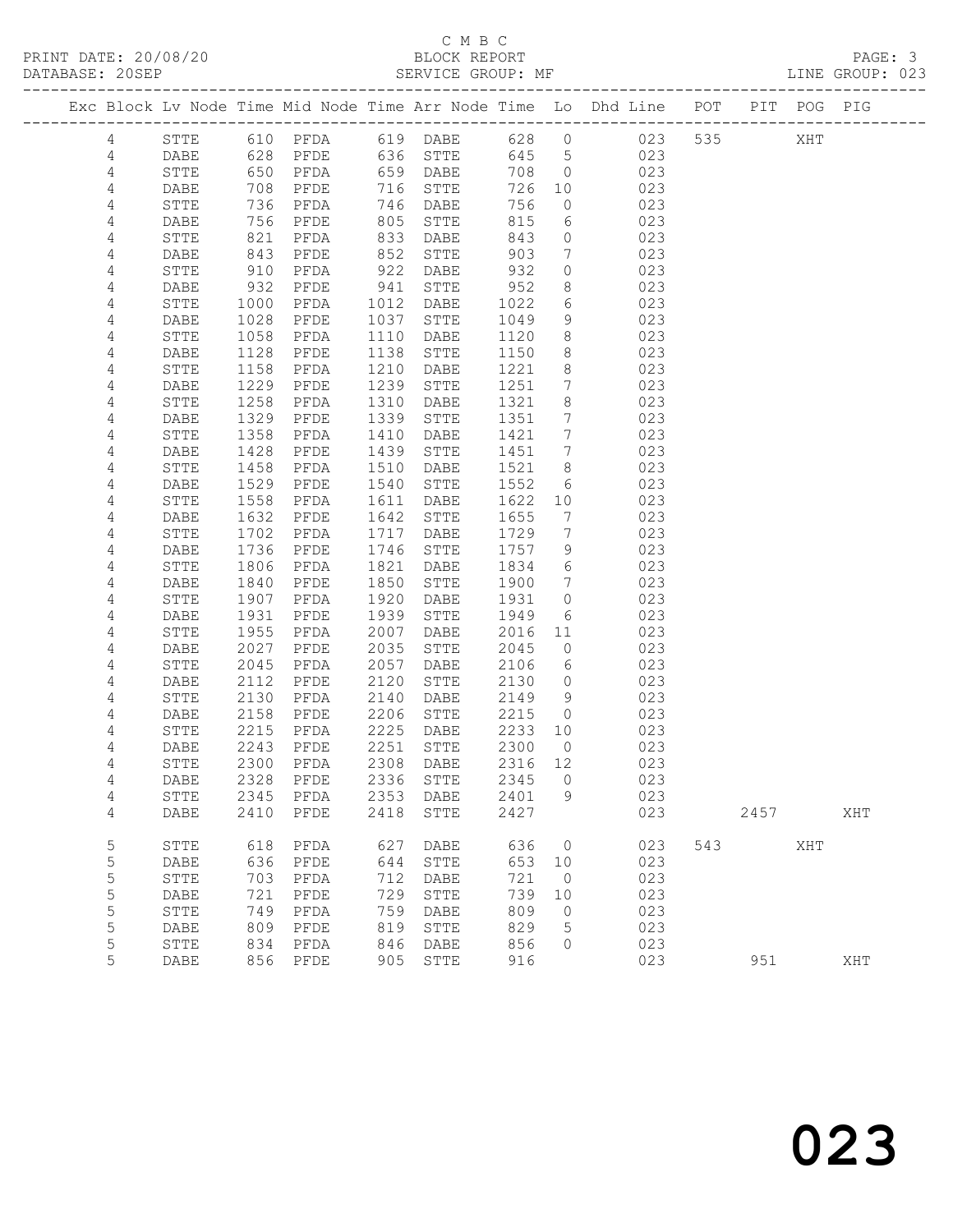C M B C

PRINT DATE: 20/08/20 BLOCK REPORT PAGE: 3
DATABASE: 20SEP SERVICE GROUP: MF LINE GROUP: 023

| Exc | Block | Lv | Node | Time | Mid Node | Time | Arr Node | Time | Lo | Dhd Line | POT | PIT | POG | PIG |
|---|---|---|---|---|---|---|---|---|---|---|---|---|---|---|
| | 4 | | STTE | 610 | PFDA | 619 | DABE | 628 | 0 | 023 | 535 | | XHT | |
| | 4 | | DABE | 628 | PFDE | 636 | STTE | 645 | 5 | 023 | | | | |
| | 4 | | STTE | 650 | PFDA | 659 | DABE | 708 | 0 | 023 | | | | |
| | 4 | | DABE | 708 | PFDE | 716 | STTE | 726 | 10 | 023 | | | | |
| | 4 | | STTE | 736 | PFDA | 746 | DABE | 756 | 0 | 023 | | | | |
| | 4 | | DABE | 756 | PFDE | 805 | STTE | 815 | 6 | 023 | | | | |
| | 4 | | STTE | 821 | PFDA | 833 | DABE | 843 | 0 | 023 | | | | |
| | 4 | | DABE | 843 | PFDE | 852 | STTE | 903 | 7 | 023 | | | | |
| | 4 | | STTE | 910 | PFDA | 922 | DABE | 932 | 0 | 023 | | | | |
| | 4 | | DABE | 932 | PFDE | 941 | STTE | 952 | 8 | 023 | | | | |
| | 4 | | STTE | 1000 | PFDA | 1012 | DABE | 1022 | 6 | 023 | | | | |
| | 4 | | DABE | 1028 | PFDE | 1037 | STTE | 1049 | 9 | 023 | | | | |
| | 4 | | STTE | 1058 | PFDA | 1110 | DABE | 1120 | 8 | 023 | | | | |
| | 4 | | DABE | 1128 | PFDE | 1138 | STTE | 1150 | 8 | 023 | | | | |
| | 4 | | STTE | 1158 | PFDA | 1210 | DABE | 1221 | 8 | 023 | | | | |
| | 4 | | DABE | 1229 | PFDE | 1239 | STTE | 1251 | 7 | 023 | | | | |
| | 4 | | STTE | 1258 | PFDA | 1310 | DABE | 1321 | 8 | 023 | | | | |
| | 4 | | DABE | 1329 | PFDE | 1339 | STTE | 1351 | 7 | 023 | | | | |
| | 4 | | STTE | 1358 | PFDA | 1410 | DABE | 1421 | 7 | 023 | | | | |
| | 4 | | DABE | 1428 | PFDE | 1439 | STTE | 1451 | 7 | 023 | | | | |
| | 4 | | STTE | 1458 | PFDA | 1510 | DABE | 1521 | 8 | 023 | | | | |
| | 4 | | DABE | 1529 | PFDE | 1540 | STTE | 1552 | 6 | 023 | | | | |
| | 4 | | STTE | 1558 | PFDA | 1611 | DABE | 1622 | 10 | 023 | | | | |
| | 4 | | DABE | 1632 | PFDE | 1642 | STTE | 1655 | 7 | 023 | | | | |
| | 4 | | STTE | 1702 | PFDA | 1717 | DABE | 1729 | 7 | 023 | | | | |
| | 4 | | DABE | 1736 | PFDE | 1746 | STTE | 1757 | 9 | 023 | | | | |
| | 4 | | STTE | 1806 | PFDA | 1821 | DABE | 1834 | 6 | 023 | | | | |
| | 4 | | DABE | 1840 | PFDE | 1850 | STTE | 1900 | 7 | 023 | | | | |
| | 4 | | STTE | 1907 | PFDA | 1920 | DABE | 1931 | 0 | 023 | | | | |
| | 4 | | DABE | 1931 | PFDE | 1939 | STTE | 1949 | 6 | 023 | | | | |
| | 4 | | STTE | 1955 | PFDA | 2007 | DABE | 2016 | 11 | 023 | | | | |
| | 4 | | DABE | 2027 | PFDE | 2035 | STTE | 2045 | 0 | 023 | | | | |
| | 4 | | STTE | 2045 | PFDA | 2057 | DABE | 2106 | 6 | 023 | | | | |
| | 4 | | DABE | 2112 | PFDE | 2120 | STTE | 2130 | 0 | 023 | | | | |
| | 4 | | STTE | 2130 | PFDA | 2140 | DABE | 2149 | 9 | 023 | | | | |
| | 4 | | DABE | 2158 | PFDE | 2206 | STTE | 2215 | 0 | 023 | | | | |
| | 4 | | STTE | 2215 | PFDA | 2225 | DABE | 2233 | 10 | 023 | | | | |
| | 4 | | DABE | 2243 | PFDE | 2251 | STTE | 2300 | 0 | 023 | | | | |
| | 4 | | STTE | 2300 | PFDA | 2308 | DABE | 2316 | 12 | 023 | | | | |
| | 4 | | DABE | 2328 | PFDE | 2336 | STTE | 2345 | 0 | 023 | | | | |
| | 4 | | STTE | 2345 | PFDA | 2353 | DABE | 2401 | 9 | 023 | | | | |
| | 4 | | DABE | 2410 | PFDE | 2418 | STTE | 2427 | | 023 | | 2457 | | XHT |
| | 5 | | STTE | 618 | PFDA | 627 | DABE | 636 | 0 | 023 | 543 | | XHT | |
| | 5 | | DABE | 636 | PFDE | 644 | STTE | 653 | 10 | 023 | | | | |
| | 5 | | STTE | 703 | PFDA | 712 | DABE | 721 | 0 | 023 | | | | |
| | 5 | | DABE | 721 | PFDE | 729 | STTE | 739 | 10 | 023 | | | | |
| | 5 | | STTE | 749 | PFDA | 759 | DABE | 809 | 0 | 023 | | | | |
| | 5 | | DABE | 809 | PFDE | 819 | STTE | 829 | 5 | 023 | | | | |
| | 5 | | STTE | 834 | PFDA | 846 | DABE | 856 | 0 | 023 | | | | |
| | 5 | | DABE | 856 | PFDE | 905 | STTE | 916 | | 023 | | 951 | | XHT |

023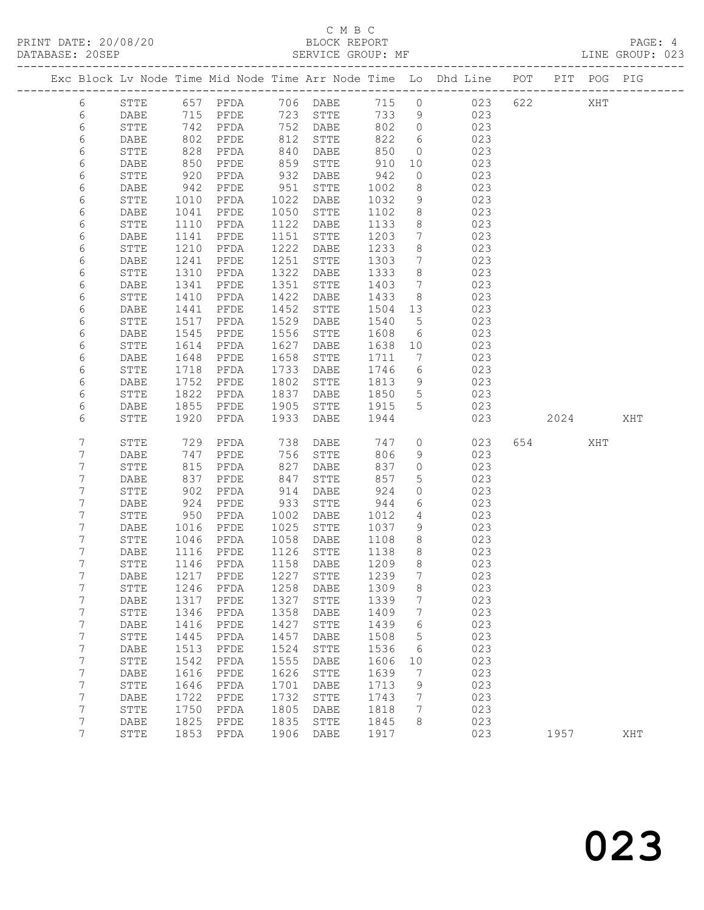C M B C
PRINT DATE: 20/08/20 BLOCK REPORT
DATABASE: 20SEP SERVICE GROUP: MF LINE GROUP: 023

| Exc | Block | Lv | Node | Time | Mid | Node | Time | Arr | Node | Time | Lo | Dhd | Line | POT | PIT | POG | PIG |
|---|---|---|---|---|---|---|---|---|---|---|---|---|---|---|---|---|---|
| | 6 | | STTE | 657 | | PFDA | 706 | | DABE | 715 | 0 | | 023 | 622 | | XHT | |
| | 6 | | DABE | 715 | | PFDE | 723 | | STTE | 733 | 9 | | 023 | | | | |
| | 6 | | STTE | 742 | | PFDA | 752 | | DABE | 802 | 0 | | 023 | | | | |
| | 6 | | DABE | 802 | | PFDE | 812 | | STTE | 822 | 6 | | 023 | | | | |
| | 6 | | STTE | 828 | | PFDA | 840 | | DABE | 850 | 0 | | 023 | | | | |
| | 6 | | DABE | 850 | | PFDE | 859 | | STTE | 910 | 10 | | 023 | | | | |
| | 6 | | STTE | 920 | | PFDA | 932 | | DABE | 942 | 0 | | 023 | | | | |
| | 6 | | DABE | 942 | | PFDE | 951 | | STTE | 1002 | 8 | | 023 | | | | |
| | 6 | | STTE | 1010 | | PFDA | 1022 | | DABE | 1032 | 9 | | 023 | | | | |
| | 6 | | DABE | 1041 | | PFDE | 1050 | | STTE | 1102 | 8 | | 023 | | | | |
| | 6 | | STTE | 1110 | | PFDA | 1122 | | DABE | 1133 | 8 | | 023 | | | | |
| | 6 | | DABE | 1141 | | PFDE | 1151 | | STTE | 1203 | 7 | | 023 | | | | |
| | 6 | | STTE | 1210 | | PFDA | 1222 | | DABE | 1233 | 8 | | 023 | | | | |
| | 6 | | DABE | 1241 | | PFDE | 1251 | | STTE | 1303 | 7 | | 023 | | | | |
| | 6 | | STTE | 1310 | | PFDA | 1322 | | DABE | 1333 | 8 | | 023 | | | | |
| | 6 | | DABE | 1341 | | PFDE | 1351 | | STTE | 1403 | 7 | | 023 | | | | |
| | 6 | | STTE | 1410 | | PFDA | 1422 | | DABE | 1433 | 8 | | 023 | | | | |
| | 6 | | DABE | 1441 | | PFDE | 1452 | | STTE | 1504 | 13 | | 023 | | | | |
| | 6 | | STTE | 1517 | | PFDA | 1529 | | DABE | 1540 | 5 | | 023 | | | | |
| | 6 | | DABE | 1545 | | PFDE | 1556 | | STTE | 1608 | 6 | | 023 | | | | |
| | 6 | | STTE | 1614 | | PFDA | 1627 | | DABE | 1638 | 10 | | 023 | | | | |
| | 6 | | DABE | 1648 | | PFDE | 1658 | | STTE | 1711 | 7 | | 023 | | | | |
| | 6 | | STTE | 1718 | | PFDA | 1733 | | DABE | 1746 | 6 | | 023 | | | | |
| | 6 | | DABE | 1752 | | PFDE | 1802 | | STTE | 1813 | 9 | | 023 | | | | |
| | 6 | | STTE | 1822 | | PFDA | 1837 | | DABE | 1850 | 5 | | 023 | | | | |
| | 6 | | DABE | 1855 | | PFDE | 1905 | | STTE | 1915 | 5 | | 023 | | | | |
| | 6 | | STTE | 1920 | | PFDA | 1933 | | DABE | 1944 | | | 023 | | 2024 | | XHT |
| | 7 | | STTE | 729 | | PFDA | 738 | | DABE | 747 | 0 | | 023 | 654 | | XHT | |
| | 7 | | DABE | 747 | | PFDE | 756 | | STTE | 806 | 9 | | 023 | | | | |
| | 7 | | STTE | 815 | | PFDA | 827 | | DABE | 837 | 0 | | 023 | | | | |
| | 7 | | DABE | 837 | | PFDE | 847 | | STTE | 857 | 5 | | 023 | | | | |
| | 7 | | STTE | 902 | | PFDA | 914 | | DABE | 924 | 0 | | 023 | | | | |
| | 7 | | DABE | 924 | | PFDE | 933 | | STTE | 944 | 6 | | 023 | | | | |
| | 7 | | STTE | 950 | | PFDA | 1002 | | DABE | 1012 | 4 | | 023 | | | | |
| | 7 | | DABE | 1016 | | PFDE | 1025 | | STTE | 1037 | 9 | | 023 | | | | |
| | 7 | | STTE | 1046 | | PFDA | 1058 | | DABE | 1108 | 8 | | 023 | | | | |
| | 7 | | DABE | 1116 | | PFDE | 1126 | | STTE | 1138 | 8 | | 023 | | | | |
| | 7 | | STTE | 1146 | | PFDA | 1158 | | DABE | 1209 | 8 | | 023 | | | | |
| | 7 | | DABE | 1217 | | PFDE | 1227 | | STTE | 1239 | 7 | | 023 | | | | |
| | 7 | | STTE | 1246 | | PFDA | 1258 | | DABE | 1309 | 8 | | 023 | | | | |
| | 7 | | DABE | 1317 | | PFDE | 1327 | | STTE | 1339 | 7 | | 023 | | | | |
| | 7 | | STTE | 1346 | | PFDA | 1358 | | DABE | 1409 | 7 | | 023 | | | | |
| | 7 | | DABE | 1416 | | PFDE | 1427 | | STTE | 1439 | 6 | | 023 | | | | |
| | 7 | | STTE | 1445 | | PFDA | 1457 | | DABE | 1508 | 5 | | 023 | | | | |
| | 7 | | DABE | 1513 | | PFDE | 1524 | | STTE | 1536 | 6 | | 023 | | | | |
| | 7 | | STTE | 1542 | | PFDA | 1555 | | DABE | 1606 | 10 | | 023 | | | | |
| | 7 | | DABE | 1616 | | PFDE | 1626 | | STTE | 1639 | 7 | | 023 | | | | |
| | 7 | | STTE | 1646 | | PFDA | 1701 | | DABE | 1713 | 9 | | 023 | | | | |
| | 7 | | DABE | 1722 | | PFDE | 1732 | | STTE | 1743 | 7 | | 023 | | | | |
| | 7 | | STTE | 1750 | | PFDA | 1805 | | DABE | 1818 | 7 | | 023 | | | | |
| | 7 | | DABE | 1825 | | PFDE | 1835 | | STTE | 1845 | 8 | | 023 | | | | |
| | 7 | | STTE | 1853 | | PFDA | 1906 | | DABE | 1917 | | | 023 | | 1957 | | XHT |

023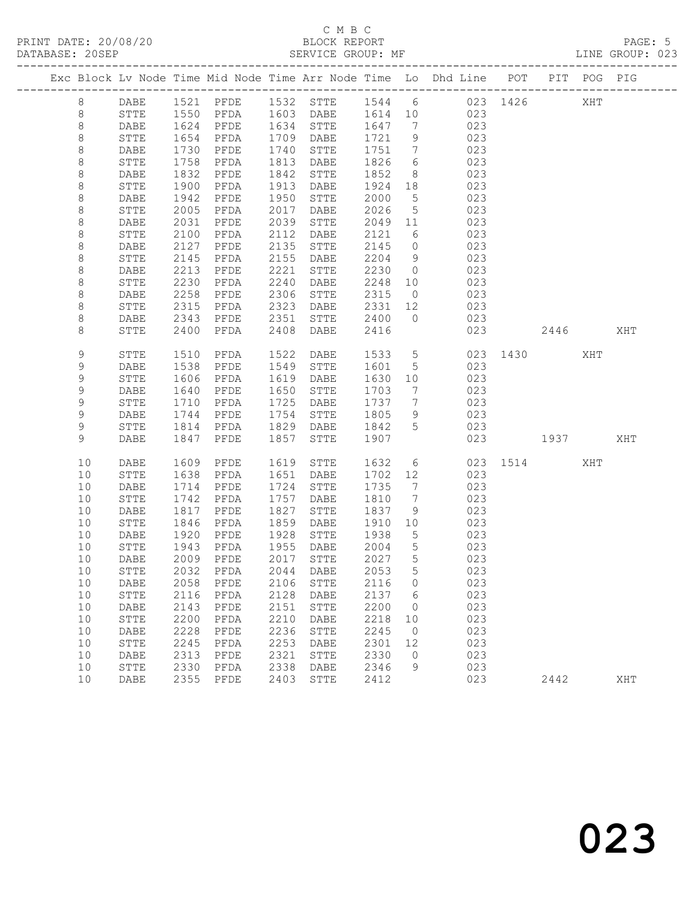C M B C

PRINT DATE: 20/08/20 BLOCK REPORT

DATABASE: 20SEP SERVICE GROUP: MF LINE GROUP: 023

| Exc | Block | Lv | Node | Time | Mid Node | Time | Arr Node | Time | Lo | Dhd Line | POT | PIT | POG | PIG |
|---|---|---|---|---|---|---|---|---|---|---|---|---|---|---|
| | 8 | | DABE | 1521 | PFDE | 1532 | STTE | 1544 | 6 | 023 | 1426 | | XHT | |
| | 8 | | STTE | 1550 | PFDA | 1603 | DABE | 1614 | 10 | 023 | | | | |
| | 8 | | DABE | 1624 | PFDE | 1634 | STTE | 1647 | 7 | 023 | | | | |
| | 8 | | STTE | 1654 | PFDA | 1709 | DABE | 1721 | 9 | 023 | | | | |
| | 8 | | DABE | 1730 | PFDE | 1740 | STTE | 1751 | 7 | 023 | | | | |
| | 8 | | STTE | 1758 | PFDA | 1813 | DABE | 1826 | 6 | 023 | | | | |
| | 8 | | DABE | 1832 | PFDE | 1842 | STTE | 1852 | 8 | 023 | | | | |
| | 8 | | STTE | 1900 | PFDA | 1913 | DABE | 1924 | 18 | 023 | | | | |
| | 8 | | DABE | 1942 | PFDE | 1950 | STTE | 2000 | 5 | 023 | | | | |
| | 8 | | STTE | 2005 | PFDA | 2017 | DABE | 2026 | 5 | 023 | | | | |
| | 8 | | DABE | 2031 | PFDE | 2039 | STTE | 2049 | 11 | 023 | | | | |
| | 8 | | STTE | 2100 | PFDA | 2112 | DABE | 2121 | 6 | 023 | | | | |
| | 8 | | DABE | 2127 | PFDE | 2135 | STTE | 2145 | 0 | 023 | | | | |
| | 8 | | STTE | 2145 | PFDA | 2155 | DABE | 2204 | 9 | 023 | | | | |
| | 8 | | DABE | 2213 | PFDE | 2221 | STTE | 2230 | 0 | 023 | | | | |
| | 8 | | STTE | 2230 | PFDA | 2240 | DABE | 2248 | 10 | 023 | | | | |
| | 8 | | DABE | 2258 | PFDE | 2306 | STTE | 2315 | 0 | 023 | | | | |
| | 8 | | STTE | 2315 | PFDA | 2323 | DABE | 2331 | 12 | 023 | | | | |
| | 8 | | DABE | 2343 | PFDE | 2351 | STTE | 2400 | 0 | 023 | | | | |
| | 8 | | STTE | 2400 | PFDA | 2408 | DABE | 2416 | | 023 | | 2446 | | XHT |
| | 9 | | STTE | 1510 | PFDA | 1522 | DABE | 1533 | 5 | 023 | 1430 | | XHT | |
| | 9 | | DABE | 1538 | PFDE | 1549 | STTE | 1601 | 5 | 023 | | | | |
| | 9 | | STTE | 1606 | PFDA | 1619 | DABE | 1630 | 10 | 023 | | | | |
| | 9 | | DABE | 1640 | PFDE | 1650 | STTE | 1703 | 7 | 023 | | | | |
| | 9 | | STTE | 1710 | PFDA | 1725 | DABE | 1737 | 7 | 023 | | | | |
| | 9 | | DABE | 1744 | PFDE | 1754 | STTE | 1805 | 9 | 023 | | | | |
| | 9 | | STTE | 1814 | PFDA | 1829 | DABE | 1842 | 5 | 023 | | | | |
| | 9 | | DABE | 1847 | PFDE | 1857 | STTE | 1907 | | 023 | | 1937 | | XHT |
| | 10 | | DABE | 1609 | PFDE | 1619 | STTE | 1632 | 6 | 023 | 1514 | | XHT | |
| | 10 | | STTE | 1638 | PFDA | 1651 | DABE | 1702 | 12 | 023 | | | | |
| | 10 | | DABE | 1714 | PFDE | 1724 | STTE | 1735 | 7 | 023 | | | | |
| | 10 | | STTE | 1742 | PFDA | 1757 | DABE | 1810 | 7 | 023 | | | | |
| | 10 | | DABE | 1817 | PFDE | 1827 | STTE | 1837 | 9 | 023 | | | | |
| | 10 | | STTE | 1846 | PFDA | 1859 | DABE | 1910 | 10 | 023 | | | | |
| | 10 | | DABE | 1920 | PFDE | 1928 | STTE | 1938 | 5 | 023 | | | | |
| | 10 | | STTE | 1943 | PFDA | 1955 | DABE | 2004 | 5 | 023 | | | | |
| | 10 | | DABE | 2009 | PFDE | 2017 | STTE | 2027 | 5 | 023 | | | | |
| | 10 | | STTE | 2032 | PFDA | 2044 | DABE | 2053 | 5 | 023 | | | | |
| | 10 | | DABE | 2058 | PFDE | 2106 | STTE | 2116 | 0 | 023 | | | | |
| | 10 | | STTE | 2116 | PFDA | 2128 | DABE | 2137 | 6 | 023 | | | | |
| | 10 | | DABE | 2143 | PFDE | 2151 | STTE | 2200 | 0 | 023 | | | | |
| | 10 | | STTE | 2200 | PFDA | 2210 | DABE | 2218 | 10 | 023 | | | | |
| | 10 | | DABE | 2228 | PFDE | 2236 | STTE | 2245 | 0 | 023 | | | | |
| | 10 | | STTE | 2245 | PFDA | 2253 | DABE | 2301 | 12 | 023 | | | | |
| | 10 | | DABE | 2313 | PFDE | 2321 | STTE | 2330 | 0 | 023 | | | | |
| | 10 | | STTE | 2330 | PFDA | 2338 | DABE | 2346 | 9 | 023 | | | | |
| | 10 | | DABE | 2355 | PFDE | 2403 | STTE | 2412 | | 023 | | 2442 | | XHT |

023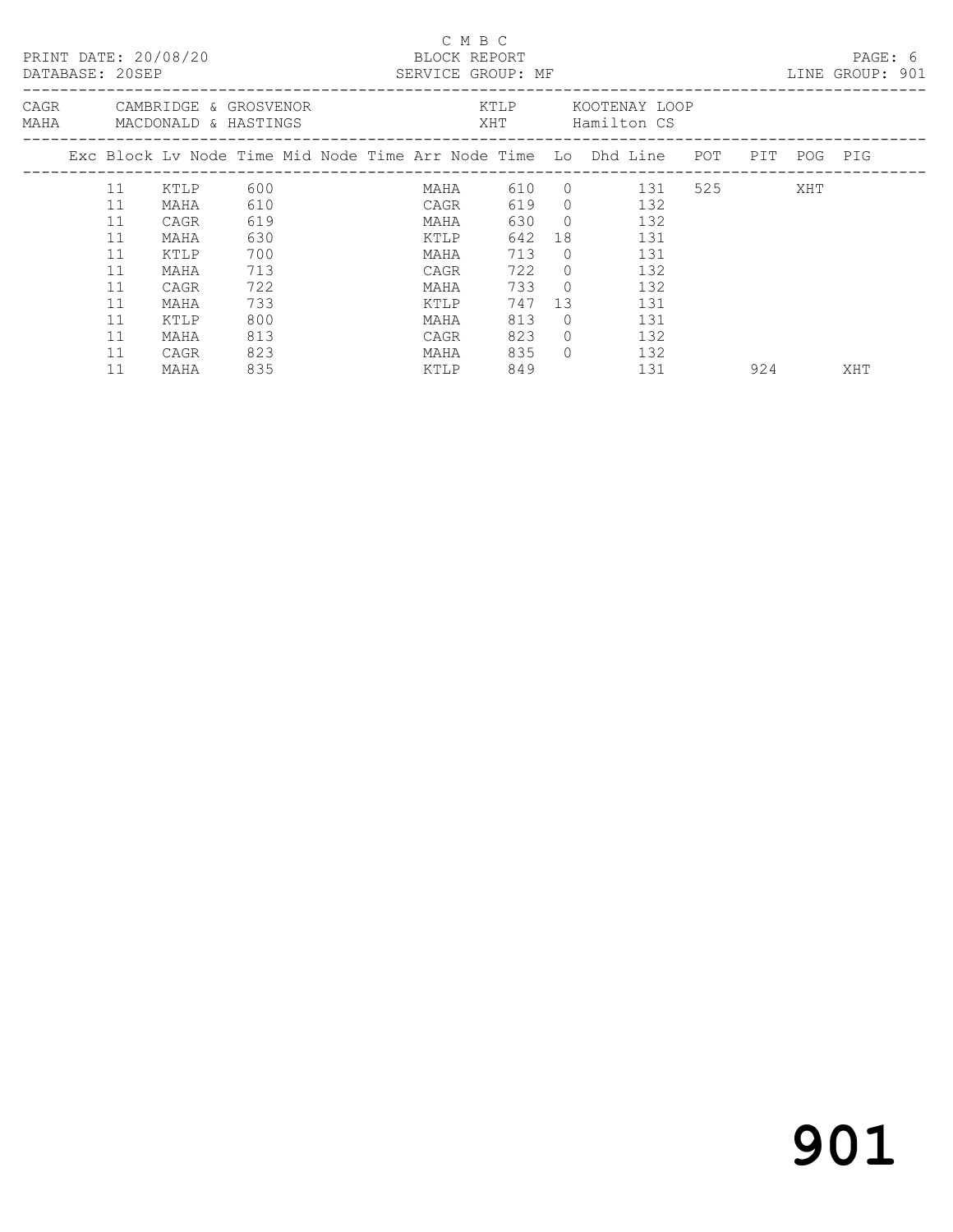C M B C
BLOCK REPORT
SERVICE GROUP: MF

PRINT DATE: 20/08/20
DATABASE: 20SEP

LINE GROUP: 901

| | | | |
|---|---|---|---|
| CAGR | CAMBRIDGE & GROSVENOR | KTLP | KOOTENAY LOOP |
| MAHA | MACDONALD & HASTINGS | XHT | Hamilton CS |

| Exc | Block | Lv Node | Time | Mid Node | Time | Arr Node | Time | Lo | Dhd | Line | POT | PIT | POG | PIG |
|---|---|---|---|---|---|---|---|---|---|---|---|---|---|---|
| | 11 | KTLP | 600 | | | MAHA | 610 | 0 | | 131 | 525 | | XHT | |
| | 11 | MAHA | 610 | | | CAGR | 619 | 0 | | 132 | | | | |
| | 11 | CAGR | 619 | | | MAHA | 630 | 0 | | 132 | | | | |
| | 11 | MAHA | 630 | | | KTLP | 642 | 18 | | 131 | | | | |
| | 11 | KTLP | 700 | | | MAHA | 713 | 0 | | 131 | | | | |
| | 11 | MAHA | 713 | | | CAGR | 722 | 0 | | 132 | | | | |
| | 11 | CAGR | 722 | | | MAHA | 733 | 0 | | 132 | | | | |
| | 11 | MAHA | 733 | | | KTLP | 747 | 13 | | 131 | | | | |
| | 11 | KTLP | 800 | | | MAHA | 813 | 0 | | 131 | | | | |
| | 11 | MAHA | 813 | | | CAGR | 823 | 0 | | 132 | | | | |
| | 11 | CAGR | 823 | | | MAHA | 835 | 0 | | 132 | | | | |
| | 11 | MAHA | 835 | | | KTLP | 849 | | | 131 | | 924 | | XHT |

# 901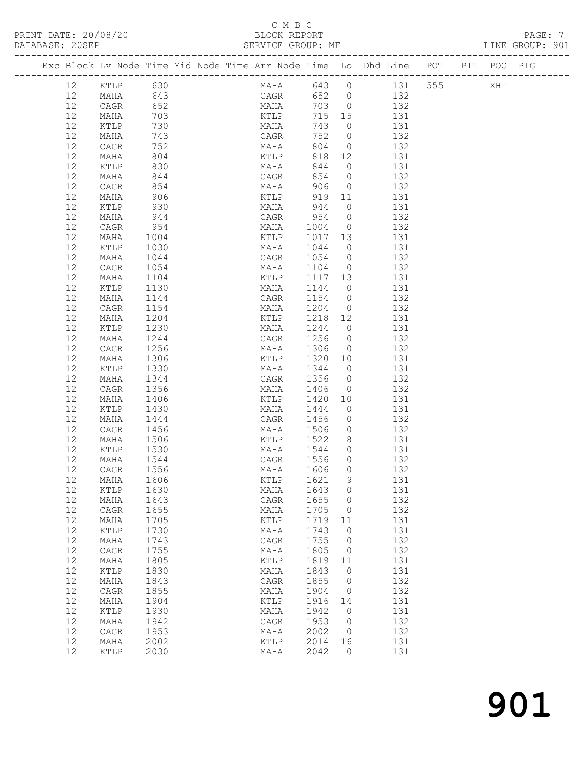C M B C

PRINT DATE: 20/08/20 BLOCK REPORT PAGE: 7
DATABASE: 20SEP SERVICE GROUP: MF LINE GROUP: 901

| Exc | Block | Lv | Node | Time | Mid Node | Time | Arr Node | Time | Lo | Dhd Line | POT | PIT | POG | PIG |
|---|---|---|---|---|---|---|---|---|---|---|---|---|---|---|
| | 12 | | KTLP | 630 | | | MAHA | 643 | 0 | 131 | 555 | | XHT | |
| | 12 | | MAHA | 643 | | | CAGR | 652 | 0 | 132 | | | | |
| | 12 | | CAGR | 652 | | | MAHA | 703 | 0 | 132 | | | | |
| | 12 | | MAHA | 703 | | | KTLP | 715 | 15 | 131 | | | | |
| | 12 | | KTLP | 730 | | | MAHA | 743 | 0 | 131 | | | | |
| | 12 | | MAHA | 743 | | | CAGR | 752 | 0 | 132 | | | | |
| | 12 | | CAGR | 752 | | | MAHA | 804 | 0 | 132 | | | | |
| | 12 | | MAHA | 804 | | | KTLP | 818 | 12 | 131 | | | | |
| | 12 | | KTLP | 830 | | | MAHA | 844 | 0 | 131 | | | | |
| | 12 | | MAHA | 844 | | | CAGR | 854 | 0 | 132 | | | | |
| | 12 | | CAGR | 854 | | | MAHA | 906 | 0 | 132 | | | | |
| | 12 | | MAHA | 906 | | | KTLP | 919 | 11 | 131 | | | | |
| | 12 | | KTLP | 930 | | | MAHA | 944 | 0 | 131 | | | | |
| | 12 | | MAHA | 944 | | | CAGR | 954 | 0 | 132 | | | | |
| | 12 | | CAGR | 954 | | | MAHA | 1004 | 0 | 132 | | | | |
| | 12 | | MAHA | 1004 | | | KTLP | 1017 | 13 | 131 | | | | |
| | 12 | | KTLP | 1030 | | | MAHA | 1044 | 0 | 131 | | | | |
| | 12 | | MAHA | 1044 | | | CAGR | 1054 | 0 | 132 | | | | |
| | 12 | | CAGR | 1054 | | | MAHA | 1104 | 0 | 132 | | | | |
| | 12 | | MAHA | 1104 | | | KTLP | 1117 | 13 | 131 | | | | |
| | 12 | | KTLP | 1130 | | | MAHA | 1144 | 0 | 131 | | | | |
| | 12 | | MAHA | 1144 | | | CAGR | 1154 | 0 | 132 | | | | |
| | 12 | | CAGR | 1154 | | | MAHA | 1204 | 0 | 132 | | | | |
| | 12 | | MAHA | 1204 | | | KTLP | 1218 | 12 | 131 | | | | |
| | 12 | | KTLP | 1230 | | | MAHA | 1244 | 0 | 131 | | | | |
| | 12 | | MAHA | 1244 | | | CAGR | 1256 | 0 | 132 | | | | |
| | 12 | | CAGR | 1256 | | | MAHA | 1306 | 0 | 132 | | | | |
| | 12 | | MAHA | 1306 | | | KTLP | 1320 | 10 | 131 | | | | |
| | 12 | | KTLP | 1330 | | | MAHA | 1344 | 0 | 131 | | | | |
| | 12 | | MAHA | 1344 | | | CAGR | 1356 | 0 | 132 | | | | |
| | 12 | | CAGR | 1356 | | | MAHA | 1406 | 0 | 132 | | | | |
| | 12 | | MAHA | 1406 | | | KTLP | 1420 | 10 | 131 | | | | |
| | 12 | | KTLP | 1430 | | | MAHA | 1444 | 0 | 131 | | | | |
| | 12 | | MAHA | 1444 | | | CAGR | 1456 | 0 | 132 | | | | |
| | 12 | | CAGR | 1456 | | | MAHA | 1506 | 0 | 132 | | | | |
| | 12 | | MAHA | 1506 | | | KTLP | 1522 | 8 | 131 | | | | |
| | 12 | | KTLP | 1530 | | | MAHA | 1544 | 0 | 131 | | | | |
| | 12 | | MAHA | 1544 | | | CAGR | 1556 | 0 | 132 | | | | |
| | 12 | | CAGR | 1556 | | | MAHA | 1606 | 0 | 132 | | | | |
| | 12 | | MAHA | 1606 | | | KTLP | 1621 | 9 | 131 | | | | |
| | 12 | | KTLP | 1630 | | | MAHA | 1643 | 0 | 131 | | | | |
| | 12 | | MAHA | 1643 | | | CAGR | 1655 | 0 | 132 | | | | |
| | 12 | | CAGR | 1655 | | | MAHA | 1705 | 0 | 132 | | | | |
| | 12 | | MAHA | 1705 | | | KTLP | 1719 | 11 | 131 | | | | |
| | 12 | | KTLP | 1730 | | | MAHA | 1743 | 0 | 131 | | | | |
| | 12 | | MAHA | 1743 | | | CAGR | 1755 | 0 | 132 | | | | |
| | 12 | | CAGR | 1755 | | | MAHA | 1805 | 0 | 132 | | | | |
| | 12 | | MAHA | 1805 | | | KTLP | 1819 | 11 | 131 | | | | |
| | 12 | | KTLP | 1830 | | | MAHA | 1843 | 0 | 131 | | | | |
| | 12 | | MAHA | 1843 | | | CAGR | 1855 | 0 | 132 | | | | |
| | 12 | | CAGR | 1855 | | | MAHA | 1904 | 0 | 132 | | | | |
| | 12 | | MAHA | 1904 | | | KTLP | 1916 | 14 | 131 | | | | |
| | 12 | | KTLP | 1930 | | | MAHA | 1942 | 0 | 131 | | | | |
| | 12 | | MAHA | 1942 | | | CAGR | 1953 | 0 | 132 | | | | |
| | 12 | | CAGR | 1953 | | | MAHA | 2002 | 0 | 132 | | | | |
| | 12 | | MAHA | 2002 | | | KTLP | 2014 | 16 | 131 | | | | |
| | 12 | | KTLP | 2030 | | | MAHA | 2042 | 0 | 131 | | | | |

901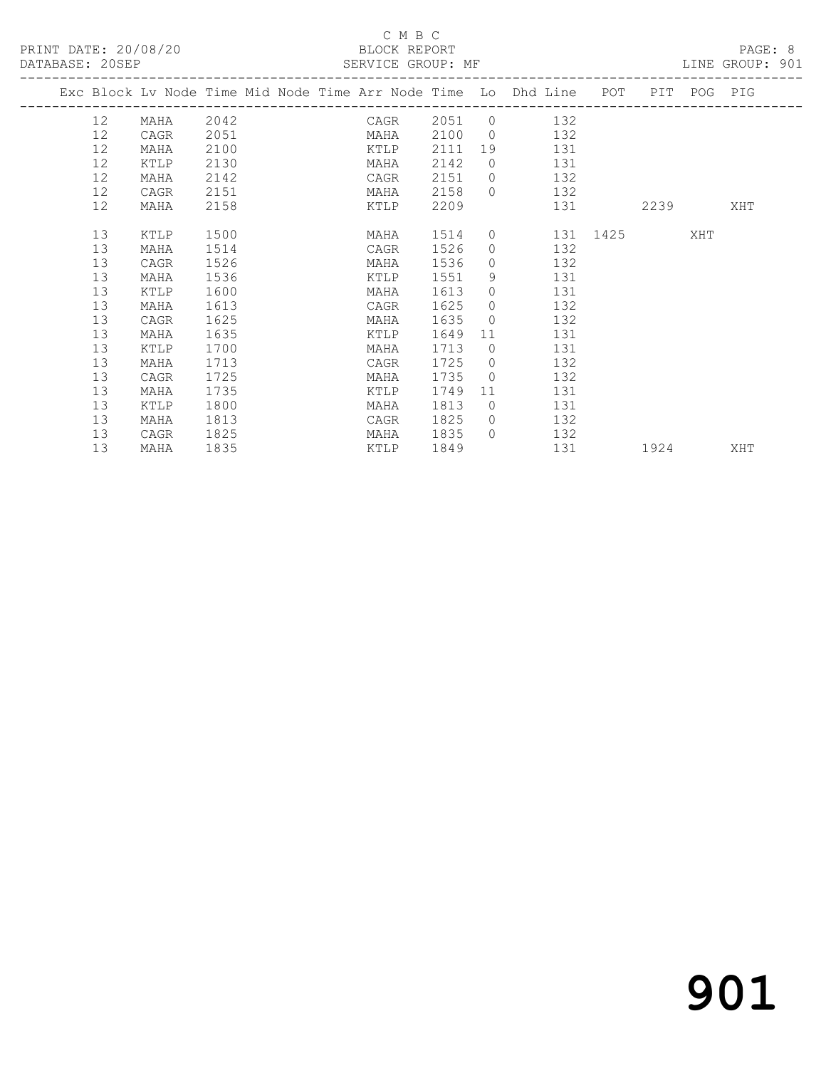C M B C

BLOCK REPORT

SERVICE GROUP: MF

LINE GROUP: 901

PRINT DATE: 20/08/20

DATABASE: 20SEP

| Exc | Block | Lv | Node | Time | Mid Node | Time | Arr Node | Time | Lo | Dhd Line | POT | PIT | POG | PIG |
|---|---|---|---|---|---|---|---|---|---|---|---|---|---|---|
| | 12 | | MAHA | 2042 | | | CAGR | 2051 | 0 | 132 | | | | |
| | 12 | | CAGR | 2051 | | | MAHA | 2100 | 0 | 132 | | | | |
| | 12 | | MAHA | 2100 | | | KTLP | 2111 | 19 | 131 | | | | |
| | 12 | | KTLP | 2130 | | | MAHA | 2142 | 0 | 131 | | | | |
| | 12 | | MAHA | 2142 | | | CAGR | 2151 | 0 | 132 | | | | |
| | 12 | | CAGR | 2151 | | | MAHA | 2158 | 0 | 132 | | | | |
| | 12 | | MAHA | 2158 | | | KTLP | 2209 | | 131 | | 2239 | | XHT |
| | 13 | | KTLP | 1500 | | | MAHA | 1514 | 0 | 131 | 1425 | | XHT | |
| | 13 | | MAHA | 1514 | | | CAGR | 1526 | 0 | 132 | | | | |
| | 13 | | CAGR | 1526 | | | MAHA | 1536 | 0 | 132 | | | | |
| | 13 | | MAHA | 1536 | | | KTLP | 1551 | 9 | 131 | | | | |
| | 13 | | KTLP | 1600 | | | MAHA | 1613 | 0 | 131 | | | | |
| | 13 | | MAHA | 1613 | | | CAGR | 1625 | 0 | 132 | | | | |
| | 13 | | CAGR | 1625 | | | MAHA | 1635 | 0 | 132 | | | | |
| | 13 | | MAHA | 1635 | | | KTLP | 1649 | 11 | 131 | | | | |
| | 13 | | KTLP | 1700 | | | MAHA | 1713 | 0 | 131 | | | | |
| | 13 | | MAHA | 1713 | | | CAGR | 1725 | 0 | 132 | | | | |
| | 13 | | CAGR | 1725 | | | MAHA | 1735 | 0 | 132 | | | | |
| | 13 | | MAHA | 1735 | | | KTLP | 1749 | 11 | 131 | | | | |
| | 13 | | KTLP | 1800 | | | MAHA | 1813 | 0 | 131 | | | | |
| | 13 | | MAHA | 1813 | | | CAGR | 1825 | 0 | 132 | | | | |
| | 13 | | CAGR | 1825 | | | MAHA | 1835 | 0 | 132 | | | | |
| | 13 | | MAHA | 1835 | | | KTLP | 1849 | | 131 | | 1924 | | XHT |

# 901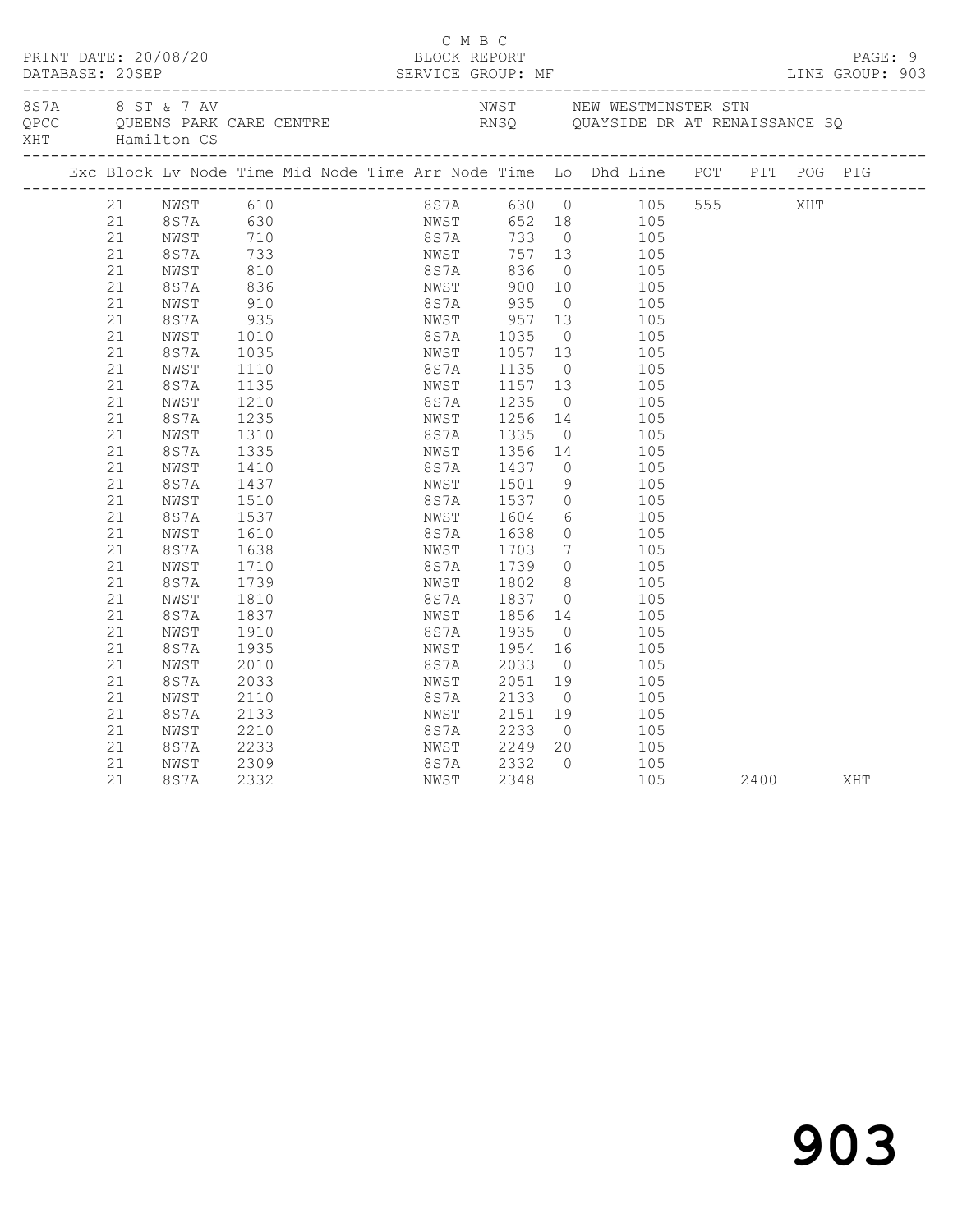C M B C

PRINT DATE: 20/08/20 BLOCK REPORT
DATABASE: 20SEP SERVICE GROUP: MF LINE GROUP: 903

8S7A 8 ST & 7 AV NWST NEW WESTMINSTER STN
QPCC QUEENS PARK CARE CENTRE RNSQ QUAYSIDE DR AT RENAISSANCE SQ
XHT Hamilton CS

| Exc | Block | Lv | Node | Time | Mid | Node | Time | Arr | Node | Time | Lo | Dhd | Line | POT | PIT | POG | PIG |
|---|---|---|---|---|---|---|---|---|---|---|---|---|---|---|---|---|---|
| | 21 | | NWST | 610 | | | | | 8S7A | 630 | 0 | | 105 | 555 | | XHT | |
| | 21 | | 8S7A | 630 | | | | | NWST | 652 | 18 | | 105 | | | | |
| | 21 | | NWST | 710 | | | | | 8S7A | 733 | 0 | | 105 | | | | |
| | 21 | | 8S7A | 733 | | | | | NWST | 757 | 13 | | 105 | | | | |
| | 21 | | NWST | 810 | | | | | 8S7A | 836 | 0 | | 105 | | | | |
| | 21 | | 8S7A | 836 | | | | | NWST | 900 | 10 | | 105 | | | | |
| | 21 | | NWST | 910 | | | | | 8S7A | 935 | 0 | | 105 | | | | |
| | 21 | | 8S7A | 935 | | | | | NWST | 957 | 13 | | 105 | | | | |
| | 21 | | NWST | 1010 | | | | | 8S7A | 1035 | 0 | | 105 | | | | |
| | 21 | | 8S7A | 1035 | | | | | NWST | 1057 | 13 | | 105 | | | | |
| | 21 | | NWST | 1110 | | | | | 8S7A | 1135 | 0 | | 105 | | | | |
| | 21 | | 8S7A | 1135 | | | | | NWST | 1157 | 13 | | 105 | | | | |
| | 21 | | NWST | 1210 | | | | | 8S7A | 1235 | 0 | | 105 | | | | |
| | 21 | | 8S7A | 1235 | | | | | NWST | 1256 | 14 | | 105 | | | | |
| | 21 | | NWST | 1310 | | | | | 8S7A | 1335 | 0 | | 105 | | | | |
| | 21 | | 8S7A | 1335 | | | | | NWST | 1356 | 14 | | 105 | | | | |
| | 21 | | NWST | 1410 | | | | | 8S7A | 1437 | 0 | | 105 | | | | |
| | 21 | | 8S7A | 1437 | | | | | NWST | 1501 | 9 | | 105 | | | | |
| | 21 | | NWST | 1510 | | | | | 8S7A | 1537 | 0 | | 105 | | | | |
| | 21 | | 8S7A | 1537 | | | | | NWST | 1604 | 6 | | 105 | | | | |
| | 21 | | NWST | 1610 | | | | | 8S7A | 1638 | 0 | | 105 | | | | |
| | 21 | | 8S7A | 1638 | | | | | NWST | 1703 | 7 | | 105 | | | | |
| | 21 | | NWST | 1710 | | | | | 8S7A | 1739 | 0 | | 105 | | | | |
| | 21 | | 8S7A | 1739 | | | | | NWST | 1802 | 8 | | 105 | | | | |
| | 21 | | NWST | 1810 | | | | | 8S7A | 1837 | 0 | | 105 | | | | |
| | 21 | | 8S7A | 1837 | | | | | NWST | 1856 | 14 | | 105 | | | | |
| | 21 | | NWST | 1910 | | | | | 8S7A | 1935 | 0 | | 105 | | | | |
| | 21 | | 8S7A | 1935 | | | | | NWST | 1954 | 16 | | 105 | | | | |
| | 21 | | NWST | 2010 | | | | | 8S7A | 2033 | 0 | | 105 | | | | |
| | 21 | | 8S7A | 2033 | | | | | NWST | 2051 | 19 | | 105 | | | | |
| | 21 | | NWST | 2110 | | | | | 8S7A | 2133 | 0 | | 105 | | | | |
| | 21 | | 8S7A | 2133 | | | | | NWST | 2151 | 19 | | 105 | | | | |
| | 21 | | NWST | 2210 | | | | | 8S7A | 2233 | 0 | | 105 | | | | |
| | 21 | | 8S7A | 2233 | | | | | NWST | 2249 | 20 | | 105 | | | | |
| | 21 | | NWST | 2309 | | | | | 8S7A | 2332 | 0 | | 105 | | | | |
| | 21 | | 8S7A | 2332 | | | | | NWST | 2348 | | | 105 | | 2400 | | XHT |

903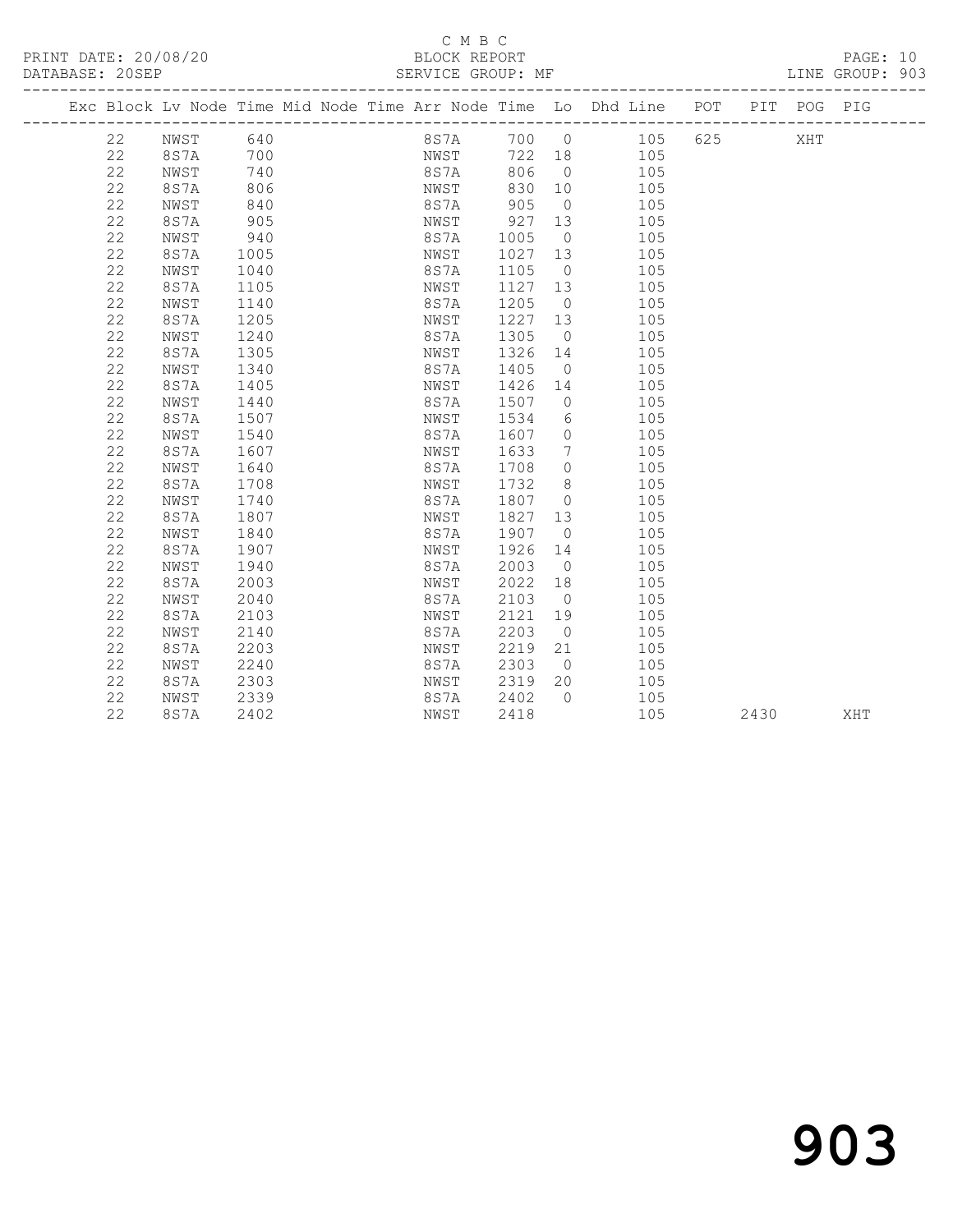C M B C
PRINT DATE: 20/08/20 BLOCK REPORT
DATABASE: 20SEP SERVICE GROUP: MF LINE GROUP: 903

| Exc | Block | Lv | Node | Time | Mid Node | Time | Arr Node | Time | Lo | Dhd Line | POT | PIT | POG | PIG |
|---|---|---|---|---|---|---|---|---|---|---|---|---|---|---|
| | 22 | | NWST | 640 | | | 8S7A | 700 | 0 | 105 | 625 | | XHT | |
| | 22 | | 8S7A | 700 | | | NWST | 722 | 18 | 105 | | | | |
| | 22 | | NWST | 740 | | | 8S7A | 806 | 0 | 105 | | | | |
| | 22 | | 8S7A | 806 | | | NWST | 830 | 10 | 105 | | | | |
| | 22 | | NWST | 840 | | | 8S7A | 905 | 0 | 105 | | | | |
| | 22 | | 8S7A | 905 | | | NWST | 927 | 13 | 105 | | | | |
| | 22 | | NWST | 940 | | | 8S7A | 1005 | 0 | 105 | | | | |
| | 22 | | 8S7A | 1005 | | | NWST | 1027 | 13 | 105 | | | | |
| | 22 | | NWST | 1040 | | | 8S7A | 1105 | 0 | 105 | | | | |
| | 22 | | 8S7A | 1105 | | | NWST | 1127 | 13 | 105 | | | | |
| | 22 | | NWST | 1140 | | | 8S7A | 1205 | 0 | 105 | | | | |
| | 22 | | 8S7A | 1205 | | | NWST | 1227 | 13 | 105 | | | | |
| | 22 | | NWST | 1240 | | | 8S7A | 1305 | 0 | 105 | | | | |
| | 22 | | 8S7A | 1305 | | | NWST | 1326 | 14 | 105 | | | | |
| | 22 | | NWST | 1340 | | | 8S7A | 1405 | 0 | 105 | | | | |
| | 22 | | 8S7A | 1405 | | | NWST | 1426 | 14 | 105 | | | | |
| | 22 | | NWST | 1440 | | | 8S7A | 1507 | 0 | 105 | | | | |
| | 22 | | 8S7A | 1507 | | | NWST | 1534 | 6 | 105 | | | | |
| | 22 | | NWST | 1540 | | | 8S7A | 1607 | 0 | 105 | | | | |
| | 22 | | 8S7A | 1607 | | | NWST | 1633 | 7 | 105 | | | | |
| | 22 | | NWST | 1640 | | | 8S7A | 1708 | 0 | 105 | | | | |
| | 22 | | 8S7A | 1708 | | | NWST | 1732 | 8 | 105 | | | | |
| | 22 | | NWST | 1740 | | | 8S7A | 1807 | 0 | 105 | | | | |
| | 22 | | 8S7A | 1807 | | | NWST | 1827 | 13 | 105 | | | | |
| | 22 | | NWST | 1840 | | | 8S7A | 1907 | 0 | 105 | | | | |
| | 22 | | 8S7A | 1907 | | | NWST | 1926 | 14 | 105 | | | | |
| | 22 | | NWST | 1940 | | | 8S7A | 2003 | 0 | 105 | | | | |
| | 22 | | 8S7A | 2003 | | | NWST | 2022 | 18 | 105 | | | | |
| | 22 | | NWST | 2040 | | | 8S7A | 2103 | 0 | 105 | | | | |
| | 22 | | 8S7A | 2103 | | | NWST | 2121 | 19 | 105 | | | | |
| | 22 | | NWST | 2140 | | | 8S7A | 2203 | 0 | 105 | | | | |
| | 22 | | 8S7A | 2203 | | | NWST | 2219 | 21 | 105 | | | | |
| | 22 | | NWST | 2240 | | | 8S7A | 2303 | 0 | 105 | | | | |
| | 22 | | 8S7A | 2303 | | | NWST | 2319 | 20 | 105 | | | | |
| | 22 | | NWST | 2339 | | | 8S7A | 2402 | 0 | 105 | | | | |
| | 22 | | 8S7A | 2402 | | | NWST | 2418 | | 105 | | 2430 | | XHT |

903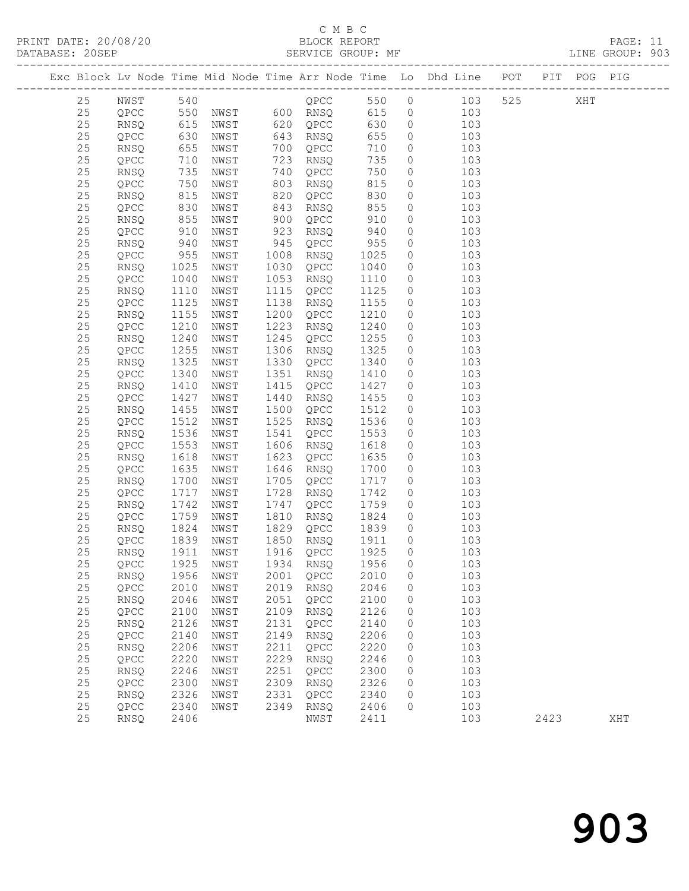C M B C

PRINT DATE: 20/08/20 BLOCK REPORT PAGE: 11
DATABASE: 20SEP SERVICE GROUP: MF LINE GROUP: 903

| Exc | Block | Lv | Node | Time | Mid Node | Time | Arr Node | Time | Lo | Dhd Line | POT | PIT | POG | PIG |
|---|---|---|---|---|---|---|---|---|---|---|---|---|---|---|
| | 25 | | NWST | 540 | | | QPCC | 550 | 0 | 103 | 525 | | XHT | |
| | 25 | | QPCC | 550 | NWST | 600 | RNSQ | 615 | 0 | 103 | | | | |
| | 25 | | RNSQ | 615 | NWST | 620 | QPCC | 630 | 0 | 103 | | | | |
| | 25 | | QPCC | 630 | NWST | 643 | RNSQ | 655 | 0 | 103 | | | | |
| | 25 | | RNSQ | 655 | NWST | 700 | QPCC | 710 | 0 | 103 | | | | |
| | 25 | | QPCC | 710 | NWST | 723 | RNSQ | 735 | 0 | 103 | | | | |
| | 25 | | RNSQ | 735 | NWST | 740 | QPCC | 750 | 0 | 103 | | | | |
| | 25 | | QPCC | 750 | NWST | 803 | RNSQ | 815 | 0 | 103 | | | | |
| | 25 | | RNSQ | 815 | NWST | 820 | QPCC | 830 | 0 | 103 | | | | |
| | 25 | | QPCC | 830 | NWST | 843 | RNSQ | 855 | 0 | 103 | | | | |
| | 25 | | RNSQ | 855 | NWST | 900 | QPCC | 910 | 0 | 103 | | | | |
| | 25 | | QPCC | 910 | NWST | 923 | RNSQ | 940 | 0 | 103 | | | | |
| | 25 | | RNSQ | 940 | NWST | 945 | QPCC | 955 | 0 | 103 | | | | |
| | 25 | | QPCC | 955 | NWST | 1008 | RNSQ | 1025 | 0 | 103 | | | | |
| | 25 | | RNSQ | 1025 | NWST | 1030 | QPCC | 1040 | 0 | 103 | | | | |
| | 25 | | QPCC | 1040 | NWST | 1053 | RNSQ | 1110 | 0 | 103 | | | | |
| | 25 | | RNSQ | 1110 | NWST | 1115 | QPCC | 1125 | 0 | 103 | | | | |
| | 25 | | QPCC | 1125 | NWST | 1138 | RNSQ | 1155 | 0 | 103 | | | | |
| | 25 | | RNSQ | 1155 | NWST | 1200 | QPCC | 1210 | 0 | 103 | | | | |
| | 25 | | QPCC | 1210 | NWST | 1223 | RNSQ | 1240 | 0 | 103 | | | | |
| | 25 | | RNSQ | 1240 | NWST | 1245 | QPCC | 1255 | 0 | 103 | | | | |
| | 25 | | QPCC | 1255 | NWST | 1306 | RNSQ | 1325 | 0 | 103 | | | | |
| | 25 | | RNSQ | 1325 | NWST | 1330 | QPCC | 1340 | 0 | 103 | | | | |
| | 25 | | QPCC | 1340 | NWST | 1351 | RNSQ | 1410 | 0 | 103 | | | | |
| | 25 | | RNSQ | 1410 | NWST | 1415 | QPCC | 1427 | 0 | 103 | | | | |
| | 25 | | QPCC | 1427 | NWST | 1440 | RNSQ | 1455 | 0 | 103 | | | | |
| | 25 | | RNSQ | 1455 | NWST | 1500 | QPCC | 1512 | 0 | 103 | | | | |
| | 25 | | QPCC | 1512 | NWST | 1525 | RNSQ | 1536 | 0 | 103 | | | | |
| | 25 | | RNSQ | 1536 | NWST | 1541 | QPCC | 1553 | 0 | 103 | | | | |
| | 25 | | QPCC | 1553 | NWST | 1606 | RNSQ | 1618 | 0 | 103 | | | | |
| | 25 | | RNSQ | 1618 | NWST | 1623 | QPCC | 1635 | 0 | 103 | | | | |
| | 25 | | QPCC | 1635 | NWST | 1646 | RNSQ | 1700 | 0 | 103 | | | | |
| | 25 | | RNSQ | 1700 | NWST | 1705 | QPCC | 1717 | 0 | 103 | | | | |
| | 25 | | QPCC | 1717 | NWST | 1728 | RNSQ | 1742 | 0 | 103 | | | | |
| | 25 | | RNSQ | 1742 | NWST | 1747 | QPCC | 1759 | 0 | 103 | | | | |
| | 25 | | QPCC | 1759 | NWST | 1810 | RNSQ | 1824 | 0 | 103 | | | | |
| | 25 | | RNSQ | 1824 | NWST | 1829 | QPCC | 1839 | 0 | 103 | | | | |
| | 25 | | QPCC | 1839 | NWST | 1850 | RNSQ | 1911 | 0 | 103 | | | | |
| | 25 | | RNSQ | 1911 | NWST | 1916 | QPCC | 1925 | 0 | 103 | | | | |
| | 25 | | QPCC | 1925 | NWST | 1934 | RNSQ | 1956 | 0 | 103 | | | | |
| | 25 | | RNSQ | 1956 | NWST | 2001 | QPCC | 2010 | 0 | 103 | | | | |
| | 25 | | QPCC | 2010 | NWST | 2019 | RNSQ | 2046 | 0 | 103 | | | | |
| | 25 | | RNSQ | 2046 | NWST | 2051 | QPCC | 2100 | 0 | 103 | | | | |
| | 25 | | QPCC | 2100 | NWST | 2109 | RNSQ | 2126 | 0 | 103 | | | | |
| | 25 | | RNSQ | 2126 | NWST | 2131 | QPCC | 2140 | 0 | 103 | | | | |
| | 25 | | QPCC | 2140 | NWST | 2149 | RNSQ | 2206 | 0 | 103 | | | | |
| | 25 | | RNSQ | 2206 | NWST | 2211 | QPCC | 2220 | 0 | 103 | | | | |
| | 25 | | QPCC | 2220 | NWST | 2229 | RNSQ | 2246 | 0 | 103 | | | | |
| | 25 | | RNSQ | 2246 | NWST | 2251 | QPCC | 2300 | 0 | 103 | | | | |
| | 25 | | QPCC | 2300 | NWST | 2309 | RNSQ | 2326 | 0 | 103 | | | | |
| | 25 | | RNSQ | 2326 | NWST | 2331 | QPCC | 2340 | 0 | 103 | | | | |
| | 25 | | QPCC | 2340 | NWST | 2349 | RNSQ | 2406 | 0 | 103 | | | | |
| | 25 | | RNSQ | 2406 | | | NWST | 2411 | | 103 | | 2423 | | XHT |

903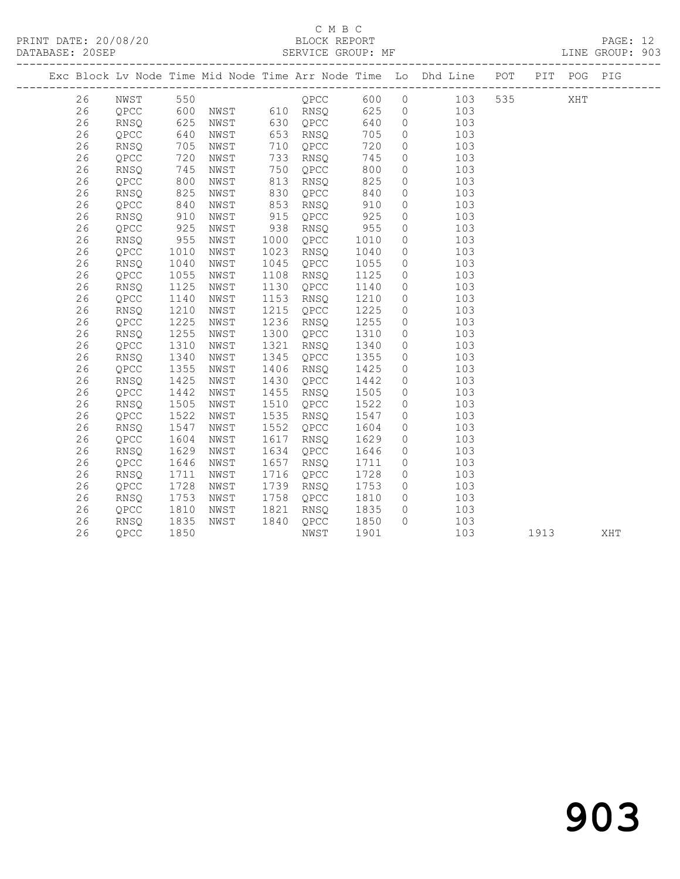C M B C
BLOCK REPORT
SERVICE GROUP: MF

PRINT DATE: 20/08/20
DATABASE: 20SEP
LINE GROUP: 903

| Exc | Block | Lv | Node | Time | Mid Node | Time | Arr Node | Time | Lo | Dhd Line | POT | PIT | POG | PIG |
|---|---|---|---|---|---|---|---|---|---|---|---|---|---|---|
| | 26 | | NWST | 550 | | | QPCC | 600 | 0 | 103 | 535 | | XHT | |
| | 26 | | QPCC | 600 | NWST | 610 | RNSQ | 625 | 0 | 103 | | | | |
| | 26 | | RNSQ | 625 | NWST | 630 | QPCC | 640 | 0 | 103 | | | | |
| | 26 | | QPCC | 640 | NWST | 653 | RNSQ | 705 | 0 | 103 | | | | |
| | 26 | | RNSQ | 705 | NWST | 710 | QPCC | 720 | 0 | 103 | | | | |
| | 26 | | QPCC | 720 | NWST | 733 | RNSQ | 745 | 0 | 103 | | | | |
| | 26 | | RNSQ | 745 | NWST | 750 | QPCC | 800 | 0 | 103 | | | | |
| | 26 | | QPCC | 800 | NWST | 813 | RNSQ | 825 | 0 | 103 | | | | |
| | 26 | | RNSQ | 825 | NWST | 830 | QPCC | 840 | 0 | 103 | | | | |
| | 26 | | QPCC | 840 | NWST | 853 | RNSQ | 910 | 0 | 103 | | | | |
| | 26 | | RNSQ | 910 | NWST | 915 | QPCC | 925 | 0 | 103 | | | | |
| | 26 | | QPCC | 925 | NWST | 938 | RNSQ | 955 | 0 | 103 | | | | |
| | 26 | | RNSQ | 955 | NWST | 1000 | QPCC | 1010 | 0 | 103 | | | | |
| | 26 | | QPCC | 1010 | NWST | 1023 | RNSQ | 1040 | 0 | 103 | | | | |
| | 26 | | RNSQ | 1040 | NWST | 1045 | QPCC | 1055 | 0 | 103 | | | | |
| | 26 | | QPCC | 1055 | NWST | 1108 | RNSQ | 1125 | 0 | 103 | | | | |
| | 26 | | RNSQ | 1125 | NWST | 1130 | QPCC | 1140 | 0 | 103 | | | | |
| | 26 | | QPCC | 1140 | NWST | 1153 | RNSQ | 1210 | 0 | 103 | | | | |
| | 26 | | RNSQ | 1210 | NWST | 1215 | QPCC | 1225 | 0 | 103 | | | | |
| | 26 | | QPCC | 1225 | NWST | 1236 | RNSQ | 1255 | 0 | 103 | | | | |
| | 26 | | RNSQ | 1255 | NWST | 1300 | QPCC | 1310 | 0 | 103 | | | | |
| | 26 | | QPCC | 1310 | NWST | 1321 | RNSQ | 1340 | 0 | 103 | | | | |
| | 26 | | RNSQ | 1340 | NWST | 1345 | QPCC | 1355 | 0 | 103 | | | | |
| | 26 | | QPCC | 1355 | NWST | 1406 | RNSQ | 1425 | 0 | 103 | | | | |
| | 26 | | RNSQ | 1425 | NWST | 1430 | QPCC | 1442 | 0 | 103 | | | | |
| | 26 | | QPCC | 1442 | NWST | 1455 | RNSQ | 1505 | 0 | 103 | | | | |
| | 26 | | RNSQ | 1505 | NWST | 1510 | QPCC | 1522 | 0 | 103 | | | | |
| | 26 | | QPCC | 1522 | NWST | 1535 | RNSQ | 1547 | 0 | 103 | | | | |
| | 26 | | RNSQ | 1547 | NWST | 1552 | QPCC | 1604 | 0 | 103 | | | | |
| | 26 | | QPCC | 1604 | NWST | 1617 | RNSQ | 1629 | 0 | 103 | | | | |
| | 26 | | RNSQ | 1629 | NWST | 1634 | QPCC | 1646 | 0 | 103 | | | | |
| | 26 | | QPCC | 1646 | NWST | 1657 | RNSQ | 1711 | 0 | 103 | | | | |
| | 26 | | RNSQ | 1711 | NWST | 1716 | QPCC | 1728 | 0 | 103 | | | | |
| | 26 | | QPCC | 1728 | NWST | 1739 | RNSQ | 1753 | 0 | 103 | | | | |
| | 26 | | RNSQ | 1753 | NWST | 1758 | QPCC | 1810 | 0 | 103 | | | | |
| | 26 | | QPCC | 1810 | NWST | 1821 | RNSQ | 1835 | 0 | 103 | | | | |
| | 26 | | RNSQ | 1835 | NWST | 1840 | QPCC | 1850 | 0 | 103 | | | | |
| | 26 | | QPCC | 1850 | | | NWST | 1901 | | 103 | | 1913 | | XHT |

903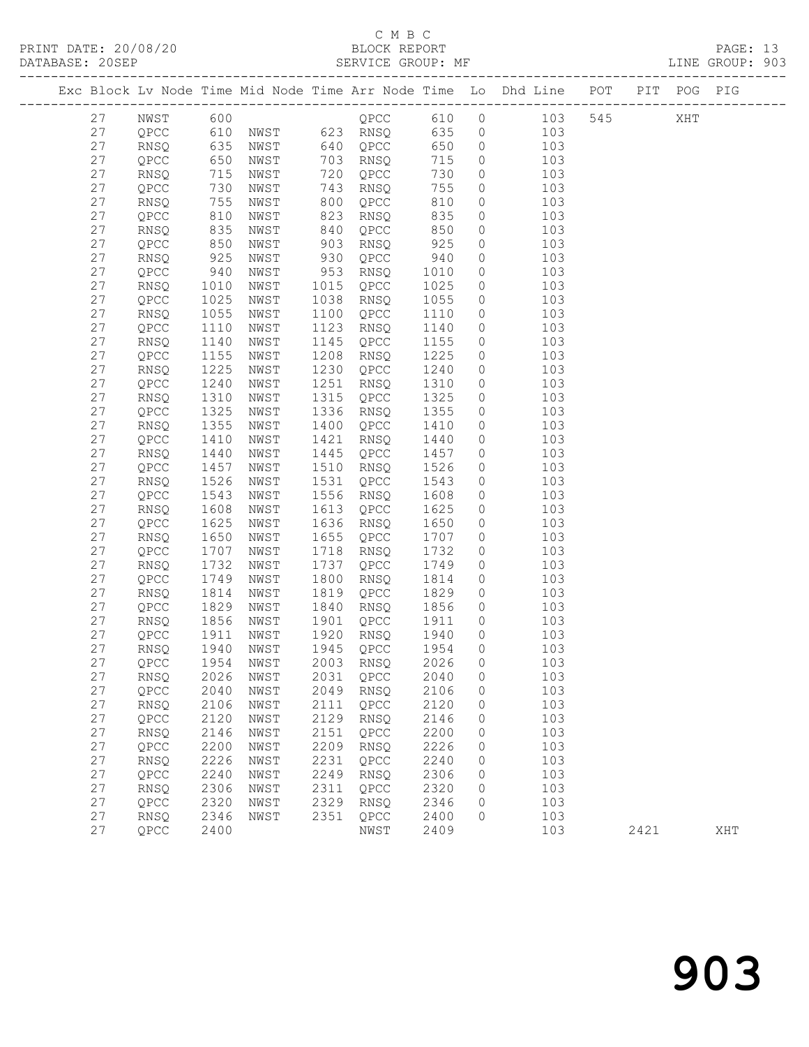C M B C
PRINT DATE: 20/08/20 BLOCK REPORT
DATABASE: 20SEP SERVICE GROUP: MF LINE GROUP: 903

| Exc | Block | Lv | Node | Time | Mid Node | Time | Arr Node | Time | Lo | Dhd Line | POT | PIT | POG | PIG |
|---|---|---|---|---|---|---|---|---|---|---|---|---|---|---|
| | 27 | | NWST | 600 | | | QPCC | 610 | 0 | 103 | 545 | | XHT | |
| | 27 | | QPCC | 610 | NWST | 623 | RNSQ | 635 | 0 | 103 | | | | |
| | 27 | | RNSQ | 635 | NWST | 640 | QPCC | 650 | 0 | 103 | | | | |
| | 27 | | QPCC | 650 | NWST | 703 | RNSQ | 715 | 0 | 103 | | | | |
| | 27 | | RNSQ | 715 | NWST | 720 | QPCC | 730 | 0 | 103 | | | | |
| | 27 | | QPCC | 730 | NWST | 743 | RNSQ | 755 | 0 | 103 | | | | |
| | 27 | | RNSQ | 755 | NWST | 800 | QPCC | 810 | 0 | 103 | | | | |
| | 27 | | QPCC | 810 | NWST | 823 | RNSQ | 835 | 0 | 103 | | | | |
| | 27 | | RNSQ | 835 | NWST | 840 | QPCC | 850 | 0 | 103 | | | | |
| | 27 | | QPCC | 850 | NWST | 903 | RNSQ | 925 | 0 | 103 | | | | |
| | 27 | | RNSQ | 925 | NWST | 930 | QPCC | 940 | 0 | 103 | | | | |
| | 27 | | QPCC | 940 | NWST | 953 | RNSQ | 1010 | 0 | 103 | | | | |
| | 27 | | RNSQ | 1010 | NWST | 1015 | QPCC | 1025 | 0 | 103 | | | | |
| | 27 | | QPCC | 1025 | NWST | 1038 | RNSQ | 1055 | 0 | 103 | | | | |
| | 27 | | RNSQ | 1055 | NWST | 1100 | QPCC | 1110 | 0 | 103 | | | | |
| | 27 | | QPCC | 1110 | NWST | 1123 | RNSQ | 1140 | 0 | 103 | | | | |
| | 27 | | RNSQ | 1140 | NWST | 1145 | QPCC | 1155 | 0 | 103 | | | | |
| | 27 | | QPCC | 1155 | NWST | 1208 | RNSQ | 1225 | 0 | 103 | | | | |
| | 27 | | RNSQ | 1225 | NWST | 1230 | QPCC | 1240 | 0 | 103 | | | | |
| | 27 | | QPCC | 1240 | NWST | 1251 | RNSQ | 1310 | 0 | 103 | | | | |
| | 27 | | RNSQ | 1310 | NWST | 1315 | QPCC | 1325 | 0 | 103 | | | | |
| | 27 | | QPCC | 1325 | NWST | 1336 | RNSQ | 1355 | 0 | 103 | | | | |
| | 27 | | RNSQ | 1355 | NWST | 1400 | QPCC | 1410 | 0 | 103 | | | | |
| | 27 | | QPCC | 1410 | NWST | 1421 | RNSQ | 1440 | 0 | 103 | | | | |
| | 27 | | RNSQ | 1440 | NWST | 1445 | QPCC | 1457 | 0 | 103 | | | | |
| | 27 | | QPCC | 1457 | NWST | 1510 | RNSQ | 1526 | 0 | 103 | | | | |
| | 27 | | RNSQ | 1526 | NWST | 1531 | QPCC | 1543 | 0 | 103 | | | | |
| | 27 | | QPCC | 1543 | NWST | 1556 | RNSQ | 1608 | 0 | 103 | | | | |
| | 27 | | RNSQ | 1608 | NWST | 1613 | QPCC | 1625 | 0 | 103 | | | | |
| | 27 | | QPCC | 1625 | NWST | 1636 | RNSQ | 1650 | 0 | 103 | | | | |
| | 27 | | RNSQ | 1650 | NWST | 1655 | QPCC | 1707 | 0 | 103 | | | | |
| | 27 | | QPCC | 1707 | NWST | 1718 | RNSQ | 1732 | 0 | 103 | | | | |
| | 27 | | RNSQ | 1732 | NWST | 1737 | QPCC | 1749 | 0 | 103 | | | | |
| | 27 | | QPCC | 1749 | NWST | 1800 | RNSQ | 1814 | 0 | 103 | | | | |
| | 27 | | RNSQ | 1814 | NWST | 1819 | QPCC | 1829 | 0 | 103 | | | | |
| | 27 | | QPCC | 1829 | NWST | 1840 | RNSQ | 1856 | 0 | 103 | | | | |
| | 27 | | RNSQ | 1856 | NWST | 1901 | QPCC | 1911 | 0 | 103 | | | | |
| | 27 | | QPCC | 1911 | NWST | 1920 | RNSQ | 1940 | 0 | 103 | | | | |
| | 27 | | RNSQ | 1940 | NWST | 1945 | QPCC | 1954 | 0 | 103 | | | | |
| | 27 | | QPCC | 1954 | NWST | 2003 | RNSQ | 2026 | 0 | 103 | | | | |
| | 27 | | RNSQ | 2026 | NWST | 2031 | QPCC | 2040 | 0 | 103 | | | | |
| | 27 | | QPCC | 2040 | NWST | 2049 | RNSQ | 2106 | 0 | 103 | | | | |
| | 27 | | RNSQ | 2106 | NWST | 2111 | QPCC | 2120 | 0 | 103 | | | | |
| | 27 | | QPCC | 2120 | NWST | 2129 | RNSQ | 2146 | 0 | 103 | | | | |
| | 27 | | RNSQ | 2146 | NWST | 2151 | QPCC | 2200 | 0 | 103 | | | | |
| | 27 | | QPCC | 2200 | NWST | 2209 | RNSQ | 2226 | 0 | 103 | | | | |
| | 27 | | RNSQ | 2226 | NWST | 2231 | QPCC | 2240 | 0 | 103 | | | | |
| | 27 | | QPCC | 2240 | NWST | 2249 | RNSQ | 2306 | 0 | 103 | | | | |
| | 27 | | RNSQ | 2306 | NWST | 2311 | QPCC | 2320 | 0 | 103 | | | | |
| | 27 | | QPCC | 2320 | NWST | 2329 | RNSQ | 2346 | 0 | 103 | | | | |
| | 27 | | RNSQ | 2346 | NWST | 2351 | QPCC | 2400 | 0 | 103 | | | | |
| | 27 | | QPCC | 2400 | | | NWST | 2409 | | 103 | | 2421 | | XHT |

903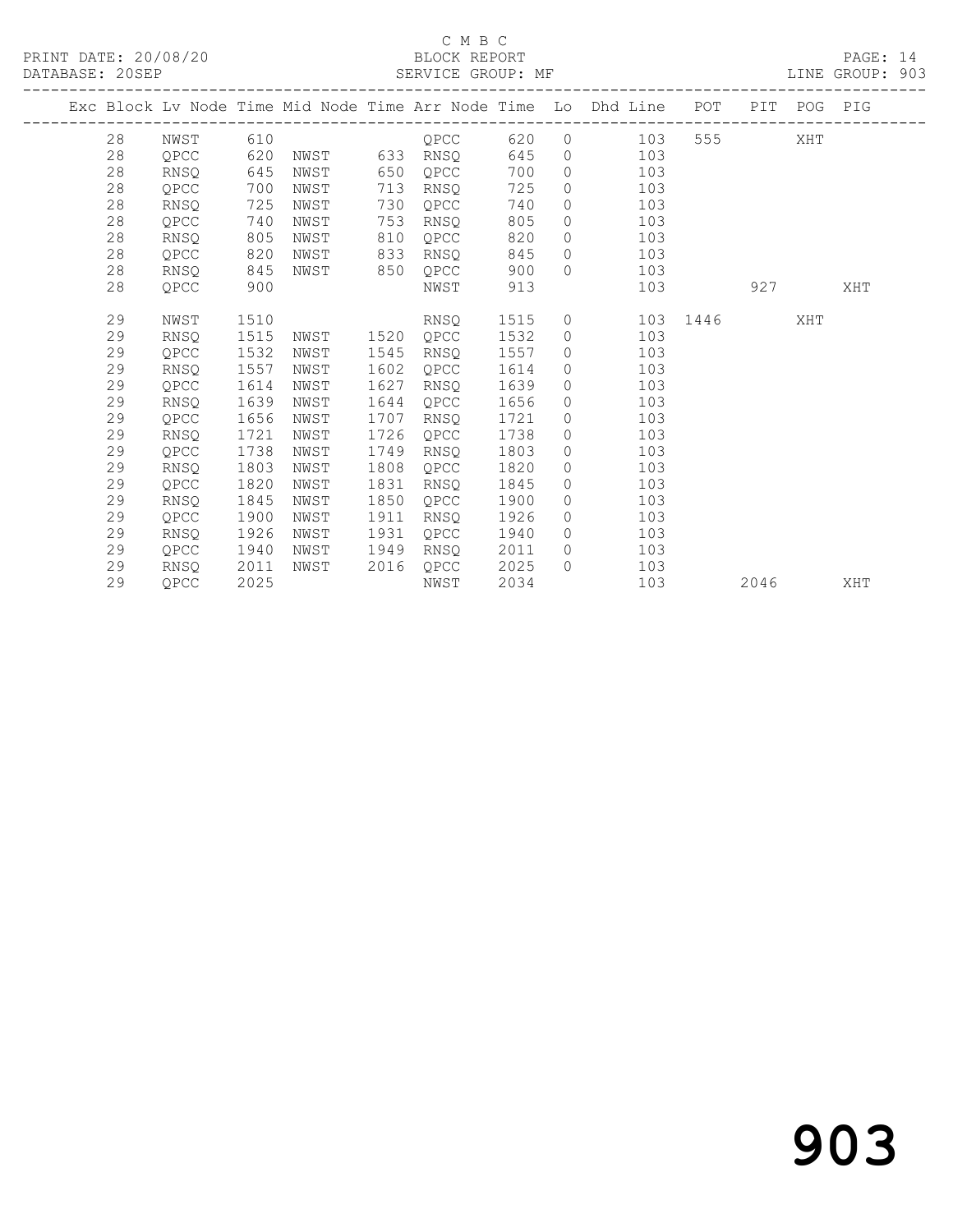C M B C

BLOCK REPORT

SERVICE GROUP: MF

PRINT DATE: 20/08/20
DATABASE: 20SEP
LINE GROUP: 903

| Exc | Block | Lv Node | Time | Mid Node | Time | Arr Node | Time | Lo | Dhd Line | POT | PIT | POG | PIG |
|---|---|---|---|---|---|---|---|---|---|---|---|---|---|
| | 28 | NWST | 610 | | | QPCC | 620 | 0 | 103 | 555 | | XHT | |
| | 28 | QPCC | 620 | NWST | 633 | RNSQ | 645 | 0 | 103 | | | | |
| | 28 | RNSQ | 645 | NWST | 650 | QPCC | 700 | 0 | 103 | | | | |
| | 28 | QPCC | 700 | NWST | 713 | RNSQ | 725 | 0 | 103 | | | | |
| | 28 | RNSQ | 725 | NWST | 730 | QPCC | 740 | 0 | 103 | | | | |
| | 28 | QPCC | 740 | NWST | 753 | RNSQ | 805 | 0 | 103 | | | | |
| | 28 | RNSQ | 805 | NWST | 810 | QPCC | 820 | 0 | 103 | | | | |
| | 28 | QPCC | 820 | NWST | 833 | RNSQ | 845 | 0 | 103 | | | | |
| | 28 | RNSQ | 845 | NWST | 850 | QPCC | 900 | 0 | 103 | | | | |
| | 28 | QPCC | 900 | | | NWST | 913 | | 103 | | 927 | | XHT |
| | 29 | NWST | 1510 | | | RNSQ | 1515 | 0 | 103 | 1446 | | XHT | |
| | 29 | RNSQ | 1515 | NWST | 1520 | QPCC | 1532 | 0 | 103 | | | | |
| | 29 | QPCC | 1532 | NWST | 1545 | RNSQ | 1557 | 0 | 103 | | | | |
| | 29 | RNSQ | 1557 | NWST | 1602 | QPCC | 1614 | 0 | 103 | | | | |
| | 29 | QPCC | 1614 | NWST | 1627 | RNSQ | 1639 | 0 | 103 | | | | |
| | 29 | RNSQ | 1639 | NWST | 1644 | QPCC | 1656 | 0 | 103 | | | | |
| | 29 | QPCC | 1656 | NWST | 1707 | RNSQ | 1721 | 0 | 103 | | | | |
| | 29 | RNSQ | 1721 | NWST | 1726 | QPCC | 1738 | 0 | 103 | | | | |
| | 29 | QPCC | 1738 | NWST | 1749 | RNSQ | 1803 | 0 | 103 | | | | |
| | 29 | RNSQ | 1803 | NWST | 1808 | QPCC | 1820 | 0 | 103 | | | | |
| | 29 | QPCC | 1820 | NWST | 1831 | RNSQ | 1845 | 0 | 103 | | | | |
| | 29 | RNSQ | 1845 | NWST | 1850 | QPCC | 1900 | 0 | 103 | | | | |
| | 29 | QPCC | 1900 | NWST | 1911 | RNSQ | 1926 | 0 | 103 | | | | |
| | 29 | RNSQ | 1926 | NWST | 1931 | QPCC | 1940 | 0 | 103 | | | | |
| | 29 | QPCC | 1940 | NWST | 1949 | RNSQ | 2011 | 0 | 103 | | | | |
| | 29 | RNSQ | 2011 | NWST | 2016 | QPCC | 2025 | 0 | 103 | | | | |
| | 29 | QPCC | 2025 | | | NWST | 2034 | | 103 | | 2046 | | XHT |

903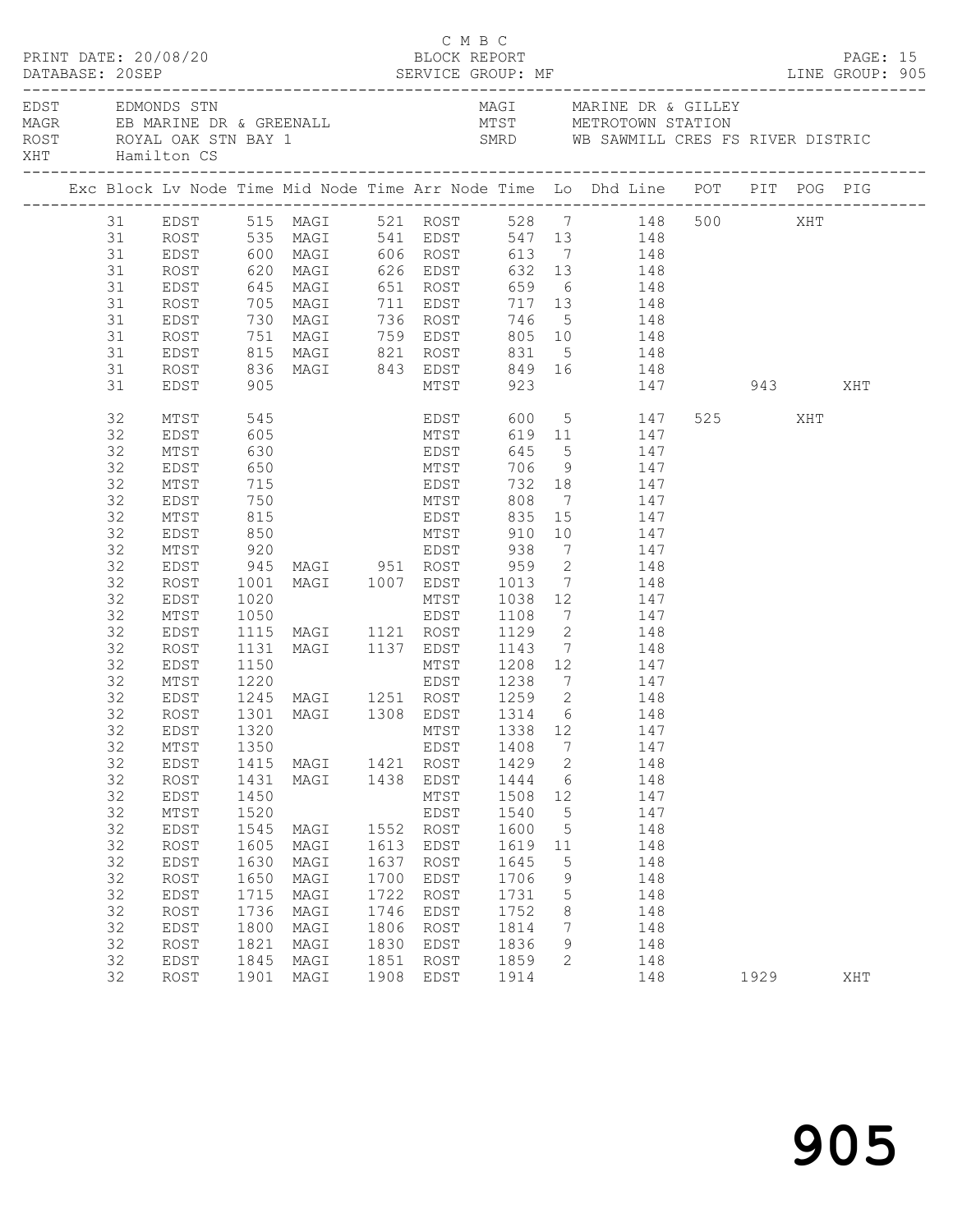C M B C

PRINT DATE: 20/08/20 BLOCK REPORT

DATABASE: 20SEP SERVICE GROUP: MF LINE GROUP: 905

| Code | Description | Code | Description |
|---|---|---|---|
| EDST | EDMONDS STN | MAGI | MARINE DR & GILLEY |
| MAGR | EB MARINE DR & GREENALL | MTST | METROTOWN STATION |
| ROST | ROYAL OAK STN BAY 1 | SMRD | WB SAWMILL CRES FS RIVER DISTRIC |
| XHT | Hamilton CS | | |

| Exc | Block | Lv Node | Time | Mid Node | Time | Arr Node | Time | Lo | Dhd | Line | POT | PIT | POG | PIG |
|---|---|---|---|---|---|---|---|---|---|---|---|---|---|---|
| | 31 | EDST | 515 | MAGI | 521 | ROST | 528 | 7 | | 148 | 500 | | XHT | |
| | 31 | ROST | 535 | MAGI | 541 | EDST | 547 | 13 | | 148 | | | | |
| | 31 | EDST | 600 | MAGI | 606 | ROST | 613 | 7 | | 148 | | | | |
| | 31 | ROST | 620 | MAGI | 626 | EDST | 632 | 13 | | 148 | | | | |
| | 31 | EDST | 645 | MAGI | 651 | ROST | 659 | 6 | | 148 | | | | |
| | 31 | ROST | 705 | MAGI | 711 | EDST | 717 | 13 | | 148 | | | | |
| | 31 | EDST | 730 | MAGI | 736 | ROST | 746 | 5 | | 148 | | | | |
| | 31 | ROST | 751 | MAGI | 759 | EDST | 805 | 10 | | 148 | | | | |
| | 31 | EDST | 815 | MAGI | 821 | ROST | 831 | 5 | | 148 | | | | |
| | 31 | ROST | 836 | MAGI | 843 | EDST | 849 | 16 | | 148 | | | | |
| | 31 | EDST | 905 | | | MTST | 923 | | | 147 | | 943 | | XHT |
| | 32 | MTST | 545 | | | EDST | 600 | 5 | | 147 | 525 | | XHT | |
| | 32 | EDST | 605 | | | MTST | 619 | 11 | | 147 | | | | |
| | 32 | MTST | 630 | | | EDST | 645 | 5 | | 147 | | | | |
| | 32 | EDST | 650 | | | MTST | 706 | 9 | | 147 | | | | |
| | 32 | MTST | 715 | | | EDST | 732 | 18 | | 147 | | | | |
| | 32 | EDST | 750 | | | MTST | 808 | 7 | | 147 | | | | |
| | 32 | MTST | 815 | | | EDST | 835 | 15 | | 147 | | | | |
| | 32 | EDST | 850 | | | MTST | 910 | 10 | | 147 | | | | |
| | 32 | MTST | 920 | | | EDST | 938 | 7 | | 147 | | | | |
| | 32 | EDST | 945 | MAGI | 951 | ROST | 959 | 2 | | 148 | | | | |
| | 32 | ROST | 1001 | MAGI | 1007 | EDST | 1013 | 7 | | 148 | | | | |
| | 32 | EDST | 1020 | | | MTST | 1038 | 12 | | 147 | | | | |
| | 32 | MTST | 1050 | | | EDST | 1108 | 7 | | 147 | | | | |
| | 32 | EDST | 1115 | MAGI | 1121 | ROST | 1129 | 2 | | 148 | | | | |
| | 32 | ROST | 1131 | MAGI | 1137 | EDST | 1143 | 7 | | 148 | | | | |
| | 32 | EDST | 1150 | | | MTST | 1208 | 12 | | 147 | | | | |
| | 32 | MTST | 1220 | | | EDST | 1238 | 7 | | 147 | | | | |
| | 32 | EDST | 1245 | MAGI | 1251 | ROST | 1259 | 2 | | 148 | | | | |
| | 32 | ROST | 1301 | MAGI | 1308 | EDST | 1314 | 6 | | 148 | | | | |
| | 32 | EDST | 1320 | | | MTST | 1338 | 12 | | 147 | | | | |
| | 32 | MTST | 1350 | | | EDST | 1408 | 7 | | 147 | | | | |
| | 32 | EDST | 1415 | MAGI | 1421 | ROST | 1429 | 2 | | 148 | | | | |
| | 32 | ROST | 1431 | MAGI | 1438 | EDST | 1444 | 6 | | 148 | | | | |
| | 32 | EDST | 1450 | | | MTST | 1508 | 12 | | 147 | | | | |
| | 32 | MTST | 1520 | | | EDST | 1540 | 5 | | 147 | | | | |
| | 32 | EDST | 1545 | MAGI | 1552 | ROST | 1600 | 5 | | 148 | | | | |
| | 32 | ROST | 1605 | MAGI | 1613 | EDST | 1619 | 11 | | 148 | | | | |
| | 32 | EDST | 1630 | MAGI | 1637 | ROST | 1645 | 5 | | 148 | | | | |
| | 32 | ROST | 1650 | MAGI | 1700 | EDST | 1706 | 9 | | 148 | | | | |
| | 32 | EDST | 1715 | MAGI | 1722 | ROST | 1731 | 5 | | 148 | | | | |
| | 32 | ROST | 1736 | MAGI | 1746 | EDST | 1752 | 8 | | 148 | | | | |
| | 32 | EDST | 1800 | MAGI | 1806 | ROST | 1814 | 7 | | 148 | | | | |
| | 32 | ROST | 1821 | MAGI | 1830 | EDST | 1836 | 9 | | 148 | | | | |
| | 32 | EDST | 1845 | MAGI | 1851 | ROST | 1859 | 2 | | 148 | | | | |
| | 32 | ROST | 1901 | MAGI | 1908 | EDST | 1914 | | | 148 | | 1929 | | XHT |

905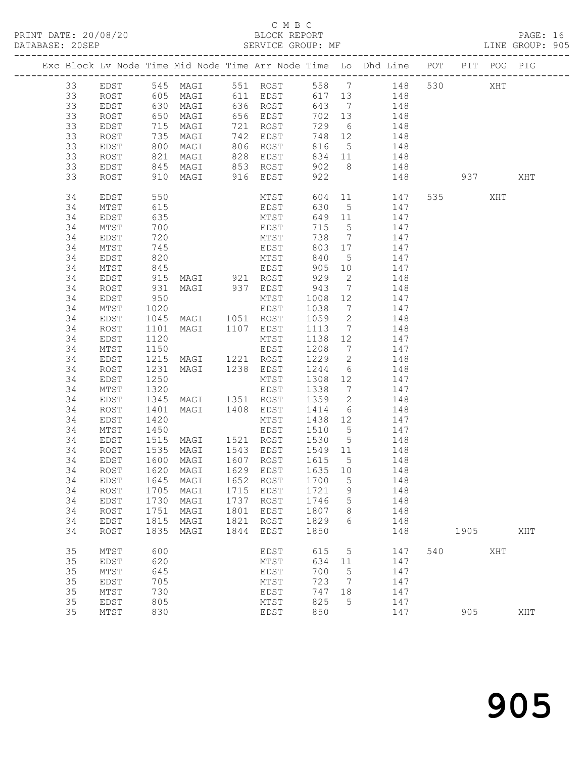C M B C

PRINT DATE: 20/08/20 BLOCK REPORT PAGE: 16
DATABASE: 20SEP SERVICE GROUP: MF LINE GROUP: 905

| Exc | Block | Lv | Node | Time | Mid Node | Time | Arr Node | Time | Lo | Dhd Line | POT | PIT | POG | PIG |
|---|---|---|---|---|---|---|---|---|---|---|---|---|---|---|
| | 33 | | EDST | 545 | MAGI | 551 | ROST | 558 | 7 | 148 | 530 | | XHT | |
| | 33 | | ROST | 605 | MAGI | 611 | EDST | 617 | 13 | 148 | | | | |
| | 33 | | EDST | 630 | MAGI | 636 | ROST | 643 | 7 | 148 | | | | |
| | 33 | | ROST | 650 | MAGI | 656 | EDST | 702 | 13 | 148 | | | | |
| | 33 | | EDST | 715 | MAGI | 721 | ROST | 729 | 6 | 148 | | | | |
| | 33 | | ROST | 735 | MAGI | 742 | EDST | 748 | 12 | 148 | | | | |
| | 33 | | EDST | 800 | MAGI | 806 | ROST | 816 | 5 | 148 | | | | |
| | 33 | | ROST | 821 | MAGI | 828 | EDST | 834 | 11 | 148 | | | | |
| | 33 | | EDST | 845 | MAGI | 853 | ROST | 902 | 8 | 148 | | | | |
| | 33 | | ROST | 910 | MAGI | 916 | EDST | 922 | | 148 | | 937 | | XHT |
| | 34 | | EDST | 550 | | | MTST | 604 | 11 | 147 | 535 | | XHT | |
| | 34 | | MTST | 615 | | | EDST | 630 | 5 | 147 | | | | |
| | 34 | | EDST | 635 | | | MTST | 649 | 11 | 147 | | | | |
| | 34 | | MTST | 700 | | | EDST | 715 | 5 | 147 | | | | |
| | 34 | | EDST | 720 | | | MTST | 738 | 7 | 147 | | | | |
| | 34 | | MTST | 745 | | | EDST | 803 | 17 | 147 | | | | |
| | 34 | | EDST | 820 | | | MTST | 840 | 5 | 147 | | | | |
| | 34 | | MTST | 845 | | | EDST | 905 | 10 | 147 | | | | |
| | 34 | | EDST | 915 | MAGI | 921 | ROST | 929 | 2 | 148 | | | | |
| | 34 | | ROST | 931 | MAGI | 937 | EDST | 943 | 7 | 148 | | | | |
| | 34 | | EDST | 950 | | | MTST | 1008 | 12 | 147 | | | | |
| | 34 | | MTST | 1020 | | | EDST | 1038 | 7 | 147 | | | | |
| | 34 | | EDST | 1045 | MAGI | 1051 | ROST | 1059 | 2 | 148 | | | | |
| | 34 | | ROST | 1101 | MAGI | 1107 | EDST | 1113 | 7 | 148 | | | | |
| | 34 | | EDST | 1120 | | | MTST | 1138 | 12 | 147 | | | | |
| | 34 | | MTST | 1150 | | | EDST | 1208 | 7 | 147 | | | | |
| | 34 | | EDST | 1215 | MAGI | 1221 | ROST | 1229 | 2 | 148 | | | | |
| | 34 | | ROST | 1231 | MAGI | 1238 | EDST | 1244 | 6 | 148 | | | | |
| | 34 | | EDST | 1250 | | | MTST | 1308 | 12 | 147 | | | | |
| | 34 | | MTST | 1320 | | | EDST | 1338 | 7 | 147 | | | | |
| | 34 | | EDST | 1345 | MAGI | 1351 | ROST | 1359 | 2 | 148 | | | | |
| | 34 | | ROST | 1401 | MAGI | 1408 | EDST | 1414 | 6 | 148 | | | | |
| | 34 | | EDST | 1420 | | | MTST | 1438 | 12 | 147 | | | | |
| | 34 | | MTST | 1450 | | | EDST | 1510 | 5 | 147 | | | | |
| | 34 | | EDST | 1515 | MAGI | 1521 | ROST | 1530 | 5 | 148 | | | | |
| | 34 | | ROST | 1535 | MAGI | 1543 | EDST | 1549 | 11 | 148 | | | | |
| | 34 | | EDST | 1600 | MAGI | 1607 | ROST | 1615 | 5 | 148 | | | | |
| | 34 | | ROST | 1620 | MAGI | 1629 | EDST | 1635 | 10 | 148 | | | | |
| | 34 | | EDST | 1645 | MAGI | 1652 | ROST | 1700 | 5 | 148 | | | | |
| | 34 | | ROST | 1705 | MAGI | 1715 | EDST | 1721 | 9 | 148 | | | | |
| | 34 | | EDST | 1730 | MAGI | 1737 | ROST | 1746 | 5 | 148 | | | | |
| | 34 | | ROST | 1751 | MAGI | 1801 | EDST | 1807 | 8 | 148 | | | | |
| | 34 | | EDST | 1815 | MAGI | 1821 | ROST | 1829 | 6 | 148 | | | | |
| | 34 | | ROST | 1835 | MAGI | 1844 | EDST | 1850 | | 148 | | 1905 | | XHT |
| | 35 | | MTST | 600 | | | EDST | 615 | 5 | 147 | 540 | | XHT | |
| | 35 | | EDST | 620 | | | MTST | 634 | 11 | 147 | | | | |
| | 35 | | MTST | 645 | | | EDST | 700 | 5 | 147 | | | | |
| | 35 | | EDST | 705 | | | MTST | 723 | 7 | 147 | | | | |
| | 35 | | MTST | 730 | | | EDST | 747 | 18 | 147 | | | | |
| | 35 | | EDST | 805 | | | MTST | 825 | 5 | 147 | | | | |
| | 35 | | MTST | 830 | | | EDST | 850 | | 147 | | 905 | | XHT |

905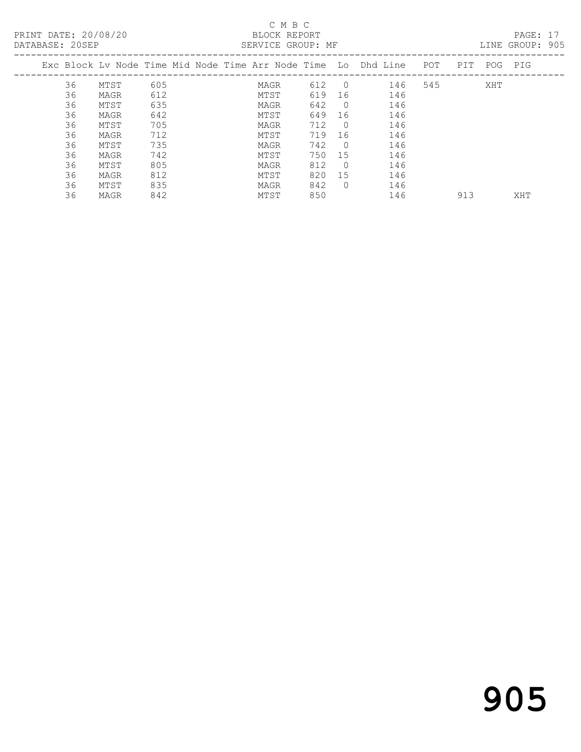C M B C

BLOCK REPORT

SERVICE GROUP: MF

PRINT DATE: 20/08/20

DATABASE: 20SEP

LINE GROUP: 905

| Exc | Block | Lv | Node | Time | Mid Node | Time | Arr Node | Time | Lo | Dhd | Line | POT | PIT | POG | PIG |
|---|---|---|---|---|---|---|---|---|---|---|---|---|---|---|---|
| | 36 | | MTST | 605 | | | MAGR | 612 | 0 | | 146 | 545 | | XHT | |
| | 36 | | MAGR | 612 | | | MTST | 619 | 16 | | 146 | | | | |
| | 36 | | MTST | 635 | | | MAGR | 642 | 0 | | 146 | | | | |
| | 36 | | MAGR | 642 | | | MTST | 649 | 16 | | 146 | | | | |
| | 36 | | MTST | 705 | | | MAGR | 712 | 0 | | 146 | | | | |
| | 36 | | MAGR | 712 | | | MTST | 719 | 16 | | 146 | | | | |
| | 36 | | MTST | 735 | | | MAGR | 742 | 0 | | 146 | | | | |
| | 36 | | MAGR | 742 | | | MTST | 750 | 15 | | 146 | | | | |
| | 36 | | MTST | 805 | | | MAGR | 812 | 0 | | 146 | | | | |
| | 36 | | MAGR | 812 | | | MTST | 820 | 15 | | 146 | | | | |
| | 36 | | MTST | 835 | | | MAGR | 842 | 0 | | 146 | | | | |
| | 36 | | MAGR | 842 | | | MTST | 850 | | | 146 | | 913 | | XHT |

# 905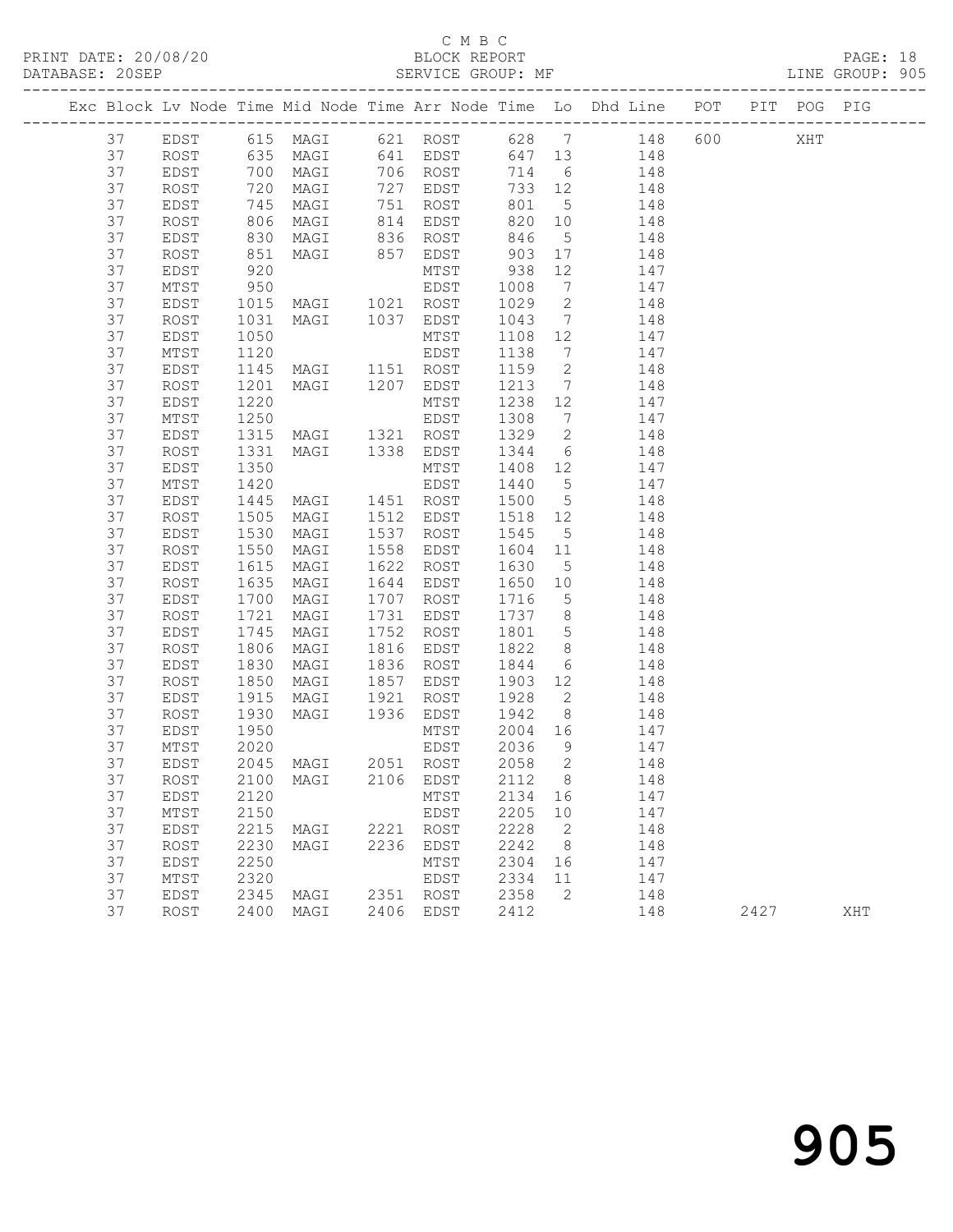C M B C

PRINT DATE: 20/08/20 BLOCK REPORT

DATABASE: 20SEP SERVICE GROUP: MF LINE GROUP: 905

| Exc | Block | Lv | Node | Time | Mid Node | Time | Arr Node | Time | Lo | Dhd Line | POT | PIT | POG | PIG |
|---|---|---|---|---|---|---|---|---|---|---|---|---|---|---|
| | 37 | | EDST | 615 | MAGI | 621 | ROST | 628 | 7 | 148 | 600 | | XHT | |
| | 37 | | ROST | 635 | MAGI | 641 | EDST | 647 | 13 | 148 | | | | |
| | 37 | | EDST | 700 | MAGI | 706 | ROST | 714 | 6 | 148 | | | | |
| | 37 | | ROST | 720 | MAGI | 727 | EDST | 733 | 12 | 148 | | | | |
| | 37 | | EDST | 745 | MAGI | 751 | ROST | 801 | 5 | 148 | | | | |
| | 37 | | ROST | 806 | MAGI | 814 | EDST | 820 | 10 | 148 | | | | |
| | 37 | | EDST | 830 | MAGI | 836 | ROST | 846 | 5 | 148 | | | | |
| | 37 | | ROST | 851 | MAGI | 857 | EDST | 903 | 17 | 148 | | | | |
| | 37 | | EDST | 920 | | | MTST | 938 | 12 | 147 | | | | |
| | 37 | | MTST | 950 | | | EDST | 1008 | 7 | 147 | | | | |
| | 37 | | EDST | 1015 | MAGI | 1021 | ROST | 1029 | 2 | 148 | | | | |
| | 37 | | ROST | 1031 | MAGI | 1037 | EDST | 1043 | 7 | 148 | | | | |
| | 37 | | EDST | 1050 | | | MTST | 1108 | 12 | 147 | | | | |
| | 37 | | MTST | 1120 | | | EDST | 1138 | 7 | 147 | | | | |
| | 37 | | EDST | 1145 | MAGI | 1151 | ROST | 1159 | 2 | 148 | | | | |
| | 37 | | ROST | 1201 | MAGI | 1207 | EDST | 1213 | 7 | 148 | | | | |
| | 37 | | EDST | 1220 | | | MTST | 1238 | 12 | 147 | | | | |
| | 37 | | MTST | 1250 | | | EDST | 1308 | 7 | 147 | | | | |
| | 37 | | EDST | 1315 | MAGI | 1321 | ROST | 1329 | 2 | 148 | | | | |
| | 37 | | ROST | 1331 | MAGI | 1338 | EDST | 1344 | 6 | 148 | | | | |
| | 37 | | EDST | 1350 | | | MTST | 1408 | 12 | 147 | | | | |
| | 37 | | MTST | 1420 | | | EDST | 1440 | 5 | 147 | | | | |
| | 37 | | EDST | 1445 | MAGI | 1451 | ROST | 1500 | 5 | 148 | | | | |
| | 37 | | ROST | 1505 | MAGI | 1512 | EDST | 1518 | 12 | 148 | | | | |
| | 37 | | EDST | 1530 | MAGI | 1537 | ROST | 1545 | 5 | 148 | | | | |
| | 37 | | ROST | 1550 | MAGI | 1558 | EDST | 1604 | 11 | 148 | | | | |
| | 37 | | EDST | 1615 | MAGI | 1622 | ROST | 1630 | 5 | 148 | | | | |
| | 37 | | ROST | 1635 | MAGI | 1644 | EDST | 1650 | 10 | 148 | | | | |
| | 37 | | EDST | 1700 | MAGI | 1707 | ROST | 1716 | 5 | 148 | | | | |
| | 37 | | ROST | 1721 | MAGI | 1731 | EDST | 1737 | 8 | 148 | | | | |
| | 37 | | EDST | 1745 | MAGI | 1752 | ROST | 1801 | 5 | 148 | | | | |
| | 37 | | ROST | 1806 | MAGI | 1816 | EDST | 1822 | 8 | 148 | | | | |
| | 37 | | EDST | 1830 | MAGI | 1836 | ROST | 1844 | 6 | 148 | | | | |
| | 37 | | ROST | 1850 | MAGI | 1857 | EDST | 1903 | 12 | 148 | | | | |
| | 37 | | EDST | 1915 | MAGI | 1921 | ROST | 1928 | 2 | 148 | | | | |
| | 37 | | ROST | 1930 | MAGI | 1936 | EDST | 1942 | 8 | 148 | | | | |
| | 37 | | EDST | 1950 | | | MTST | 2004 | 16 | 147 | | | | |
| | 37 | | MTST | 2020 | | | EDST | 2036 | 9 | 147 | | | | |
| | 37 | | EDST | 2045 | MAGI | 2051 | ROST | 2058 | 2 | 148 | | | | |
| | 37 | | ROST | 2100 | MAGI | 2106 | EDST | 2112 | 8 | 148 | | | | |
| | 37 | | EDST | 2120 | | | MTST | 2134 | 16 | 147 | | | | |
| | 37 | | MTST | 2150 | | | EDST | 2205 | 10 | 147 | | | | |
| | 37 | | EDST | 2215 | MAGI | 2221 | ROST | 2228 | 2 | 148 | | | | |
| | 37 | | ROST | 2230 | MAGI | 2236 | EDST | 2242 | 8 | 148 | | | | |
| | 37 | | EDST | 2250 | | | MTST | 2304 | 16 | 147 | | | | |
| | 37 | | MTST | 2320 | | | EDST | 2334 | 11 | 147 | | | | |
| | 37 | | EDST | 2345 | MAGI | 2351 | ROST | 2358 | 2 | 148 | | | | |
| | 37 | | ROST | 2400 | MAGI | 2406 | EDST | 2412 | | 148 | | 2427 | | XHT |

905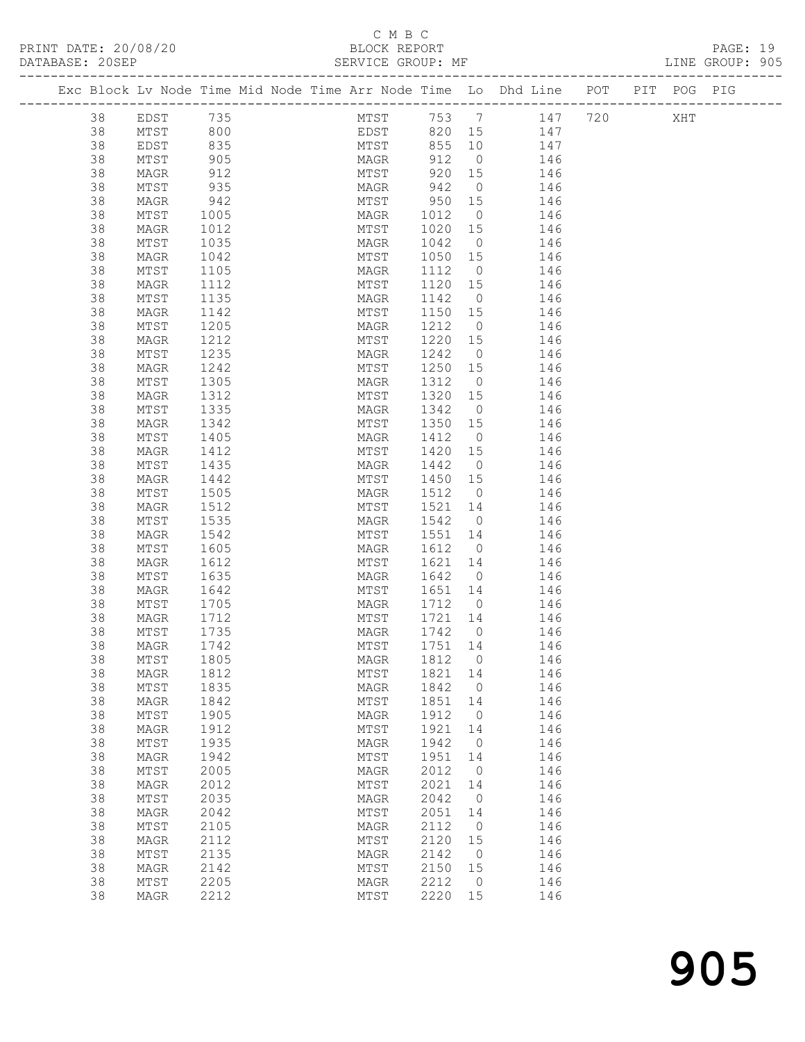C M B C
BLOCK REPORT
SERVICE GROUP: MF

PRINT DATE: 20/08/20
DATABASE: 20SEP
LINE GROUP: 905

| Exc | Block | Lv | Node | Time | Mid Node | Time | Arr Node | Time | Lo | Dhd Line | POT | PIT | POG | PIG |
|---|---|---|---|---|---|---|---|---|---|---|---|---|---|---|
| | 38 | | EDST | 735 | | | MTST | 753 | 7 | 147 | 720 | | XHT | |
| | 38 | | MTST | 800 | | | EDST | 820 | 15 | 147 | | | | |
| | 38 | | EDST | 835 | | | MTST | 855 | 10 | 147 | | | | |
| | 38 | | MTST | 905 | | | MAGR | 912 | 0 | 146 | | | | |
| | 38 | | MAGR | 912 | | | MTST | 920 | 15 | 146 | | | | |
| | 38 | | MTST | 935 | | | MAGR | 942 | 0 | 146 | | | | |
| | 38 | | MAGR | 942 | | | MTST | 950 | 15 | 146 | | | | |
| | 38 | | MTST | 1005 | | | MAGR | 1012 | 0 | 146 | | | | |
| | 38 | | MAGR | 1012 | | | MTST | 1020 | 15 | 146 | | | | |
| | 38 | | MTST | 1035 | | | MAGR | 1042 | 0 | 146 | | | | |
| | 38 | | MAGR | 1042 | | | MTST | 1050 | 15 | 146 | | | | |
| | 38 | | MTST | 1105 | | | MAGR | 1112 | 0 | 146 | | | | |
| | 38 | | MAGR | 1112 | | | MTST | 1120 | 15 | 146 | | | | |
| | 38 | | MTST | 1135 | | | MAGR | 1142 | 0 | 146 | | | | |
| | 38 | | MAGR | 1142 | | | MTST | 1150 | 15 | 146 | | | | |
| | 38 | | MTST | 1205 | | | MAGR | 1212 | 0 | 146 | | | | |
| | 38 | | MAGR | 1212 | | | MTST | 1220 | 15 | 146 | | | | |
| | 38 | | MTST | 1235 | | | MAGR | 1242 | 0 | 146 | | | | |
| | 38 | | MAGR | 1242 | | | MTST | 1250 | 15 | 146 | | | | |
| | 38 | | MTST | 1305 | | | MAGR | 1312 | 0 | 146 | | | | |
| | 38 | | MAGR | 1312 | | | MTST | 1320 | 15 | 146 | | | | |
| | 38 | | MTST | 1335 | | | MAGR | 1342 | 0 | 146 | | | | |
| | 38 | | MAGR | 1342 | | | MTST | 1350 | 15 | 146 | | | | |
| | 38 | | MTST | 1405 | | | MAGR | 1412 | 0 | 146 | | | | |
| | 38 | | MAGR | 1412 | | | MTST | 1420 | 15 | 146 | | | | |
| | 38 | | MTST | 1435 | | | MAGR | 1442 | 0 | 146 | | | | |
| | 38 | | MAGR | 1442 | | | MTST | 1450 | 15 | 146 | | | | |
| | 38 | | MTST | 1505 | | | MAGR | 1512 | 0 | 146 | | | | |
| | 38 | | MAGR | 1512 | | | MTST | 1521 | 14 | 146 | | | | |
| | 38 | | MTST | 1535 | | | MAGR | 1542 | 0 | 146 | | | | |
| | 38 | | MAGR | 1542 | | | MTST | 1551 | 14 | 146 | | | | |
| | 38 | | MTST | 1605 | | | MAGR | 1612 | 0 | 146 | | | | |
| | 38 | | MAGR | 1612 | | | MTST | 1621 | 14 | 146 | | | | |
| | 38 | | MTST | 1635 | | | MAGR | 1642 | 0 | 146 | | | | |
| | 38 | | MAGR | 1642 | | | MTST | 1651 | 14 | 146 | | | | |
| | 38 | | MTST | 1705 | | | MAGR | 1712 | 0 | 146 | | | | |
| | 38 | | MAGR | 1712 | | | MTST | 1721 | 14 | 146 | | | | |
| | 38 | | MTST | 1735 | | | MAGR | 1742 | 0 | 146 | | | | |
| | 38 | | MAGR | 1742 | | | MTST | 1751 | 14 | 146 | | | | |
| | 38 | | MTST | 1805 | | | MAGR | 1812 | 0 | 146 | | | | |
| | 38 | | MAGR | 1812 | | | MTST | 1821 | 14 | 146 | | | | |
| | 38 | | MTST | 1835 | | | MAGR | 1842 | 0 | 146 | | | | |
| | 38 | | MAGR | 1842 | | | MTST | 1851 | 14 | 146 | | | | |
| | 38 | | MTST | 1905 | | | MAGR | 1912 | 0 | 146 | | | | |
| | 38 | | MAGR | 1912 | | | MTST | 1921 | 14 | 146 | | | | |
| | 38 | | MTST | 1935 | | | MAGR | 1942 | 0 | 146 | | | | |
| | 38 | | MAGR | 1942 | | | MTST | 1951 | 14 | 146 | | | | |
| | 38 | | MTST | 2005 | | | MAGR | 2012 | 0 | 146 | | | | |
| | 38 | | MAGR | 2012 | | | MTST | 2021 | 14 | 146 | | | | |
| | 38 | | MTST | 2035 | | | MAGR | 2042 | 0 | 146 | | | | |
| | 38 | | MAGR | 2042 | | | MTST | 2051 | 14 | 146 | | | | |
| | 38 | | MTST | 2105 | | | MAGR | 2112 | 0 | 146 | | | | |
| | 38 | | MAGR | 2112 | | | MTST | 2120 | 15 | 146 | | | | |
| | 38 | | MTST | 2135 | | | MAGR | 2142 | 0 | 146 | | | | |
| | 38 | | MAGR | 2142 | | | MTST | 2150 | 15 | 146 | | | | |
| | 38 | | MTST | 2205 | | | MAGR | 2212 | 0 | 146 | | | | |
| | 38 | | MAGR | 2212 | | | MTST | 2220 | 15 | 146 | | | | |

905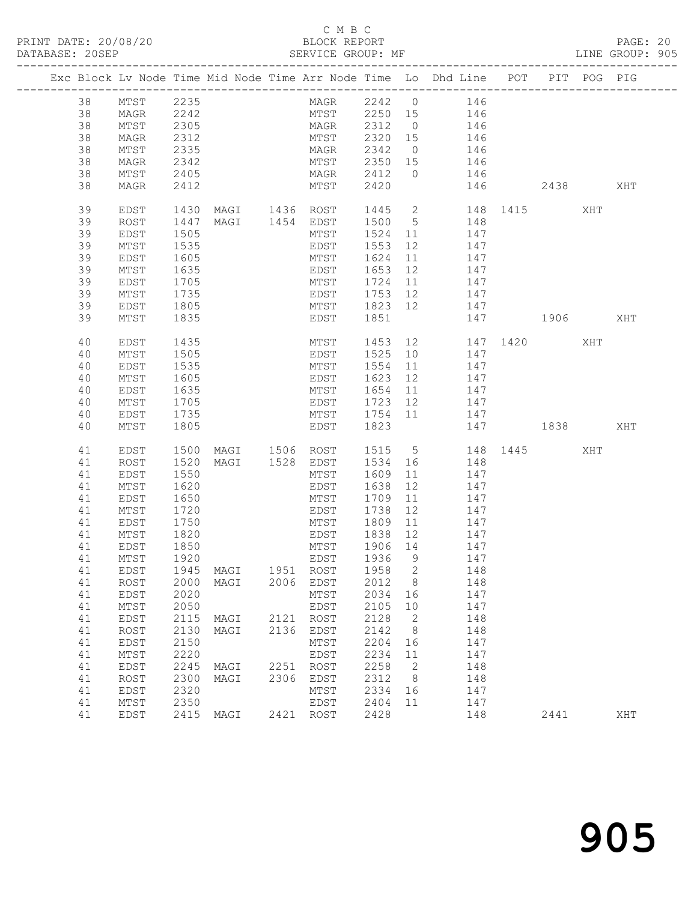C M B C

PRINT DATE: 20/08/20 BLOCK REPORT

DATABASE: 20SEP SERVICE GROUP: MF LINE GROUP: 905

| Exc | Block | Lv | Node | Time | Mid | Node | Time | Arr | Node | Time | Lo | Dhd | Line | POT | PIT | POG | PIG |
|---|---|---|---|---|---|---|---|---|---|---|---|---|---|---|---|---|---|
| | 38 | | MTST | 2235 | | | | | MAGR | 2242 | 0 | | 146 | | | | |
| | 38 | | MAGR | 2242 | | | | | MTST | 2250 | 15 | | 146 | | | | |
| | 38 | | MTST | 2305 | | | | | MAGR | 2312 | 0 | | 146 | | | | |
| | 38 | | MAGR | 2312 | | | | | MTST | 2320 | 15 | | 146 | | | | |
| | 38 | | MTST | 2335 | | | | | MAGR | 2342 | 0 | | 146 | | | | |
| | 38 | | MAGR | 2342 | | | | | MTST | 2350 | 15 | | 146 | | | | |
| | 38 | | MTST | 2405 | | | | | MAGR | 2412 | 0 | | 146 | | | | |
| | 38 | | MAGR | 2412 | | | | | MTST | 2420 | | | 146 | | 2438 | | XHT |
| | 39 | | EDST | 1430 | | MAGI | 1436 | | ROST | 1445 | 2 | | 148 | 1415 | | XHT | |
| | 39 | | ROST | 1447 | | MAGI | 1454 | | EDST | 1500 | 5 | | 148 | | | | |
| | 39 | | EDST | 1505 | | | | | MTST | 1524 | 11 | | 147 | | | | |
| | 39 | | MTST | 1535 | | | | | EDST | 1553 | 12 | | 147 | | | | |
| | 39 | | EDST | 1605 | | | | | MTST | 1624 | 11 | | 147 | | | | |
| | 39 | | MTST | 1635 | | | | | EDST | 1653 | 12 | | 147 | | | | |
| | 39 | | EDST | 1705 | | | | | MTST | 1724 | 11 | | 147 | | | | |
| | 39 | | MTST | 1735 | | | | | EDST | 1753 | 12 | | 147 | | | | |
| | 39 | | EDST | 1805 | | | | | MTST | 1823 | 12 | | 147 | | | | |
| | 39 | | MTST | 1835 | | | | | EDST | 1851 | | | 147 | | 1906 | | XHT |
| | 40 | | EDST | 1435 | | | | | MTST | 1453 | 12 | | 147 | 1420 | | XHT | |
| | 40 | | MTST | 1505 | | | | | EDST | 1525 | 10 | | 147 | | | | |
| | 40 | | EDST | 1535 | | | | | MTST | 1554 | 11 | | 147 | | | | |
| | 40 | | MTST | 1605 | | | | | EDST | 1623 | 12 | | 147 | | | | |
| | 40 | | EDST | 1635 | | | | | MTST | 1654 | 11 | | 147 | | | | |
| | 40 | | MTST | 1705 | | | | | EDST | 1723 | 12 | | 147 | | | | |
| | 40 | | EDST | 1735 | | | | | MTST | 1754 | 11 | | 147 | | | | |
| | 40 | | MTST | 1805 | | | | | EDST | 1823 | | | 147 | | 1838 | | XHT |
| | 41 | | EDST | 1500 | | MAGI | 1506 | | ROST | 1515 | 5 | | 148 | 1445 | | XHT | |
| | 41 | | ROST | 1520 | | MAGI | 1528 | | EDST | 1534 | 16 | | 148 | | | | |
| | 41 | | EDST | 1550 | | | | | MTST | 1609 | 11 | | 147 | | | | |
| | 41 | | MTST | 1620 | | | | | EDST | 1638 | 12 | | 147 | | | | |
| | 41 | | EDST | 1650 | | | | | MTST | 1709 | 11 | | 147 | | | | |
| | 41 | | MTST | 1720 | | | | | EDST | 1738 | 12 | | 147 | | | | |
| | 41 | | EDST | 1750 | | | | | MTST | 1809 | 11 | | 147 | | | | |
| | 41 | | MTST | 1820 | | | | | EDST | 1838 | 12 | | 147 | | | | |
| | 41 | | EDST | 1850 | | | | | MTST | 1906 | 14 | | 147 | | | | |
| | 41 | | MTST | 1920 | | | | | EDST | 1936 | 9 | | 147 | | | | |
| | 41 | | EDST | 1945 | | MAGI | 1951 | | ROST | 1958 | 2 | | 148 | | | | |
| | 41 | | ROST | 2000 | | MAGI | 2006 | | EDST | 2012 | 8 | | 148 | | | | |
| | 41 | | EDST | 2020 | | | | | MTST | 2034 | 16 | | 147 | | | | |
| | 41 | | MTST | 2050 | | | | | EDST | 2105 | 10 | | 147 | | | | |
| | 41 | | EDST | 2115 | | MAGI | 2121 | | ROST | 2128 | 2 | | 148 | | | | |
| | 41 | | ROST | 2130 | | MAGI | 2136 | | EDST | 2142 | 8 | | 148 | | | | |
| | 41 | | EDST | 2150 | | | | | MTST | 2204 | 16 | | 147 | | | | |
| | 41 | | MTST | 2220 | | | | | EDST | 2234 | 11 | | 147 | | | | |
| | 41 | | EDST | 2245 | | MAGI | 2251 | | ROST | 2258 | 2 | | 148 | | | | |
| | 41 | | ROST | 2300 | | MAGI | 2306 | | EDST | 2312 | 8 | | 148 | | | | |
| | 41 | | EDST | 2320 | | | | | MTST | 2334 | 16 | | 147 | | | | |
| | 41 | | MTST | 2350 | | | | | EDST | 2404 | 11 | | 147 | | | | |
| | 41 | | EDST | 2415 | | MAGI | 2421 | | ROST | 2428 | | | 148 | | 2441 | | XHT |

905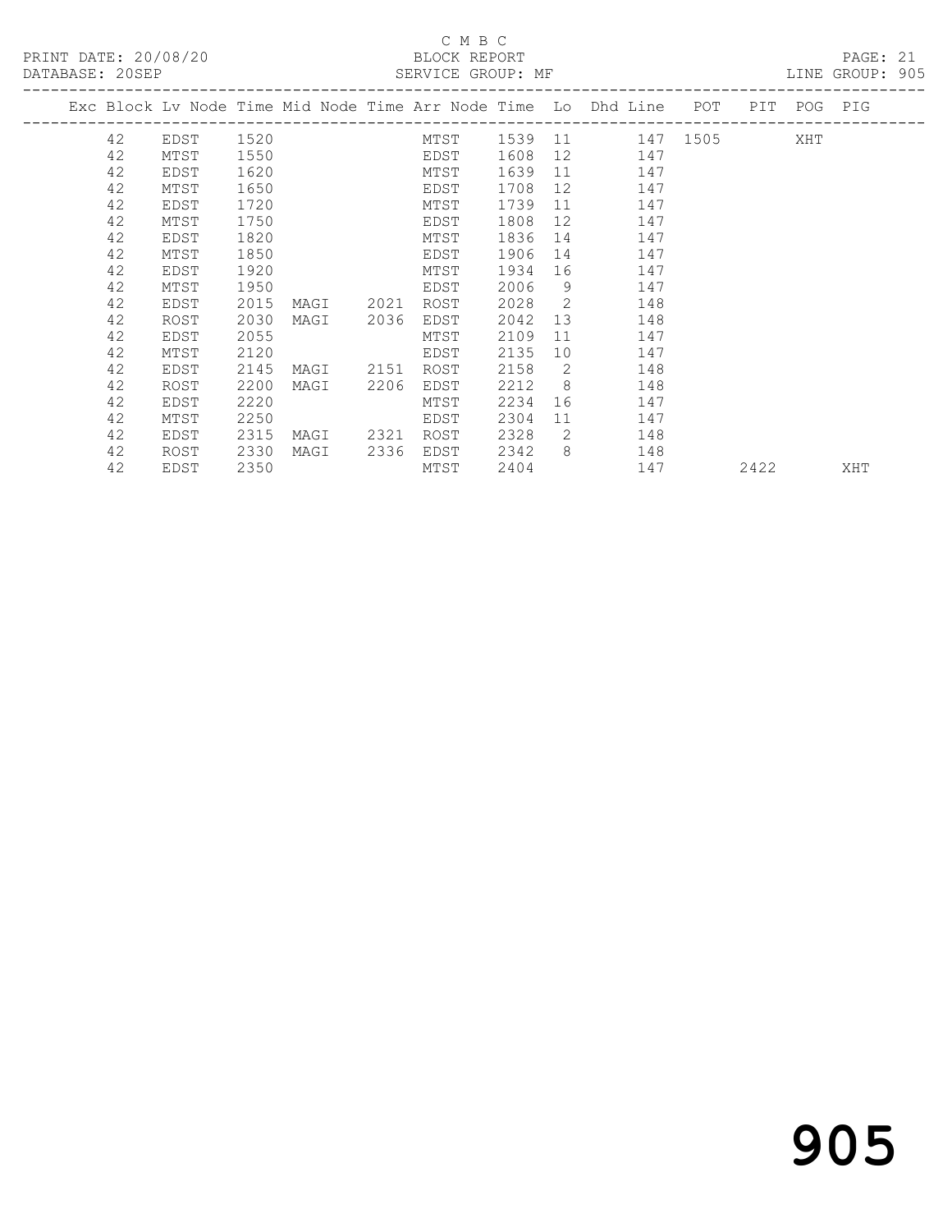C M B C

BLOCK REPORT

SERVICE GROUP: MF

LINE GROUP: 905

PRINT DATE: 20/08/20

DATABASE: 20SEP

| Exc | Block | Lv | Node | Time | Mid Node | Time | Arr Node | Time | Lo | Dhd Line | POT | PIT | POG | PIG |
|---|---|---|---|---|---|---|---|---|---|---|---|---|---|---|
| | 42 | | EDST | 1520 | | | MTST | 1539 | 11 | 147 | 1505 | | XHT | |
| | 42 | | MTST | 1550 | | | EDST | 1608 | 12 | 147 | | | | |
| | 42 | | EDST | 1620 | | | MTST | 1639 | 11 | 147 | | | | |
| | 42 | | MTST | 1650 | | | EDST | 1708 | 12 | 147 | | | | |
| | 42 | | EDST | 1720 | | | MTST | 1739 | 11 | 147 | | | | |
| | 42 | | MTST | 1750 | | | EDST | 1808 | 12 | 147 | | | | |
| | 42 | | EDST | 1820 | | | MTST | 1836 | 14 | 147 | | | | |
| | 42 | | MTST | 1850 | | | EDST | 1906 | 14 | 147 | | | | |
| | 42 | | EDST | 1920 | | | MTST | 1934 | 16 | 147 | | | | |
| | 42 | | MTST | 1950 | | | EDST | 2006 | 9 | 147 | | | | |
| | 42 | | EDST | 2015 | MAGI | 2021 | ROST | 2028 | 2 | 148 | | | | |
| | 42 | | ROST | 2030 | MAGI | 2036 | EDST | 2042 | 13 | 148 | | | | |
| | 42 | | EDST | 2055 | | | MTST | 2109 | 11 | 147 | | | | |
| | 42 | | MTST | 2120 | | | EDST | 2135 | 10 | 147 | | | | |
| | 42 | | EDST | 2145 | MAGI | 2151 | ROST | 2158 | 2 | 148 | | | | |
| | 42 | | ROST | 2200 | MAGI | 2206 | EDST | 2212 | 8 | 148 | | | | |
| | 42 | | EDST | 2220 | | | MTST | 2234 | 16 | 147 | | | | |
| | 42 | | MTST | 2250 | | | EDST | 2304 | 11 | 147 | | | | |
| | 42 | | EDST | 2315 | MAGI | 2321 | ROST | 2328 | 2 | 148 | | | | |
| | 42 | | ROST | 2330 | MAGI | 2336 | EDST | 2342 | 8 | 148 | | | | |
| | 42 | | EDST | 2350 | | | MTST | 2404 | | 147 | | 2422 | | XHT |

905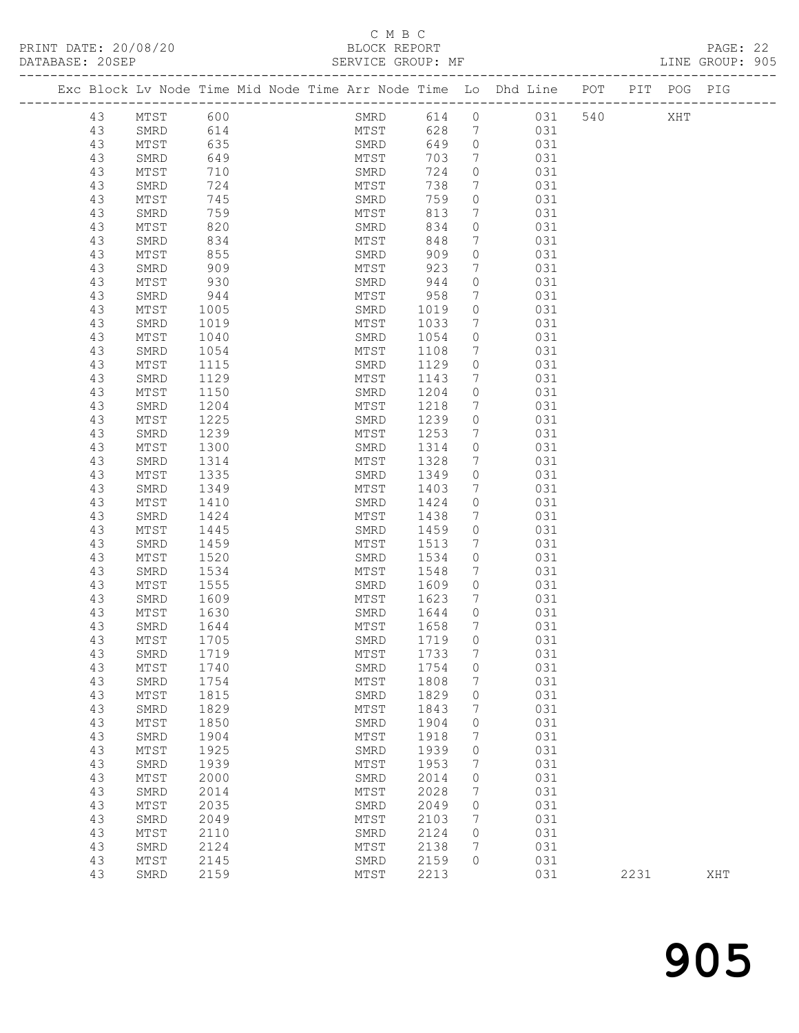C M B C

PRINT DATE: 20/08/20 BLOCK REPORT PAGE: 22
DATABASE: 20SEP SERVICE GROUP: MF LINE GROUP: 905

| Exc | Block | Lv | Node | Time | Mid Node | Time | Arr Node | Time | Lo | Dhd Line | POT | PIT | POG | PIG |
|---|---|---|---|---|---|---|---|---|---|---|---|---|---|---|
| | 43 | | MTST | 600 | | | SMRD | 614 | 0 | 031 | 540 | | XHT | |
| | 43 | | SMRD | 614 | | | MTST | 628 | 7 | 031 | | | | |
| | 43 | | MTST | 635 | | | SMRD | 649 | 0 | 031 | | | | |
| | 43 | | SMRD | 649 | | | MTST | 703 | 7 | 031 | | | | |
| | 43 | | MTST | 710 | | | SMRD | 724 | 0 | 031 | | | | |
| | 43 | | SMRD | 724 | | | MTST | 738 | 7 | 031 | | | | |
| | 43 | | MTST | 745 | | | SMRD | 759 | 0 | 031 | | | | |
| | 43 | | SMRD | 759 | | | MTST | 813 | 7 | 031 | | | | |
| | 43 | | MTST | 820 | | | SMRD | 834 | 0 | 031 | | | | |
| | 43 | | SMRD | 834 | | | MTST | 848 | 7 | 031 | | | | |
| | 43 | | MTST | 855 | | | SMRD | 909 | 0 | 031 | | | | |
| | 43 | | SMRD | 909 | | | MTST | 923 | 7 | 031 | | | | |
| | 43 | | MTST | 930 | | | SMRD | 944 | 0 | 031 | | | | |
| | 43 | | SMRD | 944 | | | MTST | 958 | 7 | 031 | | | | |
| | 43 | | MTST | 1005 | | | SMRD | 1019 | 0 | 031 | | | | |
| | 43 | | SMRD | 1019 | | | MTST | 1033 | 7 | 031 | | | | |
| | 43 | | MTST | 1040 | | | SMRD | 1054 | 0 | 031 | | | | |
| | 43 | | SMRD | 1054 | | | MTST | 1108 | 7 | 031 | | | | |
| | 43 | | MTST | 1115 | | | SMRD | 1129 | 0 | 031 | | | | |
| | 43 | | SMRD | 1129 | | | MTST | 1143 | 7 | 031 | | | | |
| | 43 | | MTST | 1150 | | | SMRD | 1204 | 0 | 031 | | | | |
| | 43 | | SMRD | 1204 | | | MTST | 1218 | 7 | 031 | | | | |
| | 43 | | MTST | 1225 | | | SMRD | 1239 | 0 | 031 | | | | |
| | 43 | | SMRD | 1239 | | | MTST | 1253 | 7 | 031 | | | | |
| | 43 | | MTST | 1300 | | | SMRD | 1314 | 0 | 031 | | | | |
| | 43 | | SMRD | 1314 | | | MTST | 1328 | 7 | 031 | | | | |
| | 43 | | MTST | 1335 | | | SMRD | 1349 | 0 | 031 | | | | |
| | 43 | | SMRD | 1349 | | | MTST | 1403 | 7 | 031 | | | | |
| | 43 | | MTST | 1410 | | | SMRD | 1424 | 0 | 031 | | | | |
| | 43 | | SMRD | 1424 | | | MTST | 1438 | 7 | 031 | | | | |
| | 43 | | MTST | 1445 | | | SMRD | 1459 | 0 | 031 | | | | |
| | 43 | | SMRD | 1459 | | | MTST | 1513 | 7 | 031 | | | | |
| | 43 | | MTST | 1520 | | | SMRD | 1534 | 0 | 031 | | | | |
| | 43 | | SMRD | 1534 | | | MTST | 1548 | 7 | 031 | | | | |
| | 43 | | MTST | 1555 | | | SMRD | 1609 | 0 | 031 | | | | |
| | 43 | | SMRD | 1609 | | | MTST | 1623 | 7 | 031 | | | | |
| | 43 | | MTST | 1630 | | | SMRD | 1644 | 0 | 031 | | | | |
| | 43 | | SMRD | 1644 | | | MTST | 1658 | 7 | 031 | | | | |
| | 43 | | MTST | 1705 | | | SMRD | 1719 | 0 | 031 | | | | |
| | 43 | | SMRD | 1719 | | | MTST | 1733 | 7 | 031 | | | | |
| | 43 | | MTST | 1740 | | | SMRD | 1754 | 0 | 031 | | | | |
| | 43 | | SMRD | 1754 | | | MTST | 1808 | 7 | 031 | | | | |
| | 43 | | MTST | 1815 | | | SMRD | 1829 | 0 | 031 | | | | |
| | 43 | | SMRD | 1829 | | | MTST | 1843 | 7 | 031 | | | | |
| | 43 | | MTST | 1850 | | | SMRD | 1904 | 0 | 031 | | | | |
| | 43 | | SMRD | 1904 | | | MTST | 1918 | 7 | 031 | | | | |
| | 43 | | MTST | 1925 | | | SMRD | 1939 | 0 | 031 | | | | |
| | 43 | | SMRD | 1939 | | | MTST | 1953 | 7 | 031 | | | | |
| | 43 | | MTST | 2000 | | | SMRD | 2014 | 0 | 031 | | | | |
| | 43 | | SMRD | 2014 | | | MTST | 2028 | 7 | 031 | | | | |
| | 43 | | MTST | 2035 | | | SMRD | 2049 | 0 | 031 | | | | |
| | 43 | | SMRD | 2049 | | | MTST | 2103 | 7 | 031 | | | | |
| | 43 | | MTST | 2110 | | | SMRD | 2124 | 0 | 031 | | | | |
| | 43 | | SMRD | 2124 | | | MTST | 2138 | 7 | 031 | | | | |
| | 43 | | MTST | 2145 | | | SMRD | 2159 | 0 | 031 | | | | |
| | 43 | | SMRD | 2159 | | | MTST | 2213 | | 031 | | 2231 | | XHT |

905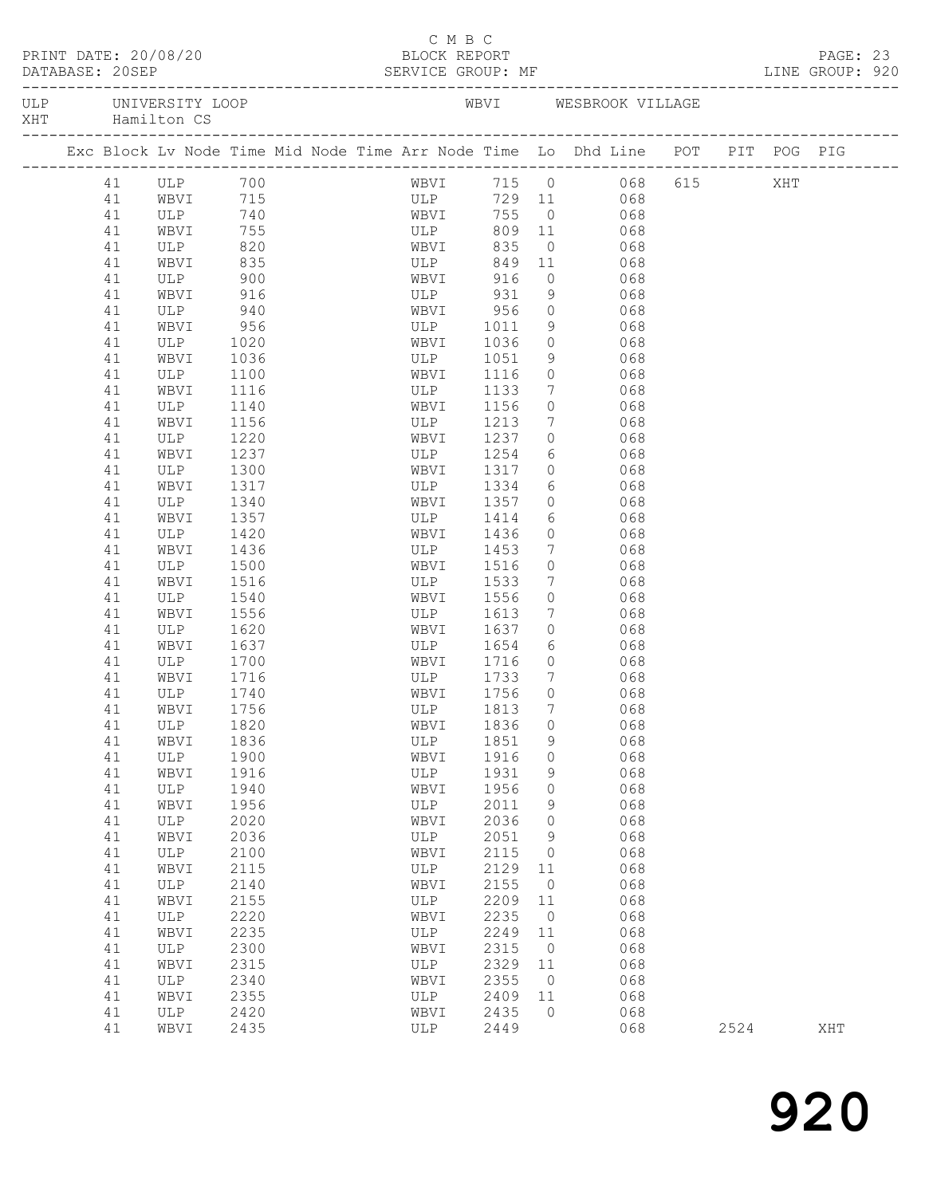C M B C

PRINT DATE: 20/08/20 BLOCK REPORT

DATABASE: 20SEP SERVICE GROUP: MF LINE GROUP: 920

ULP UNIVERSITY LOOP WBVI WESBROOK VILLAGE
XHT Hamilton CS

| Exc | Block | Lv Node | Time | Mid Node | Time | Arr Node | Time | Lo | Dhd Line | POT | PIT | POG | PIG |
|---|---|---|---|---|---|---|---|---|---|---|---|---|---|
| | 41 | ULP | 700 | | | WBVI | 715 | 0 | 068 | 615 | | XHT | |
| | 41 | WBVI | 715 | | | ULP | 729 | 11 | 068 | | | | |
| | 41 | ULP | 740 | | | WBVI | 755 | 0 | 068 | | | | |
| | 41 | WBVI | 755 | | | ULP | 809 | 11 | 068 | | | | |
| | 41 | ULP | 820 | | | WBVI | 835 | 0 | 068 | | | | |
| | 41 | WBVI | 835 | | | ULP | 849 | 11 | 068 | | | | |
| | 41 | ULP | 900 | | | WBVI | 916 | 0 | 068 | | | | |
| | 41 | WBVI | 916 | | | ULP | 931 | 9 | 068 | | | | |
| | 41 | ULP | 940 | | | WBVI | 956 | 0 | 068 | | | | |
| | 41 | WBVI | 956 | | | ULP | 1011 | 9 | 068 | | | | |
| | 41 | ULP | 1020 | | | WBVI | 1036 | 0 | 068 | | | | |
| | 41 | WBVI | 1036 | | | ULP | 1051 | 9 | 068 | | | | |
| | 41 | ULP | 1100 | | | WBVI | 1116 | 0 | 068 | | | | |
| | 41 | WBVI | 1116 | | | ULP | 1133 | 7 | 068 | | | | |
| | 41 | ULP | 1140 | | | WBVI | 1156 | 0 | 068 | | | | |
| | 41 | WBVI | 1156 | | | ULP | 1213 | 7 | 068 | | | | |
| | 41 | ULP | 1220 | | | WBVI | 1237 | 0 | 068 | | | | |
| | 41 | WBVI | 1237 | | | ULP | 1254 | 6 | 068 | | | | |
| | 41 | ULP | 1300 | | | WBVI | 1317 | 0 | 068 | | | | |
| | 41 | WBVI | 1317 | | | ULP | 1334 | 6 | 068 | | | | |
| | 41 | ULP | 1340 | | | WBVI | 1357 | 0 | 068 | | | | |
| | 41 | WBVI | 1357 | | | ULP | 1414 | 6 | 068 | | | | |
| | 41 | ULP | 1420 | | | WBVI | 1436 | 0 | 068 | | | | |
| | 41 | WBVI | 1436 | | | ULP | 1453 | 7 | 068 | | | | |
| | 41 | ULP | 1500 | | | WBVI | 1516 | 0 | 068 | | | | |
| | 41 | WBVI | 1516 | | | ULP | 1533 | 7 | 068 | | | | |
| | 41 | ULP | 1540 | | | WBVI | 1556 | 0 | 068 | | | | |
| | 41 | WBVI | 1556 | | | ULP | 1613 | 7 | 068 | | | | |
| | 41 | ULP | 1620 | | | WBVI | 1637 | 0 | 068 | | | | |
| | 41 | WBVI | 1637 | | | ULP | 1654 | 6 | 068 | | | | |
| | 41 | ULP | 1700 | | | WBVI | 1716 | 0 | 068 | | | | |
| | 41 | WBVI | 1716 | | | ULP | 1733 | 7 | 068 | | | | |
| | 41 | ULP | 1740 | | | WBVI | 1756 | 0 | 068 | | | | |
| | 41 | WBVI | 1756 | | | ULP | 1813 | 7 | 068 | | | | |
| | 41 | ULP | 1820 | | | WBVI | 1836 | 0 | 068 | | | | |
| | 41 | WBVI | 1836 | | | ULP | 1851 | 9 | 068 | | | | |
| | 41 | ULP | 1900 | | | WBVI | 1916 | 0 | 068 | | | | |
| | 41 | WBVI | 1916 | | | ULP | 1931 | 9 | 068 | | | | |
| | 41 | ULP | 1940 | | | WBVI | 1956 | 0 | 068 | | | | |
| | 41 | WBVI | 1956 | | | ULP | 2011 | 9 | 068 | | | | |
| | 41 | ULP | 2020 | | | WBVI | 2036 | 0 | 068 | | | | |
| | 41 | WBVI | 2036 | | | ULP | 2051 | 9 | 068 | | | | |
| | 41 | ULP | 2100 | | | WBVI | 2115 | 0 | 068 | | | | |
| | 41 | WBVI | 2115 | | | ULP | 2129 | 11 | 068 | | | | |
| | 41 | ULP | 2140 | | | WBVI | 2155 | 0 | 068 | | | | |
| | 41 | WBVI | 2155 | | | ULP | 2209 | 11 | 068 | | | | |
| | 41 | ULP | 2220 | | | WBVI | 2235 | 0 | 068 | | | | |
| | 41 | WBVI | 2235 | | | ULP | 2249 | 11 | 068 | | | | |
| | 41 | ULP | 2300 | | | WBVI | 2315 | 0 | 068 | | | | |
| | 41 | WBVI | 2315 | | | ULP | 2329 | 11 | 068 | | | | |
| | 41 | ULP | 2340 | | | WBVI | 2355 | 0 | 068 | | | | |
| | 41 | WBVI | 2355 | | | ULP | 2409 | 11 | 068 | | | | |
| | 41 | ULP | 2420 | | | WBVI | 2435 | 0 | 068 | | | | |
| | 41 | WBVI | 2435 | | | ULP | 2449 | | 068 | | 2524 | | XHT |

920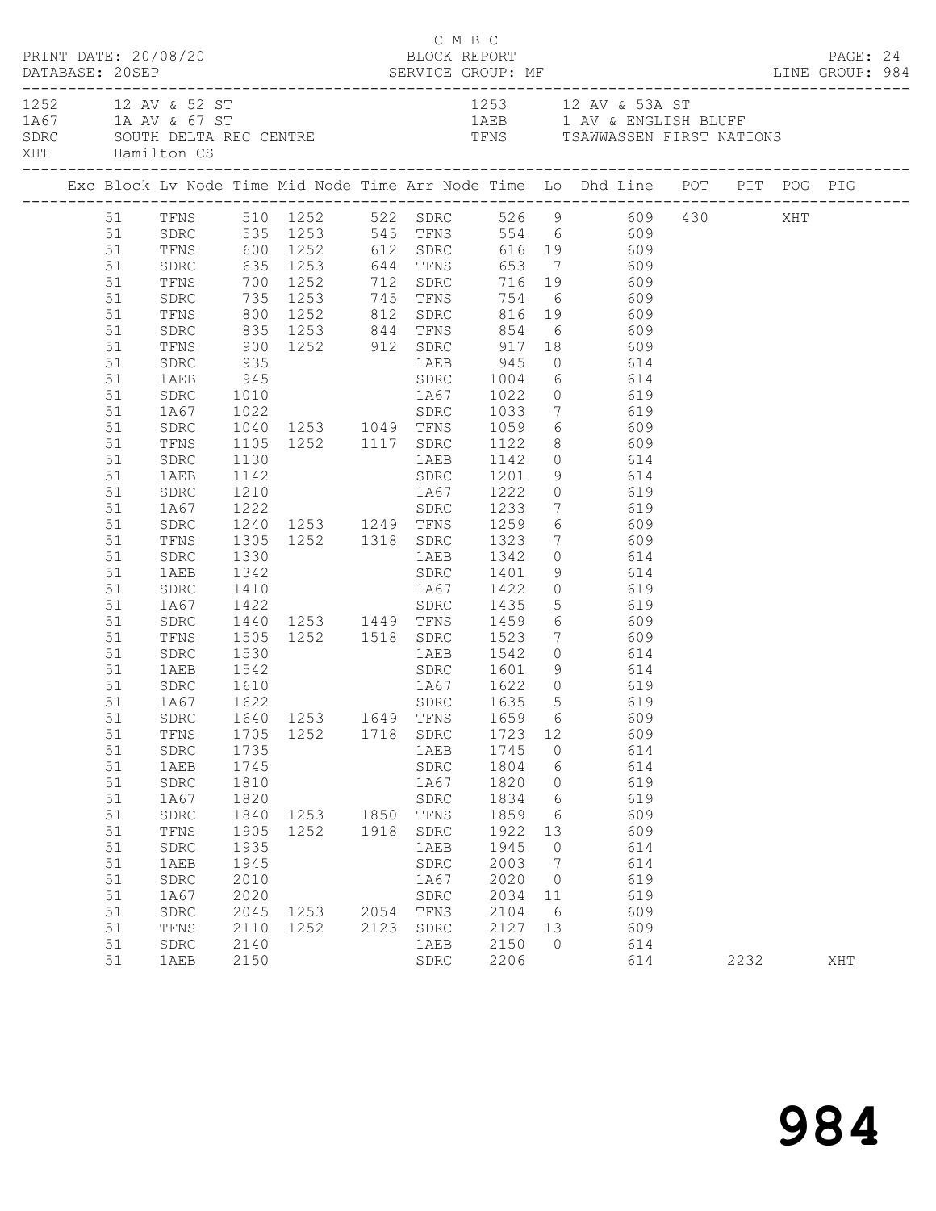C M B C

PRINT DATE: 20/08/20 BLOCK REPORT PAGE: 24
DATABASE: 20SEP SERVICE GROUP: MF LINE GROUP: 984

1252 12 AV & 52 ST 1253 12 AV & 53A ST
1A67 1A AV & 67 ST 1AEB 1 AV & ENGLISH BLUFF
SDRC SOUTH DELTA REC CENTRE TFNS TSAWWASSEN FIRST NATIONS
XHT Hamilton CS

| Exc | Block | Lv | Node | Time | Mid Node | Time | Arr Node | Time | Lo | Dhd Line | POT | PIT | POG | PIG |
|---|---|---|---|---|---|---|---|---|---|---|---|---|---|---|
| | 51 | | TFNS | 510 | 1252 | 522 | SDRC | 526 | 9 | 609 | 430 | | XHT | |
| | 51 | | SDRC | 535 | 1253 | 545 | TFNS | 554 | 6 | 609 | | | | |
| | 51 | | TFNS | 600 | 1252 | 612 | SDRC | 616 | 19 | 609 | | | | |
| | 51 | | SDRC | 635 | 1253 | 644 | TFNS | 653 | 7 | 609 | | | | |
| | 51 | | TFNS | 700 | 1252 | 712 | SDRC | 716 | 19 | 609 | | | | |
| | 51 | | SDRC | 735 | 1253 | 745 | TFNS | 754 | 6 | 609 | | | | |
| | 51 | | TFNS | 800 | 1252 | 812 | SDRC | 816 | 19 | 609 | | | | |
| | 51 | | SDRC | 835 | 1253 | 844 | TFNS | 854 | 6 | 609 | | | | |
| | 51 | | TFNS | 900 | 1252 | 912 | SDRC | 917 | 18 | 609 | | | | |
| | 51 | | SDRC | 935 | | | 1AEB | 945 | 0 | 614 | | | | |
| | 51 | | 1AEB | 945 | | | SDRC | 1004 | 6 | 614 | | | | |
| | 51 | | SDRC | 1010 | | | 1A67 | 1022 | 0 | 619 | | | | |
| | 51 | | 1A67 | 1022 | | | SDRC | 1033 | 7 | 619 | | | | |
| | 51 | | SDRC | 1040 | 1253 | 1049 | TFNS | 1059 | 6 | 609 | | | | |
| | 51 | | TFNS | 1105 | 1252 | 1117 | SDRC | 1122 | 8 | 609 | | | | |
| | 51 | | SDRC | 1130 | | | 1AEB | 1142 | 0 | 614 | | | | |
| | 51 | | 1AEB | 1142 | | | SDRC | 1201 | 9 | 614 | | | | |
| | 51 | | SDRC | 1210 | | | 1A67 | 1222 | 0 | 619 | | | | |
| | 51 | | 1A67 | 1222 | | | SDRC | 1233 | 7 | 619 | | | | |
| | 51 | | SDRC | 1240 | 1253 | 1249 | TFNS | 1259 | 6 | 609 | | | | |
| | 51 | | TFNS | 1305 | 1252 | 1318 | SDRC | 1323 | 7 | 609 | | | | |
| | 51 | | SDRC | 1330 | | | 1AEB | 1342 | 0 | 614 | | | | |
| | 51 | | 1AEB | 1342 | | | SDRC | 1401 | 9 | 614 | | | | |
| | 51 | | SDRC | 1410 | | | 1A67 | 1422 | 0 | 619 | | | | |
| | 51 | | 1A67 | 1422 | | | SDRC | 1435 | 5 | 619 | | | | |
| | 51 | | SDRC | 1440 | 1253 | 1449 | TFNS | 1459 | 6 | 609 | | | | |
| | 51 | | TFNS | 1505 | 1252 | 1518 | SDRC | 1523 | 7 | 609 | | | | |
| | 51 | | SDRC | 1530 | | | 1AEB | 1542 | 0 | 614 | | | | |
| | 51 | | 1AEB | 1542 | | | SDRC | 1601 | 9 | 614 | | | | |
| | 51 | | SDRC | 1610 | | | 1A67 | 1622 | 0 | 619 | | | | |
| | 51 | | 1A67 | 1622 | | | SDRC | 1635 | 5 | 619 | | | | |
| | 51 | | SDRC | 1640 | 1253 | 1649 | TFNS | 1659 | 6 | 609 | | | | |
| | 51 | | TFNS | 1705 | 1252 | 1718 | SDRC | 1723 | 12 | 609 | | | | |
| | 51 | | SDRC | 1735 | | | 1AEB | 1745 | 0 | 614 | | | | |
| | 51 | | 1AEB | 1745 | | | SDRC | 1804 | 6 | 614 | | | | |
| | 51 | | SDRC | 1810 | | | 1A67 | 1820 | 0 | 619 | | | | |
| | 51 | | 1A67 | 1820 | | | SDRC | 1834 | 6 | 619 | | | | |
| | 51 | | SDRC | 1840 | 1253 | 1850 | TFNS | 1859 | 6 | 609 | | | | |
| | 51 | | TFNS | 1905 | 1252 | 1918 | SDRC | 1922 | 13 | 609 | | | | |
| | 51 | | SDRC | 1935 | | | 1AEB | 1945 | 0 | 614 | | | | |
| | 51 | | 1AEB | 1945 | | | SDRC | 2003 | 7 | 614 | | | | |
| | 51 | | SDRC | 2010 | | | 1A67 | 2020 | 0 | 619 | | | | |
| | 51 | | 1A67 | 2020 | | | SDRC | 2034 | 11 | 619 | | | | |
| | 51 | | SDRC | 2045 | 1253 | 2054 | TFNS | 2104 | 6 | 609 | | | | |
| | 51 | | TFNS | 2110 | 1252 | 2123 | SDRC | 2127 | 13 | 609 | | | | |
| | 51 | | SDRC | 2140 | | | 1AEB | 2150 | 0 | 614 | | | | |
| | 51 | | 1AEB | 2150 | | | SDRC | 2206 | | 614 | | 2232 | | XHT |

984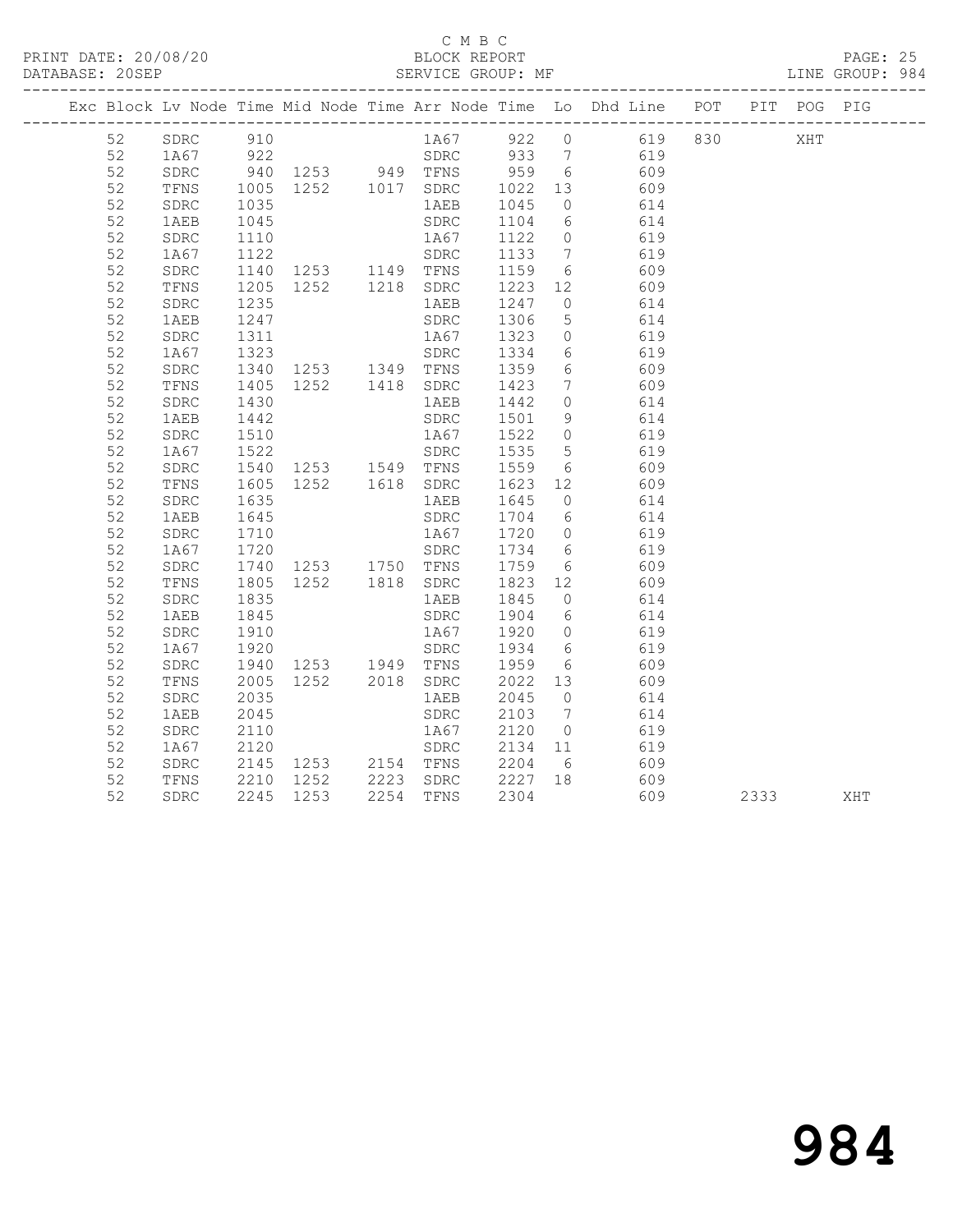C M B C

BLOCK REPORT

SERVICE GROUP: MF

PRINT DATE: 20/08/20
DATABASE: 20SEP

LINE GROUP: 984

| Exc | Block | Lv | Node | Time | Mid Node | Time | Arr Node | Time | Lo | Dhd Line | POT | PIT | POG | PIG |
|---|---|---|---|---|---|---|---|---|---|---|---|---|---|---|
| | 52 | | SDRC | 910 | | | 1A67 | 922 | 0 | 619 | 830 | | XHT | |
| | 52 | | 1A67 | 922 | | | SDRC | 933 | 7 | 619 | | | | |
| | 52 | | SDRC | 940 | 1253 | 949 | TFNS | 959 | 6 | 609 | | | | |
| | 52 | | TFNS | 1005 | 1252 | 1017 | SDRC | 1022 | 13 | 609 | | | | |
| | 52 | | SDRC | 1035 | | | 1AEB | 1045 | 0 | 614 | | | | |
| | 52 | | 1AEB | 1045 | | | SDRC | 1104 | 6 | 614 | | | | |
| | 52 | | SDRC | 1110 | | | 1A67 | 1122 | 0 | 619 | | | | |
| | 52 | | 1A67 | 1122 | | | SDRC | 1133 | 7 | 619 | | | | |
| | 52 | | SDRC | 1140 | 1253 | 1149 | TFNS | 1159 | 6 | 609 | | | | |
| | 52 | | TFNS | 1205 | 1252 | 1218 | SDRC | 1223 | 12 | 609 | | | | |
| | 52 | | SDRC | 1235 | | | 1AEB | 1247 | 0 | 614 | | | | |
| | 52 | | 1AEB | 1247 | | | SDRC | 1306 | 5 | 614 | | | | |
| | 52 | | SDRC | 1311 | | | 1A67 | 1323 | 0 | 619 | | | | |
| | 52 | | 1A67 | 1323 | | | SDRC | 1334 | 6 | 619 | | | | |
| | 52 | | SDRC | 1340 | 1253 | 1349 | TFNS | 1359 | 6 | 609 | | | | |
| | 52 | | TFNS | 1405 | 1252 | 1418 | SDRC | 1423 | 7 | 609 | | | | |
| | 52 | | SDRC | 1430 | | | 1AEB | 1442 | 0 | 614 | | | | |
| | 52 | | 1AEB | 1442 | | | SDRC | 1501 | 9 | 614 | | | | |
| | 52 | | SDRC | 1510 | | | 1A67 | 1522 | 0 | 619 | | | | |
| | 52 | | 1A67 | 1522 | | | SDRC | 1535 | 5 | 619 | | | | |
| | 52 | | SDRC | 1540 | 1253 | 1549 | TFNS | 1559 | 6 | 609 | | | | |
| | 52 | | TFNS | 1605 | 1252 | 1618 | SDRC | 1623 | 12 | 609 | | | | |
| | 52 | | SDRC | 1635 | | | 1AEB | 1645 | 0 | 614 | | | | |
| | 52 | | 1AEB | 1645 | | | SDRC | 1704 | 6 | 614 | | | | |
| | 52 | | SDRC | 1710 | | | 1A67 | 1720 | 0 | 619 | | | | |
| | 52 | | 1A67 | 1720 | | | SDRC | 1734 | 6 | 619 | | | | |
| | 52 | | SDRC | 1740 | 1253 | 1750 | TFNS | 1759 | 6 | 609 | | | | |
| | 52 | | TFNS | 1805 | 1252 | 1818 | SDRC | 1823 | 12 | 609 | | | | |
| | 52 | | SDRC | 1835 | | | 1AEB | 1845 | 0 | 614 | | | | |
| | 52 | | 1AEB | 1845 | | | SDRC | 1904 | 6 | 614 | | | | |
| | 52 | | SDRC | 1910 | | | 1A67 | 1920 | 0 | 619 | | | | |
| | 52 | | 1A67 | 1920 | | | SDRC | 1934 | 6 | 619 | | | | |
| | 52 | | SDRC | 1940 | 1253 | 1949 | TFNS | 1959 | 6 | 609 | | | | |
| | 52 | | TFNS | 2005 | 1252 | 2018 | SDRC | 2022 | 13 | 609 | | | | |
| | 52 | | SDRC | 2035 | | | 1AEB | 2045 | 0 | 614 | | | | |
| | 52 | | 1AEB | 2045 | | | SDRC | 2103 | 7 | 614 | | | | |
| | 52 | | SDRC | 2110 | | | 1A67 | 2120 | 0 | 619 | | | | |
| | 52 | | 1A67 | 2120 | | | SDRC | 2134 | 11 | 619 | | | | |
| | 52 | | SDRC | 2145 | 1253 | 2154 | TFNS | 2204 | 6 | 609 | | | | |
| | 52 | | TFNS | 2210 | 1252 | 2223 | SDRC | 2227 | 18 | 609 | | | | |
| | 52 | | SDRC | 2245 | 1253 | 2254 | TFNS | 2304 | | 609 | | 2333 | | XHT |

984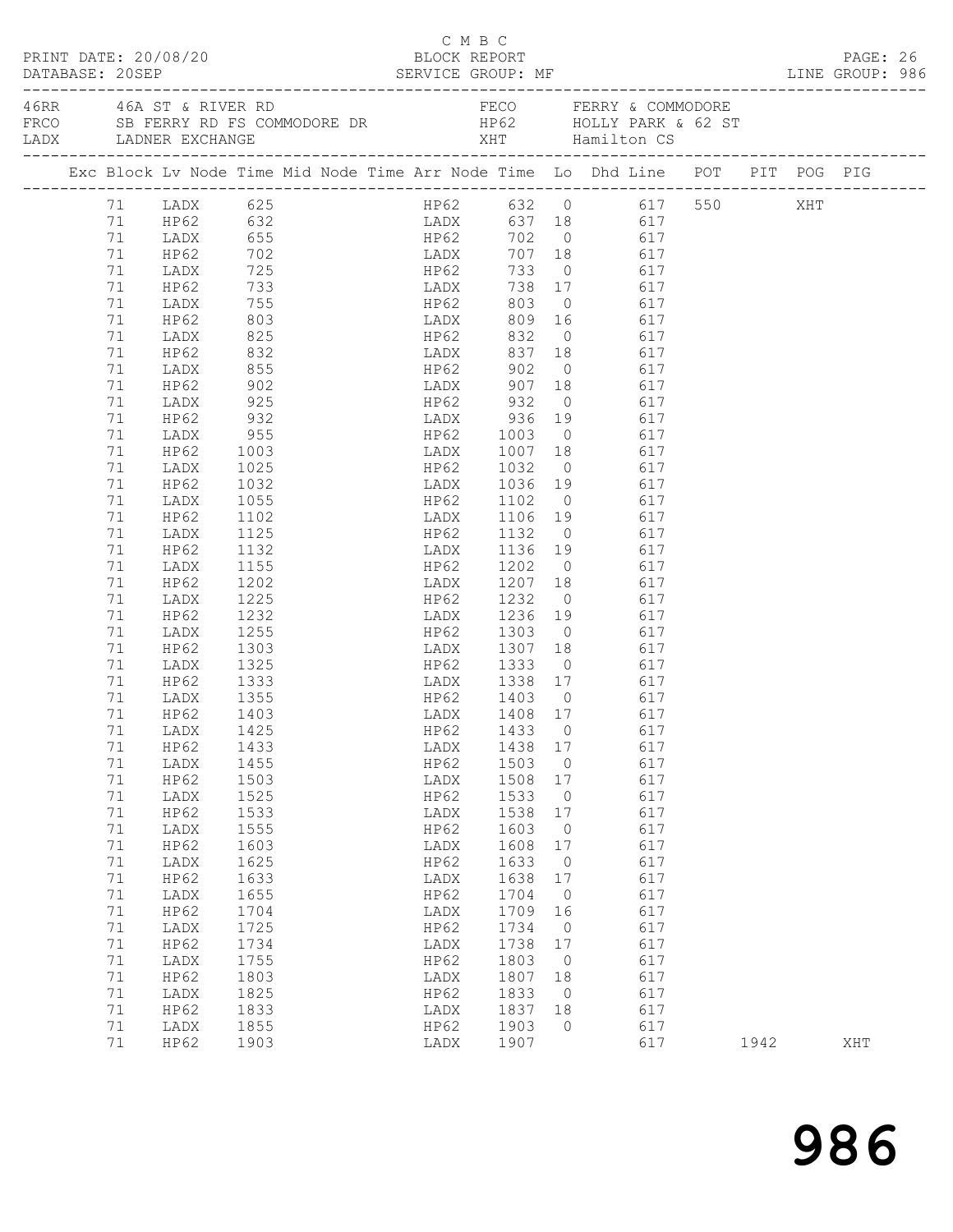C M B C

PRINT DATE: 20/08/20 BLOCK REPORT PAGE: 26
DATABASE: 20SEP SERVICE GROUP: MF LINE GROUP: 986

| | | | |
|---|---|---|---|
| 46RR | 46A ST & RIVER RD | FECO | FERRY & COMMODORE |
| FRCO | SB FERRY RD FS COMMODORE DR | HP62 | HOLLY PARK & 62 ST |
| LADX | LADNER EXCHANGE | XHT | Hamilton CS |

| Exc | Block | Lv | Node | Time | Mid Node | Time | Arr Node | Time | Lo | Dhd Line | POT | PIT | POG | PIG |
|---|---|---|---|---|---|---|---|---|---|---|---|---|---|---|
| | 71 | | LADX | 625 | | | HP62 | 632 | 0 | 617 | 550 | | XHT | |
| | 71 | | HP62 | 632 | | | LADX | 637 | 18 | 617 | | | | |
| | 71 | | LADX | 655 | | | HP62 | 702 | 0 | 617 | | | | |
| | 71 | | HP62 | 702 | | | LADX | 707 | 18 | 617 | | | | |
| | 71 | | LADX | 725 | | | HP62 | 733 | 0 | 617 | | | | |
| | 71 | | HP62 | 733 | | | LADX | 738 | 17 | 617 | | | | |
| | 71 | | LADX | 755 | | | HP62 | 803 | 0 | 617 | | | | |
| | 71 | | HP62 | 803 | | | LADX | 809 | 16 | 617 | | | | |
| | 71 | | LADX | 825 | | | HP62 | 832 | 0 | 617 | | | | |
| | 71 | | HP62 | 832 | | | LADX | 837 | 18 | 617 | | | | |
| | 71 | | LADX | 855 | | | HP62 | 902 | 0 | 617 | | | | |
| | 71 | | HP62 | 902 | | | LADX | 907 | 18 | 617 | | | | |
| | 71 | | LADX | 925 | | | HP62 | 932 | 0 | 617 | | | | |
| | 71 | | HP62 | 932 | | | LADX | 936 | 19 | 617 | | | | |
| | 71 | | LADX | 955 | | | HP62 | 1003 | 0 | 617 | | | | |
| | 71 | | HP62 | 1003 | | | LADX | 1007 | 18 | 617 | | | | |
| | 71 | | LADX | 1025 | | | HP62 | 1032 | 0 | 617 | | | | |
| | 71 | | HP62 | 1032 | | | LADX | 1036 | 19 | 617 | | | | |
| | 71 | | LADX | 1055 | | | HP62 | 1102 | 0 | 617 | | | | |
| | 71 | | HP62 | 1102 | | | LADX | 1106 | 19 | 617 | | | | |
| | 71 | | LADX | 1125 | | | HP62 | 1132 | 0 | 617 | | | | |
| | 71 | | HP62 | 1132 | | | LADX | 1136 | 19 | 617 | | | | |
| | 71 | | LADX | 1155 | | | HP62 | 1202 | 0 | 617 | | | | |
| | 71 | | HP62 | 1202 | | | LADX | 1207 | 18 | 617 | | | | |
| | 71 | | LADX | 1225 | | | HP62 | 1232 | 0 | 617 | | | | |
| | 71 | | HP62 | 1232 | | | LADX | 1236 | 19 | 617 | | | | |
| | 71 | | LADX | 1255 | | | HP62 | 1303 | 0 | 617 | | | | |
| | 71 | | HP62 | 1303 | | | LADX | 1307 | 18 | 617 | | | | |
| | 71 | | LADX | 1325 | | | HP62 | 1333 | 0 | 617 | | | | |
| | 71 | | HP62 | 1333 | | | LADX | 1338 | 17 | 617 | | | | |
| | 71 | | LADX | 1355 | | | HP62 | 1403 | 0 | 617 | | | | |
| | 71 | | HP62 | 1403 | | | LADX | 1408 | 17 | 617 | | | | |
| | 71 | | LADX | 1425 | | | HP62 | 1433 | 0 | 617 | | | | |
| | 71 | | HP62 | 1433 | | | LADX | 1438 | 17 | 617 | | | | |
| | 71 | | LADX | 1455 | | | HP62 | 1503 | 0 | 617 | | | | |
| | 71 | | HP62 | 1503 | | | LADX | 1508 | 17 | 617 | | | | |
| | 71 | | LADX | 1525 | | | HP62 | 1533 | 0 | 617 | | | | |
| | 71 | | HP62 | 1533 | | | LADX | 1538 | 17 | 617 | | | | |
| | 71 | | LADX | 1555 | | | HP62 | 1603 | 0 | 617 | | | | |
| | 71 | | HP62 | 1603 | | | LADX | 1608 | 17 | 617 | | | | |
| | 71 | | LADX | 1625 | | | HP62 | 1633 | 0 | 617 | | | | |
| | 71 | | HP62 | 1633 | | | LADX | 1638 | 17 | 617 | | | | |
| | 71 | | LADX | 1655 | | | HP62 | 1704 | 0 | 617 | | | | |
| | 71 | | HP62 | 1704 | | | LADX | 1709 | 16 | 617 | | | | |
| | 71 | | LADX | 1725 | | | HP62 | 1734 | 0 | 617 | | | | |
| | 71 | | HP62 | 1734 | | | LADX | 1738 | 17 | 617 | | | | |
| | 71 | | LADX | 1755 | | | HP62 | 1803 | 0 | 617 | | | | |
| | 71 | | HP62 | 1803 | | | LADX | 1807 | 18 | 617 | | | | |
| | 71 | | LADX | 1825 | | | HP62 | 1833 | 0 | 617 | | | | |
| | 71 | | HP62 | 1833 | | | LADX | 1837 | 18 | 617 | | | | |
| | 71 | | LADX | 1855 | | | HP62 | 1903 | 0 | 617 | | | | |
| | 71 | | HP62 | 1903 | | | LADX | 1907 | | 617 | | 1942 | | XHT |

986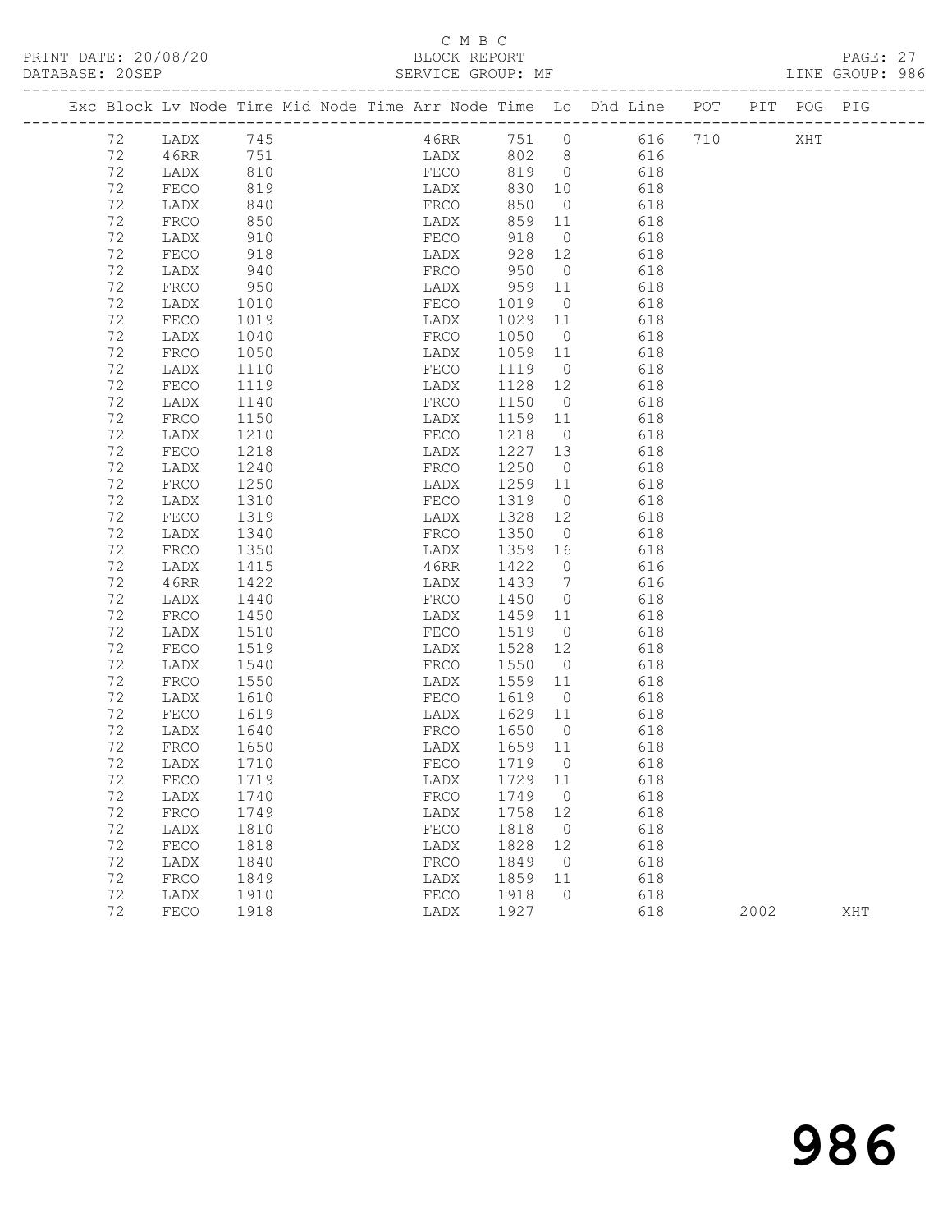C M B C

PRINT DATE: 20/08/20 BLOCK REPORT
DATABASE: 20SEP SERVICE GROUP: MF LINE GROUP: 986

| Exc | Block | Lv | Node | Time | Mid Node | Time | Arr Node | Time | Lo | Dhd Line | POT | PIT | POG | PIG |
|---|---|---|---|---|---|---|---|---|---|---|---|---|---|---|
| | 72 | | LADX | 745 | | | 46RR | 751 | 0 | 616 | 710 | | XHT | |
| | 72 | | 46RR | 751 | | | LADX | 802 | 8 | 616 | | | | |
| | 72 | | LADX | 810 | | | FECO | 819 | 0 | 618 | | | | |
| | 72 | | FECO | 819 | | | LADX | 830 | 10 | 618 | | | | |
| | 72 | | LADX | 840 | | | FRCO | 850 | 0 | 618 | | | | |
| | 72 | | FRCO | 850 | | | LADX | 859 | 11 | 618 | | | | |
| | 72 | | LADX | 910 | | | FECO | 918 | 0 | 618 | | | | |
| | 72 | | FECO | 918 | | | LADX | 928 | 12 | 618 | | | | |
| | 72 | | LADX | 940 | | | FRCO | 950 | 0 | 618 | | | | |
| | 72 | | FRCO | 950 | | | LADX | 959 | 11 | 618 | | | | |
| | 72 | | LADX | 1010 | | | FECO | 1019 | 0 | 618 | | | | |
| | 72 | | FECO | 1019 | | | LADX | 1029 | 11 | 618 | | | | |
| | 72 | | LADX | 1040 | | | FRCO | 1050 | 0 | 618 | | | | |
| | 72 | | FRCO | 1050 | | | LADX | 1059 | 11 | 618 | | | | |
| | 72 | | LADX | 1110 | | | FECO | 1119 | 0 | 618 | | | | |
| | 72 | | FECO | 1119 | | | LADX | 1128 | 12 | 618 | | | | |
| | 72 | | LADX | 1140 | | | FRCO | 1150 | 0 | 618 | | | | |
| | 72 | | FRCO | 1150 | | | LADX | 1159 | 11 | 618 | | | | |
| | 72 | | LADX | 1210 | | | FECO | 1218 | 0 | 618 | | | | |
| | 72 | | FECO | 1218 | | | LADX | 1227 | 13 | 618 | | | | |
| | 72 | | LADX | 1240 | | | FRCO | 1250 | 0 | 618 | | | | |
| | 72 | | FRCO | 1250 | | | LADX | 1259 | 11 | 618 | | | | |
| | 72 | | LADX | 1310 | | | FECO | 1319 | 0 | 618 | | | | |
| | 72 | | FECO | 1319 | | | LADX | 1328 | 12 | 618 | | | | |
| | 72 | | LADX | 1340 | | | FRCO | 1350 | 0 | 618 | | | | |
| | 72 | | FRCO | 1350 | | | LADX | 1359 | 16 | 618 | | | | |
| | 72 | | LADX | 1415 | | | 46RR | 1422 | 0 | 616 | | | | |
| | 72 | | 46RR | 1422 | | | LADX | 1433 | 7 | 616 | | | | |
| | 72 | | LADX | 1440 | | | FRCO | 1450 | 0 | 618 | | | | |
| | 72 | | FRCO | 1450 | | | LADX | 1459 | 11 | 618 | | | | |
| | 72 | | LADX | 1510 | | | FECO | 1519 | 0 | 618 | | | | |
| | 72 | | FECO | 1519 | | | LADX | 1528 | 12 | 618 | | | | |
| | 72 | | LADX | 1540 | | | FRCO | 1550 | 0 | 618 | | | | |
| | 72 | | FRCO | 1550 | | | LADX | 1559 | 11 | 618 | | | | |
| | 72 | | LADX | 1610 | | | FECO | 1619 | 0 | 618 | | | | |
| | 72 | | FECO | 1619 | | | LADX | 1629 | 11 | 618 | | | | |
| | 72 | | LADX | 1640 | | | FRCO | 1650 | 0 | 618 | | | | |
| | 72 | | FRCO | 1650 | | | LADX | 1659 | 11 | 618 | | | | |
| | 72 | | LADX | 1710 | | | FECO | 1719 | 0 | 618 | | | | |
| | 72 | | FECO | 1719 | | | LADX | 1729 | 11 | 618 | | | | |
| | 72 | | LADX | 1740 | | | FRCO | 1749 | 0 | 618 | | | | |
| | 72 | | FRCO | 1749 | | | LADX | 1758 | 12 | 618 | | | | |
| | 72 | | LADX | 1810 | | | FECO | 1818 | 0 | 618 | | | | |
| | 72 | | FECO | 1818 | | | LADX | 1828 | 12 | 618 | | | | |
| | 72 | | LADX | 1840 | | | FRCO | 1849 | 0 | 618 | | | | |
| | 72 | | FRCO | 1849 | | | LADX | 1859 | 11 | 618 | | | | |
| | 72 | | LADX | 1910 | | | FECO | 1918 | 0 | 618 | | | | |
| | 72 | | FECO | 1918 | | | LADX | 1927 | | 618 | | 2002 | | XHT |

986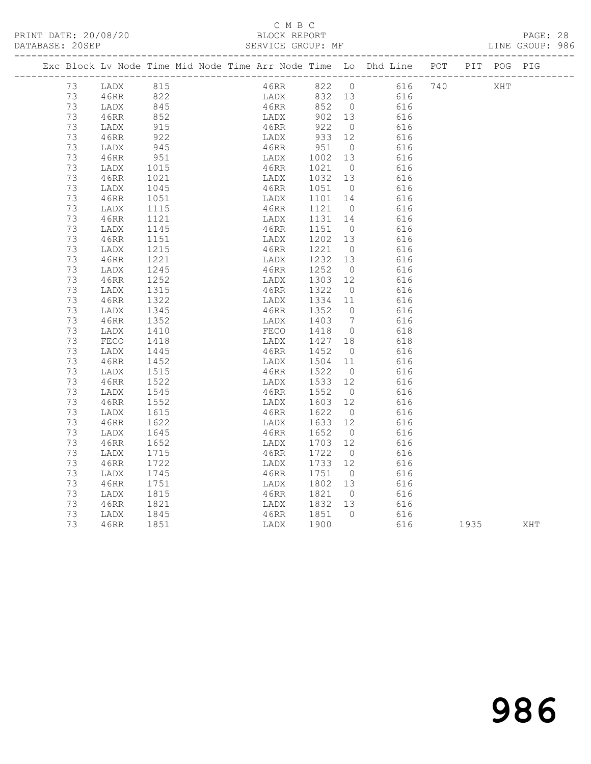C M B C

PRINT DATE: 20/08/20 BLOCK REPORT

DATABASE: 20SEP SERVICE GROUP: MF LINE GROUP: 986

| Exc | Block | Lv | Node | Time | Mid | Node | Time | Arr | Node | Time | Lo | Dhd | Line | POT | PIT | POG | PIG |
|---|---|---|---|---|---|---|---|---|---|---|---|---|---|---|---|---|---|
| | 73 | | LADX | 815 | | | | | 46RR | 822 | 0 | | 616 | 740 | | XHT | |
| | 73 | | 46RR | 822 | | | | | LADX | 832 | 13 | | 616 | | | | |
| | 73 | | LADX | 845 | | | | | 46RR | 852 | 0 | | 616 | | | | |
| | 73 | | 46RR | 852 | | | | | LADX | 902 | 13 | | 616 | | | | |
| | 73 | | LADX | 915 | | | | | 46RR | 922 | 0 | | 616 | | | | |
| | 73 | | 46RR | 922 | | | | | LADX | 933 | 12 | | 616 | | | | |
| | 73 | | LADX | 945 | | | | | 46RR | 951 | 0 | | 616 | | | | |
| | 73 | | 46RR | 951 | | | | | LADX | 1002 | 13 | | 616 | | | | |
| | 73 | | LADX | 1015 | | | | | 46RR | 1021 | 0 | | 616 | | | | |
| | 73 | | 46RR | 1021 | | | | | LADX | 1032 | 13 | | 616 | | | | |
| | 73 | | LADX | 1045 | | | | | 46RR | 1051 | 0 | | 616 | | | | |
| | 73 | | 46RR | 1051 | | | | | LADX | 1101 | 14 | | 616 | | | | |
| | 73 | | LADX | 1115 | | | | | 46RR | 1121 | 0 | | 616 | | | | |
| | 73 | | 46RR | 1121 | | | | | LADX | 1131 | 14 | | 616 | | | | |
| | 73 | | LADX | 1145 | | | | | 46RR | 1151 | 0 | | 616 | | | | |
| | 73 | | 46RR | 1151 | | | | | LADX | 1202 | 13 | | 616 | | | | |
| | 73 | | LADX | 1215 | | | | | 46RR | 1221 | 0 | | 616 | | | | |
| | 73 | | 46RR | 1221 | | | | | LADX | 1232 | 13 | | 616 | | | | |
| | 73 | | LADX | 1245 | | | | | 46RR | 1252 | 0 | | 616 | | | | |
| | 73 | | 46RR | 1252 | | | | | LADX | 1303 | 12 | | 616 | | | | |
| | 73 | | LADX | 1315 | | | | | 46RR | 1322 | 0 | | 616 | | | | |
| | 73 | | 46RR | 1322 | | | | | LADX | 1334 | 11 | | 616 | | | | |
| | 73 | | LADX | 1345 | | | | | 46RR | 1352 | 0 | | 616 | | | | |
| | 73 | | 46RR | 1352 | | | | | LADX | 1403 | 7 | | 616 | | | | |
| | 73 | | LADX | 1410 | | | | | FECO | 1418 | 0 | | 618 | | | | |
| | 73 | | FECO | 1418 | | | | | LADX | 1427 | 18 | | 618 | | | | |
| | 73 | | LADX | 1445 | | | | | 46RR | 1452 | 0 | | 616 | | | | |
| | 73 | | 46RR | 1452 | | | | | LADX | 1504 | 11 | | 616 | | | | |
| | 73 | | LADX | 1515 | | | | | 46RR | 1522 | 0 | | 616 | | | | |
| | 73 | | 46RR | 1522 | | | | | LADX | 1533 | 12 | | 616 | | | | |
| | 73 | | LADX | 1545 | | | | | 46RR | 1552 | 0 | | 616 | | | | |
| | 73 | | 46RR | 1552 | | | | | LADX | 1603 | 12 | | 616 | | | | |
| | 73 | | LADX | 1615 | | | | | 46RR | 1622 | 0 | | 616 | | | | |
| | 73 | | 46RR | 1622 | | | | | LADX | 1633 | 12 | | 616 | | | | |
| | 73 | | LADX | 1645 | | | | | 46RR | 1652 | 0 | | 616 | | | | |
| | 73 | | 46RR | 1652 | | | | | LADX | 1703 | 12 | | 616 | | | | |
| | 73 | | LADX | 1715 | | | | | 46RR | 1722 | 0 | | 616 | | | | |
| | 73 | | 46RR | 1722 | | | | | LADX | 1733 | 12 | | 616 | | | | |
| | 73 | | LADX | 1745 | | | | | 46RR | 1751 | 0 | | 616 | | | | |
| | 73 | | 46RR | 1751 | | | | | LADX | 1802 | 13 | | 616 | | | | |
| | 73 | | LADX | 1815 | | | | | 46RR | 1821 | 0 | | 616 | | | | |
| | 73 | | 46RR | 1821 | | | | | LADX | 1832 | 13 | | 616 | | | | |
| | 73 | | LADX | 1845 | | | | | 46RR | 1851 | 0 | | 616 | | | | |
| | 73 | | 46RR | 1851 | | | | | LADX | 1900 | | | 616 | | 1935 | | XHT |

986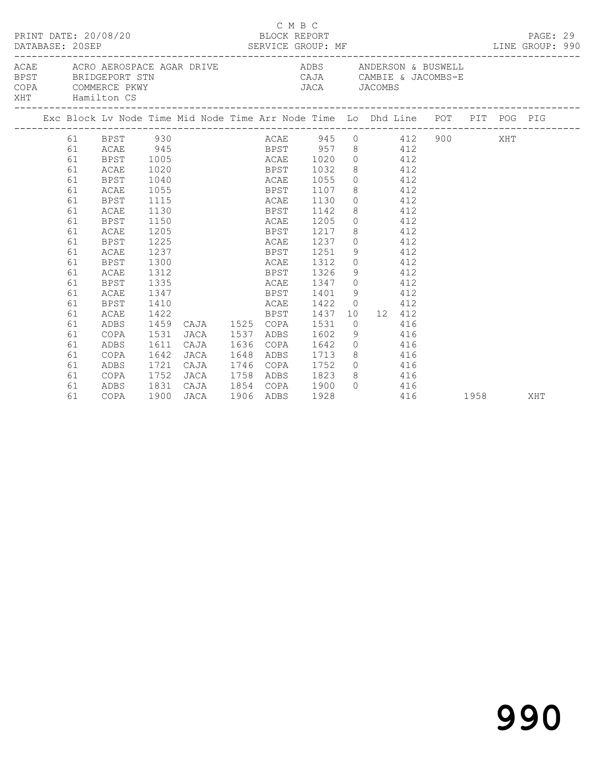C M B C

PRINT DATE: 20/08/20 BLOCK REPORT
DATABASE: 20SEP SERVICE GROUP: MF LINE GROUP: 990

| | | | |
|---|---|---|---|
| ACAE | ACRO AEROSPACE AGAR DRIVE | ADBS | ANDERSON & BUSWELL |
| BPST | BRIDGEPORT STN | CAJA | CAMBIE & JACOMBS-E |
| COPA | COMMERCE PKWY | JACA | JACOMBS |
| XHT | Hamilton CS | | |

| Exc | Block | Lv Node | Time | Mid Node | Time | Arr Node | Time | Lo | Dhd | Line | POT | PIT | POG | PIG |
|---|---|---|---|---|---|---|---|---|---|---|---|---|---|---|
| | 61 | BPST | 930 | | | ACAE | 945 | 0 | | 412 | 900 | | XHT | |
| | 61 | ACAE | 945 | | | BPST | 957 | 8 | | 412 | | | | |
| | 61 | BPST | 1005 | | | ACAE | 1020 | 0 | | 412 | | | | |
| | 61 | ACAE | 1020 | | | BPST | 1032 | 8 | | 412 | | | | |
| | 61 | BPST | 1040 | | | ACAE | 1055 | 0 | | 412 | | | | |
| | 61 | ACAE | 1055 | | | BPST | 1107 | 8 | | 412 | | | | |
| | 61 | BPST | 1115 | | | ACAE | 1130 | 0 | | 412 | | | | |
| | 61 | ACAE | 1130 | | | BPST | 1142 | 8 | | 412 | | | | |
| | 61 | BPST | 1150 | | | ACAE | 1205 | 0 | | 412 | | | | |
| | 61 | ACAE | 1205 | | | BPST | 1217 | 8 | | 412 | | | | |
| | 61 | BPST | 1225 | | | ACAE | 1237 | 0 | | 412 | | | | |
| | 61 | ACAE | 1237 | | | BPST | 1251 | 9 | | 412 | | | | |
| | 61 | BPST | 1300 | | | ACAE | 1312 | 0 | | 412 | | | | |
| | 61 | ACAE | 1312 | | | BPST | 1326 | 9 | | 412 | | | | |
| | 61 | BPST | 1335 | | | ACAE | 1347 | 0 | | 412 | | | | |
| | 61 | ACAE | 1347 | | | BPST | 1401 | 9 | | 412 | | | | |
| | 61 | BPST | 1410 | | | ACAE | 1422 | 0 | | 412 | | | | |
| | 61 | ACAE | 1422 | | | BPST | 1437 | 10 | 12 | 412 | | | | |
| | 61 | ADBS | 1459 | CAJA | 1525 | COPA | 1531 | 0 | | 416 | | | | |
| | 61 | COPA | 1531 | JACA | 1537 | ADBS | 1602 | 9 | | 416 | | | | |
| | 61 | ADBS | 1611 | CAJA | 1636 | COPA | 1642 | 0 | | 416 | | | | |
| | 61 | COPA | 1642 | JACA | 1648 | ADBS | 1713 | 8 | | 416 | | | | |
| | 61 | ADBS | 1721 | CAJA | 1746 | COPA | 1752 | 0 | | 416 | | | | |
| | 61 | COPA | 1752 | JACA | 1758 | ADBS | 1823 | 8 | | 416 | | | | |
| | 61 | ADBS | 1831 | CAJA | 1854 | COPA | 1900 | 0 | | 416 | | | | |
| | 61 | COPA | 1900 | JACA | 1906 | ADBS | 1928 | | | 416 | | 1958 | | XHT |

990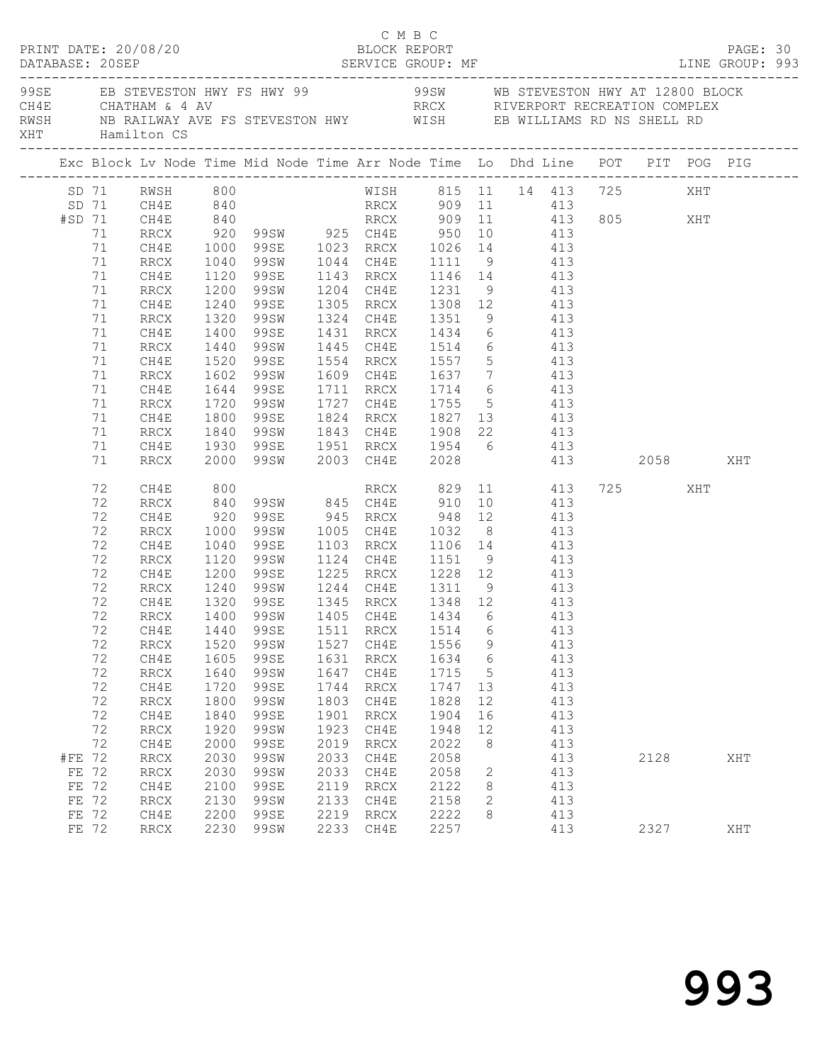C M B C
PRINT DATE: 20/08/20 BLOCK REPORT
DATABASE: 20SEP SERVICE GROUP: MF LINE GROUP: 993

| | | | |
|---|---|---|---|
| 99SE | EB STEVESTON HWY FS HWY 99 | 99SW | WB STEVESTON HWY AT 12800 BLOCK |
| CH4E | CHATHAM & 4 AV | RRCX | RIVERPORT RECREATION COMPLEX |
| RWSH | NB RAILWAY AVE FS STEVESTON HWY | WISH | EB WILLIAMS RD NS SHELL RD |
| XHT | Hamilton CS | | |

| Exc | Block | Lv Node | Time | Mid Node | Time | Arr Node | Time | Lo | Dhd | Line | POT | PIT | POG | PIG |
|---|---|---|---|---|---|---|---|---|---|---|---|---|---|---|
| SD | 71 | RWSH | 800 | | | WISH | 815 | 11 | 14 | 413 | 725 | | XHT | |
| SD | 71 | CH4E | 840 | | | RRCX | 909 | 11 | | 413 | | | | |
| #SD | 71 | CH4E | 840 | | | RRCX | 909 | 11 | | 413 | 805 | | XHT | |
| | 71 | RRCX | 920 | 99SW | 925 | CH4E | 950 | 10 | | 413 | | | | |
| | 71 | CH4E | 1000 | 99SE | 1023 | RRCX | 1026 | 14 | | 413 | | | | |
| | 71 | RRCX | 1040 | 99SW | 1044 | CH4E | 1111 | 9 | | 413 | | | | |
| | 71 | CH4E | 1120 | 99SE | 1143 | RRCX | 1146 | 14 | | 413 | | | | |
| | 71 | RRCX | 1200 | 99SW | 1204 | CH4E | 1231 | 9 | | 413 | | | | |
| | 71 | CH4E | 1240 | 99SE | 1305 | RRCX | 1308 | 12 | | 413 | | | | |
| | 71 | RRCX | 1320 | 99SW | 1324 | CH4E | 1351 | 9 | | 413 | | | | |
| | 71 | CH4E | 1400 | 99SE | 1431 | RRCX | 1434 | 6 | | 413 | | | | |
| | 71 | RRCX | 1440 | 99SW | 1445 | CH4E | 1514 | 6 | | 413 | | | | |
| | 71 | CH4E | 1520 | 99SE | 1554 | RRCX | 1557 | 5 | | 413 | | | | |
| | 71 | RRCX | 1602 | 99SW | 1609 | CH4E | 1637 | 7 | | 413 | | | | |
| | 71 | CH4E | 1644 | 99SE | 1711 | RRCX | 1714 | 6 | | 413 | | | | |
| | 71 | RRCX | 1720 | 99SW | 1727 | CH4E | 1755 | 5 | | 413 | | | | |
| | 71 | CH4E | 1800 | 99SE | 1824 | RRCX | 1827 | 13 | | 413 | | | | |
| | 71 | RRCX | 1840 | 99SW | 1843 | CH4E | 1908 | 22 | | 413 | | | | |
| | 71 | CH4E | 1930 | 99SE | 1951 | RRCX | 1954 | 6 | | 413 | | | | |
| | 71 | RRCX | 2000 | 99SW | 2003 | CH4E | 2028 | | | 413 | | 2058 | | XHT |
| | 72 | CH4E | 800 | | | RRCX | 829 | 11 | | 413 | 725 | | XHT | |
| | 72 | RRCX | 840 | 99SW | 845 | CH4E | 910 | 10 | | 413 | | | | |
| | 72 | CH4E | 920 | 99SE | 945 | RRCX | 948 | 12 | | 413 | | | | |
| | 72 | RRCX | 1000 | 99SW | 1005 | CH4E | 1032 | 8 | | 413 | | | | |
| | 72 | CH4E | 1040 | 99SE | 1103 | RRCX | 1106 | 14 | | 413 | | | | |
| | 72 | RRCX | 1120 | 99SW | 1124 | CH4E | 1151 | 9 | | 413 | | | | |
| | 72 | CH4E | 1200 | 99SE | 1225 | RRCX | 1228 | 12 | | 413 | | | | |
| | 72 | RRCX | 1240 | 99SW | 1244 | CH4E | 1311 | 9 | | 413 | | | | |
| | 72 | CH4E | 1320 | 99SE | 1345 | RRCX | 1348 | 12 | | 413 | | | | |
| | 72 | RRCX | 1400 | 99SW | 1405 | CH4E | 1434 | 6 | | 413 | | | | |
| | 72 | CH4E | 1440 | 99SE | 1511 | RRCX | 1514 | 6 | | 413 | | | | |
| | 72 | RRCX | 1520 | 99SW | 1527 | CH4E | 1556 | 9 | | 413 | | | | |
| | 72 | CH4E | 1605 | 99SE | 1631 | RRCX | 1634 | 6 | | 413 | | | | |
| | 72 | RRCX | 1640 | 99SW | 1647 | CH4E | 1715 | 5 | | 413 | | | | |
| | 72 | CH4E | 1720 | 99SE | 1744 | RRCX | 1747 | 13 | | 413 | | | | |
| | 72 | RRCX | 1800 | 99SW | 1803 | CH4E | 1828 | 12 | | 413 | | | | |
| | 72 | CH4E | 1840 | 99SE | 1901 | RRCX | 1904 | 16 | | 413 | | | | |
| | 72 | RRCX | 1920 | 99SW | 1923 | CH4E | 1948 | 12 | | 413 | | | | |
| | 72 | CH4E | 2000 | 99SE | 2019 | RRCX | 2022 | 8 | | 413 | | | | |
| #FE | 72 | RRCX | 2030 | 99SW | 2033 | CH4E | 2058 | | | 413 | | 2128 | | XHT |
| FE | 72 | RRCX | 2030 | 99SW | 2033 | CH4E | 2058 | 2 | | 413 | | | | |
| FE | 72 | CH4E | 2100 | 99SE | 2119 | RRCX | 2122 | 8 | | 413 | | | | |
| FE | 72 | RRCX | 2130 | 99SW | 2133 | CH4E | 2158 | 2 | | 413 | | | | |
| FE | 72 | CH4E | 2200 | 99SE | 2219 | RRCX | 2222 | 8 | | 413 | | | | |
| FE | 72 | RRCX | 2230 | 99SW | 2233 | CH4E | 2257 | | | 413 | | 2327 | | XHT |

993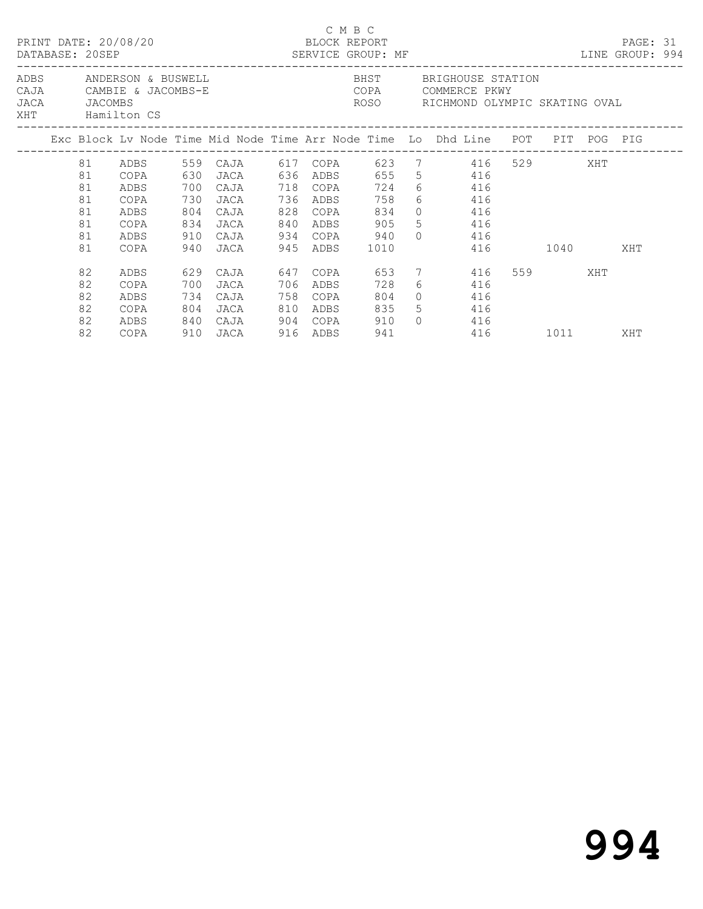C M B C

PRINT DATE: 20/08/20 BLOCK REPORT

DATABASE: 20SEP SERVICE GROUP: MF LINE GROUP: 994

| | | | |
|---|---|---|---|
| ADBS | ANDERSON & BUSWELL | BHST | BRIGHOUSE STATION |
| CAJA | CAMBIE & JACOMBS-E | COPA | COMMERCE PKWY |
| JACA | JACOMBS | ROSO | RICHMOND OLYMPIC SKATING OVAL |
| XHT | Hamilton CS | | |

| Exc | Block | Lv Node | Time | Mid Node | Time | Arr Node | Time | Lo | Dhd Line | POT | PIT | POG | PIG |
|---|---|---|---|---|---|---|---|---|---|---|---|---|---|
| | 81 | ADBS | 559 | CAJA | 617 | COPA | 623 | 7 | 416 | 529 | | XHT | |
| | 81 | COPA | 630 | JACA | 636 | ADBS | 655 | 5 | 416 | | | | |
| | 81 | ADBS | 700 | CAJA | 718 | COPA | 724 | 6 | 416 | | | | |
| | 81 | COPA | 730 | JACA | 736 | ADBS | 758 | 6 | 416 | | | | |
| | 81 | ADBS | 804 | CAJA | 828 | COPA | 834 | 0 | 416 | | | | |
| | 81 | COPA | 834 | JACA | 840 | ADBS | 905 | 5 | 416 | | | | |
| | 81 | ADBS | 910 | CAJA | 934 | COPA | 940 | 0 | 416 | | | | |
| | 81 | COPA | 940 | JACA | 945 | ADBS | 1010 | | 416 | | 1040 | | XHT |
| | 82 | ADBS | 629 | CAJA | 647 | COPA | 653 | 7 | 416 | 559 | | XHT | |
| | 82 | COPA | 700 | JACA | 706 | ADBS | 728 | 6 | 416 | | | | |
| | 82 | ADBS | 734 | CAJA | 758 | COPA | 804 | 0 | 416 | | | | |
| | 82 | COPA | 804 | JACA | 810 | ADBS | 835 | 5 | 416 | | | | |
| | 82 | ADBS | 840 | CAJA | 904 | COPA | 910 | 0 | 416 | | | | |
| | 82 | COPA | 910 | JACA | 916 | ADBS | 941 | | 416 | | 1011 | | XHT |

994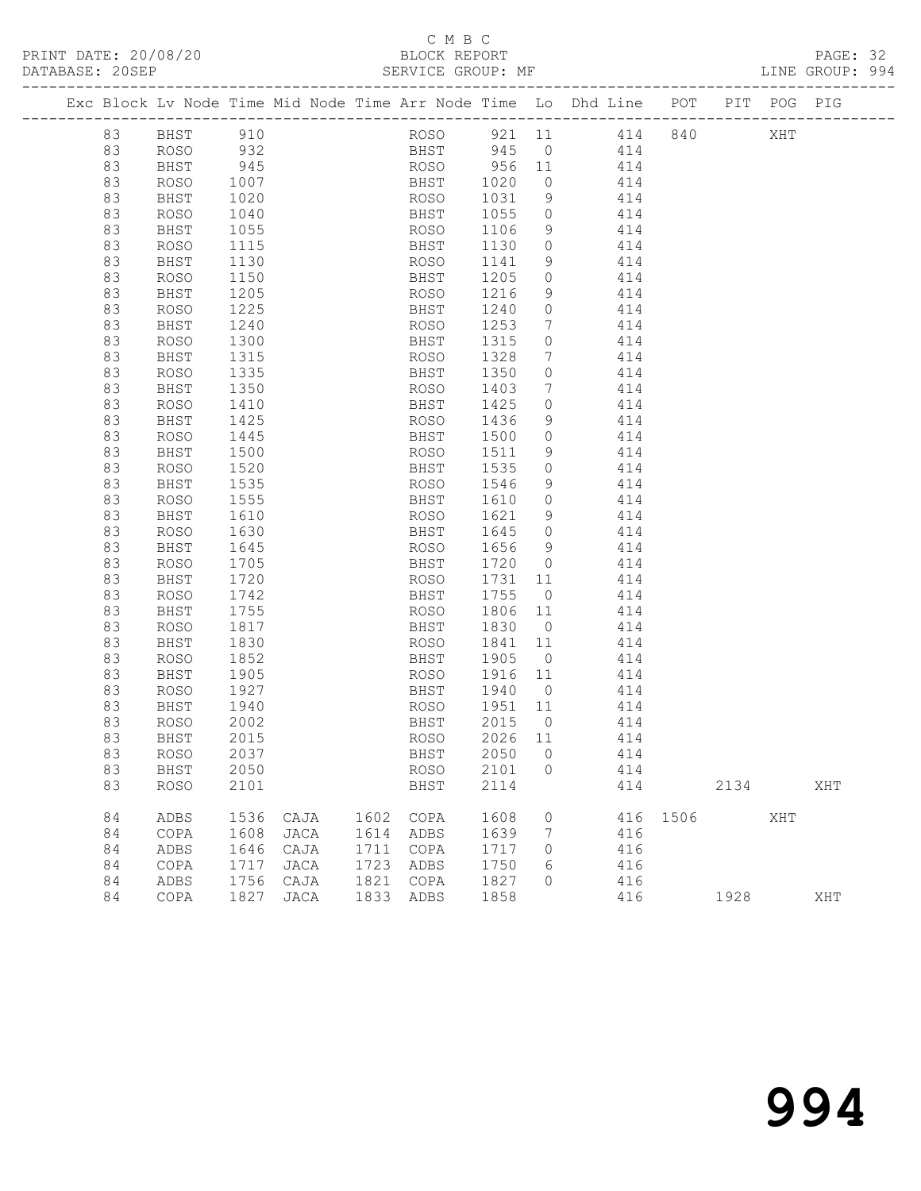C M B C

PRINT DATE: 20/08/20 BLOCK REPORT PAGE: 32
DATABASE: 20SEP SERVICE GROUP: MF LINE GROUP: 994

| Exc | Block | Lv | Node | Time | Mid Node | Time | Arr Node | Time | Lo | Dhd Line | POT | PIT | POG | PIG |
|---|---|---|---|---|---|---|---|---|---|---|---|---|---|---|
| | 83 | | BHST | 910 | | | ROSO | 921 | 11 | 414 | 840 | | XHT | |
| | 83 | | ROSO | 932 | | | BHST | 945 | 0 | 414 | | | | |
| | 83 | | BHST | 945 | | | ROSO | 956 | 11 | 414 | | | | |
| | 83 | | ROSO | 1007 | | | BHST | 1020 | 0 | 414 | | | | |
| | 83 | | BHST | 1020 | | | ROSO | 1031 | 9 | 414 | | | | |
| | 83 | | ROSO | 1040 | | | BHST | 1055 | 0 | 414 | | | | |
| | 83 | | BHST | 1055 | | | ROSO | 1106 | 9 | 414 | | | | |
| | 83 | | ROSO | 1115 | | | BHST | 1130 | 0 | 414 | | | | |
| | 83 | | BHST | 1130 | | | ROSO | 1141 | 9 | 414 | | | | |
| | 83 | | ROSO | 1150 | | | BHST | 1205 | 0 | 414 | | | | |
| | 83 | | BHST | 1205 | | | ROSO | 1216 | 9 | 414 | | | | |
| | 83 | | ROSO | 1225 | | | BHST | 1240 | 0 | 414 | | | | |
| | 83 | | BHST | 1240 | | | ROSO | 1253 | 7 | 414 | | | | |
| | 83 | | ROSO | 1300 | | | BHST | 1315 | 0 | 414 | | | | |
| | 83 | | BHST | 1315 | | | ROSO | 1328 | 7 | 414 | | | | |
| | 83 | | ROSO | 1335 | | | BHST | 1350 | 0 | 414 | | | | |
| | 83 | | BHST | 1350 | | | ROSO | 1403 | 7 | 414 | | | | |
| | 83 | | ROSO | 1410 | | | BHST | 1425 | 0 | 414 | | | | |
| | 83 | | BHST | 1425 | | | ROSO | 1436 | 9 | 414 | | | | |
| | 83 | | ROSO | 1445 | | | BHST | 1500 | 0 | 414 | | | | |
| | 83 | | BHST | 1500 | | | ROSO | 1511 | 9 | 414 | | | | |
| | 83 | | ROSO | 1520 | | | BHST | 1535 | 0 | 414 | | | | |
| | 83 | | BHST | 1535 | | | ROSO | 1546 | 9 | 414 | | | | |
| | 83 | | ROSO | 1555 | | | BHST | 1610 | 0 | 414 | | | | |
| | 83 | | BHST | 1610 | | | ROSO | 1621 | 9 | 414 | | | | |
| | 83 | | ROSO | 1630 | | | BHST | 1645 | 0 | 414 | | | | |
| | 83 | | BHST | 1645 | | | ROSO | 1656 | 9 | 414 | | | | |
| | 83 | | ROSO | 1705 | | | BHST | 1720 | 0 | 414 | | | | |
| | 83 | | BHST | 1720 | | | ROSO | 1731 | 11 | 414 | | | | |
| | 83 | | ROSO | 1742 | | | BHST | 1755 | 0 | 414 | | | | |
| | 83 | | BHST | 1755 | | | ROSO | 1806 | 11 | 414 | | | | |
| | 83 | | ROSO | 1817 | | | BHST | 1830 | 0 | 414 | | | | |
| | 83 | | BHST | 1830 | | | ROSO | 1841 | 11 | 414 | | | | |
| | 83 | | ROSO | 1852 | | | BHST | 1905 | 0 | 414 | | | | |
| | 83 | | BHST | 1905 | | | ROSO | 1916 | 11 | 414 | | | | |
| | 83 | | ROSO | 1927 | | | BHST | 1940 | 0 | 414 | | | | |
| | 83 | | BHST | 1940 | | | ROSO | 1951 | 11 | 414 | | | | |
| | 83 | | ROSO | 2002 | | | BHST | 2015 | 0 | 414 | | | | |
| | 83 | | BHST | 2015 | | | ROSO | 2026 | 11 | 414 | | | | |
| | 83 | | ROSO | 2037 | | | BHST | 2050 | 0 | 414 | | | | |
| | 83 | | BHST | 2050 | | | ROSO | 2101 | 0 | 414 | | | | |
| | 83 | | ROSO | 2101 | | | BHST | 2114 | | 414 | | 2134 | | XHT |
| | 84 | | ADBS | 1536 | CAJA | 1602 | COPA | 1608 | 0 | 416 | 1506 | | XHT | |
| | 84 | | COPA | 1608 | JACA | 1614 | ADBS | 1639 | 7 | 416 | | | | |
| | 84 | | ADBS | 1646 | CAJA | 1711 | COPA | 1717 | 0 | 416 | | | | |
| | 84 | | COPA | 1717 | JACA | 1723 | ADBS | 1750 | 6 | 416 | | | | |
| | 84 | | ADBS | 1756 | CAJA | 1821 | COPA | 1827 | 0 | 416 | | | | |
| | 84 | | COPA | 1827 | JACA | 1833 | ADBS | 1858 | | 416 | | 1928 | | XHT |

# 994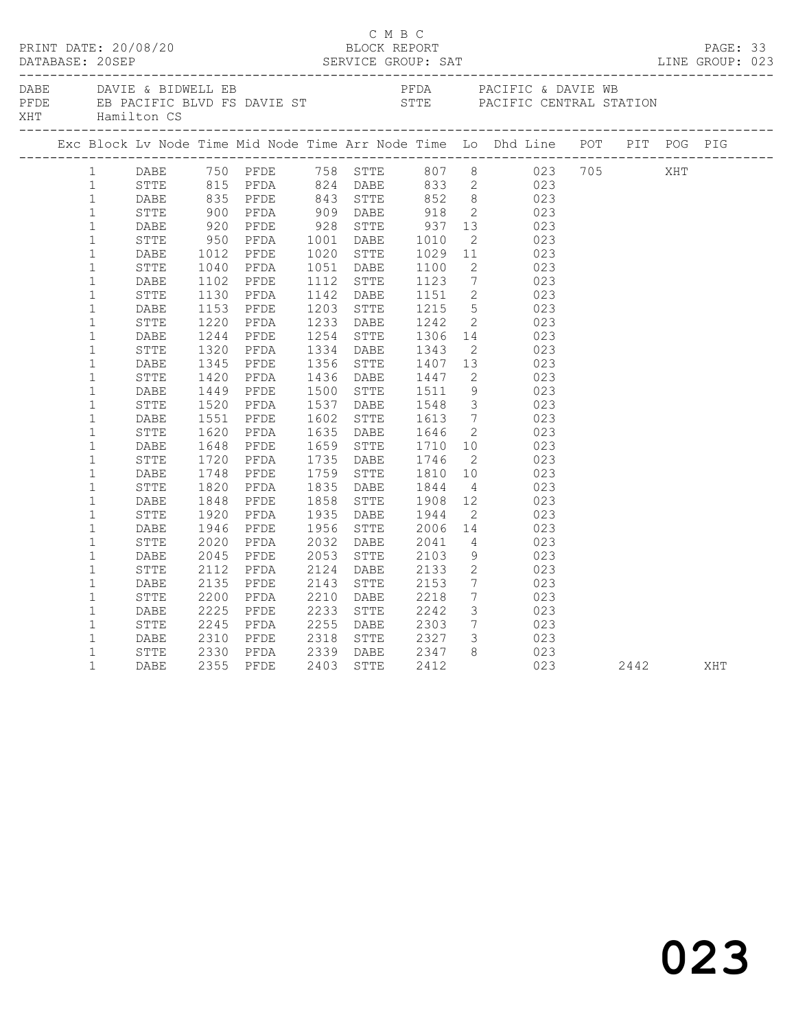C M B C

PRINT DATE: 20/08/20 BLOCK REPORT
DATABASE: 20SEP SERVICE GROUP: SAT LINE GROUP: 023

| | | | |
|---|---|---|---|
| DABE | DAVIE & BIDWELL EB | PFDA | PACIFIC & DAVIE WB |
| PFDE | EB PACIFIC BLVD FS DAVIE ST | STTE | PACIFIC CENTRAL STATION |
| XHT | Hamilton CS | | |

| Exc | Block | Lv | Node | Time | Mid Node | Time | Arr Node | Time | Lo | Dhd Line | POT | PIT | POG | PIG |
|---|---|---|---|---|---|---|---|---|---|---|---|---|---|---|
| | 1 | | DABE | 750 | PFDE | 758 | STTE | 807 | 8 | 023 | 705 | | XHT | |
| | 1 | | STTE | 815 | PFDA | 824 | DABE | 833 | 2 | 023 | | | | |
| | 1 | | DABE | 835 | PFDE | 843 | STTE | 852 | 8 | 023 | | | | |
| | 1 | | STTE | 900 | PFDA | 909 | DABE | 918 | 2 | 023 | | | | |
| | 1 | | DABE | 920 | PFDE | 928 | STTE | 937 | 13 | 023 | | | | |
| | 1 | | STTE | 950 | PFDA | 1001 | DABE | 1010 | 2 | 023 | | | | |
| | 1 | | DABE | 1012 | PFDE | 1020 | STTE | 1029 | 11 | 023 | | | | |
| | 1 | | STTE | 1040 | PFDA | 1051 | DABE | 1100 | 2 | 023 | | | | |
| | 1 | | DABE | 1102 | PFDE | 1112 | STTE | 1123 | 7 | 023 | | | | |
| | 1 | | STTE | 1130 | PFDA | 1142 | DABE | 1151 | 2 | 023 | | | | |
| | 1 | | DABE | 1153 | PFDE | 1203 | STTE | 1215 | 5 | 023 | | | | |
| | 1 | | STTE | 1220 | PFDA | 1233 | DABE | 1242 | 2 | 023 | | | | |
| | 1 | | DABE | 1244 | PFDE | 1254 | STTE | 1306 | 14 | 023 | | | | |
| | 1 | | STTE | 1320 | PFDA | 1334 | DABE | 1343 | 2 | 023 | | | | |
| | 1 | | DABE | 1345 | PFDE | 1356 | STTE | 1407 | 13 | 023 | | | | |
| | 1 | | STTE | 1420 | PFDA | 1436 | DABE | 1447 | 2 | 023 | | | | |
| | 1 | | DABE | 1449 | PFDE | 1500 | STTE | 1511 | 9 | 023 | | | | |
| | 1 | | STTE | 1520 | PFDA | 1537 | DABE | 1548 | 3 | 023 | | | | |
| | 1 | | DABE | 1551 | PFDE | 1602 | STTE | 1613 | 7 | 023 | | | | |
| | 1 | | STTE | 1620 | PFDA | 1635 | DABE | 1646 | 2 | 023 | | | | |
| | 1 | | DABE | 1648 | PFDE | 1659 | STTE | 1710 | 10 | 023 | | | | |
| | 1 | | STTE | 1720 | PFDA | 1735 | DABE | 1746 | 2 | 023 | | | | |
| | 1 | | DABE | 1748 | PFDE | 1759 | STTE | 1810 | 10 | 023 | | | | |
| | 1 | | STTE | 1820 | PFDA | 1835 | DABE | 1844 | 4 | 023 | | | | |
| | 1 | | DABE | 1848 | PFDE | 1858 | STTE | 1908 | 12 | 023 | | | | |
| | 1 | | STTE | 1920 | PFDA | 1935 | DABE | 1944 | 2 | 023 | | | | |
| | 1 | | DABE | 1946 | PFDE | 1956 | STTE | 2006 | 14 | 023 | | | | |
| | 1 | | STTE | 2020 | PFDA | 2032 | DABE | 2041 | 4 | 023 | | | | |
| | 1 | | DABE | 2045 | PFDE | 2053 | STTE | 2103 | 9 | 023 | | | | |
| | 1 | | STTE | 2112 | PFDA | 2124 | DABE | 2133 | 2 | 023 | | | | |
| | 1 | | DABE | 2135 | PFDE | 2143 | STTE | 2153 | 7 | 023 | | | | |
| | 1 | | STTE | 2200 | PFDA | 2210 | DABE | 2218 | 7 | 023 | | | | |
| | 1 | | DABE | 2225 | PFDE | 2233 | STTE | 2242 | 3 | 023 | | | | |
| | 1 | | STTE | 2245 | PFDA | 2255 | DABE | 2303 | 7 | 023 | | | | |
| | 1 | | DABE | 2310 | PFDE | 2318 | STTE | 2327 | 3 | 023 | | | | |
| | 1 | | STTE | 2330 | PFDA | 2339 | DABE | 2347 | 8 | 023 | | | | |
| | 1 | | DABE | 2355 | PFDE | 2403 | STTE | 2412 | | 023 | | 2442 | | XHT |

023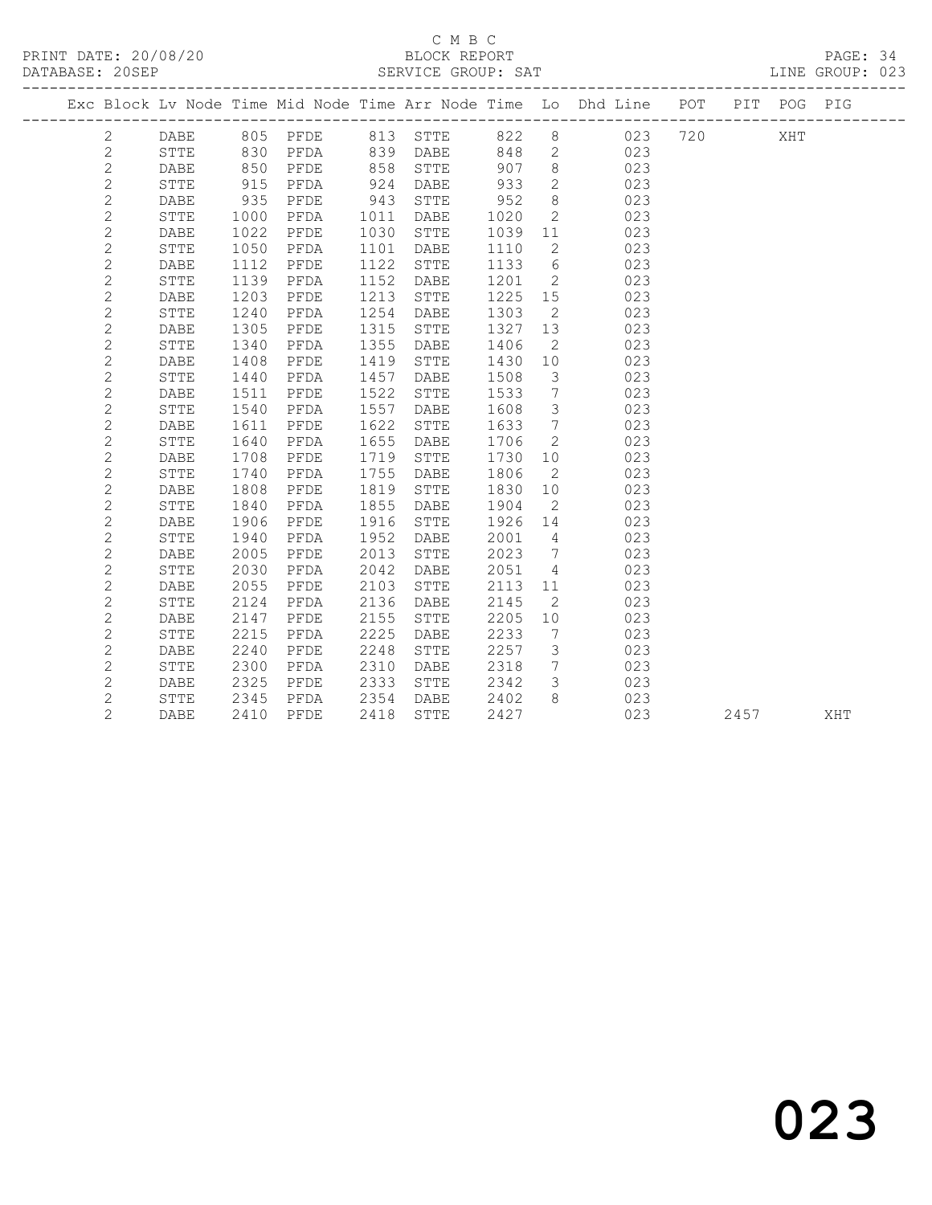C M B C
BLOCK REPORT
SERVICE GROUP: SAT

PRINT DATE: 20/08/20
DATABASE: 20SEP
LINE GROUP: 023

| Exc | Block | Lv | Node | Time | Mid Node | Time | Arr Node | Time | Lo | Dhd Line | POT | PIT | POG | PIG |
|---|---|---|---|---|---|---|---|---|---|---|---|---|---|---|
| | 2 | | DABE | 805 | PFDE | 813 | STTE | 822 | 8 | 023 | 720 | | XHT | |
| | 2 | | STTE | 830 | PFDA | 839 | DABE | 848 | 2 | 023 | | | | |
| | 2 | | DABE | 850 | PFDE | 858 | STTE | 907 | 8 | 023 | | | | |
| | 2 | | STTE | 915 | PFDA | 924 | DABE | 933 | 2 | 023 | | | | |
| | 2 | | DABE | 935 | PFDE | 943 | STTE | 952 | 8 | 023 | | | | |
| | 2 | | STTE | 1000 | PFDA | 1011 | DABE | 1020 | 2 | 023 | | | | |
| | 2 | | DABE | 1022 | PFDE | 1030 | STTE | 1039 | 11 | 023 | | | | |
| | 2 | | STTE | 1050 | PFDA | 1101 | DABE | 1110 | 2 | 023 | | | | |
| | 2 | | DABE | 1112 | PFDE | 1122 | STTE | 1133 | 6 | 023 | | | | |
| | 2 | | STTE | 1139 | PFDA | 1152 | DABE | 1201 | 2 | 023 | | | | |
| | 2 | | DABE | 1203 | PFDE | 1213 | STTE | 1225 | 15 | 023 | | | | |
| | 2 | | STTE | 1240 | PFDA | 1254 | DABE | 1303 | 2 | 023 | | | | |
| | 2 | | DABE | 1305 | PFDE | 1315 | STTE | 1327 | 13 | 023 | | | | |
| | 2 | | STTE | 1340 | PFDA | 1355 | DABE | 1406 | 2 | 023 | | | | |
| | 2 | | DABE | 1408 | PFDE | 1419 | STTE | 1430 | 10 | 023 | | | | |
| | 2 | | STTE | 1440 | PFDA | 1457 | DABE | 1508 | 3 | 023 | | | | |
| | 2 | | DABE | 1511 | PFDE | 1522 | STTE | 1533 | 7 | 023 | | | | |
| | 2 | | STTE | 1540 | PFDA | 1557 | DABE | 1608 | 3 | 023 | | | | |
| | 2 | | DABE | 1611 | PFDE | 1622 | STTE | 1633 | 7 | 023 | | | | |
| | 2 | | STTE | 1640 | PFDA | 1655 | DABE | 1706 | 2 | 023 | | | | |
| | 2 | | DABE | 1708 | PFDE | 1719 | STTE | 1730 | 10 | 023 | | | | |
| | 2 | | STTE | 1740 | PFDA | 1755 | DABE | 1806 | 2 | 023 | | | | |
| | 2 | | DABE | 1808 | PFDE | 1819 | STTE | 1830 | 10 | 023 | | | | |
| | 2 | | STTE | 1840 | PFDA | 1855 | DABE | 1904 | 2 | 023 | | | | |
| | 2 | | DABE | 1906 | PFDE | 1916 | STTE | 1926 | 14 | 023 | | | | |
| | 2 | | STTE | 1940 | PFDA | 1952 | DABE | 2001 | 4 | 023 | | | | |
| | 2 | | DABE | 2005 | PFDE | 2013 | STTE | 2023 | 7 | 023 | | | | |
| | 2 | | STTE | 2030 | PFDA | 2042 | DABE | 2051 | 4 | 023 | | | | |
| | 2 | | DABE | 2055 | PFDE | 2103 | STTE | 2113 | 11 | 023 | | | | |
| | 2 | | STTE | 2124 | PFDA | 2136 | DABE | 2145 | 2 | 023 | | | | |
| | 2 | | DABE | 2147 | PFDE | 2155 | STTE | 2205 | 10 | 023 | | | | |
| | 2 | | STTE | 2215 | PFDA | 2225 | DABE | 2233 | 7 | 023 | | | | |
| | 2 | | DABE | 2240 | PFDE | 2248 | STTE | 2257 | 3 | 023 | | | | |
| | 2 | | STTE | 2300 | PFDA | 2310 | DABE | 2318 | 7 | 023 | | | | |
| | 2 | | DABE | 2325 | PFDE | 2333 | STTE | 2342 | 3 | 023 | | | | |
| | 2 | | STTE | 2345 | PFDA | 2354 | DABE | 2402 | 8 | 023 | | | | |
| | 2 | | DABE | 2410 | PFDE | 2418 | STTE | 2427 | | 023 | | 2457 | | XHT |

023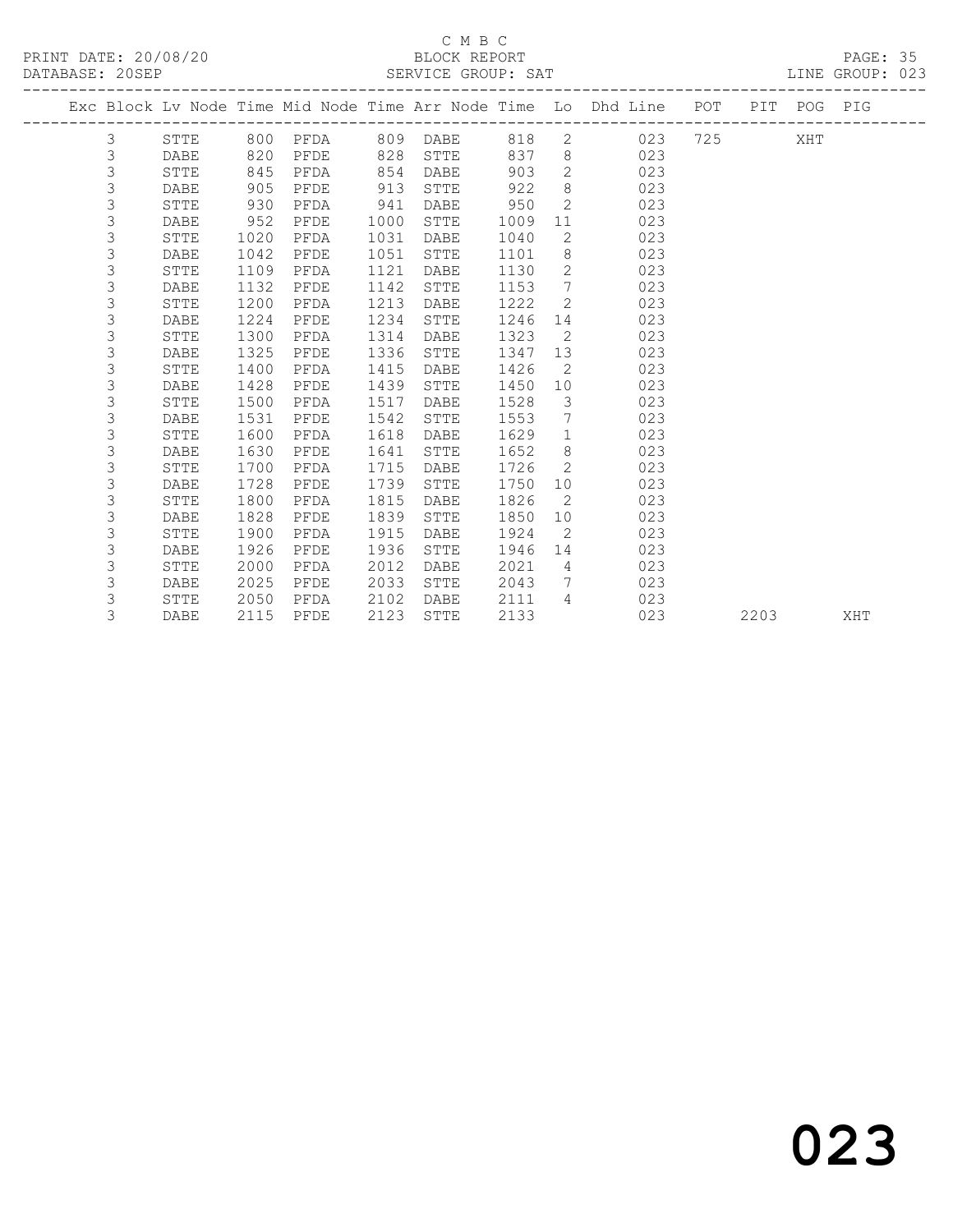C M B C

PRINT DATE: 20/08/20 BLOCK REPORT

DATABASE: 20SEP SERVICE GROUP: SAT LINE GROUP: 023

| Exc | Block | Lv | Node | Time | Mid Node | Time | Arr Node | Time | Lo | Dhd Line | POT | PIT | POG | PIG |
|---|---|---|---|---|---|---|---|---|---|---|---|---|---|---|
| | 3 | | STTE | 800 | PFDA | 809 | DABE | 818 | 2 | 023 | 725 | | XHT | |
| | 3 | | DABE | 820 | PFDE | 828 | STTE | 837 | 8 | 023 | | | | |
| | 3 | | STTE | 845 | PFDA | 854 | DABE | 903 | 2 | 023 | | | | |
| | 3 | | DABE | 905 | PFDE | 913 | STTE | 922 | 8 | 023 | | | | |
| | 3 | | STTE | 930 | PFDA | 941 | DABE | 950 | 2 | 023 | | | | |
| | 3 | | DABE | 952 | PFDE | 1000 | STTE | 1009 | 11 | 023 | | | | |
| | 3 | | STTE | 1020 | PFDA | 1031 | DABE | 1040 | 2 | 023 | | | | |
| | 3 | | DABE | 1042 | PFDE | 1051 | STTE | 1101 | 8 | 023 | | | | |
| | 3 | | STTE | 1109 | PFDA | 1121 | DABE | 1130 | 2 | 023 | | | | |
| | 3 | | DABE | 1132 | PFDE | 1142 | STTE | 1153 | 7 | 023 | | | | |
| | 3 | | STTE | 1200 | PFDA | 1213 | DABE | 1222 | 2 | 023 | | | | |
| | 3 | | DABE | 1224 | PFDE | 1234 | STTE | 1246 | 14 | 023 | | | | |
| | 3 | | STTE | 1300 | PFDA | 1314 | DABE | 1323 | 2 | 023 | | | | |
| | 3 | | DABE | 1325 | PFDE | 1336 | STTE | 1347 | 13 | 023 | | | | |
| | 3 | | STTE | 1400 | PFDA | 1415 | DABE | 1426 | 2 | 023 | | | | |
| | 3 | | DABE | 1428 | PFDE | 1439 | STTE | 1450 | 10 | 023 | | | | |
| | 3 | | STTE | 1500 | PFDA | 1517 | DABE | 1528 | 3 | 023 | | | | |
| | 3 | | DABE | 1531 | PFDE | 1542 | STTE | 1553 | 7 | 023 | | | | |
| | 3 | | STTE | 1600 | PFDA | 1618 | DABE | 1629 | 1 | 023 | | | | |
| | 3 | | DABE | 1630 | PFDE | 1641 | STTE | 1652 | 8 | 023 | | | | |
| | 3 | | STTE | 1700 | PFDA | 1715 | DABE | 1726 | 2 | 023 | | | | |
| | 3 | | DABE | 1728 | PFDE | 1739 | STTE | 1750 | 10 | 023 | | | | |
| | 3 | | STTE | 1800 | PFDA | 1815 | DABE | 1826 | 2 | 023 | | | | |
| | 3 | | DABE | 1828 | PFDE | 1839 | STTE | 1850 | 10 | 023 | | | | |
| | 3 | | STTE | 1900 | PFDA | 1915 | DABE | 1924 | 2 | 023 | | | | |
| | 3 | | DABE | 1926 | PFDE | 1936 | STTE | 1946 | 14 | 023 | | | | |
| | 3 | | STTE | 2000 | PFDA | 2012 | DABE | 2021 | 4 | 023 | | | | |
| | 3 | | DABE | 2025 | PFDE | 2033 | STTE | 2043 | 7 | 023 | | | | |
| | 3 | | STTE | 2050 | PFDA | 2102 | DABE | 2111 | 4 | 023 | | | | |
| | 3 | | DABE | 2115 | PFDE | 2123 | STTE | 2133 | | 023 | | 2203 | | XHT |

# 023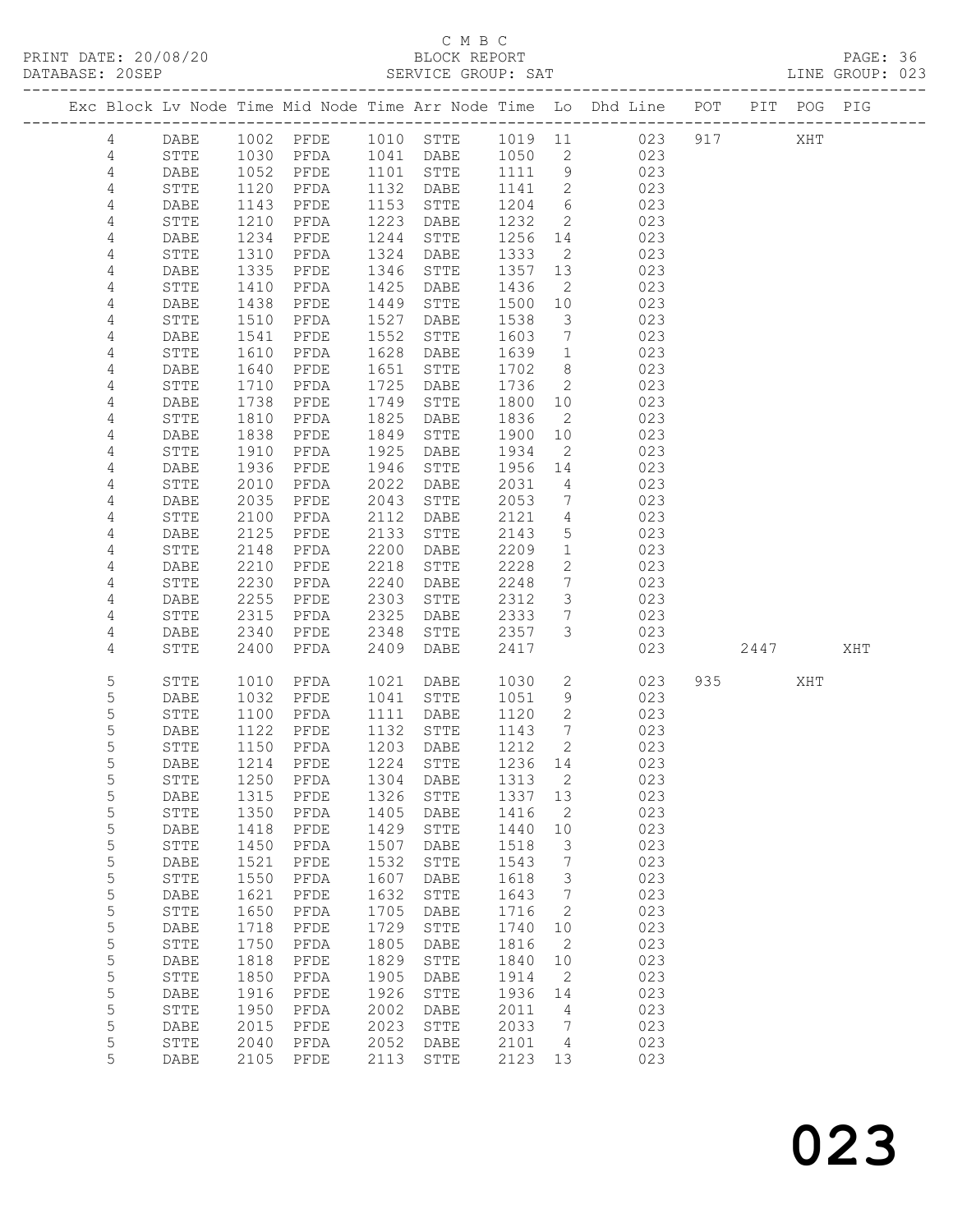C M B C
PRINT DATE: 20/08/20 BLOCK REPORT
DATABASE: 20SEP SERVICE GROUP: SAT LINE GROUP: 023

| Exc | Block | Lv | Node | Time | Mid Node | Time | Arr Node | Time | Lo | Dhd Line | POT | PIT | POG | PIG |
|---|---|---|---|---|---|---|---|---|---|---|---|---|---|---|
| | 4 | | DABE | 1002 | PFDE | 1010 | STTE | 1019 | 11 | 023 | 917 | | XHT | |
| | 4 | | STTE | 1030 | PFDA | 1041 | DABE | 1050 | 2 | 023 | | | | |
| | 4 | | DABE | 1052 | PFDE | 1101 | STTE | 1111 | 9 | 023 | | | | |
| | 4 | | STTE | 1120 | PFDA | 1132 | DABE | 1141 | 2 | 023 | | | | |
| | 4 | | DABE | 1143 | PFDE | 1153 | STTE | 1204 | 6 | 023 | | | | |
| | 4 | | STTE | 1210 | PFDA | 1223 | DABE | 1232 | 2 | 023 | | | | |
| | 4 | | DABE | 1234 | PFDE | 1244 | STTE | 1256 | 14 | 023 | | | | |
| | 4 | | STTE | 1310 | PFDA | 1324 | DABE | 1333 | 2 | 023 | | | | |
| | 4 | | DABE | 1335 | PFDE | 1346 | STTE | 1357 | 13 | 023 | | | | |
| | 4 | | STTE | 1410 | PFDA | 1425 | DABE | 1436 | 2 | 023 | | | | |
| | 4 | | DABE | 1438 | PFDE | 1449 | STTE | 1500 | 10 | 023 | | | | |
| | 4 | | STTE | 1510 | PFDA | 1527 | DABE | 1538 | 3 | 023 | | | | |
| | 4 | | DABE | 1541 | PFDE | 1552 | STTE | 1603 | 7 | 023 | | | | |
| | 4 | | STTE | 1610 | PFDA | 1628 | DABE | 1639 | 1 | 023 | | | | |
| | 4 | | DABE | 1640 | PFDE | 1651 | STTE | 1702 | 8 | 023 | | | | |
| | 4 | | STTE | 1710 | PFDA | 1725 | DABE | 1736 | 2 | 023 | | | | |
| | 4 | | DABE | 1738 | PFDE | 1749 | STTE | 1800 | 10 | 023 | | | | |
| | 4 | | STTE | 1810 | PFDA | 1825 | DABE | 1836 | 2 | 023 | | | | |
| | 4 | | DABE | 1838 | PFDE | 1849 | STTE | 1900 | 10 | 023 | | | | |
| | 4 | | STTE | 1910 | PFDA | 1925 | DABE | 1934 | 2 | 023 | | | | |
| | 4 | | DABE | 1936 | PFDE | 1946 | STTE | 1956 | 14 | 023 | | | | |
| | 4 | | STTE | 2010 | PFDA | 2022 | DABE | 2031 | 4 | 023 | | | | |
| | 4 | | DABE | 2035 | PFDE | 2043 | STTE | 2053 | 7 | 023 | | | | |
| | 4 | | STTE | 2100 | PFDA | 2112 | DABE | 2121 | 4 | 023 | | | | |
| | 4 | | DABE | 2125 | PFDE | 2133 | STTE | 2143 | 5 | 023 | | | | |
| | 4 | | STTE | 2148 | PFDA | 2200 | DABE | 2209 | 1 | 023 | | | | |
| | 4 | | DABE | 2210 | PFDE | 2218 | STTE | 2228 | 2 | 023 | | | | |
| | 4 | | STTE | 2230 | PFDA | 2240 | DABE | 2248 | 7 | 023 | | | | |
| | 4 | | DABE | 2255 | PFDE | 2303 | STTE | 2312 | 3 | 023 | | | | |
| | 4 | | STTE | 2315 | PFDA | 2325 | DABE | 2333 | 7 | 023 | | | | |
| | 4 | | DABE | 2340 | PFDE | 2348 | STTE | 2357 | 3 | 023 | | | | |
| | 4 | | STTE | 2400 | PFDA | 2409 | DABE | 2417 | | 023 | | 2447 | | XHT |
| | 5 | | STTE | 1010 | PFDA | 1021 | DABE | 1030 | 2 | 023 | 935 | | XHT | |
| | 5 | | DABE | 1032 | PFDE | 1041 | STTE | 1051 | 9 | 023 | | | | |
| | 5 | | STTE | 1100 | PFDA | 1111 | DABE | 1120 | 2 | 023 | | | | |
| | 5 | | DABE | 1122 | PFDE | 1132 | STTE | 1143 | 7 | 023 | | | | |
| | 5 | | STTE | 1150 | PFDA | 1203 | DABE | 1212 | 2 | 023 | | | | |
| | 5 | | DABE | 1214 | PFDE | 1224 | STTE | 1236 | 14 | 023 | | | | |
| | 5 | | STTE | 1250 | PFDA | 1304 | DABE | 1313 | 2 | 023 | | | | |
| | 5 | | DABE | 1315 | PFDE | 1326 | STTE | 1337 | 13 | 023 | | | | |
| | 5 | | STTE | 1350 | PFDA | 1405 | DABE | 1416 | 2 | 023 | | | | |
| | 5 | | DABE | 1418 | PFDE | 1429 | STTE | 1440 | 10 | 023 | | | | |
| | 5 | | STTE | 1450 | PFDA | 1507 | DABE | 1518 | 3 | 023 | | | | |
| | 5 | | DABE | 1521 | PFDE | 1532 | STTE | 1543 | 7 | 023 | | | | |
| | 5 | | STTE | 1550 | PFDA | 1607 | DABE | 1618 | 3 | 023 | | | | |
| | 5 | | DABE | 1621 | PFDE | 1632 | STTE | 1643 | 7 | 023 | | | | |
| | 5 | | STTE | 1650 | PFDA | 1705 | DABE | 1716 | 2 | 023 | | | | |
| | 5 | | DABE | 1718 | PFDE | 1729 | STTE | 1740 | 10 | 023 | | | | |
| | 5 | | STTE | 1750 | PFDA | 1805 | DABE | 1816 | 2 | 023 | | | | |
| | 5 | | DABE | 1818 | PFDE | 1829 | STTE | 1840 | 10 | 023 | | | | |
| | 5 | | STTE | 1850 | PFDA | 1905 | DABE | 1914 | 2 | 023 | | | | |
| | 5 | | DABE | 1916 | PFDE | 1926 | STTE | 1936 | 14 | 023 | | | | |
| | 5 | | STTE | 1950 | PFDA | 2002 | DABE | 2011 | 4 | 023 | | | | |
| | 5 | | DABE | 2015 | PFDE | 2023 | STTE | 2033 | 7 | 023 | | | | |
| | 5 | | STTE | 2040 | PFDA | 2052 | DABE | 2101 | 4 | 023 | | | | |
| | 5 | | DABE | 2105 | PFDE | 2113 | STTE | 2123 | 13 | 023 | | | | |

# 023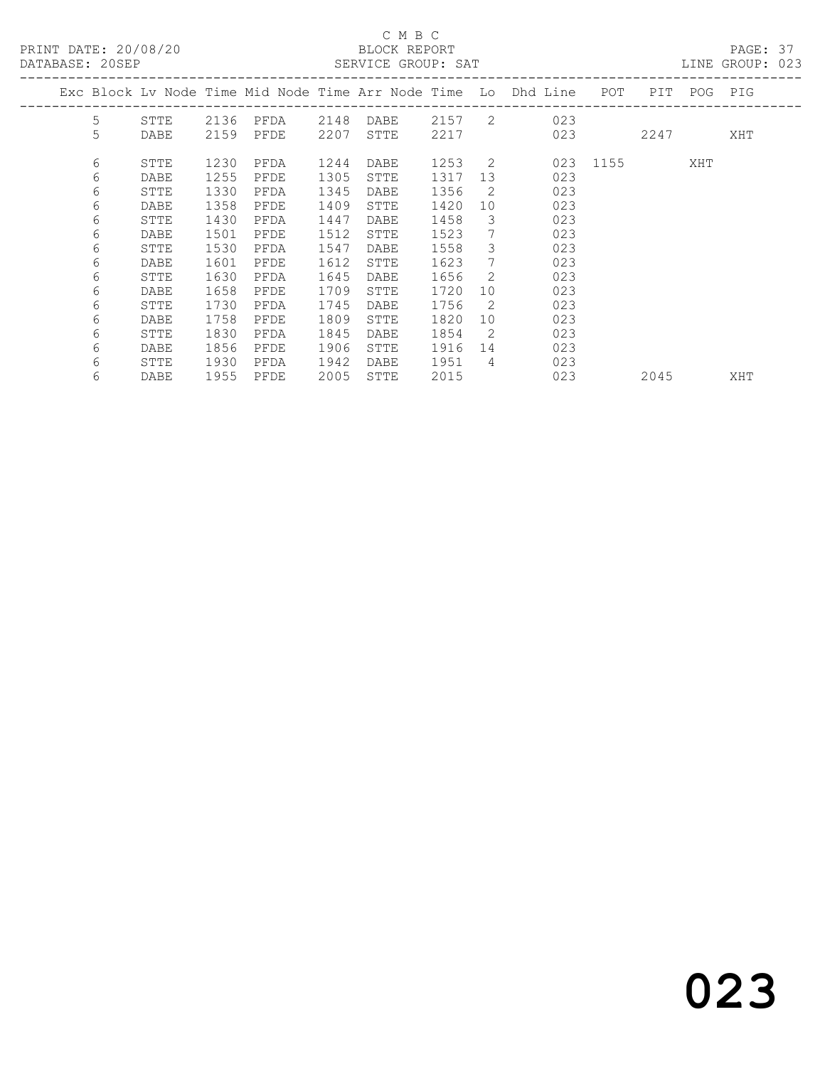C M B C

BLOCK REPORT

SERVICE GROUP: SAT

PRINT DATE: 20/08/20
DATABASE: 20SEP

LINE GROUP: 023

| Exc | Block | Lv Node | Time | Mid Node | Time | Arr Node | Time | Lo | Dhd Line | POT | PIT | POG | PIG |
|---|---|---|---|---|---|---|---|---|---|---|---|---|---|
| | 5 | STTE | 2136 | PFDA | 2148 | DABE | 2157 | 2 | 023 | | | | |
| | 5 | DABE | 2159 | PFDE | 2207 | STTE | 2217 | | 023 | | 2247 | | XHT |
| | 6 | STTE | 1230 | PFDA | 1244 | DABE | 1253 | 2 | 023 | 1155 | | XHT | |
| | 6 | DABE | 1255 | PFDE | 1305 | STTE | 1317 | 13 | 023 | | | | |
| | 6 | STTE | 1330 | PFDA | 1345 | DABE | 1356 | 2 | 023 | | | | |
| | 6 | DABE | 1358 | PFDE | 1409 | STTE | 1420 | 10 | 023 | | | | |
| | 6 | STTE | 1430 | PFDA | 1447 | DABE | 1458 | 3 | 023 | | | | |
| | 6 | DABE | 1501 | PFDE | 1512 | STTE | 1523 | 7 | 023 | | | | |
| | 6 | STTE | 1530 | PFDA | 1547 | DABE | 1558 | 3 | 023 | | | | |
| | 6 | DABE | 1601 | PFDE | 1612 | STTE | 1623 | 7 | 023 | | | | |
| | 6 | STTE | 1630 | PFDA | 1645 | DABE | 1656 | 2 | 023 | | | | |
| | 6 | DABE | 1658 | PFDE | 1709 | STTE | 1720 | 10 | 023 | | | | |
| | 6 | STTE | 1730 | PFDA | 1745 | DABE | 1756 | 2 | 023 | | | | |
| | 6 | DABE | 1758 | PFDE | 1809 | STTE | 1820 | 10 | 023 | | | | |
| | 6 | STTE | 1830 | PFDA | 1845 | DABE | 1854 | 2 | 023 | | | | |
| | 6 | DABE | 1856 | PFDE | 1906 | STTE | 1916 | 14 | 023 | | | | |
| | 6 | STTE | 1930 | PFDA | 1942 | DABE | 1951 | 4 | 023 | | | | |
| | 6 | DABE | 1955 | PFDE | 2005 | STTE | 2015 | | 023 | | 2045 | | XHT |

023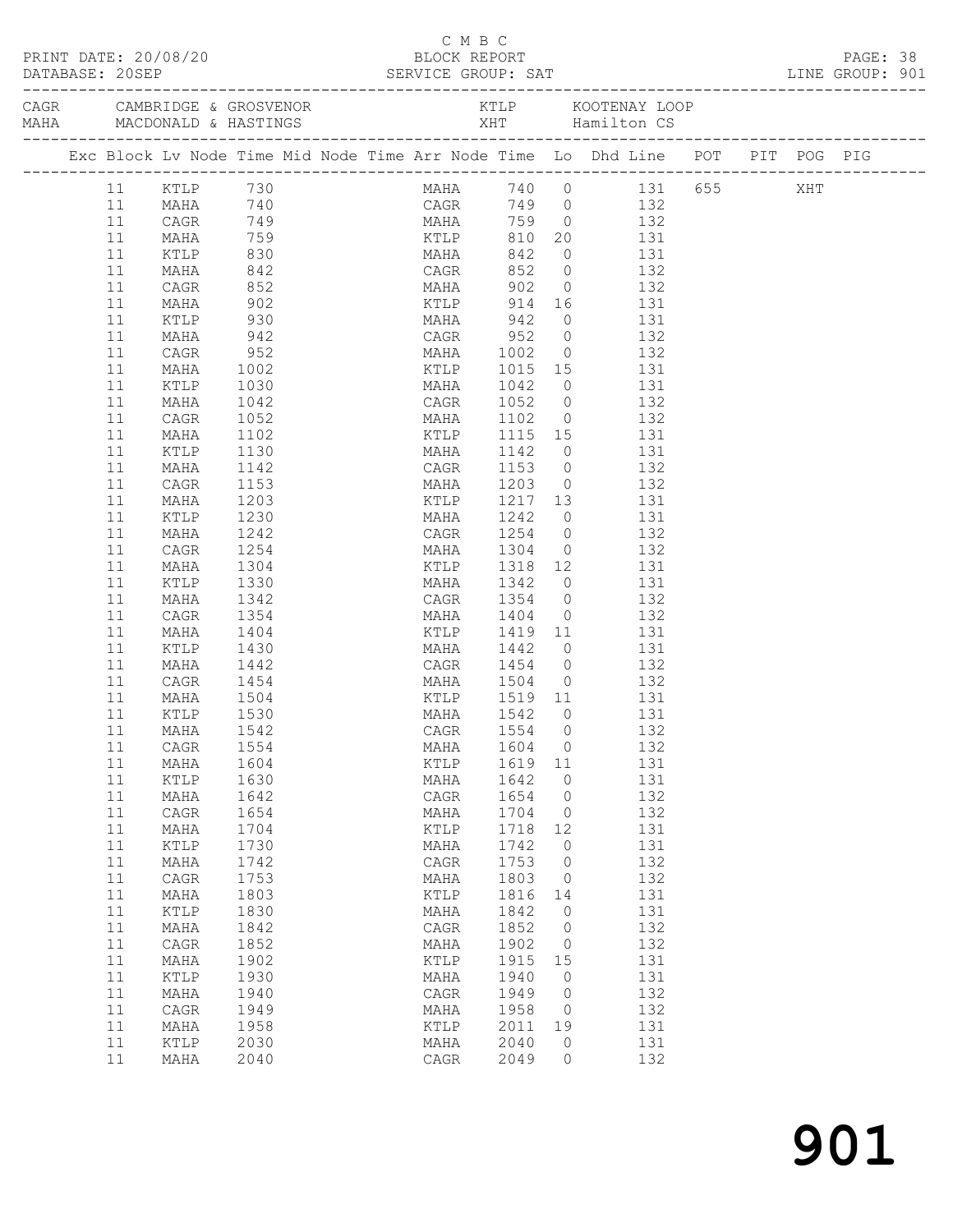C M B C

PRINT DATE: 20/08/20 BLOCK REPORT

DATABASE: 20SEP SERVICE GROUP: SAT LINE GROUP: 901

| CAGR | CAMBRIDGE & GROSVENOR | KTLP | KOOTENAY LOOP |
|---|---|---|---|
| MAHA | MACDONALD & HASTINGS | XHT | Hamilton CS |

| Exc | Block | Lv Node | Time | Mid Node | Time | Arr Node | Time | Lo | Dhd Line | POT | PIT | POG | PIG |
|---|---|---|---|---|---|---|---|---|---|---|---|---|---|
| | 11 | KTLP | 730 | | | MAHA | 740 | 0 | 131 | 655 | | XHT | |
| | 11 | MAHA | 740 | | | CAGR | 749 | 0 | 132 | | | | |
| | 11 | CAGR | 749 | | | MAHA | 759 | 0 | 132 | | | | |
| | 11 | MAHA | 759 | | | KTLP | 810 | 20 | 131 | | | | |
| | 11 | KTLP | 830 | | | MAHA | 842 | 0 | 131 | | | | |
| | 11 | MAHA | 842 | | | CAGR | 852 | 0 | 132 | | | | |
| | 11 | CAGR | 852 | | | MAHA | 902 | 0 | 132 | | | | |
| | 11 | MAHA | 902 | | | KTLP | 914 | 16 | 131 | | | | |
| | 11 | KTLP | 930 | | | MAHA | 942 | 0 | 131 | | | | |
| | 11 | MAHA | 942 | | | CAGR | 952 | 0 | 132 | | | | |
| | 11 | CAGR | 952 | | | MAHA | 1002 | 0 | 132 | | | | |
| | 11 | MAHA | 1002 | | | KTLP | 1015 | 15 | 131 | | | | |
| | 11 | KTLP | 1030 | | | MAHA | 1042 | 0 | 131 | | | | |
| | 11 | MAHA | 1042 | | | CAGR | 1052 | 0 | 132 | | | | |
| | 11 | CAGR | 1052 | | | MAHA | 1102 | 0 | 132 | | | | |
| | 11 | MAHA | 1102 | | | KTLP | 1115 | 15 | 131 | | | | |
| | 11 | KTLP | 1130 | | | MAHA | 1142 | 0 | 131 | | | | |
| | 11 | MAHA | 1142 | | | CAGR | 1153 | 0 | 132 | | | | |
| | 11 | CAGR | 1153 | | | MAHA | 1203 | 0 | 132 | | | | |
| | 11 | MAHA | 1203 | | | KTLP | 1217 | 13 | 131 | | | | |
| | 11 | KTLP | 1230 | | | MAHA | 1242 | 0 | 131 | | | | |
| | 11 | MAHA | 1242 | | | CAGR | 1254 | 0 | 132 | | | | |
| | 11 | CAGR | 1254 | | | MAHA | 1304 | 0 | 132 | | | | |
| | 11 | MAHA | 1304 | | | KTLP | 1318 | 12 | 131 | | | | |
| | 11 | KTLP | 1330 | | | MAHA | 1342 | 0 | 131 | | | | |
| | 11 | MAHA | 1342 | | | CAGR | 1354 | 0 | 132 | | | | |
| | 11 | CAGR | 1354 | | | MAHA | 1404 | 0 | 132 | | | | |
| | 11 | MAHA | 1404 | | | KTLP | 1419 | 11 | 131 | | | | |
| | 11 | KTLP | 1430 | | | MAHA | 1442 | 0 | 131 | | | | |
| | 11 | MAHA | 1442 | | | CAGR | 1454 | 0 | 132 | | | | |
| | 11 | CAGR | 1454 | | | MAHA | 1504 | 0 | 132 | | | | |
| | 11 | MAHA | 1504 | | | KTLP | 1519 | 11 | 131 | | | | |
| | 11 | KTLP | 1530 | | | MAHA | 1542 | 0 | 131 | | | | |
| | 11 | MAHA | 1542 | | | CAGR | 1554 | 0 | 132 | | | | |
| | 11 | CAGR | 1554 | | | MAHA | 1604 | 0 | 132 | | | | |
| | 11 | MAHA | 1604 | | | KTLP | 1619 | 11 | 131 | | | | |
| | 11 | KTLP | 1630 | | | MAHA | 1642 | 0 | 131 | | | | |
| | 11 | MAHA | 1642 | | | CAGR | 1654 | 0 | 132 | | | | |
| | 11 | CAGR | 1654 | | | MAHA | 1704 | 0 | 132 | | | | |
| | 11 | MAHA | 1704 | | | KTLP | 1718 | 12 | 131 | | | | |
| | 11 | KTLP | 1730 | | | MAHA | 1742 | 0 | 131 | | | | |
| | 11 | MAHA | 1742 | | | CAGR | 1753 | 0 | 132 | | | | |
| | 11 | CAGR | 1753 | | | MAHA | 1803 | 0 | 132 | | | | |
| | 11 | MAHA | 1803 | | | KTLP | 1816 | 14 | 131 | | | | |
| | 11 | KTLP | 1830 | | | MAHA | 1842 | 0 | 131 | | | | |
| | 11 | MAHA | 1842 | | | CAGR | 1852 | 0 | 132 | | | | |
| | 11 | CAGR | 1852 | | | MAHA | 1902 | 0 | 132 | | | | |
| | 11 | MAHA | 1902 | | | KTLP | 1915 | 15 | 131 | | | | |
| | 11 | KTLP | 1930 | | | MAHA | 1940 | 0 | 131 | | | | |
| | 11 | MAHA | 1940 | | | CAGR | 1949 | 0 | 132 | | | | |
| | 11 | CAGR | 1949 | | | MAHA | 1958 | 0 | 132 | | | | |
| | 11 | MAHA | 1958 | | | KTLP | 2011 | 19 | 131 | | | | |
| | 11 | KTLP | 2030 | | | MAHA | 2040 | 0 | 131 | | | | |
| | 11 | MAHA | 2040 | | | CAGR | 2049 | 0 | 132 | | | | |

901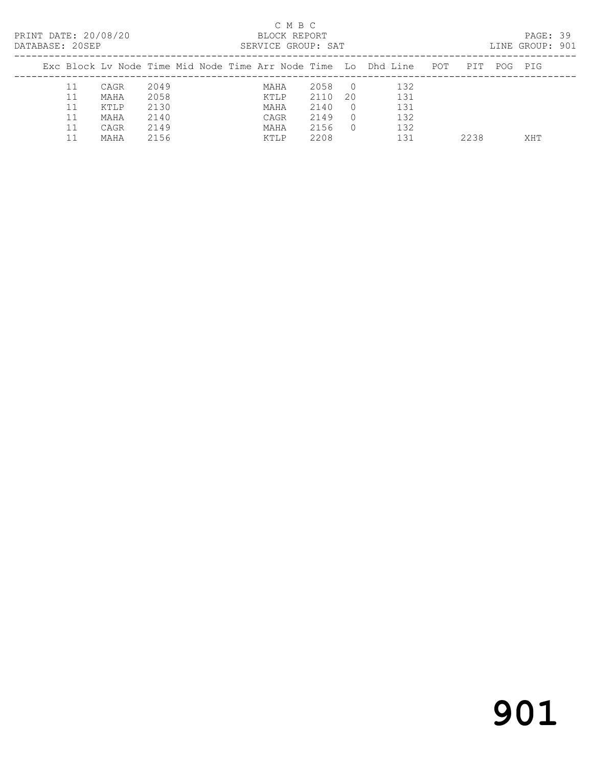C M B C

PRINT DATE: 20/08/20 BLOCK REPORT
DATABASE: 20SEP SERVICE GROUP: SAT LINE GROUP: 901

| Exc | Block | Lv | Node | Time | Mid Node | Time | Arr Node | Time | Lo | Dhd | Line | POT | PIT | POG | PIG |
|---|---|---|---|---|---|---|---|---|---|---|---|---|---|---|---|
| | 11 | | CAGR | 2049 | | | MAHA | 2058 | 0 | | 132 | | | | |
| | 11 | | MAHA | 2058 | | | KTLP | 2110 | 20 | | 131 | | | | |
| | 11 | | KTLP | 2130 | | | MAHA | 2140 | 0 | | 131 | | | | |
| | 11 | | MAHA | 2140 | | | CAGR | 2149 | 0 | | 132 | | | | |
| | 11 | | CAGR | 2149 | | | MAHA | 2156 | 0 | | 132 | | | | |
| | 11 | | MAHA | 2156 | | | KTLP | 2208 | | | 131 | | 2238 | | XHT |

# 901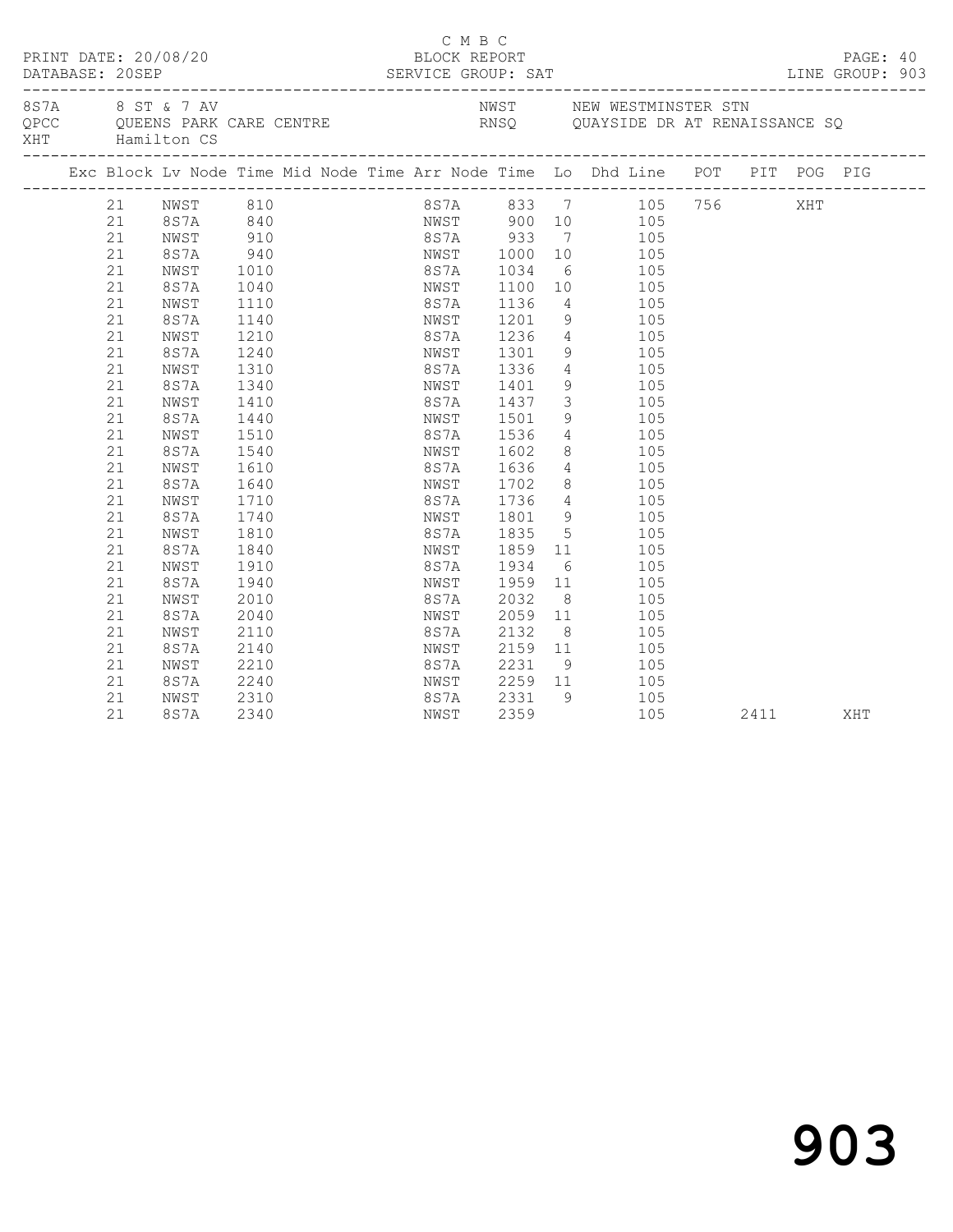C M B C

PRINT DATE: 20/08/20 BLOCK REPORT
DATABASE: 20SEP SERVICE GROUP: SAT LINE GROUP: 903

8S7A 8 ST & 7 AV NWST NEW WESTMINSTER STN
QPCC QUEENS PARK CARE CENTRE RNSQ QUAYSIDE DR AT RENAISSANCE SQ
XHT Hamilton CS

| Exc | Block | Lv | Node | Time | Mid | Node | Time | Arr | Node | Time | Lo | Dhd | Line | POT | PIT | POG | PIG |
|---|---|---|---|---|---|---|---|---|---|---|---|---|---|---|---|---|---|
| | 21 | | NWST | 810 | | | | | 8S7A | 833 | 7 | | 105 | 756 | | XHT | |
| | 21 | | 8S7A | 840 | | | | | NWST | 900 | 10 | | 105 | | | | |
| | 21 | | NWST | 910 | | | | | 8S7A | 933 | 7 | | 105 | | | | |
| | 21 | | 8S7A | 940 | | | | | NWST | 1000 | 10 | | 105 | | | | |
| | 21 | | NWST | 1010 | | | | | 8S7A | 1034 | 6 | | 105 | | | | |
| | 21 | | 8S7A | 1040 | | | | | NWST | 1100 | 10 | | 105 | | | | |
| | 21 | | NWST | 1110 | | | | | 8S7A | 1136 | 4 | | 105 | | | | |
| | 21 | | 8S7A | 1140 | | | | | NWST | 1201 | 9 | | 105 | | | | |
| | 21 | | NWST | 1210 | | | | | 8S7A | 1236 | 4 | | 105 | | | | |
| | 21 | | 8S7A | 1240 | | | | | NWST | 1301 | 9 | | 105 | | | | |
| | 21 | | NWST | 1310 | | | | | 8S7A | 1336 | 4 | | 105 | | | | |
| | 21 | | 8S7A | 1340 | | | | | NWST | 1401 | 9 | | 105 | | | | |
| | 21 | | NWST | 1410 | | | | | 8S7A | 1437 | 3 | | 105 | | | | |
| | 21 | | 8S7A | 1440 | | | | | NWST | 1501 | 9 | | 105 | | | | |
| | 21 | | NWST | 1510 | | | | | 8S7A | 1536 | 4 | | 105 | | | | |
| | 21 | | 8S7A | 1540 | | | | | NWST | 1602 | 8 | | 105 | | | | |
| | 21 | | NWST | 1610 | | | | | 8S7A | 1636 | 4 | | 105 | | | | |
| | 21 | | 8S7A | 1640 | | | | | NWST | 1702 | 8 | | 105 | | | | |
| | 21 | | NWST | 1710 | | | | | 8S7A | 1736 | 4 | | 105 | | | | |
| | 21 | | 8S7A | 1740 | | | | | NWST | 1801 | 9 | | 105 | | | | |
| | 21 | | NWST | 1810 | | | | | 8S7A | 1835 | 5 | | 105 | | | | |
| | 21 | | 8S7A | 1840 | | | | | NWST | 1859 | 11 | | 105 | | | | |
| | 21 | | NWST | 1910 | | | | | 8S7A | 1934 | 6 | | 105 | | | | |
| | 21 | | 8S7A | 1940 | | | | | NWST | 1959 | 11 | | 105 | | | | |
| | 21 | | NWST | 2010 | | | | | 8S7A | 2032 | 8 | | 105 | | | | |
| | 21 | | 8S7A | 2040 | | | | | NWST | 2059 | 11 | | 105 | | | | |
| | 21 | | NWST | 2110 | | | | | 8S7A | 2132 | 8 | | 105 | | | | |
| | 21 | | 8S7A | 2140 | | | | | NWST | 2159 | 11 | | 105 | | | | |
| | 21 | | NWST | 2210 | | | | | 8S7A | 2231 | 9 | | 105 | | | | |
| | 21 | | 8S7A | 2240 | | | | | NWST | 2259 | 11 | | 105 | | | | |
| | 21 | | NWST | 2310 | | | | | 8S7A | 2331 | 9 | | 105 | | | | |
| | 21 | | 8S7A | 2340 | | | | | NWST | 2359 | | | 105 | | 2411 | | XHT |

903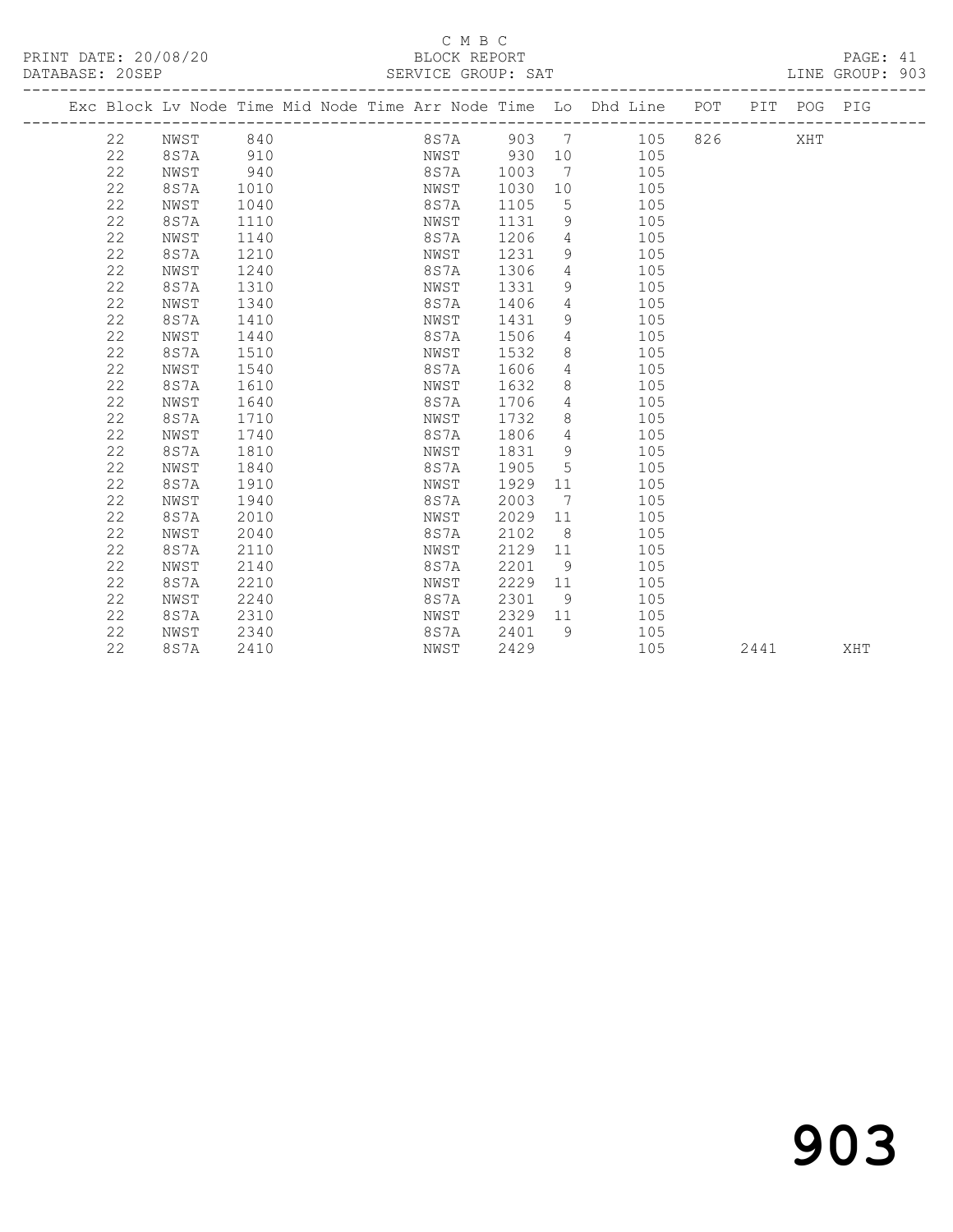C M B C

PRINT DATE: 20/08/20 BLOCK REPORT PAGE: 41

DATABASE: 20SEP SERVICE GROUP: SAT LINE GROUP: 903

| Exc | Block | Lv | Node | Time | Mid | Node | Time | Arr | Node | Time | Lo | Dhd | Line | POT | PIT | POG | PIG |
|---|---|---|---|---|---|---|---|---|---|---|---|---|---|---|---|---|---|
| | 22 | | NWST | 840 | | | | | 8S7A | 903 | 7 | | 105 | 826 | | XHT | |
| | 22 | | 8S7A | 910 | | | | | NWST | 930 | 10 | | 105 | | | | |
| | 22 | | NWST | 940 | | | | | 8S7A | 1003 | 7 | | 105 | | | | |
| | 22 | | 8S7A | 1010 | | | | | NWST | 1030 | 10 | | 105 | | | | |
| | 22 | | NWST | 1040 | | | | | 8S7A | 1105 | 5 | | 105 | | | | |
| | 22 | | 8S7A | 1110 | | | | | NWST | 1131 | 9 | | 105 | | | | |
| | 22 | | NWST | 1140 | | | | | 8S7A | 1206 | 4 | | 105 | | | | |
| | 22 | | 8S7A | 1210 | | | | | NWST | 1231 | 9 | | 105 | | | | |
| | 22 | | NWST | 1240 | | | | | 8S7A | 1306 | 4 | | 105 | | | | |
| | 22 | | 8S7A | 1310 | | | | | NWST | 1331 | 9 | | 105 | | | | |
| | 22 | | NWST | 1340 | | | | | 8S7A | 1406 | 4 | | 105 | | | | |
| | 22 | | 8S7A | 1410 | | | | | NWST | 1431 | 9 | | 105 | | | | |
| | 22 | | NWST | 1440 | | | | | 8S7A | 1506 | 4 | | 105 | | | | |
| | 22 | | 8S7A | 1510 | | | | | NWST | 1532 | 8 | | 105 | | | | |
| | 22 | | NWST | 1540 | | | | | 8S7A | 1606 | 4 | | 105 | | | | |
| | 22 | | 8S7A | 1610 | | | | | NWST | 1632 | 8 | | 105 | | | | |
| | 22 | | NWST | 1640 | | | | | 8S7A | 1706 | 4 | | 105 | | | | |
| | 22 | | 8S7A | 1710 | | | | | NWST | 1732 | 8 | | 105 | | | | |
| | 22 | | NWST | 1740 | | | | | 8S7A | 1806 | 4 | | 105 | | | | |
| | 22 | | 8S7A | 1810 | | | | | NWST | 1831 | 9 | | 105 | | | | |
| | 22 | | NWST | 1840 | | | | | 8S7A | 1905 | 5 | | 105 | | | | |
| | 22 | | 8S7A | 1910 | | | | | NWST | 1929 | 11 | | 105 | | | | |
| | 22 | | NWST | 1940 | | | | | 8S7A | 2003 | 7 | | 105 | | | | |
| | 22 | | 8S7A | 2010 | | | | | NWST | 2029 | 11 | | 105 | | | | |
| | 22 | | NWST | 2040 | | | | | 8S7A | 2102 | 8 | | 105 | | | | |
| | 22 | | 8S7A | 2110 | | | | | NWST | 2129 | 11 | | 105 | | | | |
| | 22 | | NWST | 2140 | | | | | 8S7A | 2201 | 9 | | 105 | | | | |
| | 22 | | 8S7A | 2210 | | | | | NWST | 2229 | 11 | | 105 | | | | |
| | 22 | | NWST | 2240 | | | | | 8S7A | 2301 | 9 | | 105 | | | | |
| | 22 | | 8S7A | 2310 | | | | | NWST | 2329 | 11 | | 105 | | | | |
| | 22 | | NWST | 2340 | | | | | 8S7A | 2401 | 9 | | 105 | | | | |
| | 22 | | 8S7A | 2410 | | | | | NWST | 2429 | | | 105 | | 2441 | | XHT |

# 903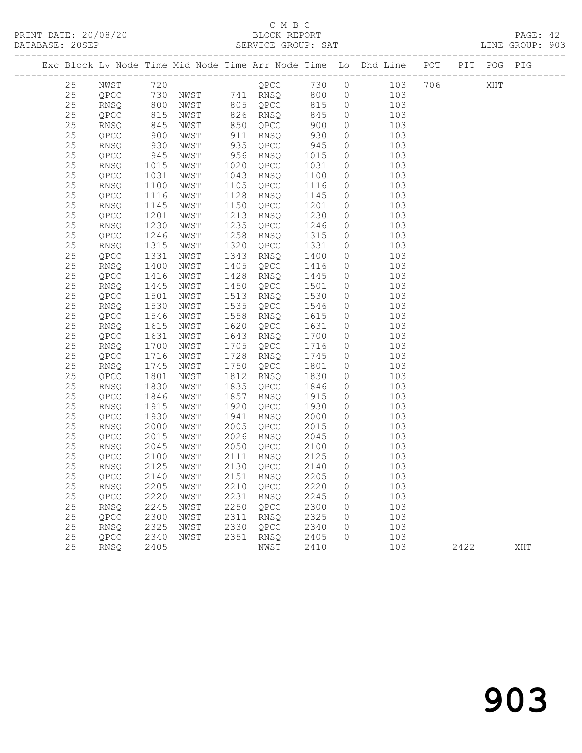C M B C

PRINT DATE: 20/08/20 BLOCK REPORT PAGE: 42
DATABASE: 20SEP SERVICE GROUP: SAT LINE GROUP: 903

| Exc | Block | Lv | Node | Time | Mid Node | Time | Arr Node | Time | Lo | Dhd Line | POT | PIT | POG | PIG |
|---|---|---|---|---|---|---|---|---|---|---|---|---|---|---|
| | 25 | | NWST | 720 | | | QPCC | 730 | 0 | 103 | 706 | | XHT | |
| | 25 | | QPCC | 730 | NWST | 741 | RNSQ | 800 | 0 | 103 | | | | |
| | 25 | | RNSQ | 800 | NWST | 805 | QPCC | 815 | 0 | 103 | | | | |
| | 25 | | QPCC | 815 | NWST | 826 | RNSQ | 845 | 0 | 103 | | | | |
| | 25 | | RNSQ | 845 | NWST | 850 | QPCC | 900 | 0 | 103 | | | | |
| | 25 | | QPCC | 900 | NWST | 911 | RNSQ | 930 | 0 | 103 | | | | |
| | 25 | | RNSQ | 930 | NWST | 935 | QPCC | 945 | 0 | 103 | | | | |
| | 25 | | QPCC | 945 | NWST | 956 | RNSQ | 1015 | 0 | 103 | | | | |
| | 25 | | RNSQ | 1015 | NWST | 1020 | QPCC | 1031 | 0 | 103 | | | | |
| | 25 | | QPCC | 1031 | NWST | 1043 | RNSQ | 1100 | 0 | 103 | | | | |
| | 25 | | RNSQ | 1100 | NWST | 1105 | QPCC | 1116 | 0 | 103 | | | | |
| | 25 | | QPCC | 1116 | NWST | 1128 | RNSQ | 1145 | 0 | 103 | | | | |
| | 25 | | RNSQ | 1145 | NWST | 1150 | QPCC | 1201 | 0 | 103 | | | | |
| | 25 | | QPCC | 1201 | NWST | 1213 | RNSQ | 1230 | 0 | 103 | | | | |
| | 25 | | RNSQ | 1230 | NWST | 1235 | QPCC | 1246 | 0 | 103 | | | | |
| | 25 | | QPCC | 1246 | NWST | 1258 | RNSQ | 1315 | 0 | 103 | | | | |
| | 25 | | RNSQ | 1315 | NWST | 1320 | QPCC | 1331 | 0 | 103 | | | | |
| | 25 | | QPCC | 1331 | NWST | 1343 | RNSQ | 1400 | 0 | 103 | | | | |
| | 25 | | RNSQ | 1400 | NWST | 1405 | QPCC | 1416 | 0 | 103 | | | | |
| | 25 | | QPCC | 1416 | NWST | 1428 | RNSQ | 1445 | 0 | 103 | | | | |
| | 25 | | RNSQ | 1445 | NWST | 1450 | QPCC | 1501 | 0 | 103 | | | | |
| | 25 | | QPCC | 1501 | NWST | 1513 | RNSQ | 1530 | 0 | 103 | | | | |
| | 25 | | RNSQ | 1530 | NWST | 1535 | QPCC | 1546 | 0 | 103 | | | | |
| | 25 | | QPCC | 1546 | NWST | 1558 | RNSQ | 1615 | 0 | 103 | | | | |
| | 25 | | RNSQ | 1615 | NWST | 1620 | QPCC | 1631 | 0 | 103 | | | | |
| | 25 | | QPCC | 1631 | NWST | 1643 | RNSQ | 1700 | 0 | 103 | | | | |
| | 25 | | RNSQ | 1700 | NWST | 1705 | QPCC | 1716 | 0 | 103 | | | | |
| | 25 | | QPCC | 1716 | NWST | 1728 | RNSQ | 1745 | 0 | 103 | | | | |
| | 25 | | RNSQ | 1745 | NWST | 1750 | QPCC | 1801 | 0 | 103 | | | | |
| | 25 | | QPCC | 1801 | NWST | 1812 | RNSQ | 1830 | 0 | 103 | | | | |
| | 25 | | RNSQ | 1830 | NWST | 1835 | QPCC | 1846 | 0 | 103 | | | | |
| | 25 | | QPCC | 1846 | NWST | 1857 | RNSQ | 1915 | 0 | 103 | | | | |
| | 25 | | RNSQ | 1915 | NWST | 1920 | QPCC | 1930 | 0 | 103 | | | | |
| | 25 | | QPCC | 1930 | NWST | 1941 | RNSQ | 2000 | 0 | 103 | | | | |
| | 25 | | RNSQ | 2000 | NWST | 2005 | QPCC | 2015 | 0 | 103 | | | | |
| | 25 | | QPCC | 2015 | NWST | 2026 | RNSQ | 2045 | 0 | 103 | | | | |
| | 25 | | RNSQ | 2045 | NWST | 2050 | QPCC | 2100 | 0 | 103 | | | | |
| | 25 | | QPCC | 2100 | NWST | 2111 | RNSQ | 2125 | 0 | 103 | | | | |
| | 25 | | RNSQ | 2125 | NWST | 2130 | QPCC | 2140 | 0 | 103 | | | | |
| | 25 | | QPCC | 2140 | NWST | 2151 | RNSQ | 2205 | 0 | 103 | | | | |
| | 25 | | RNSQ | 2205 | NWST | 2210 | QPCC | 2220 | 0 | 103 | | | | |
| | 25 | | QPCC | 2220 | NWST | 2231 | RNSQ | 2245 | 0 | 103 | | | | |
| | 25 | | RNSQ | 2245 | NWST | 2250 | QPCC | 2300 | 0 | 103 | | | | |
| | 25 | | QPCC | 2300 | NWST | 2311 | RNSQ | 2325 | 0 | 103 | | | | |
| | 25 | | RNSQ | 2325 | NWST | 2330 | QPCC | 2340 | 0 | 103 | | | | |
| | 25 | | QPCC | 2340 | NWST | 2351 | RNSQ | 2405 | 0 | 103 | | | | |
| | 25 | | RNSQ | 2405 | | | NWST | 2410 | | 103 | | 2422 | | XHT |

903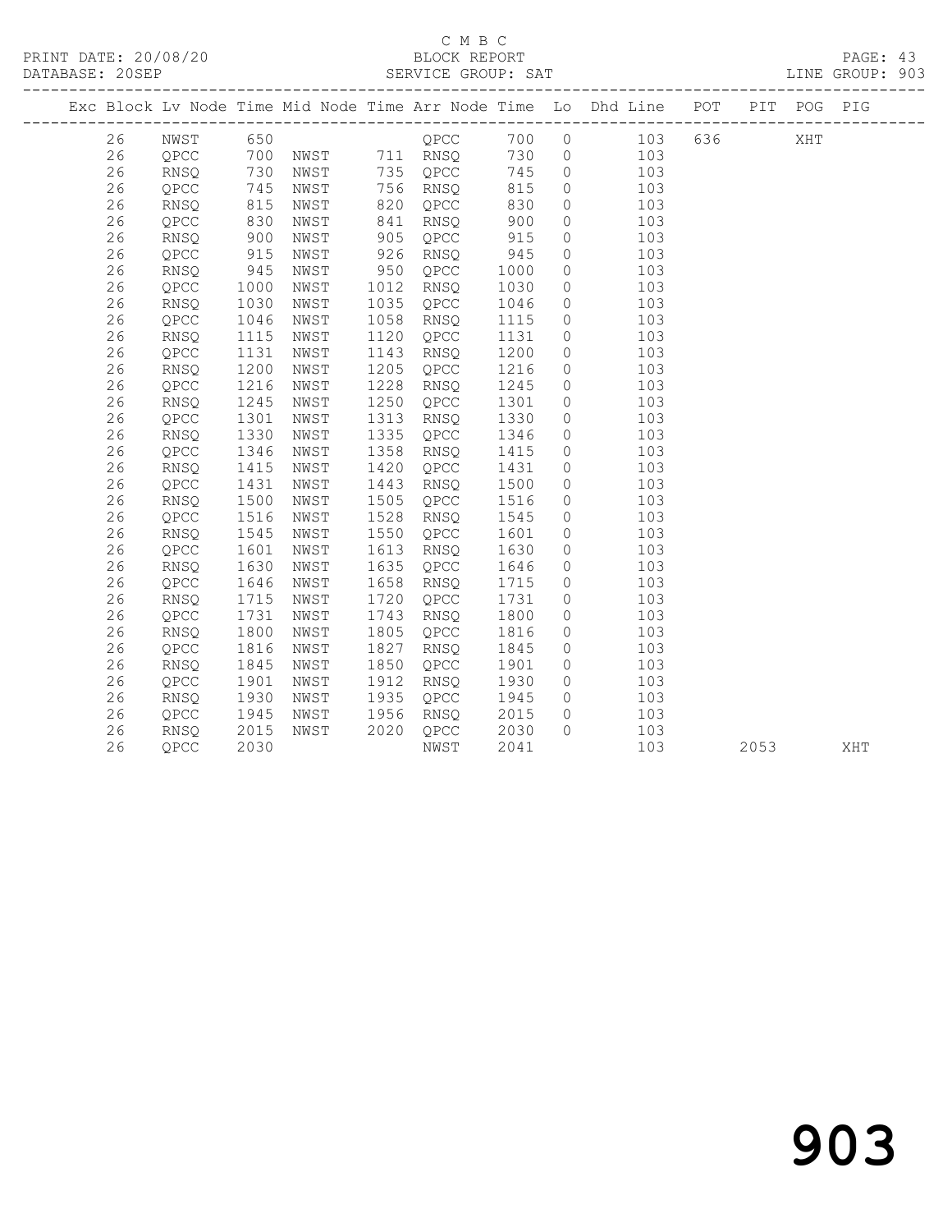C M B C

PRINT DATE: 20/08/20 BLOCK REPORT

DATABASE: 20SEP SERVICE GROUP: SAT LINE GROUP: 903

| Exc | Block | Lv | Node | Time | Mid Node | Time | Arr Node | Time | Lo | Dhd Line | POT | PIT | POG | PIG |
|---|---|---|---|---|---|---|---|---|---|---|---|---|---|---|
| | 26 | | NWST | 650 | | | QPCC | 700 | 0 | 103 | 636 | | XHT | |
| | 26 | | QPCC | 700 | NWST | 711 | RNSQ | 730 | 0 | 103 | | | | |
| | 26 | | RNSQ | 730 | NWST | 735 | QPCC | 745 | 0 | 103 | | | | |
| | 26 | | QPCC | 745 | NWST | 756 | RNSQ | 815 | 0 | 103 | | | | |
| | 26 | | RNSQ | 815 | NWST | 820 | QPCC | 830 | 0 | 103 | | | | |
| | 26 | | QPCC | 830 | NWST | 841 | RNSQ | 900 | 0 | 103 | | | | |
| | 26 | | RNSQ | 900 | NWST | 905 | QPCC | 915 | 0 | 103 | | | | |
| | 26 | | QPCC | 915 | NWST | 926 | RNSQ | 945 | 0 | 103 | | | | |
| | 26 | | RNSQ | 945 | NWST | 950 | QPCC | 1000 | 0 | 103 | | | | |
| | 26 | | QPCC | 1000 | NWST | 1012 | RNSQ | 1030 | 0 | 103 | | | | |
| | 26 | | RNSQ | 1030 | NWST | 1035 | QPCC | 1046 | 0 | 103 | | | | |
| | 26 | | QPCC | 1046 | NWST | 1058 | RNSQ | 1115 | 0 | 103 | | | | |
| | 26 | | RNSQ | 1115 | NWST | 1120 | QPCC | 1131 | 0 | 103 | | | | |
| | 26 | | QPCC | 1131 | NWST | 1143 | RNSQ | 1200 | 0 | 103 | | | | |
| | 26 | | RNSQ | 1200 | NWST | 1205 | QPCC | 1216 | 0 | 103 | | | | |
| | 26 | | QPCC | 1216 | NWST | 1228 | RNSQ | 1245 | 0 | 103 | | | | |
| | 26 | | RNSQ | 1245 | NWST | 1250 | QPCC | 1301 | 0 | 103 | | | | |
| | 26 | | QPCC | 1301 | NWST | 1313 | RNSQ | 1330 | 0 | 103 | | | | |
| | 26 | | RNSQ | 1330 | NWST | 1335 | QPCC | 1346 | 0 | 103 | | | | |
| | 26 | | QPCC | 1346 | NWST | 1358 | RNSQ | 1415 | 0 | 103 | | | | |
| | 26 | | RNSQ | 1415 | NWST | 1420 | QPCC | 1431 | 0 | 103 | | | | |
| | 26 | | QPCC | 1431 | NWST | 1443 | RNSQ | 1500 | 0 | 103 | | | | |
| | 26 | | RNSQ | 1500 | NWST | 1505 | QPCC | 1516 | 0 | 103 | | | | |
| | 26 | | QPCC | 1516 | NWST | 1528 | RNSQ | 1545 | 0 | 103 | | | | |
| | 26 | | RNSQ | 1545 | NWST | 1550 | QPCC | 1601 | 0 | 103 | | | | |
| | 26 | | QPCC | 1601 | NWST | 1613 | RNSQ | 1630 | 0 | 103 | | | | |
| | 26 | | RNSQ | 1630 | NWST | 1635 | QPCC | 1646 | 0 | 103 | | | | |
| | 26 | | QPCC | 1646 | NWST | 1658 | RNSQ | 1715 | 0 | 103 | | | | |
| | 26 | | RNSQ | 1715 | NWST | 1720 | QPCC | 1731 | 0 | 103 | | | | |
| | 26 | | QPCC | 1731 | NWST | 1743 | RNSQ | 1800 | 0 | 103 | | | | |
| | 26 | | RNSQ | 1800 | NWST | 1805 | QPCC | 1816 | 0 | 103 | | | | |
| | 26 | | QPCC | 1816 | NWST | 1827 | RNSQ | 1845 | 0 | 103 | | | | |
| | 26 | | RNSQ | 1845 | NWST | 1850 | QPCC | 1901 | 0 | 103 | | | | |
| | 26 | | QPCC | 1901 | NWST | 1912 | RNSQ | 1930 | 0 | 103 | | | | |
| | 26 | | RNSQ | 1930 | NWST | 1935 | QPCC | 1945 | 0 | 103 | | | | |
| | 26 | | QPCC | 1945 | NWST | 1956 | RNSQ | 2015 | 0 | 103 | | | | |
| | 26 | | RNSQ | 2015 | NWST | 2020 | QPCC | 2030 | 0 | 103 | | | | |
| | 26 | | QPCC | 2030 | | | NWST | 2041 | | 103 | | 2053 | | XHT |

903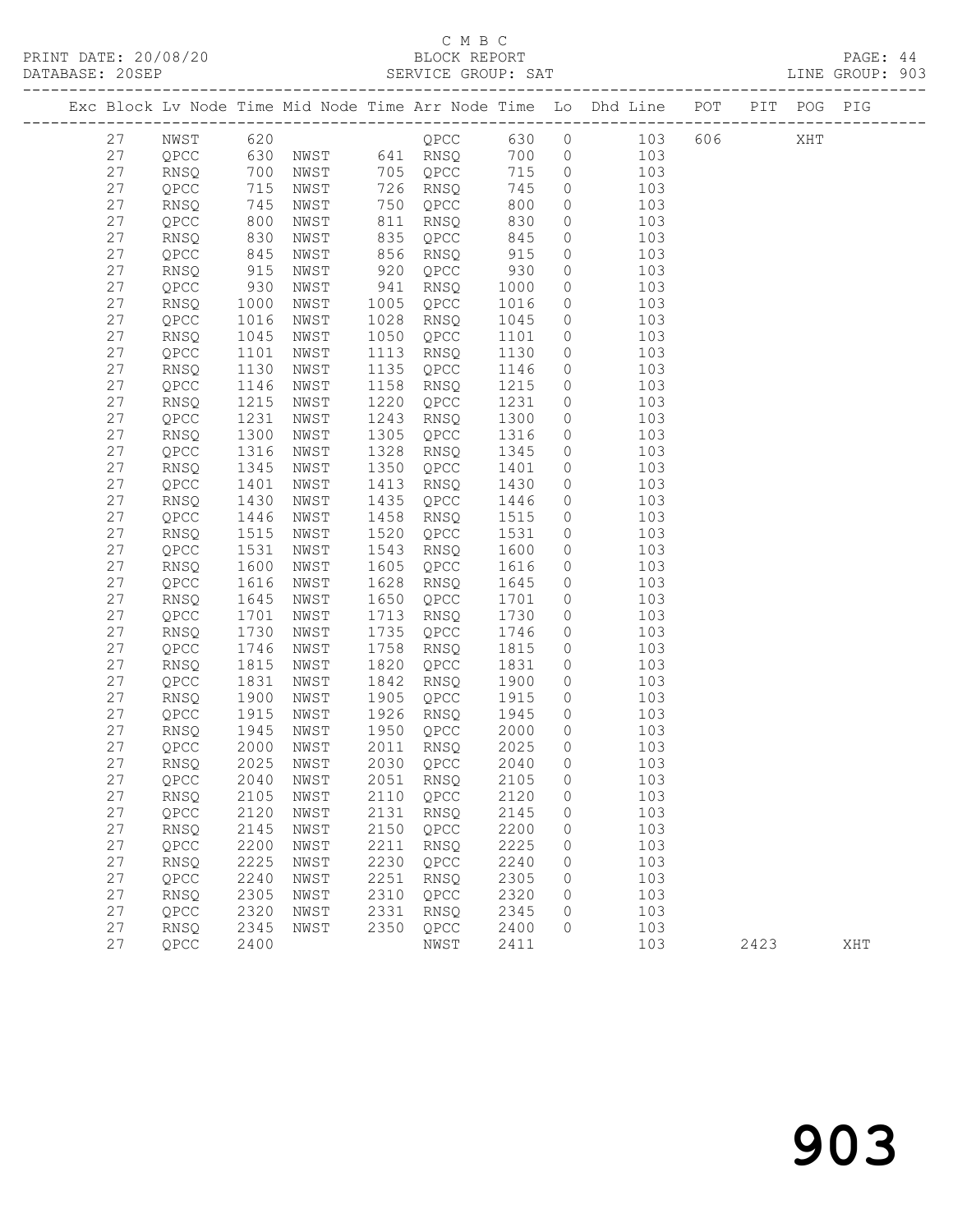C M B C

PRINT DATE: 20/08/20 BLOCK REPORT PAGE: 44
DATABASE: 20SEP SERVICE GROUP: SAT LINE GROUP: 903

| Exc | Block | Lv | Node | Time | Mid Node | Time | Arr Node | Time | Lo | Dhd Line | POT | PIT | POG | PIG |
|---|---|---|---|---|---|---|---|---|---|---|---|---|---|---|
| | 27 | | NWST | 620 | | | QPCC | 630 | 0 | 103 | 606 | | XHT | |
| | 27 | | QPCC | 630 | NWST | 641 | RNSQ | 700 | 0 | 103 | | | | |
| | 27 | | RNSQ | 700 | NWST | 705 | QPCC | 715 | 0 | 103 | | | | |
| | 27 | | QPCC | 715 | NWST | 726 | RNSQ | 745 | 0 | 103 | | | | |
| | 27 | | RNSQ | 745 | NWST | 750 | QPCC | 800 | 0 | 103 | | | | |
| | 27 | | QPCC | 800 | NWST | 811 | RNSQ | 830 | 0 | 103 | | | | |
| | 27 | | RNSQ | 830 | NWST | 835 | QPCC | 845 | 0 | 103 | | | | |
| | 27 | | QPCC | 845 | NWST | 856 | RNSQ | 915 | 0 | 103 | | | | |
| | 27 | | RNSQ | 915 | NWST | 920 | QPCC | 930 | 0 | 103 | | | | |
| | 27 | | QPCC | 930 | NWST | 941 | RNSQ | 1000 | 0 | 103 | | | | |
| | 27 | | RNSQ | 1000 | NWST | 1005 | QPCC | 1016 | 0 | 103 | | | | |
| | 27 | | QPCC | 1016 | NWST | 1028 | RNSQ | 1045 | 0 | 103 | | | | |
| | 27 | | RNSQ | 1045 | NWST | 1050 | QPCC | 1101 | 0 | 103 | | | | |
| | 27 | | QPCC | 1101 | NWST | 1113 | RNSQ | 1130 | 0 | 103 | | | | |
| | 27 | | RNSQ | 1130 | NWST | 1135 | QPCC | 1146 | 0 | 103 | | | | |
| | 27 | | QPCC | 1146 | NWST | 1158 | RNSQ | 1215 | 0 | 103 | | | | |
| | 27 | | RNSQ | 1215 | NWST | 1220 | QPCC | 1231 | 0 | 103 | | | | |
| | 27 | | QPCC | 1231 | NWST | 1243 | RNSQ | 1300 | 0 | 103 | | | | |
| | 27 | | RNSQ | 1300 | NWST | 1305 | QPCC | 1316 | 0 | 103 | | | | |
| | 27 | | QPCC | 1316 | NWST | 1328 | RNSQ | 1345 | 0 | 103 | | | | |
| | 27 | | RNSQ | 1345 | NWST | 1350 | QPCC | 1401 | 0 | 103 | | | | |
| | 27 | | QPCC | 1401 | NWST | 1413 | RNSQ | 1430 | 0 | 103 | | | | |
| | 27 | | RNSQ | 1430 | NWST | 1435 | QPCC | 1446 | 0 | 103 | | | | |
| | 27 | | QPCC | 1446 | NWST | 1458 | RNSQ | 1515 | 0 | 103 | | | | |
| | 27 | | RNSQ | 1515 | NWST | 1520 | QPCC | 1531 | 0 | 103 | | | | |
| | 27 | | QPCC | 1531 | NWST | 1543 | RNSQ | 1600 | 0 | 103 | | | | |
| | 27 | | RNSQ | 1600 | NWST | 1605 | QPCC | 1616 | 0 | 103 | | | | |
| | 27 | | QPCC | 1616 | NWST | 1628 | RNSQ | 1645 | 0 | 103 | | | | |
| | 27 | | RNSQ | 1645 | NWST | 1650 | QPCC | 1701 | 0 | 103 | | | | |
| | 27 | | QPCC | 1701 | NWST | 1713 | RNSQ | 1730 | 0 | 103 | | | | |
| | 27 | | RNSQ | 1730 | NWST | 1735 | QPCC | 1746 | 0 | 103 | | | | |
| | 27 | | QPCC | 1746 | NWST | 1758 | RNSQ | 1815 | 0 | 103 | | | | |
| | 27 | | RNSQ | 1815 | NWST | 1820 | QPCC | 1831 | 0 | 103 | | | | |
| | 27 | | QPCC | 1831 | NWST | 1842 | RNSQ | 1900 | 0 | 103 | | | | |
| | 27 | | RNSQ | 1900 | NWST | 1905 | QPCC | 1915 | 0 | 103 | | | | |
| | 27 | | QPCC | 1915 | NWST | 1926 | RNSQ | 1945 | 0 | 103 | | | | |
| | 27 | | RNSQ | 1945 | NWST | 1950 | QPCC | 2000 | 0 | 103 | | | | |
| | 27 | | QPCC | 2000 | NWST | 2011 | RNSQ | 2025 | 0 | 103 | | | | |
| | 27 | | RNSQ | 2025 | NWST | 2030 | QPCC | 2040 | 0 | 103 | | | | |
| | 27 | | QPCC | 2040 | NWST | 2051 | RNSQ | 2105 | 0 | 103 | | | | |
| | 27 | | RNSQ | 2105 | NWST | 2110 | QPCC | 2120 | 0 | 103 | | | | |
| | 27 | | QPCC | 2120 | NWST | 2131 | RNSQ | 2145 | 0 | 103 | | | | |
| | 27 | | RNSQ | 2145 | NWST | 2150 | QPCC | 2200 | 0 | 103 | | | | |
| | 27 | | QPCC | 2200 | NWST | 2211 | RNSQ | 2225 | 0 | 103 | | | | |
| | 27 | | RNSQ | 2225 | NWST | 2230 | QPCC | 2240 | 0 | 103 | | | | |
| | 27 | | QPCC | 2240 | NWST | 2251 | RNSQ | 2305 | 0 | 103 | | | | |
| | 27 | | RNSQ | 2305 | NWST | 2310 | QPCC | 2320 | 0 | 103 | | | | |
| | 27 | | QPCC | 2320 | NWST | 2331 | RNSQ | 2345 | 0 | 103 | | | | |
| | 27 | | RNSQ | 2345 | NWST | 2350 | QPCC | 2400 | 0 | 103 | | | | |
| | 27 | | QPCC | 2400 | | | NWST | 2411 | | 103 | | 2423 | | XHT |

903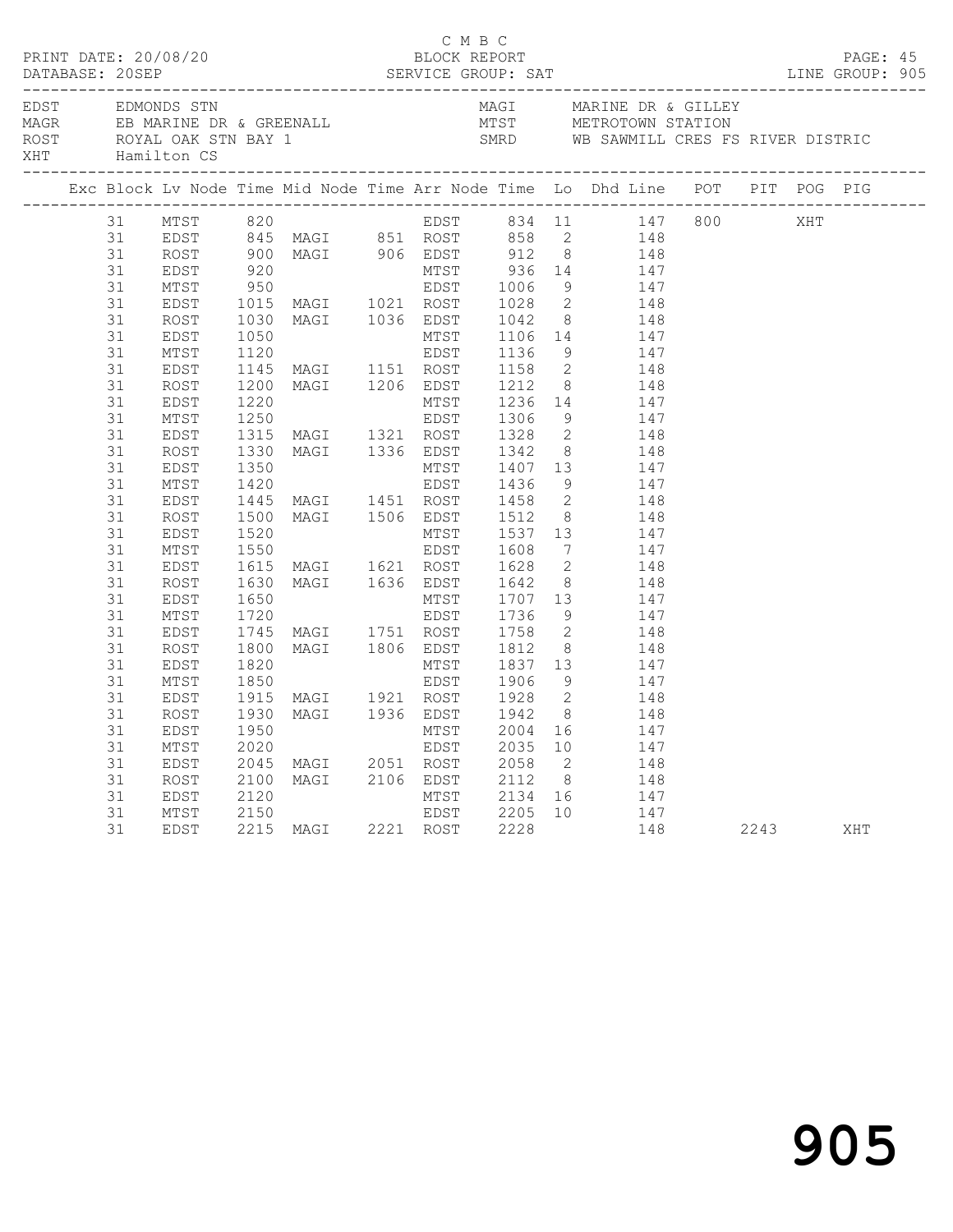C M B C

PRINT DATE: 20/08/20 BLOCK REPORT

DATABASE: 20SEP SERVICE GROUP: SAT LINE GROUP: 905

| Code | Name | Code | Name |
|---|---|---|---|
| EDST | EDMONDS STN | MAGI | MARINE DR & GILLEY |
| MAGR | EB MARINE DR & GREENALL | MTST | METROTOWN STATION |
| ROST | ROYAL OAK STN BAY 1 | SMRD | WB SAWMILL CRES FS RIVER DISTRIC |
| XHT | Hamilton CS | | |

| Exc | Block | Lv Node | Time | Mid Node | Time | Arr Node | Time | Lo | Dhd | Line | POT | PIT | POG | PIG |
|---|---|---|---|---|---|---|---|---|---|---|---|---|---|---|
| | 31 | MTST | 820 | | | EDST | 834 | 11 | | 147 | 800 | | XHT | |
| | 31 | EDST | 845 | MAGI | 851 | ROST | 858 | 2 | | 148 | | | | |
| | 31 | ROST | 900 | MAGI | 906 | EDST | 912 | 8 | | 148 | | | | |
| | 31 | EDST | 920 | | | MTST | 936 | 14 | | 147 | | | | |
| | 31 | MTST | 950 | | | EDST | 1006 | 9 | | 147 | | | | |
| | 31 | EDST | 1015 | MAGI | 1021 | ROST | 1028 | 2 | | 148 | | | | |
| | 31 | ROST | 1030 | MAGI | 1036 | EDST | 1042 | 8 | | 148 | | | | |
| | 31 | EDST | 1050 | | | MTST | 1106 | 14 | | 147 | | | | |
| | 31 | MTST | 1120 | | | EDST | 1136 | 9 | | 147 | | | | |
| | 31 | EDST | 1145 | MAGI | 1151 | ROST | 1158 | 2 | | 148 | | | | |
| | 31 | ROST | 1200 | MAGI | 1206 | EDST | 1212 | 8 | | 148 | | | | |
| | 31 | EDST | 1220 | | | MTST | 1236 | 14 | | 147 | | | | |
| | 31 | MTST | 1250 | | | EDST | 1306 | 9 | | 147 | | | | |
| | 31 | EDST | 1315 | MAGI | 1321 | ROST | 1328 | 2 | | 148 | | | | |
| | 31 | ROST | 1330 | MAGI | 1336 | EDST | 1342 | 8 | | 148 | | | | |
| | 31 | EDST | 1350 | | | MTST | 1407 | 13 | | 147 | | | | |
| | 31 | MTST | 1420 | | | EDST | 1436 | 9 | | 147 | | | | |
| | 31 | EDST | 1445 | MAGI | 1451 | ROST | 1458 | 2 | | 148 | | | | |
| | 31 | ROST | 1500 | MAGI | 1506 | EDST | 1512 | 8 | | 148 | | | | |
| | 31 | EDST | 1520 | | | MTST | 1537 | 13 | | 147 | | | | |
| | 31 | MTST | 1550 | | | EDST | 1608 | 7 | | 147 | | | | |
| | 31 | EDST | 1615 | MAGI | 1621 | ROST | 1628 | 2 | | 148 | | | | |
| | 31 | ROST | 1630 | MAGI | 1636 | EDST | 1642 | 8 | | 148 | | | | |
| | 31 | EDST | 1650 | | | MTST | 1707 | 13 | | 147 | | | | |
| | 31 | MTST | 1720 | | | EDST | 1736 | 9 | | 147 | | | | |
| | 31 | EDST | 1745 | MAGI | 1751 | ROST | 1758 | 2 | | 148 | | | | |
| | 31 | ROST | 1800 | MAGI | 1806 | EDST | 1812 | 8 | | 148 | | | | |
| | 31 | EDST | 1820 | | | MTST | 1837 | 13 | | 147 | | | | |
| | 31 | MTST | 1850 | | | EDST | 1906 | 9 | | 147 | | | | |
| | 31 | EDST | 1915 | MAGI | 1921 | ROST | 1928 | 2 | | 148 | | | | |
| | 31 | ROST | 1930 | MAGI | 1936 | EDST | 1942 | 8 | | 148 | | | | |
| | 31 | EDST | 1950 | | | MTST | 2004 | 16 | | 147 | | | | |
| | 31 | MTST | 2020 | | | EDST | 2035 | 10 | | 147 | | | | |
| | 31 | EDST | 2045 | MAGI | 2051 | ROST | 2058 | 2 | | 148 | | | | |
| | 31 | ROST | 2100 | MAGI | 2106 | EDST | 2112 | 8 | | 148 | | | | |
| | 31 | EDST | 2120 | | | MTST | 2134 | 16 | | 147 | | | | |
| | 31 | MTST | 2150 | | | EDST | 2205 | 10 | | 147 | | | | |
| | 31 | EDST | 2215 | MAGI | 2221 | ROST | 2228 | | | 148 | | 2243 | | XHT |

905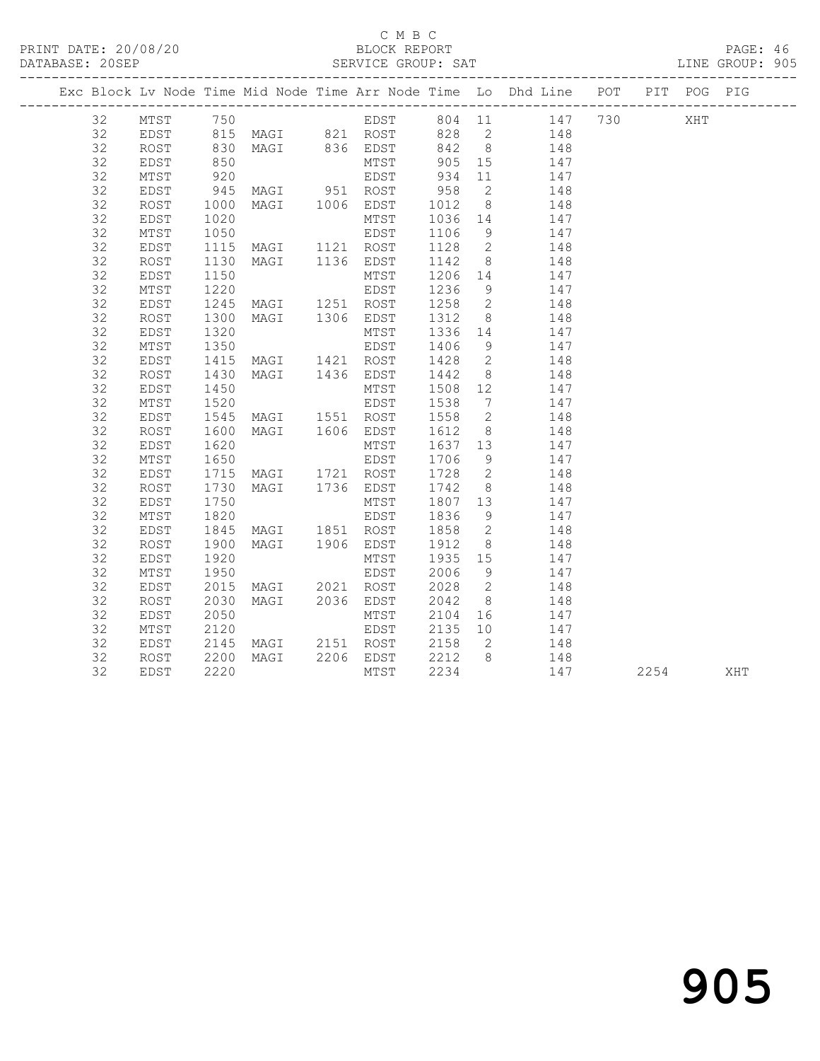C M B C

BLOCK REPORT

PRINT DATE: 20/08/20    DATABASE: 20SEP    SERVICE GROUP: SAT    LINE GROUP: 905

| Exc | Block | Lv | Node | Time | Mid Node | Time | Arr Node | Time | Lo | Dhd Line | POT | PIT | POG | PIG |
|---|---|---|---|---|---|---|---|---|---|---|---|---|---|---|
| | 32 | | MTST | 750 | | | EDST | 804 | 11 | 147 | 730 | | XHT | |
| | 32 | | EDST | 815 | MAGI | 821 | ROST | 828 | 2 | 148 | | | | |
| | 32 | | ROST | 830 | MAGI | 836 | EDST | 842 | 8 | 148 | | | | |
| | 32 | | EDST | 850 | | | MTST | 905 | 15 | 147 | | | | |
| | 32 | | MTST | 920 | | | EDST | 934 | 11 | 147 | | | | |
| | 32 | | EDST | 945 | MAGI | 951 | ROST | 958 | 2 | 148 | | | | |
| | 32 | | ROST | 1000 | MAGI | 1006 | EDST | 1012 | 8 | 148 | | | | |
| | 32 | | EDST | 1020 | | | MTST | 1036 | 14 | 147 | | | | |
| | 32 | | MTST | 1050 | | | EDST | 1106 | 9 | 147 | | | | |
| | 32 | | EDST | 1115 | MAGI | 1121 | ROST | 1128 | 2 | 148 | | | | |
| | 32 | | ROST | 1130 | MAGI | 1136 | EDST | 1142 | 8 | 148 | | | | |
| | 32 | | EDST | 1150 | | | MTST | 1206 | 14 | 147 | | | | |
| | 32 | | MTST | 1220 | | | EDST | 1236 | 9 | 147 | | | | |
| | 32 | | EDST | 1245 | MAGI | 1251 | ROST | 1258 | 2 | 148 | | | | |
| | 32 | | ROST | 1300 | MAGI | 1306 | EDST | 1312 | 8 | 148 | | | | |
| | 32 | | EDST | 1320 | | | MTST | 1336 | 14 | 147 | | | | |
| | 32 | | MTST | 1350 | | | EDST | 1406 | 9 | 147 | | | | |
| | 32 | | EDST | 1415 | MAGI | 1421 | ROST | 1428 | 2 | 148 | | | | |
| | 32 | | ROST | 1430 | MAGI | 1436 | EDST | 1442 | 8 | 148 | | | | |
| | 32 | | EDST | 1450 | | | MTST | 1508 | 12 | 147 | | | | |
| | 32 | | MTST | 1520 | | | EDST | 1538 | 7 | 147 | | | | |
| | 32 | | EDST | 1545 | MAGI | 1551 | ROST | 1558 | 2 | 148 | | | | |
| | 32 | | ROST | 1600 | MAGI | 1606 | EDST | 1612 | 8 | 148 | | | | |
| | 32 | | EDST | 1620 | | | MTST | 1637 | 13 | 147 | | | | |
| | 32 | | MTST | 1650 | | | EDST | 1706 | 9 | 147 | | | | |
| | 32 | | EDST | 1715 | MAGI | 1721 | ROST | 1728 | 2 | 148 | | | | |
| | 32 | | ROST | 1730 | MAGI | 1736 | EDST | 1742 | 8 | 148 | | | | |
| | 32 | | EDST | 1750 | | | MTST | 1807 | 13 | 147 | | | | |
| | 32 | | MTST | 1820 | | | EDST | 1836 | 9 | 147 | | | | |
| | 32 | | EDST | 1845 | MAGI | 1851 | ROST | 1858 | 2 | 148 | | | | |
| | 32 | | ROST | 1900 | MAGI | 1906 | EDST | 1912 | 8 | 148 | | | | |
| | 32 | | EDST | 1920 | | | MTST | 1935 | 15 | 147 | | | | |
| | 32 | | MTST | 1950 | | | EDST | 2006 | 9 | 147 | | | | |
| | 32 | | EDST | 2015 | MAGI | 2021 | ROST | 2028 | 2 | 148 | | | | |
| | 32 | | ROST | 2030 | MAGI | 2036 | EDST | 2042 | 8 | 148 | | | | |
| | 32 | | EDST | 2050 | | | MTST | 2104 | 16 | 147 | | | | |
| | 32 | | MTST | 2120 | | | EDST | 2135 | 10 | 147 | | | | |
| | 32 | | EDST | 2145 | MAGI | 2151 | ROST | 2158 | 2 | 148 | | | | |
| | 32 | | ROST | 2200 | MAGI | 2206 | EDST | 2212 | 8 | 148 | | | | |
| | 32 | | EDST | 2220 | | | MTST | 2234 | | 147 | | 2254 | | XHT |

905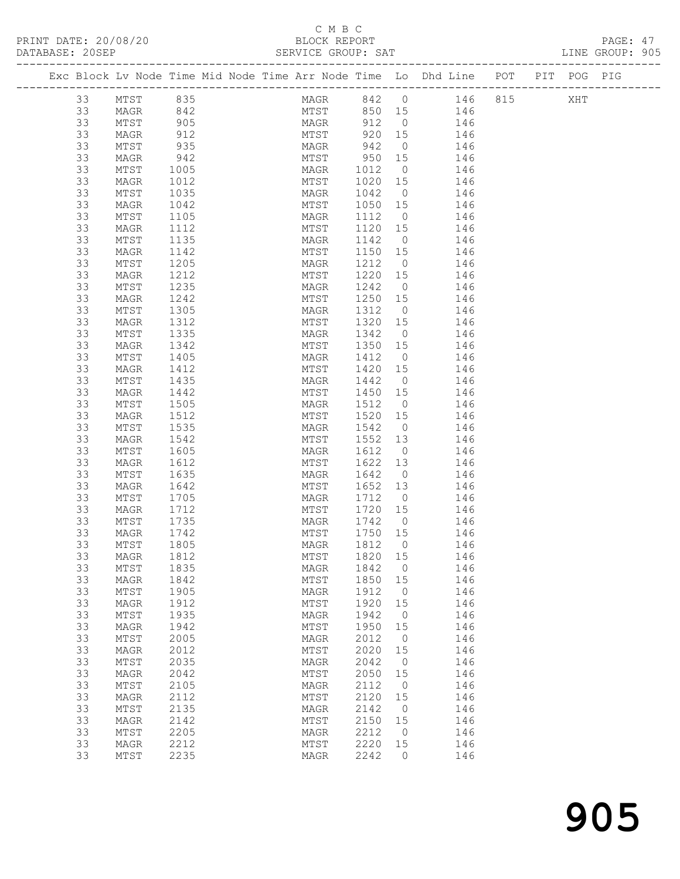C M B C

PRINT DATE: 20/08/20 BLOCK REPORT

DATABASE: 20SEP SERVICE GROUP: SAT LINE GROUP: 905

| Exc | Block | Lv | Node | Time | Mid Node | Time | Arr Node | Time | Lo | Dhd Line | POT | PIT | POG | PIG |
|---|---|---|---|---|---|---|---|---|---|---|---|---|---|---|
| | 33 | | MTST | 835 | | | MAGR | 842 | 0 | 146 | 815 | | XHT | |
| | 33 | | MAGR | 842 | | | MTST | 850 | 15 | 146 | | | | |
| | 33 | | MTST | 905 | | | MAGR | 912 | 0 | 146 | | | | |
| | 33 | | MAGR | 912 | | | MTST | 920 | 15 | 146 | | | | |
| | 33 | | MTST | 935 | | | MAGR | 942 | 0 | 146 | | | | |
| | 33 | | MAGR | 942 | | | MTST | 950 | 15 | 146 | | | | |
| | 33 | | MTST | 1005 | | | MAGR | 1012 | 0 | 146 | | | | |
| | 33 | | MAGR | 1012 | | | MTST | 1020 | 15 | 146 | | | | |
| | 33 | | MTST | 1035 | | | MAGR | 1042 | 0 | 146 | | | | |
| | 33 | | MAGR | 1042 | | | MTST | 1050 | 15 | 146 | | | | |
| | 33 | | MTST | 1105 | | | MAGR | 1112 | 0 | 146 | | | | |
| | 33 | | MAGR | 1112 | | | MTST | 1120 | 15 | 146 | | | | |
| | 33 | | MTST | 1135 | | | MAGR | 1142 | 0 | 146 | | | | |
| | 33 | | MAGR | 1142 | | | MTST | 1150 | 15 | 146 | | | | |
| | 33 | | MTST | 1205 | | | MAGR | 1212 | 0 | 146 | | | | |
| | 33 | | MAGR | 1212 | | | MTST | 1220 | 15 | 146 | | | | |
| | 33 | | MTST | 1235 | | | MAGR | 1242 | 0 | 146 | | | | |
| | 33 | | MAGR | 1242 | | | MTST | 1250 | 15 | 146 | | | | |
| | 33 | | MTST | 1305 | | | MAGR | 1312 | 0 | 146 | | | | |
| | 33 | | MAGR | 1312 | | | MTST | 1320 | 15 | 146 | | | | |
| | 33 | | MTST | 1335 | | | MAGR | 1342 | 0 | 146 | | | | |
| | 33 | | MAGR | 1342 | | | MTST | 1350 | 15 | 146 | | | | |
| | 33 | | MTST | 1405 | | | MAGR | 1412 | 0 | 146 | | | | |
| | 33 | | MAGR | 1412 | | | MTST | 1420 | 15 | 146 | | | | |
| | 33 | | MTST | 1435 | | | MAGR | 1442 | 0 | 146 | | | | |
| | 33 | | MAGR | 1442 | | | MTST | 1450 | 15 | 146 | | | | |
| | 33 | | MTST | 1505 | | | MAGR | 1512 | 0 | 146 | | | | |
| | 33 | | MAGR | 1512 | | | MTST | 1520 | 15 | 146 | | | | |
| | 33 | | MTST | 1535 | | | MAGR | 1542 | 0 | 146 | | | | |
| | 33 | | MAGR | 1542 | | | MTST | 1552 | 13 | 146 | | | | |
| | 33 | | MTST | 1605 | | | MAGR | 1612 | 0 | 146 | | | | |
| | 33 | | MAGR | 1612 | | | MTST | 1622 | 13 | 146 | | | | |
| | 33 | | MTST | 1635 | | | MAGR | 1642 | 0 | 146 | | | | |
| | 33 | | MAGR | 1642 | | | MTST | 1652 | 13 | 146 | | | | |
| | 33 | | MTST | 1705 | | | MAGR | 1712 | 0 | 146 | | | | |
| | 33 | | MAGR | 1712 | | | MTST | 1720 | 15 | 146 | | | | |
| | 33 | | MTST | 1735 | | | MAGR | 1742 | 0 | 146 | | | | |
| | 33 | | MAGR | 1742 | | | MTST | 1750 | 15 | 146 | | | | |
| | 33 | | MTST | 1805 | | | MAGR | 1812 | 0 | 146 | | | | |
| | 33 | | MAGR | 1812 | | | MTST | 1820 | 15 | 146 | | | | |
| | 33 | | MTST | 1835 | | | MAGR | 1842 | 0 | 146 | | | | |
| | 33 | | MAGR | 1842 | | | MTST | 1850 | 15 | 146 | | | | |
| | 33 | | MTST | 1905 | | | MAGR | 1912 | 0 | 146 | | | | |
| | 33 | | MAGR | 1912 | | | MTST | 1920 | 15 | 146 | | | | |
| | 33 | | MTST | 1935 | | | MAGR | 1942 | 0 | 146 | | | | |
| | 33 | | MAGR | 1942 | | | MTST | 1950 | 15 | 146 | | | | |
| | 33 | | MTST | 2005 | | | MAGR | 2012 | 0 | 146 | | | | |
| | 33 | | MAGR | 2012 | | | MTST | 2020 | 15 | 146 | | | | |
| | 33 | | MTST | 2035 | | | MAGR | 2042 | 0 | 146 | | | | |
| | 33 | | MAGR | 2042 | | | MTST | 2050 | 15 | 146 | | | | |
| | 33 | | MTST | 2105 | | | MAGR | 2112 | 0 | 146 | | | | |
| | 33 | | MAGR | 2112 | | | MTST | 2120 | 15 | 146 | | | | |
| | 33 | | MTST | 2135 | | | MAGR | 2142 | 0 | 146 | | | | |
| | 33 | | MAGR | 2142 | | | MTST | 2150 | 15 | 146 | | | | |
| | 33 | | MTST | 2205 | | | MAGR | 2212 | 0 | 146 | | | | |
| | 33 | | MAGR | 2212 | | | MTST | 2220 | 15 | 146 | | | | |
| | 33 | | MTST | 2235 | | | MAGR | 2242 | 0 | 146 | | | | |

905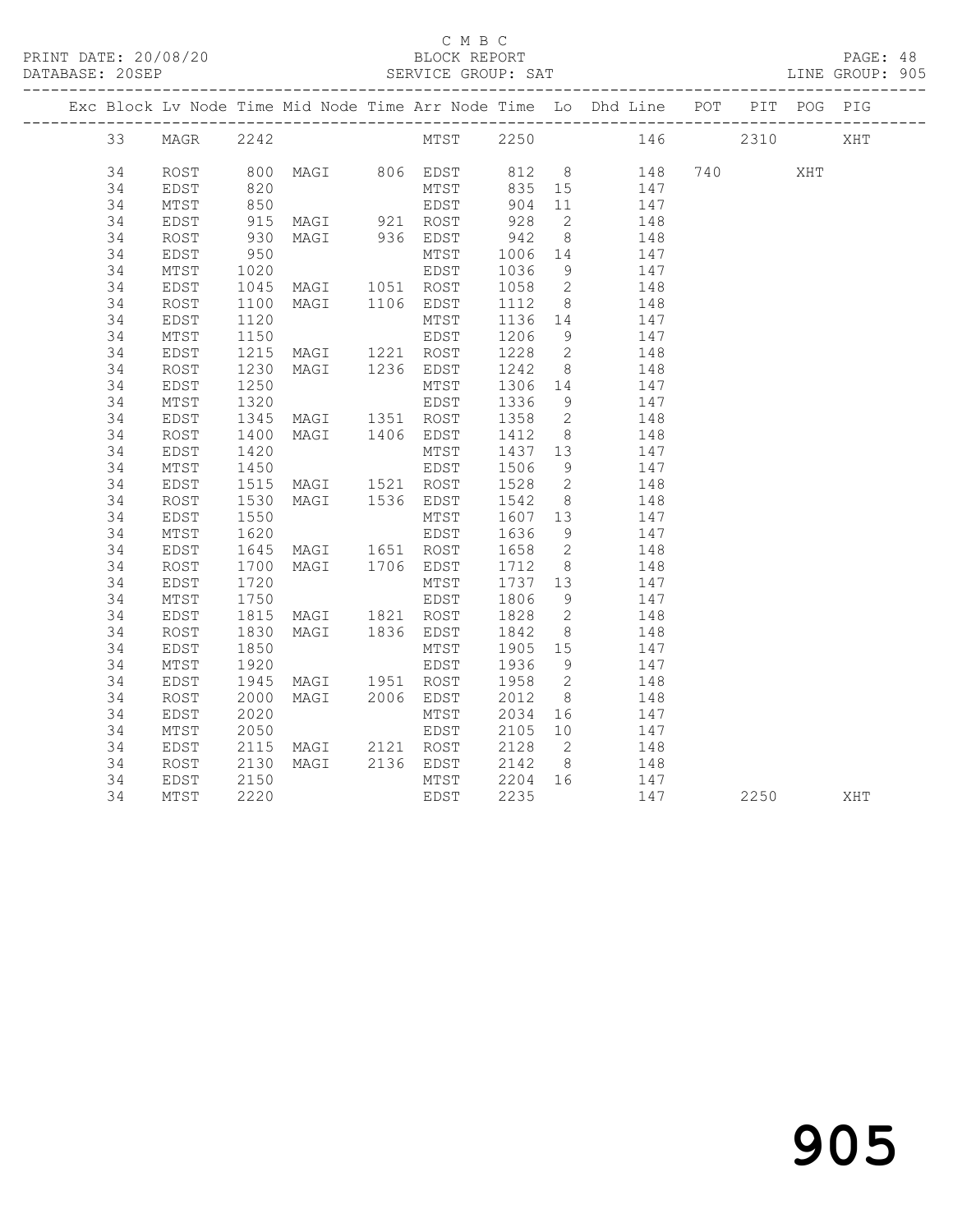C M B C

BLOCK REPORT

SERVICE GROUP: SAT

| Exc | Block | Lv | Node | Time | Mid Node | Time | Arr Node | Time | Lo | Dhd Line | POT | PIT | POG | PIG |
|---|---|---|---|---|---|---|---|---|---|---|---|---|---|---|
| | 33 | | MAGR | 2242 | | | MTST | 2250 | | 146 | | 2310 | | XHT |
| | 34 | | ROST | 800 | MAGI | 806 | EDST | 812 | 8 | 148 | 740 | | XHT | |
| | 34 | | EDST | 820 | | | MTST | 835 | 15 | 147 | | | | |
| | 34 | | MTST | 850 | | | EDST | 904 | 11 | 147 | | | | |
| | 34 | | EDST | 915 | MAGI | 921 | ROST | 928 | 2 | 148 | | | | |
| | 34 | | ROST | 930 | MAGI | 936 | EDST | 942 | 8 | 148 | | | | |
| | 34 | | EDST | 950 | | | MTST | 1006 | 14 | 147 | | | | |
| | 34 | | MTST | 1020 | | | EDST | 1036 | 9 | 147 | | | | |
| | 34 | | EDST | 1045 | MAGI | 1051 | ROST | 1058 | 2 | 148 | | | | |
| | 34 | | ROST | 1100 | MAGI | 1106 | EDST | 1112 | 8 | 148 | | | | |
| | 34 | | EDST | 1120 | | | MTST | 1136 | 14 | 147 | | | | |
| | 34 | | MTST | 1150 | | | EDST | 1206 | 9 | 147 | | | | |
| | 34 | | EDST | 1215 | MAGI | 1221 | ROST | 1228 | 2 | 148 | | | | |
| | 34 | | ROST | 1230 | MAGI | 1236 | EDST | 1242 | 8 | 148 | | | | |
| | 34 | | EDST | 1250 | | | MTST | 1306 | 14 | 147 | | | | |
| | 34 | | MTST | 1320 | | | EDST | 1336 | 9 | 147 | | | | |
| | 34 | | EDST | 1345 | MAGI | 1351 | ROST | 1358 | 2 | 148 | | | | |
| | 34 | | ROST | 1400 | MAGI | 1406 | EDST | 1412 | 8 | 148 | | | | |
| | 34 | | EDST | 1420 | | | MTST | 1437 | 13 | 147 | | | | |
| | 34 | | MTST | 1450 | | | EDST | 1506 | 9 | 147 | | | | |
| | 34 | | EDST | 1515 | MAGI | 1521 | ROST | 1528 | 2 | 148 | | | | |
| | 34 | | ROST | 1530 | MAGI | 1536 | EDST | 1542 | 8 | 148 | | | | |
| | 34 | | EDST | 1550 | | | MTST | 1607 | 13 | 147 | | | | |
| | 34 | | MTST | 1620 | | | EDST | 1636 | 9 | 147 | | | | |
| | 34 | | EDST | 1645 | MAGI | 1651 | ROST | 1658 | 2 | 148 | | | | |
| | 34 | | ROST | 1700 | MAGI | 1706 | EDST | 1712 | 8 | 148 | | | | |
| | 34 | | EDST | 1720 | | | MTST | 1737 | 13 | 147 | | | | |
| | 34 | | MTST | 1750 | | | EDST | 1806 | 9 | 147 | | | | |
| | 34 | | EDST | 1815 | MAGI | 1821 | ROST | 1828 | 2 | 148 | | | | |
| | 34 | | ROST | 1830 | MAGI | 1836 | EDST | 1842 | 8 | 148 | | | | |
| | 34 | | EDST | 1850 | | | MTST | 1905 | 15 | 147 | | | | |
| | 34 | | MTST | 1920 | | | EDST | 1936 | 9 | 147 | | | | |
| | 34 | | EDST | 1945 | MAGI | 1951 | ROST | 1958 | 2 | 148 | | | | |
| | 34 | | ROST | 2000 | MAGI | 2006 | EDST | 2012 | 8 | 148 | | | | |
| | 34 | | EDST | 2020 | | | MTST | 2034 | 16 | 147 | | | | |
| | 34 | | MTST | 2050 | | | EDST | 2105 | 10 | 147 | | | | |
| | 34 | | EDST | 2115 | MAGI | 2121 | ROST | 2128 | 2 | 148 | | | | |
| | 34 | | ROST | 2130 | MAGI | 2136 | EDST | 2142 | 8 | 148 | | | | |
| | 34 | | EDST | 2150 | | | MTST | 2204 | 16 | 147 | | | | |
| | 34 | | MTST | 2220 | | | EDST | 2235 | | 147 | | 2250 | | XHT |

905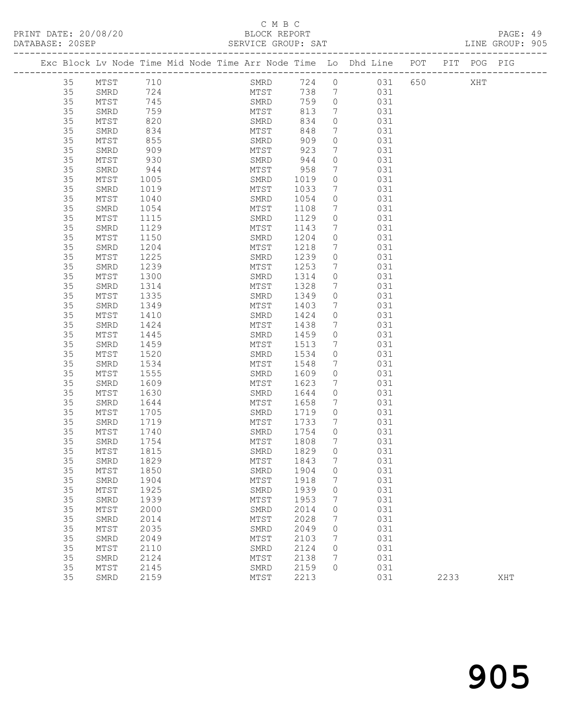C M B C
BLOCK REPORT
SERVICE GROUP: SAT

PRINT DATE: 20/08/20
DATABASE: 20SEP
LINE GROUP: 905

| Exc | Block | Lv | Node | Time | Mid Node | Time | Arr Node | Time | Lo | Dhd Line | POT | PIT | POG | PIG |
|---|---|---|---|---|---|---|---|---|---|---|---|---|---|---|
| | 35 | | MTST | 710 | | | SMRD | 724 | 0 | 031 | 650 | | XHT | |
| | 35 | | SMRD | 724 | | | MTST | 738 | 7 | 031 | | | | |
| | 35 | | MTST | 745 | | | SMRD | 759 | 0 | 031 | | | | |
| | 35 | | SMRD | 759 | | | MTST | 813 | 7 | 031 | | | | |
| | 35 | | MTST | 820 | | | SMRD | 834 | 0 | 031 | | | | |
| | 35 | | SMRD | 834 | | | MTST | 848 | 7 | 031 | | | | |
| | 35 | | MTST | 855 | | | SMRD | 909 | 0 | 031 | | | | |
| | 35 | | SMRD | 909 | | | MTST | 923 | 7 | 031 | | | | |
| | 35 | | MTST | 930 | | | SMRD | 944 | 0 | 031 | | | | |
| | 35 | | SMRD | 944 | | | MTST | 958 | 7 | 031 | | | | |
| | 35 | | MTST | 1005 | | | SMRD | 1019 | 0 | 031 | | | | |
| | 35 | | SMRD | 1019 | | | MTST | 1033 | 7 | 031 | | | | |
| | 35 | | MTST | 1040 | | | SMRD | 1054 | 0 | 031 | | | | |
| | 35 | | SMRD | 1054 | | | MTST | 1108 | 7 | 031 | | | | |
| | 35 | | MTST | 1115 | | | SMRD | 1129 | 0 | 031 | | | | |
| | 35 | | SMRD | 1129 | | | MTST | 1143 | 7 | 031 | | | | |
| | 35 | | MTST | 1150 | | | SMRD | 1204 | 0 | 031 | | | | |
| | 35 | | SMRD | 1204 | | | MTST | 1218 | 7 | 031 | | | | |
| | 35 | | MTST | 1225 | | | SMRD | 1239 | 0 | 031 | | | | |
| | 35 | | SMRD | 1239 | | | MTST | 1253 | 7 | 031 | | | | |
| | 35 | | MTST | 1300 | | | SMRD | 1314 | 0 | 031 | | | | |
| | 35 | | SMRD | 1314 | | | MTST | 1328 | 7 | 031 | | | | |
| | 35 | | MTST | 1335 | | | SMRD | 1349 | 0 | 031 | | | | |
| | 35 | | SMRD | 1349 | | | MTST | 1403 | 7 | 031 | | | | |
| | 35 | | MTST | 1410 | | | SMRD | 1424 | 0 | 031 | | | | |
| | 35 | | SMRD | 1424 | | | MTST | 1438 | 7 | 031 | | | | |
| | 35 | | MTST | 1445 | | | SMRD | 1459 | 0 | 031 | | | | |
| | 35 | | SMRD | 1459 | | | MTST | 1513 | 7 | 031 | | | | |
| | 35 | | MTST | 1520 | | | SMRD | 1534 | 0 | 031 | | | | |
| | 35 | | SMRD | 1534 | | | MTST | 1548 | 7 | 031 | | | | |
| | 35 | | MTST | 1555 | | | SMRD | 1609 | 0 | 031 | | | | |
| | 35 | | SMRD | 1609 | | | MTST | 1623 | 7 | 031 | | | | |
| | 35 | | MTST | 1630 | | | SMRD | 1644 | 0 | 031 | | | | |
| | 35 | | SMRD | 1644 | | | MTST | 1658 | 7 | 031 | | | | |
| | 35 | | MTST | 1705 | | | SMRD | 1719 | 0 | 031 | | | | |
| | 35 | | SMRD | 1719 | | | MTST | 1733 | 7 | 031 | | | | |
| | 35 | | MTST | 1740 | | | SMRD | 1754 | 0 | 031 | | | | |
| | 35 | | SMRD | 1754 | | | MTST | 1808 | 7 | 031 | | | | |
| | 35 | | MTST | 1815 | | | SMRD | 1829 | 0 | 031 | | | | |
| | 35 | | SMRD | 1829 | | | MTST | 1843 | 7 | 031 | | | | |
| | 35 | | MTST | 1850 | | | SMRD | 1904 | 0 | 031 | | | | |
| | 35 | | SMRD | 1904 | | | MTST | 1918 | 7 | 031 | | | | |
| | 35 | | MTST | 1925 | | | SMRD | 1939 | 0 | 031 | | | | |
| | 35 | | SMRD | 1939 | | | MTST | 1953 | 7 | 031 | | | | |
| | 35 | | MTST | 2000 | | | SMRD | 2014 | 0 | 031 | | | | |
| | 35 | | SMRD | 2014 | | | MTST | 2028 | 7 | 031 | | | | |
| | 35 | | MTST | 2035 | | | SMRD | 2049 | 0 | 031 | | | | |
| | 35 | | SMRD | 2049 | | | MTST | 2103 | 7 | 031 | | | | |
| | 35 | | MTST | 2110 | | | SMRD | 2124 | 0 | 031 | | | | |
| | 35 | | SMRD | 2124 | | | MTST | 2138 | 7 | 031 | | | | |
| | 35 | | MTST | 2145 | | | SMRD | 2159 | 0 | 031 | | | | |
| | 35 | | SMRD | 2159 | | | MTST | 2213 | | 031 | | 2233 | | XHT |

905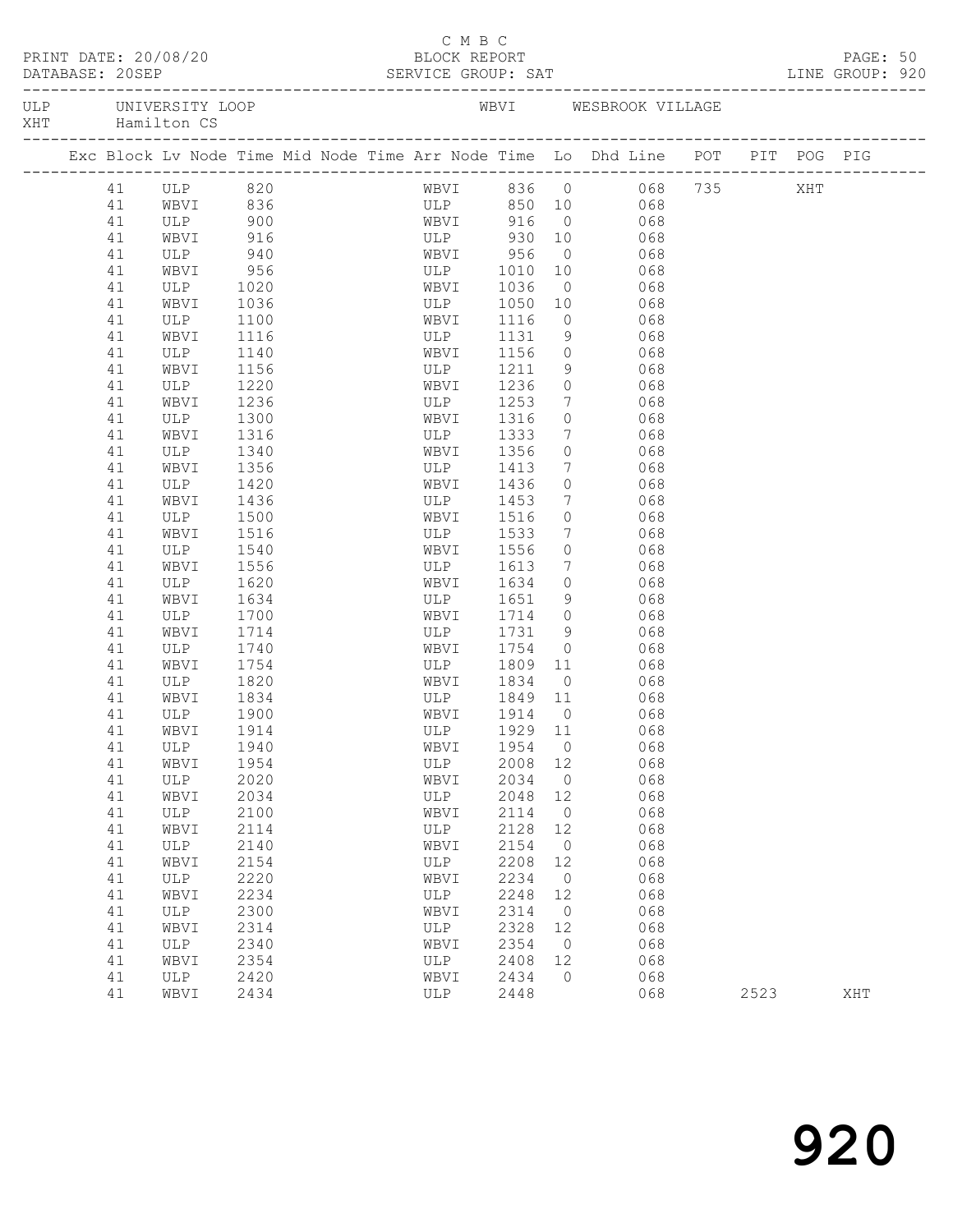C M B C

PRINT DATE: 20/08/20 BLOCK REPORT PAGE: 50
DATABASE: 20SEP SERVICE GROUP: SAT LINE GROUP: 920

ULP UNIVERSITY LOOP WBVI WESBROOK VILLAGE
XHT Hamilton CS

| Exc | Block | Lv | Node | Time | Mid Node | Time | Arr Node | Time | Lo | Dhd Line | POT | PIT | POG | PIG |
|---|---|---|---|---|---|---|---|---|---|---|---|---|---|---|
| | 41 | | ULP | 820 | | | WBVI | 836 | 0 | 068 | 735 | | XHT | |
| | 41 | | WBVI | 836 | | | ULP | 850 | 10 | 068 | | | | |
| | 41 | | ULP | 900 | | | WBVI | 916 | 0 | 068 | | | | |
| | 41 | | WBVI | 916 | | | ULP | 930 | 10 | 068 | | | | |
| | 41 | | ULP | 940 | | | WBVI | 956 | 0 | 068 | | | | |
| | 41 | | WBVI | 956 | | | ULP | 1010 | 10 | 068 | | | | |
| | 41 | | ULP | 1020 | | | WBVI | 1036 | 0 | 068 | | | | |
| | 41 | | WBVI | 1036 | | | ULP | 1050 | 10 | 068 | | | | |
| | 41 | | ULP | 1100 | | | WBVI | 1116 | 0 | 068 | | | | |
| | 41 | | WBVI | 1116 | | | ULP | 1131 | 9 | 068 | | | | |
| | 41 | | ULP | 1140 | | | WBVI | 1156 | 0 | 068 | | | | |
| | 41 | | WBVI | 1156 | | | ULP | 1211 | 9 | 068 | | | | |
| | 41 | | ULP | 1220 | | | WBVI | 1236 | 0 | 068 | | | | |
| | 41 | | WBVI | 1236 | | | ULP | 1253 | 7 | 068 | | | | |
| | 41 | | ULP | 1300 | | | WBVI | 1316 | 0 | 068 | | | | |
| | 41 | | WBVI | 1316 | | | ULP | 1333 | 7 | 068 | | | | |
| | 41 | | ULP | 1340 | | | WBVI | 1356 | 0 | 068 | | | | |
| | 41 | | WBVI | 1356 | | | ULP | 1413 | 7 | 068 | | | | |
| | 41 | | ULP | 1420 | | | WBVI | 1436 | 0 | 068 | | | | |
| | 41 | | WBVI | 1436 | | | ULP | 1453 | 7 | 068 | | | | |
| | 41 | | ULP | 1500 | | | WBVI | 1516 | 0 | 068 | | | | |
| | 41 | | WBVI | 1516 | | | ULP | 1533 | 7 | 068 | | | | |
| | 41 | | ULP | 1540 | | | WBVI | 1556 | 0 | 068 | | | | |
| | 41 | | WBVI | 1556 | | | ULP | 1613 | 7 | 068 | | | | |
| | 41 | | ULP | 1620 | | | WBVI | 1634 | 0 | 068 | | | | |
| | 41 | | WBVI | 1634 | | | ULP | 1651 | 9 | 068 | | | | |
| | 41 | | ULP | 1700 | | | WBVI | 1714 | 0 | 068 | | | | |
| | 41 | | WBVI | 1714 | | | ULP | 1731 | 9 | 068 | | | | |
| | 41 | | ULP | 1740 | | | WBVI | 1754 | 0 | 068 | | | | |
| | 41 | | WBVI | 1754 | | | ULP | 1809 | 11 | 068 | | | | |
| | 41 | | ULP | 1820 | | | WBVI | 1834 | 0 | 068 | | | | |
| | 41 | | WBVI | 1834 | | | ULP | 1849 | 11 | 068 | | | | |
| | 41 | | ULP | 1900 | | | WBVI | 1914 | 0 | 068 | | | | |
| | 41 | | WBVI | 1914 | | | ULP | 1929 | 11 | 068 | | | | |
| | 41 | | ULP | 1940 | | | WBVI | 1954 | 0 | 068 | | | | |
| | 41 | | WBVI | 1954 | | | ULP | 2008 | 12 | 068 | | | | |
| | 41 | | ULP | 2020 | | | WBVI | 2034 | 0 | 068 | | | | |
| | 41 | | WBVI | 2034 | | | ULP | 2048 | 12 | 068 | | | | |
| | 41 | | ULP | 2100 | | | WBVI | 2114 | 0 | 068 | | | | |
| | 41 | | WBVI | 2114 | | | ULP | 2128 | 12 | 068 | | | | |
| | 41 | | ULP | 2140 | | | WBVI | 2154 | 0 | 068 | | | | |
| | 41 | | WBVI | 2154 | | | ULP | 2208 | 12 | 068 | | | | |
| | 41 | | ULP | 2220 | | | WBVI | 2234 | 0 | 068 | | | | |
| | 41 | | WBVI | 2234 | | | ULP | 2248 | 12 | 068 | | | | |
| | 41 | | ULP | 2300 | | | WBVI | 2314 | 0 | 068 | | | | |
| | 41 | | WBVI | 2314 | | | ULP | 2328 | 12 | 068 | | | | |
| | 41 | | ULP | 2340 | | | WBVI | 2354 | 0 | 068 | | | | |
| | 41 | | WBVI | 2354 | | | ULP | 2408 | 12 | 068 | | | | |
| | 41 | | ULP | 2420 | | | WBVI | 2434 | 0 | 068 | | | | |
| | 41 | | WBVI | 2434 | | | ULP | 2448 | | 068 | | 2523 | | XHT |

920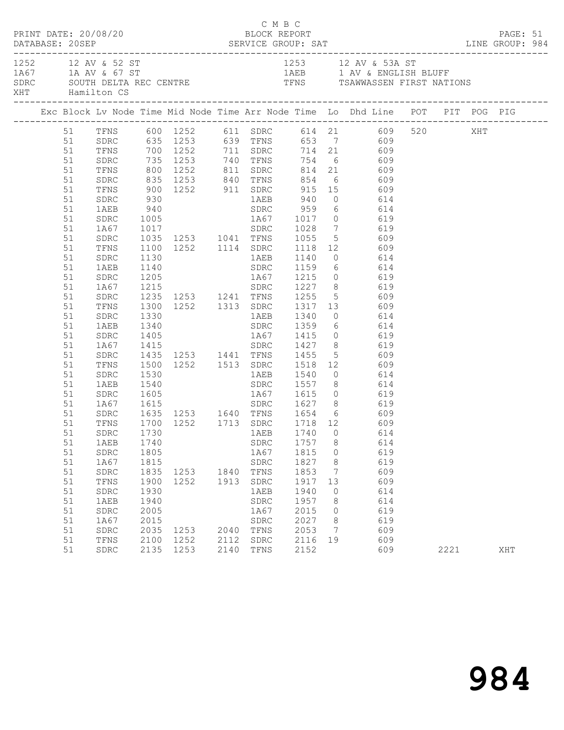C M B C

PRINT DATE: 20/08/20 BLOCK REPORT PAGE: 51
DATABASE: 20SEP SERVICE GROUP: SAT LINE GROUP: 984

| | | | |
|---|---|---|---|
| 1252 | 12 AV & 52 ST | 1253 | 12 AV & 53A ST |
| 1A67 | 1A AV & 67 ST | 1AEB | 1 AV & ENGLISH BLUFF |
| SDRC | SOUTH DELTA REC CENTRE | TFNS | TSAWWASSEN FIRST NATIONS |
| XHT | Hamilton CS | | |

| Exc | Block | Lv Node | Time | Mid Node | Time | Arr Node | Time | Lo | Dhd Line | POT | PIT | POG | PIG |
|---|---|---|---|---|---|---|---|---|---|---|---|---|---|
| | 51 | TFNS | 600 | 1252 | 611 | SDRC | 614 | 21 | 609 | 520 | | XHT | |
| | 51 | SDRC | 635 | 1253 | 639 | TFNS | 653 | 7 | 609 | | | | |
| | 51 | TFNS | 700 | 1252 | 711 | SDRC | 714 | 21 | 609 | | | | |
| | 51 | SDRC | 735 | 1253 | 740 | TFNS | 754 | 6 | 609 | | | | |
| | 51 | TFNS | 800 | 1252 | 811 | SDRC | 814 | 21 | 609 | | | | |
| | 51 | SDRC | 835 | 1253 | 840 | TFNS | 854 | 6 | 609 | | | | |
| | 51 | TFNS | 900 | 1252 | 911 | SDRC | 915 | 15 | 609 | | | | |
| | 51 | SDRC | 930 | | | 1AEB | 940 | 0 | 614 | | | | |
| | 51 | 1AEB | 940 | | | SDRC | 959 | 6 | 614 | | | | |
| | 51 | SDRC | 1005 | | | 1A67 | 1017 | 0 | 619 | | | | |
| | 51 | 1A67 | 1017 | | | SDRC | 1028 | 7 | 619 | | | | |
| | 51 | SDRC | 1035 | 1253 | 1041 | TFNS | 1055 | 5 | 609 | | | | |
| | 51 | TFNS | 1100 | 1252 | 1114 | SDRC | 1118 | 12 | 609 | | | | |
| | 51 | SDRC | 1130 | | | 1AEB | 1140 | 0 | 614 | | | | |
| | 51 | 1AEB | 1140 | | | SDRC | 1159 | 6 | 614 | | | | |
| | 51 | SDRC | 1205 | | | 1A67 | 1215 | 0 | 619 | | | | |
| | 51 | 1A67 | 1215 | | | SDRC | 1227 | 8 | 619 | | | | |
| | 51 | SDRC | 1235 | 1253 | 1241 | TFNS | 1255 | 5 | 609 | | | | |
| | 51 | TFNS | 1300 | 1252 | 1313 | SDRC | 1317 | 13 | 609 | | | | |
| | 51 | SDRC | 1330 | | | 1AEB | 1340 | 0 | 614 | | | | |
| | 51 | 1AEB | 1340 | | | SDRC | 1359 | 6 | 614 | | | | |
| | 51 | SDRC | 1405 | | | 1A67 | 1415 | 0 | 619 | | | | |
| | 51 | 1A67 | 1415 | | | SDRC | 1427 | 8 | 619 | | | | |
| | 51 | SDRC | 1435 | 1253 | 1441 | TFNS | 1455 | 5 | 609 | | | | |
| | 51 | TFNS | 1500 | 1252 | 1513 | SDRC | 1518 | 12 | 609 | | | | |
| | 51 | SDRC | 1530 | | | 1AEB | 1540 | 0 | 614 | | | | |
| | 51 | 1AEB | 1540 | | | SDRC | 1557 | 8 | 614 | | | | |
| | 51 | SDRC | 1605 | | | 1A67 | 1615 | 0 | 619 | | | | |
| | 51 | 1A67 | 1615 | | | SDRC | 1627 | 8 | 619 | | | | |
| | 51 | SDRC | 1635 | 1253 | 1640 | TFNS | 1654 | 6 | 609 | | | | |
| | 51 | TFNS | 1700 | 1252 | 1713 | SDRC | 1718 | 12 | 609 | | | | |
| | 51 | SDRC | 1730 | | | 1AEB | 1740 | 0 | 614 | | | | |
| | 51 | 1AEB | 1740 | | | SDRC | 1757 | 8 | 614 | | | | |
| | 51 | SDRC | 1805 | | | 1A67 | 1815 | 0 | 619 | | | | |
| | 51 | 1A67 | 1815 | | | SDRC | 1827 | 8 | 619 | | | | |
| | 51 | SDRC | 1835 | 1253 | 1840 | TFNS | 1853 | 7 | 609 | | | | |
| | 51 | TFNS | 1900 | 1252 | 1913 | SDRC | 1917 | 13 | 609 | | | | |
| | 51 | SDRC | 1930 | | | 1AEB | 1940 | 0 | 614 | | | | |
| | 51 | 1AEB | 1940 | | | SDRC | 1957 | 8 | 614 | | | | |
| | 51 | SDRC | 2005 | | | 1A67 | 2015 | 0 | 619 | | | | |
| | 51 | 1A67 | 2015 | | | SDRC | 2027 | 8 | 619 | | | | |
| | 51 | SDRC | 2035 | 1253 | 2040 | TFNS | 2053 | 7 | 609 | | | | |
| | 51 | TFNS | 2100 | 1252 | 2112 | SDRC | 2116 | 19 | 609 | | | | |
| | 51 | SDRC | 2135 | 1253 | 2140 | TFNS | 2152 | | 609 | | 2221 | | XHT |

984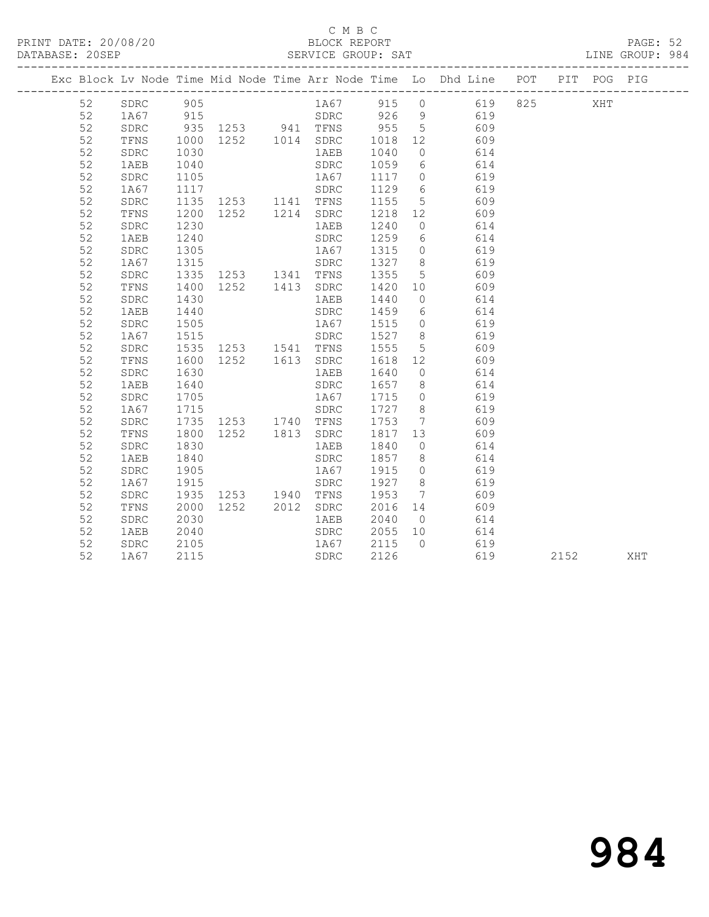C M B C

PRINT DATE: 20/08/20 BLOCK REPORT

DATABASE: 20SEP SERVICE GROUP: SAT LINE GROUP: 984

| Exc | Block | Lv | Node | Time | Mid Node | Time | Arr Node | Time | Lo | Dhd Line | POT | PIT | POG | PIG |
|---|---|---|---|---|---|---|---|---|---|---|---|---|---|---|
| | 52 | | SDRC | 905 | | | 1A67 | 915 | 0 | 619 | 825 | | XHT | |
| | 52 | | 1A67 | 915 | | | SDRC | 926 | 9 | 619 | | | | |
| | 52 | | SDRC | 935 | 1253 | 941 | TFNS | 955 | 5 | 609 | | | | |
| | 52 | | TFNS | 1000 | 1252 | 1014 | SDRC | 1018 | 12 | 609 | | | | |
| | 52 | | SDRC | 1030 | | | 1AEB | 1040 | 0 | 614 | | | | |
| | 52 | | 1AEB | 1040 | | | SDRC | 1059 | 6 | 614 | | | | |
| | 52 | | SDRC | 1105 | | | 1A67 | 1117 | 0 | 619 | | | | |
| | 52 | | 1A67 | 1117 | | | SDRC | 1129 | 6 | 619 | | | | |
| | 52 | | SDRC | 1135 | 1253 | 1141 | TFNS | 1155 | 5 | 609 | | | | |
| | 52 | | TFNS | 1200 | 1252 | 1214 | SDRC | 1218 | 12 | 609 | | | | |
| | 52 | | SDRC | 1230 | | | 1AEB | 1240 | 0 | 614 | | | | |
| | 52 | | 1AEB | 1240 | | | SDRC | 1259 | 6 | 614 | | | | |
| | 52 | | SDRC | 1305 | | | 1A67 | 1315 | 0 | 619 | | | | |
| | 52 | | 1A67 | 1315 | | | SDRC | 1327 | 8 | 619 | | | | |
| | 52 | | SDRC | 1335 | 1253 | 1341 | TFNS | 1355 | 5 | 609 | | | | |
| | 52 | | TFNS | 1400 | 1252 | 1413 | SDRC | 1420 | 10 | 609 | | | | |
| | 52 | | SDRC | 1430 | | | 1AEB | 1440 | 0 | 614 | | | | |
| | 52 | | 1AEB | 1440 | | | SDRC | 1459 | 6 | 614 | | | | |
| | 52 | | SDRC | 1505 | | | 1A67 | 1515 | 0 | 619 | | | | |
| | 52 | | 1A67 | 1515 | | | SDRC | 1527 | 8 | 619 | | | | |
| | 52 | | SDRC | 1535 | 1253 | 1541 | TFNS | 1555 | 5 | 609 | | | | |
| | 52 | | TFNS | 1600 | 1252 | 1613 | SDRC | 1618 | 12 | 609 | | | | |
| | 52 | | SDRC | 1630 | | | 1AEB | 1640 | 0 | 614 | | | | |
| | 52 | | 1AEB | 1640 | | | SDRC | 1657 | 8 | 614 | | | | |
| | 52 | | SDRC | 1705 | | | 1A67 | 1715 | 0 | 619 | | | | |
| | 52 | | 1A67 | 1715 | | | SDRC | 1727 | 8 | 619 | | | | |
| | 52 | | SDRC | 1735 | 1253 | 1740 | TFNS | 1753 | 7 | 609 | | | | |
| | 52 | | TFNS | 1800 | 1252 | 1813 | SDRC | 1817 | 13 | 609 | | | | |
| | 52 | | SDRC | 1830 | | | 1AEB | 1840 | 0 | 614 | | | | |
| | 52 | | 1AEB | 1840 | | | SDRC | 1857 | 8 | 614 | | | | |
| | 52 | | SDRC | 1905 | | | 1A67 | 1915 | 0 | 619 | | | | |
| | 52 | | 1A67 | 1915 | | | SDRC | 1927 | 8 | 619 | | | | |
| | 52 | | SDRC | 1935 | 1253 | 1940 | TFNS | 1953 | 7 | 609 | | | | |
| | 52 | | TFNS | 2000 | 1252 | 2012 | SDRC | 2016 | 14 | 609 | | | | |
| | 52 | | SDRC | 2030 | | | 1AEB | 2040 | 0 | 614 | | | | |
| | 52 | | 1AEB | 2040 | | | SDRC | 2055 | 10 | 614 | | | | |
| | 52 | | SDRC | 2105 | | | 1A67 | 2115 | 0 | 619 | | | | |
| | 52 | | 1A67 | 2115 | | | SDRC | 2126 | | 619 | | 2152 | | XHT |

# 984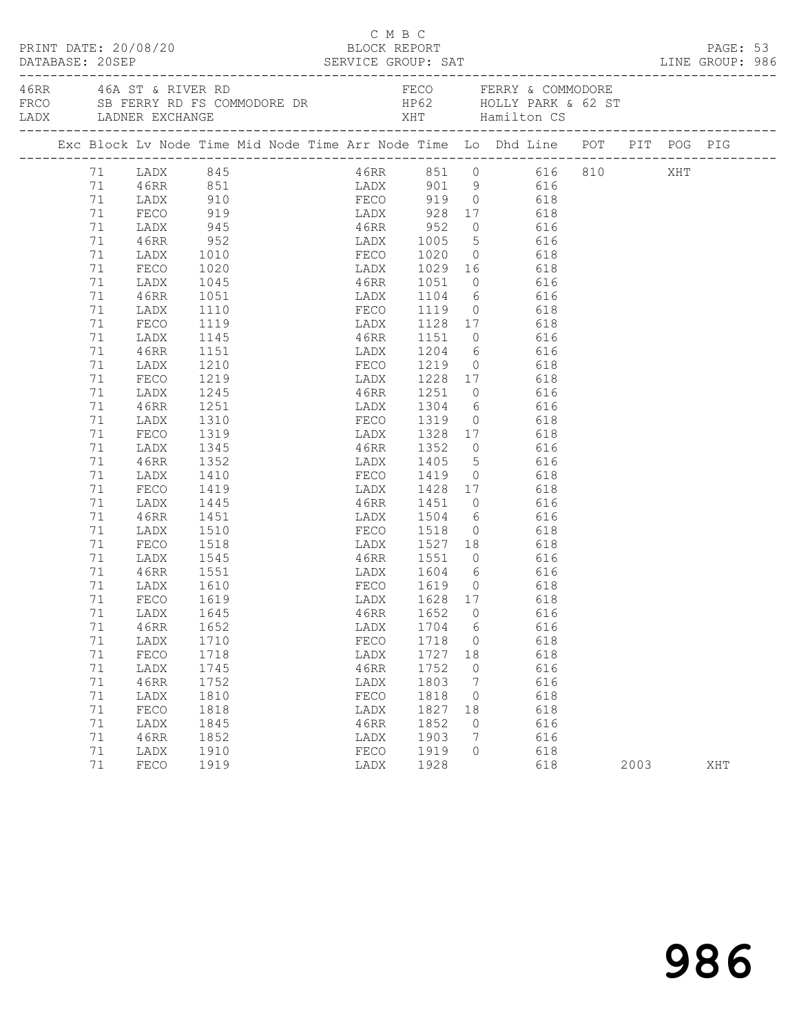C M B C

PRINT DATE: 20/08/20 BLOCK REPORT
DATABASE: 20SEP SERVICE GROUP: SAT LINE GROUP: 986

| Code | Description | Code | Description |
|---|---|---|---|
| 46RR | 46A ST & RIVER RD | FECO | FERRY & COMMODORE |
| FRCO | SB FERRY RD FS COMMODORE DR | HP62 | HOLLY PARK & 62 ST |
| LADX | LADNER EXCHANGE | XHT | Hamilton CS |

| Exc | Block | Lv Node | Time | Mid Node | Time | Arr Node | Time | Lo | Dhd Line | POT | PIT | POG | PIG |
|---|---|---|---|---|---|---|---|---|---|---|---|---|---|
| | 71 | LADX | 845 | | | 46RR | 851 | 0 | 616 | 810 | | XHT | |
| | 71 | 46RR | 851 | | | LADX | 901 | 9 | 616 | | | | |
| | 71 | LADX | 910 | | | FECO | 919 | 0 | 618 | | | | |
| | 71 | FECO | 919 | | | LADX | 928 | 17 | 618 | | | | |
| | 71 | LADX | 945 | | | 46RR | 952 | 0 | 616 | | | | |
| | 71 | 46RR | 952 | | | LADX | 1005 | 5 | 616 | | | | |
| | 71 | LADX | 1010 | | | FECO | 1020 | 0 | 618 | | | | |
| | 71 | FECO | 1020 | | | LADX | 1029 | 16 | 618 | | | | |
| | 71 | LADX | 1045 | | | 46RR | 1051 | 0 | 616 | | | | |
| | 71 | 46RR | 1051 | | | LADX | 1104 | 6 | 616 | | | | |
| | 71 | LADX | 1110 | | | FECO | 1119 | 0 | 618 | | | | |
| | 71 | FECO | 1119 | | | LADX | 1128 | 17 | 618 | | | | |
| | 71 | LADX | 1145 | | | 46RR | 1151 | 0 | 616 | | | | |
| | 71 | 46RR | 1151 | | | LADX | 1204 | 6 | 616 | | | | |
| | 71 | LADX | 1210 | | | FECO | 1219 | 0 | 618 | | | | |
| | 71 | FECO | 1219 | | | LADX | 1228 | 17 | 618 | | | | |
| | 71 | LADX | 1245 | | | 46RR | 1251 | 0 | 616 | | | | |
| | 71 | 46RR | 1251 | | | LADX | 1304 | 6 | 616 | | | | |
| | 71 | LADX | 1310 | | | FECO | 1319 | 0 | 618 | | | | |
| | 71 | FECO | 1319 | | | LADX | 1328 | 17 | 618 | | | | |
| | 71 | LADX | 1345 | | | 46RR | 1352 | 0 | 616 | | | | |
| | 71 | 46RR | 1352 | | | LADX | 1405 | 5 | 616 | | | | |
| | 71 | LADX | 1410 | | | FECO | 1419 | 0 | 618 | | | | |
| | 71 | FECO | 1419 | | | LADX | 1428 | 17 | 618 | | | | |
| | 71 | LADX | 1445 | | | 46RR | 1451 | 0 | 616 | | | | |
| | 71 | 46RR | 1451 | | | LADX | 1504 | 6 | 616 | | | | |
| | 71 | LADX | 1510 | | | FECO | 1518 | 0 | 618 | | | | |
| | 71 | FECO | 1518 | | | LADX | 1527 | 18 | 618 | | | | |
| | 71 | LADX | 1545 | | | 46RR | 1551 | 0 | 616 | | | | |
| | 71 | 46RR | 1551 | | | LADX | 1604 | 6 | 616 | | | | |
| | 71 | LADX | 1610 | | | FECO | 1619 | 0 | 618 | | | | |
| | 71 | FECO | 1619 | | | LADX | 1628 | 17 | 618 | | | | |
| | 71 | LADX | 1645 | | | 46RR | 1652 | 0 | 616 | | | | |
| | 71 | 46RR | 1652 | | | LADX | 1704 | 6 | 616 | | | | |
| | 71 | LADX | 1710 | | | FECO | 1718 | 0 | 618 | | | | |
| | 71 | FECO | 1718 | | | LADX | 1727 | 18 | 618 | | | | |
| | 71 | LADX | 1745 | | | 46RR | 1752 | 0 | 616 | | | | |
| | 71 | 46RR | 1752 | | | LADX | 1803 | 7 | 616 | | | | |
| | 71 | LADX | 1810 | | | FECO | 1818 | 0 | 618 | | | | |
| | 71 | FECO | 1818 | | | LADX | 1827 | 18 | 618 | | | | |
| | 71 | LADX | 1845 | | | 46RR | 1852 | 0 | 616 | | | | |
| | 71 | 46RR | 1852 | | | LADX | 1903 | 7 | 616 | | | | |
| | 71 | LADX | 1910 | | | FECO | 1919 | 0 | 618 | | | | |
| | 71 | FECO | 1919 | | | LADX | 1928 | | 618 | | 2003 | | XHT |

# 986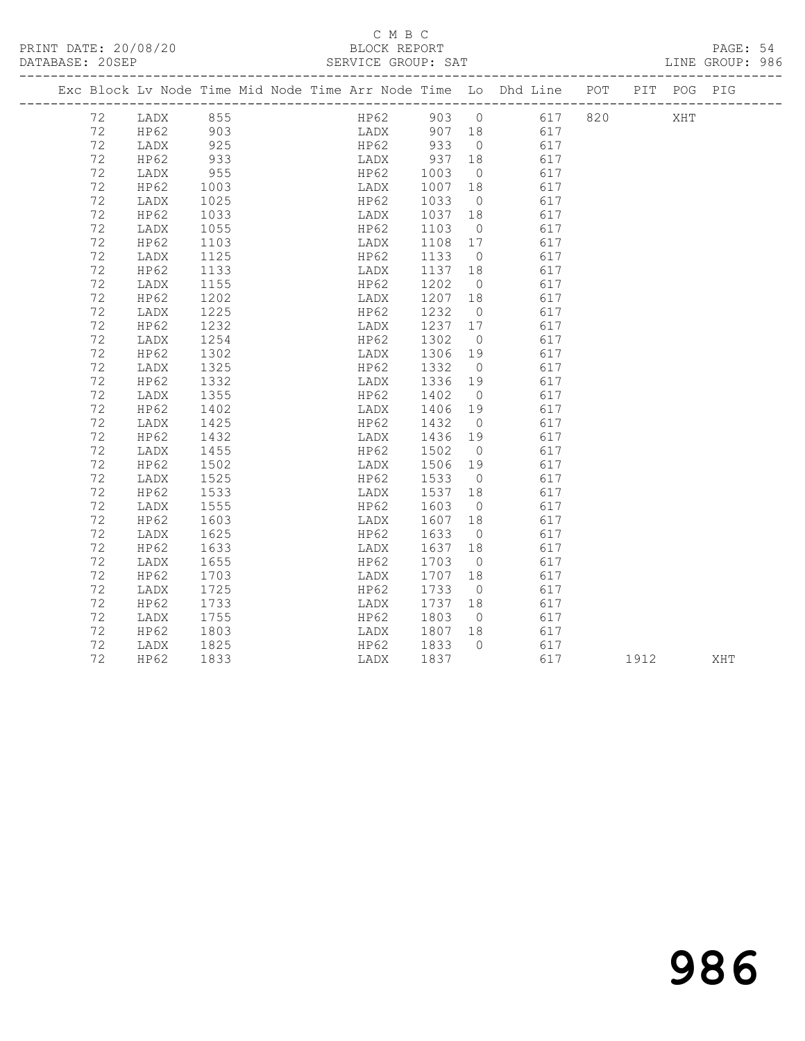C M B C
PRINT DATE: 20/08/20 BLOCK REPORT
DATABASE: 20SEP SERVICE GROUP: SAT LINE GROUP: 986

| Exc | Block | Lv | Node | Time | Mid Node | Time | Arr Node | Time | Lo | Dhd Line | POT | PIT | POG | PIG |
|---|---|---|---|---|---|---|---|---|---|---|---|---|---|---|
| | 72 | | LADX | 855 | | | HP62 | 903 | 0 | 617 | 820 | | XHT | |
| | 72 | | HP62 | 903 | | | LADX | 907 | 18 | 617 | | | | |
| | 72 | | LADX | 925 | | | HP62 | 933 | 0 | 617 | | | | |
| | 72 | | HP62 | 933 | | | LADX | 937 | 18 | 617 | | | | |
| | 72 | | LADX | 955 | | | HP62 | 1003 | 0 | 617 | | | | |
| | 72 | | HP62 | 1003 | | | LADX | 1007 | 18 | 617 | | | | |
| | 72 | | LADX | 1025 | | | HP62 | 1033 | 0 | 617 | | | | |
| | 72 | | HP62 | 1033 | | | LADX | 1037 | 18 | 617 | | | | |
| | 72 | | LADX | 1055 | | | HP62 | 1103 | 0 | 617 | | | | |
| | 72 | | HP62 | 1103 | | | LADX | 1108 | 17 | 617 | | | | |
| | 72 | | LADX | 1125 | | | HP62 | 1133 | 0 | 617 | | | | |
| | 72 | | HP62 | 1133 | | | LADX | 1137 | 18 | 617 | | | | |
| | 72 | | LADX | 1155 | | | HP62 | 1202 | 0 | 617 | | | | |
| | 72 | | HP62 | 1202 | | | LADX | 1207 | 18 | 617 | | | | |
| | 72 | | LADX | 1225 | | | HP62 | 1232 | 0 | 617 | | | | |
| | 72 | | HP62 | 1232 | | | LADX | 1237 | 17 | 617 | | | | |
| | 72 | | LADX | 1254 | | | HP62 | 1302 | 0 | 617 | | | | |
| | 72 | | HP62 | 1302 | | | LADX | 1306 | 19 | 617 | | | | |
| | 72 | | LADX | 1325 | | | HP62 | 1332 | 0 | 617 | | | | |
| | 72 | | HP62 | 1332 | | | LADX | 1336 | 19 | 617 | | | | |
| | 72 | | LADX | 1355 | | | HP62 | 1402 | 0 | 617 | | | | |
| | 72 | | HP62 | 1402 | | | LADX | 1406 | 19 | 617 | | | | |
| | 72 | | LADX | 1425 | | | HP62 | 1432 | 0 | 617 | | | | |
| | 72 | | HP62 | 1432 | | | LADX | 1436 | 19 | 617 | | | | |
| | 72 | | LADX | 1455 | | | HP62 | 1502 | 0 | 617 | | | | |
| | 72 | | HP62 | 1502 | | | LADX | 1506 | 19 | 617 | | | | |
| | 72 | | LADX | 1525 | | | HP62 | 1533 | 0 | 617 | | | | |
| | 72 | | HP62 | 1533 | | | LADX | 1537 | 18 | 617 | | | | |
| | 72 | | LADX | 1555 | | | HP62 | 1603 | 0 | 617 | | | | |
| | 72 | | HP62 | 1603 | | | LADX | 1607 | 18 | 617 | | | | |
| | 72 | | LADX | 1625 | | | HP62 | 1633 | 0 | 617 | | | | |
| | 72 | | HP62 | 1633 | | | LADX | 1637 | 18 | 617 | | | | |
| | 72 | | LADX | 1655 | | | HP62 | 1703 | 0 | 617 | | | | |
| | 72 | | HP62 | 1703 | | | LADX | 1707 | 18 | 617 | | | | |
| | 72 | | LADX | 1725 | | | HP62 | 1733 | 0 | 617 | | | | |
| | 72 | | HP62 | 1733 | | | LADX | 1737 | 18 | 617 | | | | |
| | 72 | | LADX | 1755 | | | HP62 | 1803 | 0 | 617 | | | | |
| | 72 | | HP62 | 1803 | | | LADX | 1807 | 18 | 617 | | | | |
| | 72 | | LADX | 1825 | | | HP62 | 1833 | 0 | 617 | | | | |
| | 72 | | HP62 | 1833 | | | LADX | 1837 | | 617 | | 1912 | | XHT |

986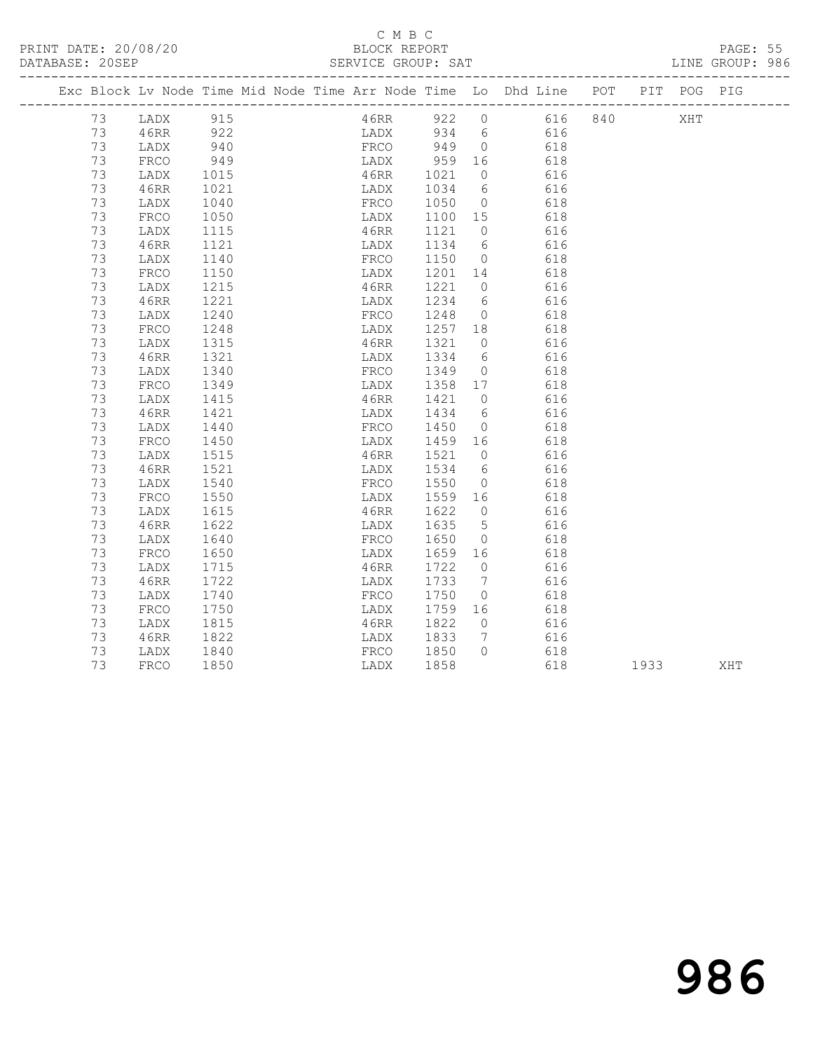C M B C

PRINT DATE: 20/08/20 BLOCK REPORT

DATABASE: 20SEP SERVICE GROUP: SAT LINE GROUP: 986

| Exc | Block | Lv | Node | Time | Mid Node | Time | Arr Node | Time | Lo | Dhd Line | POT | PIT | POG | PIG |
|---|---|---|---|---|---|---|---|---|---|---|---|---|---|---|
| | 73 | | LADX | 915 | | | 46RR | 922 | 0 | 616 | 840 | | XHT | |
| | 73 | | 46RR | 922 | | | LADX | 934 | 6 | 616 | | | | |
| | 73 | | LADX | 940 | | | FRCO | 949 | 0 | 618 | | | | |
| | 73 | | FRCO | 949 | | | LADX | 959 | 16 | 618 | | | | |
| | 73 | | LADX | 1015 | | | 46RR | 1021 | 0 | 616 | | | | |
| | 73 | | 46RR | 1021 | | | LADX | 1034 | 6 | 616 | | | | |
| | 73 | | LADX | 1040 | | | FRCO | 1050 | 0 | 618 | | | | |
| | 73 | | FRCO | 1050 | | | LADX | 1100 | 15 | 618 | | | | |
| | 73 | | LADX | 1115 | | | 46RR | 1121 | 0 | 616 | | | | |
| | 73 | | 46RR | 1121 | | | LADX | 1134 | 6 | 616 | | | | |
| | 73 | | LADX | 1140 | | | FRCO | 1150 | 0 | 618 | | | | |
| | 73 | | FRCO | 1150 | | | LADX | 1201 | 14 | 618 | | | | |
| | 73 | | LADX | 1215 | | | 46RR | 1221 | 0 | 616 | | | | |
| | 73 | | 46RR | 1221 | | | LADX | 1234 | 6 | 616 | | | | |
| | 73 | | LADX | 1240 | | | FRCO | 1248 | 0 | 618 | | | | |
| | 73 | | FRCO | 1248 | | | LADX | 1257 | 18 | 618 | | | | |
| | 73 | | LADX | 1315 | | | 46RR | 1321 | 0 | 616 | | | | |
| | 73 | | 46RR | 1321 | | | LADX | 1334 | 6 | 616 | | | | |
| | 73 | | LADX | 1340 | | | FRCO | 1349 | 0 | 618 | | | | |
| | 73 | | FRCO | 1349 | | | LADX | 1358 | 17 | 618 | | | | |
| | 73 | | LADX | 1415 | | | 46RR | 1421 | 0 | 616 | | | | |
| | 73 | | 46RR | 1421 | | | LADX | 1434 | 6 | 616 | | | | |
| | 73 | | LADX | 1440 | | | FRCO | 1450 | 0 | 618 | | | | |
| | 73 | | FRCO | 1450 | | | LADX | 1459 | 16 | 618 | | | | |
| | 73 | | LADX | 1515 | | | 46RR | 1521 | 0 | 616 | | | | |
| | 73 | | 46RR | 1521 | | | LADX | 1534 | 6 | 616 | | | | |
| | 73 | | LADX | 1540 | | | FRCO | 1550 | 0 | 618 | | | | |
| | 73 | | FRCO | 1550 | | | LADX | 1559 | 16 | 618 | | | | |
| | 73 | | LADX | 1615 | | | 46RR | 1622 | 0 | 616 | | | | |
| | 73 | | 46RR | 1622 | | | LADX | 1635 | 5 | 616 | | | | |
| | 73 | | LADX | 1640 | | | FRCO | 1650 | 0 | 618 | | | | |
| | 73 | | FRCO | 1650 | | | LADX | 1659 | 16 | 618 | | | | |
| | 73 | | LADX | 1715 | | | 46RR | 1722 | 0 | 616 | | | | |
| | 73 | | 46RR | 1722 | | | LADX | 1733 | 7 | 616 | | | | |
| | 73 | | LADX | 1740 | | | FRCO | 1750 | 0 | 618 | | | | |
| | 73 | | FRCO | 1750 | | | LADX | 1759 | 16 | 618 | | | | |
| | 73 | | LADX | 1815 | | | 46RR | 1822 | 0 | 616 | | | | |
| | 73 | | 46RR | 1822 | | | LADX | 1833 | 7 | 616 | | | | |
| | 73 | | LADX | 1840 | | | FRCO | 1850 | 0 | 618 | | | | |
| | 73 | | FRCO | 1850 | | | LADX | 1858 | | 618 | | 1933 | | XHT |

986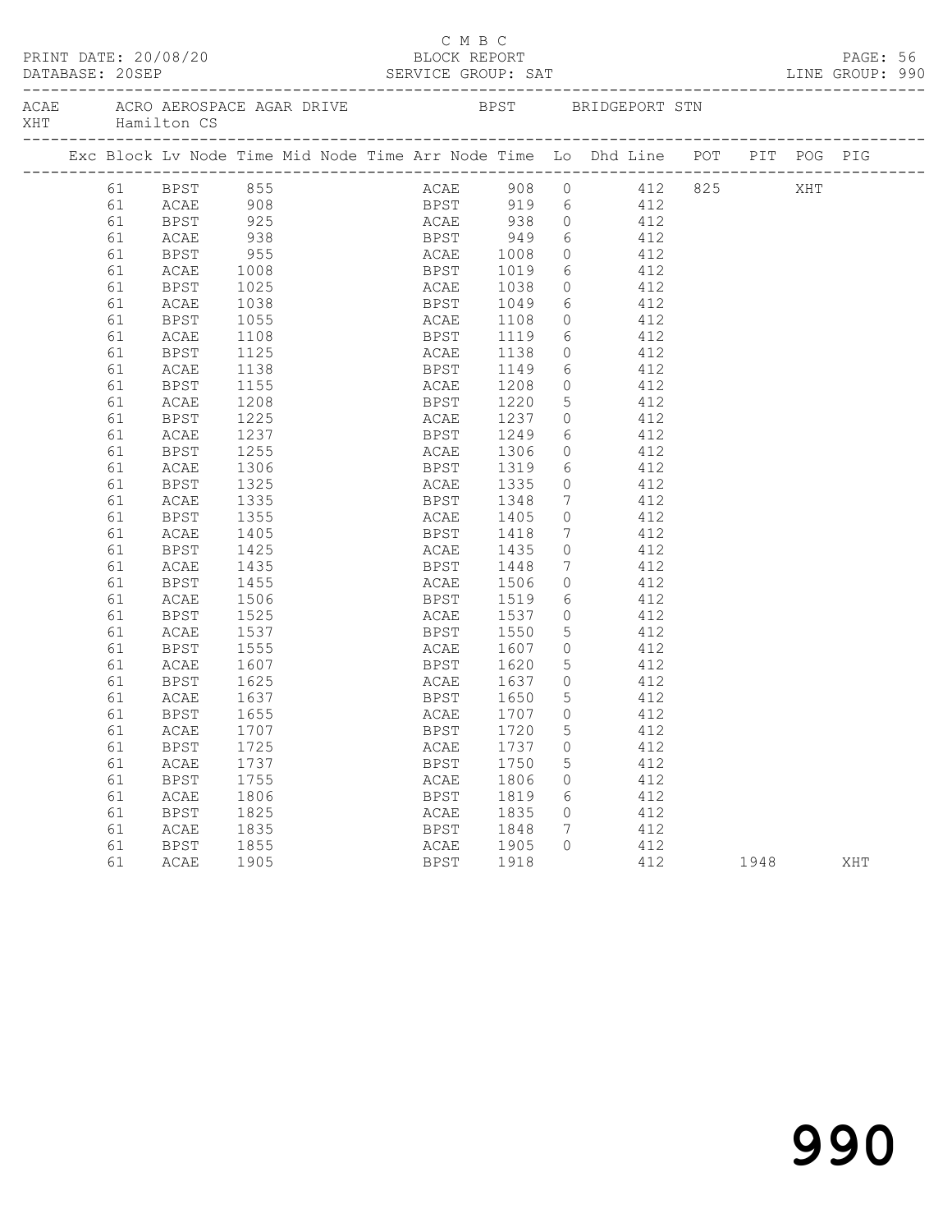C M B C

PRINT DATE: 20/08/20 BLOCK REPORT
DATABASE: 20SEP SERVICE GROUP: SAT LINE GROUP: 990

ACAE ACRO AEROSPACE AGAR DRIVE BPST BRIDGEPORT STN
XHT Hamilton CS

| Exc | Block | Lv | Node | Time | Mid Node | Time | Arr Node | Time | Lo | Dhd Line | POT | PIT | POG | PIG |
|---|---|---|---|---|---|---|---|---|---|---|---|---|---|---|
| | 61 | | BPST | 855 | | | ACAE | 908 | 0 | 412 | 825 | | XHT | |
| | 61 | | ACAE | 908 | | | BPST | 919 | 6 | 412 | | | | |
| | 61 | | BPST | 925 | | | ACAE | 938 | 0 | 412 | | | | |
| | 61 | | ACAE | 938 | | | BPST | 949 | 6 | 412 | | | | |
| | 61 | | BPST | 955 | | | ACAE | 1008 | 0 | 412 | | | | |
| | 61 | | ACAE | 1008 | | | BPST | 1019 | 6 | 412 | | | | |
| | 61 | | BPST | 1025 | | | ACAE | 1038 | 0 | 412 | | | | |
| | 61 | | ACAE | 1038 | | | BPST | 1049 | 6 | 412 | | | | |
| | 61 | | BPST | 1055 | | | ACAE | 1108 | 0 | 412 | | | | |
| | 61 | | ACAE | 1108 | | | BPST | 1119 | 6 | 412 | | | | |
| | 61 | | BPST | 1125 | | | ACAE | 1138 | 0 | 412 | | | | |
| | 61 | | ACAE | 1138 | | | BPST | 1149 | 6 | 412 | | | | |
| | 61 | | BPST | 1155 | | | ACAE | 1208 | 0 | 412 | | | | |
| | 61 | | ACAE | 1208 | | | BPST | 1220 | 5 | 412 | | | | |
| | 61 | | BPST | 1225 | | | ACAE | 1237 | 0 | 412 | | | | |
| | 61 | | ACAE | 1237 | | | BPST | 1249 | 6 | 412 | | | | |
| | 61 | | BPST | 1255 | | | ACAE | 1306 | 0 | 412 | | | | |
| | 61 | | ACAE | 1306 | | | BPST | 1319 | 6 | 412 | | | | |
| | 61 | | BPST | 1325 | | | ACAE | 1335 | 0 | 412 | | | | |
| | 61 | | ACAE | 1335 | | | BPST | 1348 | 7 | 412 | | | | |
| | 61 | | BPST | 1355 | | | ACAE | 1405 | 0 | 412 | | | | |
| | 61 | | ACAE | 1405 | | | BPST | 1418 | 7 | 412 | | | | |
| | 61 | | BPST | 1425 | | | ACAE | 1435 | 0 | 412 | | | | |
| | 61 | | ACAE | 1435 | | | BPST | 1448 | 7 | 412 | | | | |
| | 61 | | BPST | 1455 | | | ACAE | 1506 | 0 | 412 | | | | |
| | 61 | | ACAE | 1506 | | | BPST | 1519 | 6 | 412 | | | | |
| | 61 | | BPST | 1525 | | | ACAE | 1537 | 0 | 412 | | | | |
| | 61 | | ACAE | 1537 | | | BPST | 1550 | 5 | 412 | | | | |
| | 61 | | BPST | 1555 | | | ACAE | 1607 | 0 | 412 | | | | |
| | 61 | | ACAE | 1607 | | | BPST | 1620 | 5 | 412 | | | | |
| | 61 | | BPST | 1625 | | | ACAE | 1637 | 0 | 412 | | | | |
| | 61 | | ACAE | 1637 | | | BPST | 1650 | 5 | 412 | | | | |
| | 61 | | BPST | 1655 | | | ACAE | 1707 | 0 | 412 | | | | |
| | 61 | | ACAE | 1707 | | | BPST | 1720 | 5 | 412 | | | | |
| | 61 | | BPST | 1725 | | | ACAE | 1737 | 0 | 412 | | | | |
| | 61 | | ACAE | 1737 | | | BPST | 1750 | 5 | 412 | | | | |
| | 61 | | BPST | 1755 | | | ACAE | 1806 | 0 | 412 | | | | |
| | 61 | | ACAE | 1806 | | | BPST | 1819 | 6 | 412 | | | | |
| | 61 | | BPST | 1825 | | | ACAE | 1835 | 0 | 412 | | | | |
| | 61 | | ACAE | 1835 | | | BPST | 1848 | 7 | 412 | | | | |
| | 61 | | BPST | 1855 | | | ACAE | 1905 | 0 | 412 | | | | |
| | 61 | | ACAE | 1905 | | | BPST | 1918 | | 412 | | 1948 | | XHT |

990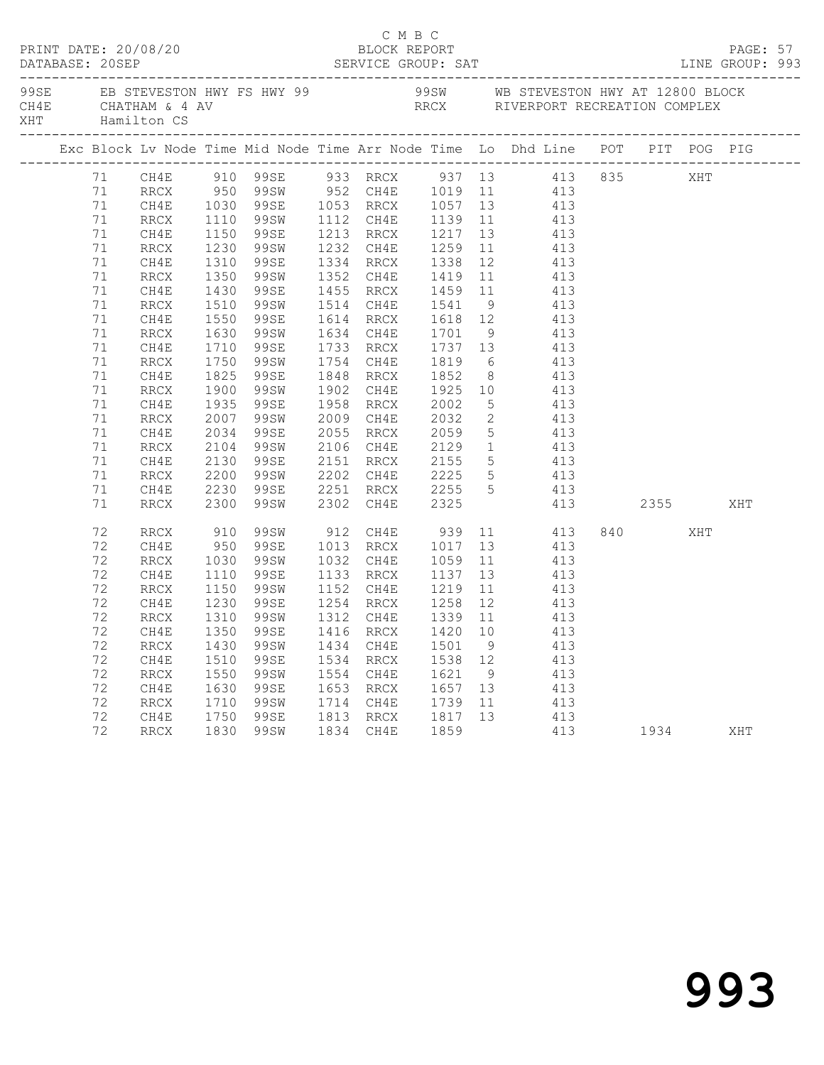C M B C

PRINT DATE: 20/08/20 BLOCK REPORT
DATABASE: 20SEP SERVICE GROUP: SAT LINE GROUP: 993

99SE EB STEVESTON HWY FS HWY 99 99SW WB STEVESTON HWY AT 12800 BLOCK
CH4E CHATHAM & 4 AV RRCX RIVERPORT RECREATION COMPLEX
XHT Hamilton CS

| Exc | Block | Lv | Node | Time | Mid Node | Time | Arr Node | Time | Lo | Dhd Line | POT | PIT | POG | PIG |
|---|---|---|---|---|---|---|---|---|---|---|---|---|---|---|
| | 71 | | CH4E | 910 | 99SE | 933 | RRCX | 937 | 13 | 413 | 835 | | XHT | |
| | 71 | | RRCX | 950 | 99SW | 952 | CH4E | 1019 | 11 | 413 | | | | |
| | 71 | | CH4E | 1030 | 99SE | 1053 | RRCX | 1057 | 13 | 413 | | | | |
| | 71 | | RRCX | 1110 | 99SW | 1112 | CH4E | 1139 | 11 | 413 | | | | |
| | 71 | | CH4E | 1150 | 99SE | 1213 | RRCX | 1217 | 13 | 413 | | | | |
| | 71 | | RRCX | 1230 | 99SW | 1232 | CH4E | 1259 | 11 | 413 | | | | |
| | 71 | | CH4E | 1310 | 99SE | 1334 | RRCX | 1338 | 12 | 413 | | | | |
| | 71 | | RRCX | 1350 | 99SW | 1352 | CH4E | 1419 | 11 | 413 | | | | |
| | 71 | | CH4E | 1430 | 99SE | 1455 | RRCX | 1459 | 11 | 413 | | | | |
| | 71 | | RRCX | 1510 | 99SW | 1514 | CH4E | 1541 | 9 | 413 | | | | |
| | 71 | | CH4E | 1550 | 99SE | 1614 | RRCX | 1618 | 12 | 413 | | | | |
| | 71 | | RRCX | 1630 | 99SW | 1634 | CH4E | 1701 | 9 | 413 | | | | |
| | 71 | | CH4E | 1710 | 99SE | 1733 | RRCX | 1737 | 13 | 413 | | | | |
| | 71 | | RRCX | 1750 | 99SW | 1754 | CH4E | 1819 | 6 | 413 | | | | |
| | 71 | | CH4E | 1825 | 99SE | 1848 | RRCX | 1852 | 8 | 413 | | | | |
| | 71 | | RRCX | 1900 | 99SW | 1902 | CH4E | 1925 | 10 | 413 | | | | |
| | 71 | | CH4E | 1935 | 99SE | 1958 | RRCX | 2002 | 5 | 413 | | | | |
| | 71 | | RRCX | 2007 | 99SW | 2009 | CH4E | 2032 | 2 | 413 | | | | |
| | 71 | | CH4E | 2034 | 99SE | 2055 | RRCX | 2059 | 5 | 413 | | | | |
| | 71 | | RRCX | 2104 | 99SW | 2106 | CH4E | 2129 | 1 | 413 | | | | |
| | 71 | | CH4E | 2130 | 99SE | 2151 | RRCX | 2155 | 5 | 413 | | | | |
| | 71 | | RRCX | 2200 | 99SW | 2202 | CH4E | 2225 | 5 | 413 | | | | |
| | 71 | | CH4E | 2230 | 99SE | 2251 | RRCX | 2255 | 5 | 413 | | | | |
| | 71 | | RRCX | 2300 | 99SW | 2302 | CH4E | 2325 | | 413 | | 2355 | | XHT |
| | 72 | | RRCX | 910 | 99SW | 912 | CH4E | 939 | 11 | 413 | 840 | | XHT | |
| | 72 | | CH4E | 950 | 99SE | 1013 | RRCX | 1017 | 13 | 413 | | | | |
| | 72 | | RRCX | 1030 | 99SW | 1032 | CH4E | 1059 | 11 | 413 | | | | |
| | 72 | | CH4E | 1110 | 99SE | 1133 | RRCX | 1137 | 13 | 413 | | | | |
| | 72 | | RRCX | 1150 | 99SW | 1152 | CH4E | 1219 | 11 | 413 | | | | |
| | 72 | | CH4E | 1230 | 99SE | 1254 | RRCX | 1258 | 12 | 413 | | | | |
| | 72 | | RRCX | 1310 | 99SW | 1312 | CH4E | 1339 | 11 | 413 | | | | |
| | 72 | | CH4E | 1350 | 99SE | 1416 | RRCX | 1420 | 10 | 413 | | | | |
| | 72 | | RRCX | 1430 | 99SW | 1434 | CH4E | 1501 | 9 | 413 | | | | |
| | 72 | | CH4E | 1510 | 99SE | 1534 | RRCX | 1538 | 12 | 413 | | | | |
| | 72 | | RRCX | 1550 | 99SW | 1554 | CH4E | 1621 | 9 | 413 | | | | |
| | 72 | | CH4E | 1630 | 99SE | 1653 | RRCX | 1657 | 13 | 413 | | | | |
| | 72 | | RRCX | 1710 | 99SW | 1714 | CH4E | 1739 | 11 | 413 | | | | |
| | 72 | | CH4E | 1750 | 99SE | 1813 | RRCX | 1817 | 13 | 413 | | | | |
| | 72 | | RRCX | 1830 | 99SW | 1834 | CH4E | 1859 | | 413 | | 1934 | | XHT |

993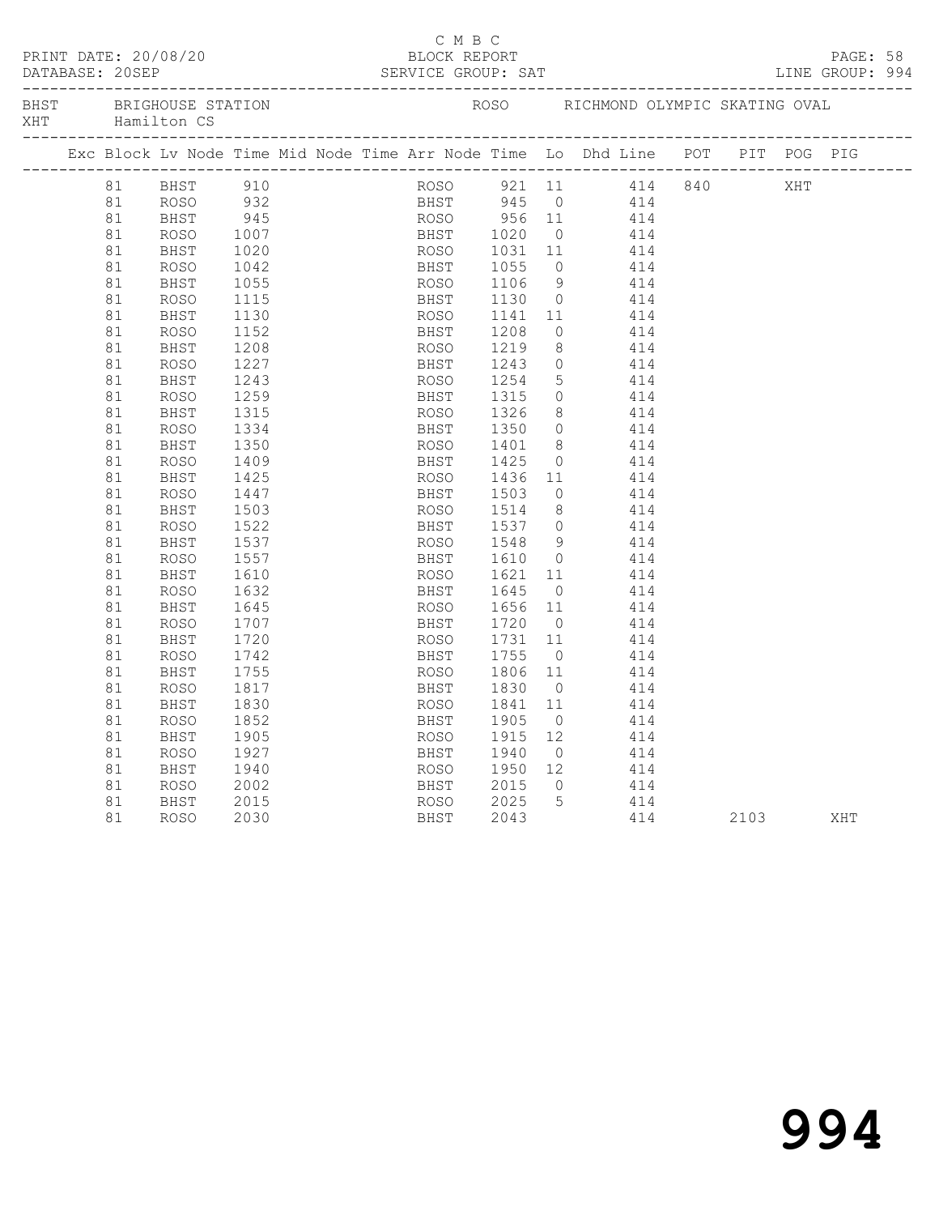C M B C

PRINT DATE: 20/08/20 BLOCK REPORT

DATABASE: 20SEP SERVICE GROUP: SAT LINE GROUP: 994

BHST BRIGHOUSE STATION ROSO RICHMOND OLYMPIC SKATING OVAL
XHT Hamilton CS

| Exc | Block | Lv | Node | Time | Mid Node | Time | Arr Node | Time | Lo | Dhd Line | POT | PIT | POG | PIG |
|---|---|---|---|---|---|---|---|---|---|---|---|---|---|---|
| | 81 | | BHST | 910 | | | ROSO | 921 | 11 | 414 | 840 | | XHT | |
| | 81 | | ROSO | 932 | | | BHST | 945 | 0 | 414 | | | | |
| | 81 | | BHST | 945 | | | ROSO | 956 | 11 | 414 | | | | |
| | 81 | | ROSO | 1007 | | | BHST | 1020 | 0 | 414 | | | | |
| | 81 | | BHST | 1020 | | | ROSO | 1031 | 11 | 414 | | | | |
| | 81 | | ROSO | 1042 | | | BHST | 1055 | 0 | 414 | | | | |
| | 81 | | BHST | 1055 | | | ROSO | 1106 | 9 | 414 | | | | |
| | 81 | | ROSO | 1115 | | | BHST | 1130 | 0 | 414 | | | | |
| | 81 | | BHST | 1130 | | | ROSO | 1141 | 11 | 414 | | | | |
| | 81 | | ROSO | 1152 | | | BHST | 1208 | 0 | 414 | | | | |
| | 81 | | BHST | 1208 | | | ROSO | 1219 | 8 | 414 | | | | |
| | 81 | | ROSO | 1227 | | | BHST | 1243 | 0 | 414 | | | | |
| | 81 | | BHST | 1243 | | | ROSO | 1254 | 5 | 414 | | | | |
| | 81 | | ROSO | 1259 | | | BHST | 1315 | 0 | 414 | | | | |
| | 81 | | BHST | 1315 | | | ROSO | 1326 | 8 | 414 | | | | |
| | 81 | | ROSO | 1334 | | | BHST | 1350 | 0 | 414 | | | | |
| | 81 | | BHST | 1350 | | | ROSO | 1401 | 8 | 414 | | | | |
| | 81 | | ROSO | 1409 | | | BHST | 1425 | 0 | 414 | | | | |
| | 81 | | BHST | 1425 | | | ROSO | 1436 | 11 | 414 | | | | |
| | 81 | | ROSO | 1447 | | | BHST | 1503 | 0 | 414 | | | | |
| | 81 | | BHST | 1503 | | | ROSO | 1514 | 8 | 414 | | | | |
| | 81 | | ROSO | 1522 | | | BHST | 1537 | 0 | 414 | | | | |
| | 81 | | BHST | 1537 | | | ROSO | 1548 | 9 | 414 | | | | |
| | 81 | | ROSO | 1557 | | | BHST | 1610 | 0 | 414 | | | | |
| | 81 | | BHST | 1610 | | | ROSO | 1621 | 11 | 414 | | | | |
| | 81 | | ROSO | 1632 | | | BHST | 1645 | 0 | 414 | | | | |
| | 81 | | BHST | 1645 | | | ROSO | 1656 | 11 | 414 | | | | |
| | 81 | | ROSO | 1707 | | | BHST | 1720 | 0 | 414 | | | | |
| | 81 | | BHST | 1720 | | | ROSO | 1731 | 11 | 414 | | | | |
| | 81 | | ROSO | 1742 | | | BHST | 1755 | 0 | 414 | | | | |
| | 81 | | BHST | 1755 | | | ROSO | 1806 | 11 | 414 | | | | |
| | 81 | | ROSO | 1817 | | | BHST | 1830 | 0 | 414 | | | | |
| | 81 | | BHST | 1830 | | | ROSO | 1841 | 11 | 414 | | | | |
| | 81 | | ROSO | 1852 | | | BHST | 1905 | 0 | 414 | | | | |
| | 81 | | BHST | 1905 | | | ROSO | 1915 | 12 | 414 | | | | |
| | 81 | | ROSO | 1927 | | | BHST | 1940 | 0 | 414 | | | | |
| | 81 | | BHST | 1940 | | | ROSO | 1950 | 12 | 414 | | | | |
| | 81 | | ROSO | 2002 | | | BHST | 2015 | 0 | 414 | | | | |
| | 81 | | BHST | 2015 | | | ROSO | 2025 | 5 | 414 | | | | |
| | 81 | | ROSO | 2030 | | | BHST | 2043 | | 414 | | 2103 | | XHT |

994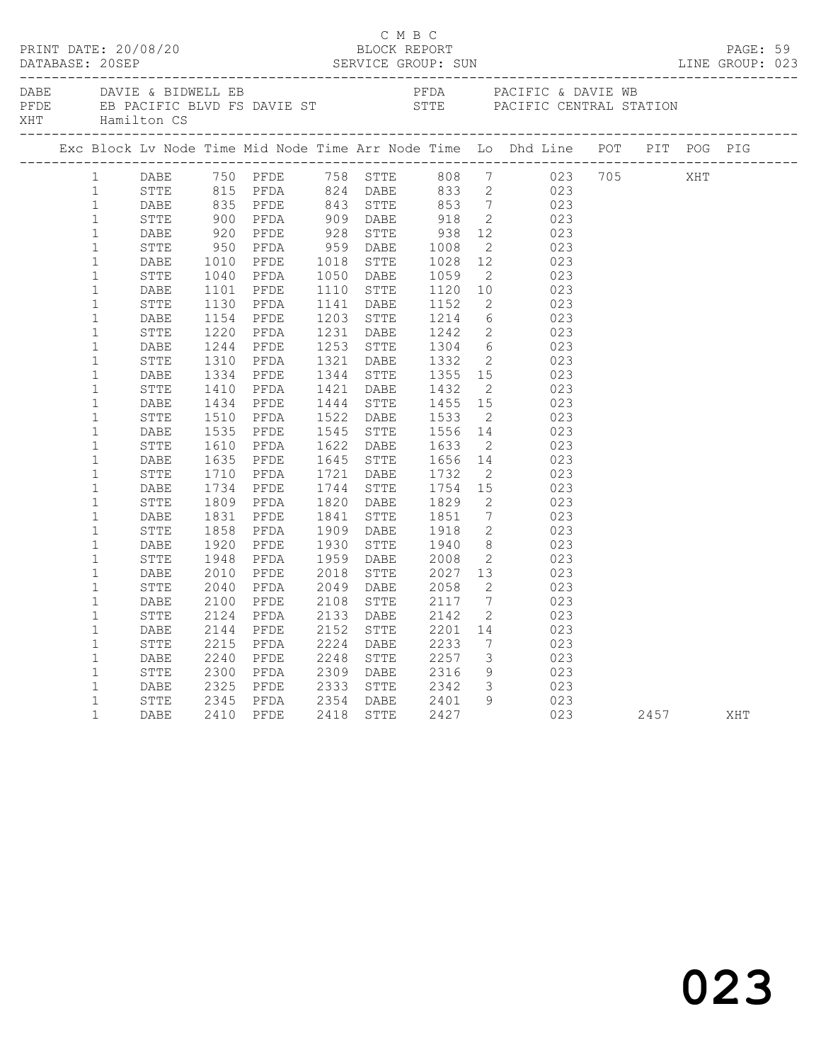C M B C

PRINT DATE: 20/08/20 BLOCK REPORT
DATABASE: 20SEP SERVICE GROUP: SUN LINE GROUP: 023

DABE DAVIE & BIDWELL EB PFDA PACIFIC & DAVIE WB
PFDE EB PACIFIC BLVD FS DAVIE ST STTE PACIFIC CENTRAL STATION
XHT Hamilton CS

| Exc | Block | Lv | Node | Time | Mid Node | Time | Arr Node | Time | Lo | Dhd Line | POT | PIT | POG | PIG |
|---|---|---|---|---|---|---|---|---|---|---|---|---|---|---|
| | 1 | | DABE | 750 | PFDE | 758 | STTE | 808 | 7 | 023 | 705 | | XHT | |
| | 1 | | STTE | 815 | PFDA | 824 | DABE | 833 | 2 | 023 | | | | |
| | 1 | | DABE | 835 | PFDE | 843 | STTE | 853 | 7 | 023 | | | | |
| | 1 | | STTE | 900 | PFDA | 909 | DABE | 918 | 2 | 023 | | | | |
| | 1 | | DABE | 920 | PFDE | 928 | STTE | 938 | 12 | 023 | | | | |
| | 1 | | STTE | 950 | PFDA | 959 | DABE | 1008 | 2 | 023 | | | | |
| | 1 | | DABE | 1010 | PFDE | 1018 | STTE | 1028 | 12 | 023 | | | | |
| | 1 | | STTE | 1040 | PFDA | 1050 | DABE | 1059 | 2 | 023 | | | | |
| | 1 | | DABE | 1101 | PFDE | 1110 | STTE | 1120 | 10 | 023 | | | | |
| | 1 | | STTE | 1130 | PFDA | 1141 | DABE | 1152 | 2 | 023 | | | | |
| | 1 | | DABE | 1154 | PFDE | 1203 | STTE | 1214 | 6 | 023 | | | | |
| | 1 | | STTE | 1220 | PFDA | 1231 | DABE | 1242 | 2 | 023 | | | | |
| | 1 | | DABE | 1244 | PFDE | 1253 | STTE | 1304 | 6 | 023 | | | | |
| | 1 | | STTE | 1310 | PFDA | 1321 | DABE | 1332 | 2 | 023 | | | | |
| | 1 | | DABE | 1334 | PFDE | 1344 | STTE | 1355 | 15 | 023 | | | | |
| | 1 | | STTE | 1410 | PFDA | 1421 | DABE | 1432 | 2 | 023 | | | | |
| | 1 | | DABE | 1434 | PFDE | 1444 | STTE | 1455 | 15 | 023 | | | | |
| | 1 | | STTE | 1510 | PFDA | 1522 | DABE | 1533 | 2 | 023 | | | | |
| | 1 | | DABE | 1535 | PFDE | 1545 | STTE | 1556 | 14 | 023 | | | | |
| | 1 | | STTE | 1610 | PFDA | 1622 | DABE | 1633 | 2 | 023 | | | | |
| | 1 | | DABE | 1635 | PFDE | 1645 | STTE | 1656 | 14 | 023 | | | | |
| | 1 | | STTE | 1710 | PFDA | 1721 | DABE | 1732 | 2 | 023 | | | | |
| | 1 | | DABE | 1734 | PFDE | 1744 | STTE | 1754 | 15 | 023 | | | | |
| | 1 | | STTE | 1809 | PFDA | 1820 | DABE | 1829 | 2 | 023 | | | | |
| | 1 | | DABE | 1831 | PFDE | 1841 | STTE | 1851 | 7 | 023 | | | | |
| | 1 | | STTE | 1858 | PFDA | 1909 | DABE | 1918 | 2 | 023 | | | | |
| | 1 | | DABE | 1920 | PFDE | 1930 | STTE | 1940 | 8 | 023 | | | | |
| | 1 | | STTE | 1948 | PFDA | 1959 | DABE | 2008 | 2 | 023 | | | | |
| | 1 | | DABE | 2010 | PFDE | 2018 | STTE | 2027 | 13 | 023 | | | | |
| | 1 | | STTE | 2040 | PFDA | 2049 | DABE | 2058 | 2 | 023 | | | | |
| | 1 | | DABE | 2100 | PFDE | 2108 | STTE | 2117 | 7 | 023 | | | | |
| | 1 | | STTE | 2124 | PFDA | 2133 | DABE | 2142 | 2 | 023 | | | | |
| | 1 | | DABE | 2144 | PFDE | 2152 | STTE | 2201 | 14 | 023 | | | | |
| | 1 | | STTE | 2215 | PFDA | 2224 | DABE | 2233 | 7 | 023 | | | | |
| | 1 | | DABE | 2240 | PFDE | 2248 | STTE | 2257 | 3 | 023 | | | | |
| | 1 | | STTE | 2300 | PFDA | 2309 | DABE | 2316 | 9 | 023 | | | | |
| | 1 | | DABE | 2325 | PFDE | 2333 | STTE | 2342 | 3 | 023 | | | | |
| | 1 | | STTE | 2345 | PFDA | 2354 | DABE | 2401 | 9 | 023 | | | | |
| | 1 | | DABE | 2410 | PFDE | 2418 | STTE | 2427 | | 023 | | 2457 | | XHT |

023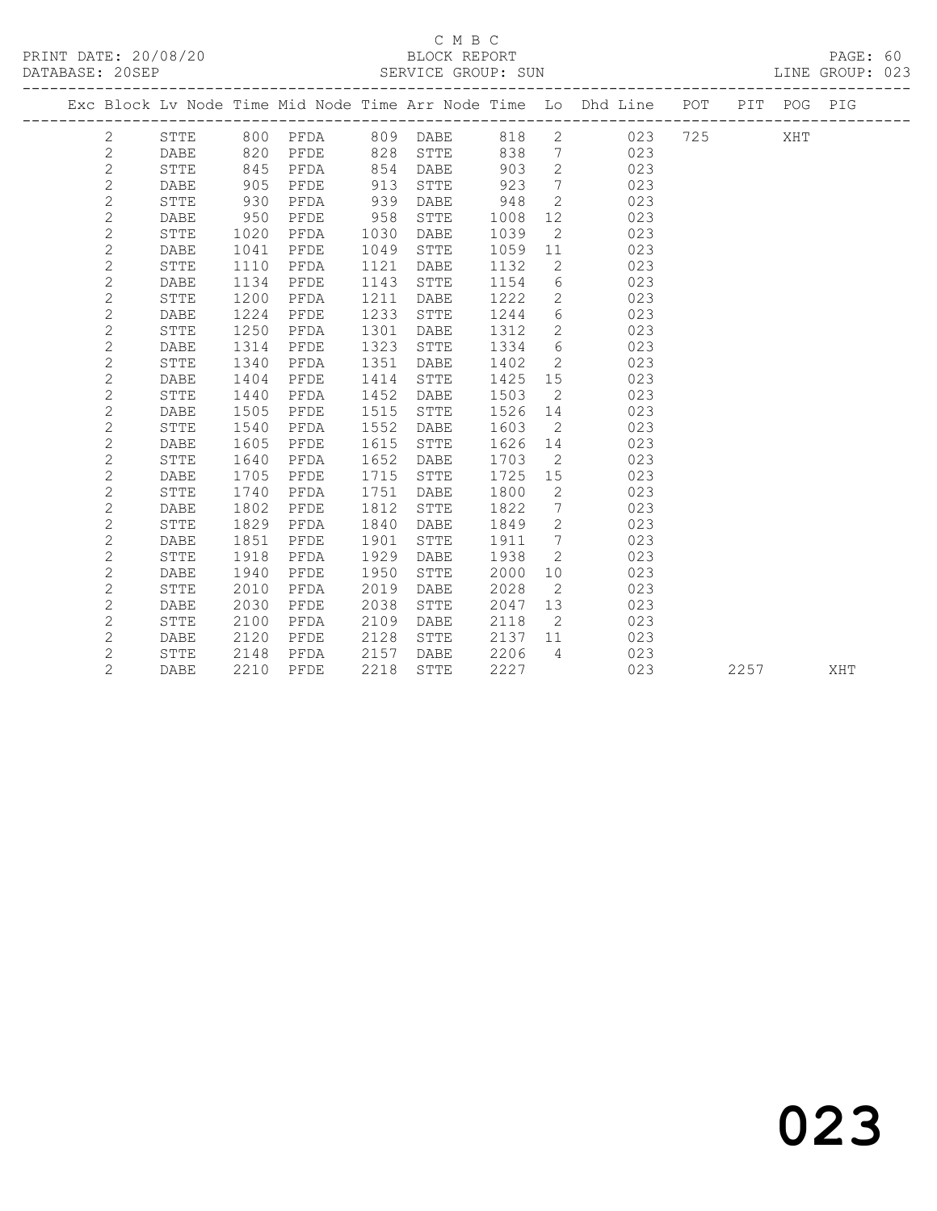C M B C

BLOCK REPORT

PRINT DATE: 20/08/20 DATABASE: 20SEP SERVICE GROUP: SUN LINE GROUP: 023

| Exc | Block | Lv | Node | Time | Mid Node | Time | Arr Node | Time | Lo | Dhd Line | POT | PIT | POG | PIG |
|---|---|---|---|---|---|---|---|---|---|---|---|---|---|---|
| | 2 | | STTE | 800 | PFDA | 809 | DABE | 818 | 2 | 023 | 725 | | XHT | |
| | 2 | | DABE | 820 | PFDE | 828 | STTE | 838 | 7 | 023 | | | | |
| | 2 | | STTE | 845 | PFDA | 854 | DABE | 903 | 2 | 023 | | | | |
| | 2 | | DABE | 905 | PFDE | 913 | STTE | 923 | 7 | 023 | | | | |
| | 2 | | STTE | 930 | PFDA | 939 | DABE | 948 | 2 | 023 | | | | |
| | 2 | | DABE | 950 | PFDE | 958 | STTE | 1008 | 12 | 023 | | | | |
| | 2 | | STTE | 1020 | PFDA | 1030 | DABE | 1039 | 2 | 023 | | | | |
| | 2 | | DABE | 1041 | PFDE | 1049 | STTE | 1059 | 11 | 023 | | | | |
| | 2 | | STTE | 1110 | PFDA | 1121 | DABE | 1132 | 2 | 023 | | | | |
| | 2 | | DABE | 1134 | PFDE | 1143 | STTE | 1154 | 6 | 023 | | | | |
| | 2 | | STTE | 1200 | PFDA | 1211 | DABE | 1222 | 2 | 023 | | | | |
| | 2 | | DABE | 1224 | PFDE | 1233 | STTE | 1244 | 6 | 023 | | | | |
| | 2 | | STTE | 1250 | PFDA | 1301 | DABE | 1312 | 2 | 023 | | | | |
| | 2 | | DABE | 1314 | PFDE | 1323 | STTE | 1334 | 6 | 023 | | | | |
| | 2 | | STTE | 1340 | PFDA | 1351 | DABE | 1402 | 2 | 023 | | | | |
| | 2 | | DABE | 1404 | PFDE | 1414 | STTE | 1425 | 15 | 023 | | | | |
| | 2 | | STTE | 1440 | PFDA | 1452 | DABE | 1503 | 2 | 023 | | | | |
| | 2 | | DABE | 1505 | PFDE | 1515 | STTE | 1526 | 14 | 023 | | | | |
| | 2 | | STTE | 1540 | PFDA | 1552 | DABE | 1603 | 2 | 023 | | | | |
| | 2 | | DABE | 1605 | PFDE | 1615 | STTE | 1626 | 14 | 023 | | | | |
| | 2 | | STTE | 1640 | PFDA | 1652 | DABE | 1703 | 2 | 023 | | | | |
| | 2 | | DABE | 1705 | PFDE | 1715 | STTE | 1725 | 15 | 023 | | | | |
| | 2 | | STTE | 1740 | PFDA | 1751 | DABE | 1800 | 2 | 023 | | | | |
| | 2 | | DABE | 1802 | PFDE | 1812 | STTE | 1822 | 7 | 023 | | | | |
| | 2 | | STTE | 1829 | PFDA | 1840 | DABE | 1849 | 2 | 023 | | | | |
| | 2 | | DABE | 1851 | PFDE | 1901 | STTE | 1911 | 7 | 023 | | | | |
| | 2 | | STTE | 1918 | PFDA | 1929 | DABE | 1938 | 2 | 023 | | | | |
| | 2 | | DABE | 1940 | PFDE | 1950 | STTE | 2000 | 10 | 023 | | | | |
| | 2 | | STTE | 2010 | PFDA | 2019 | DABE | 2028 | 2 | 023 | | | | |
| | 2 | | DABE | 2030 | PFDE | 2038 | STTE | 2047 | 13 | 023 | | | | |
| | 2 | | STTE | 2100 | PFDA | 2109 | DABE | 2118 | 2 | 023 | | | | |
| | 2 | | DABE | 2120 | PFDE | 2128 | STTE | 2137 | 11 | 023 | | | | |
| | 2 | | STTE | 2148 | PFDA | 2157 | DABE | 2206 | 4 | 023 | | | | |
| | 2 | | DABE | 2210 | PFDE | 2218 | STTE | 2227 | | 023 | | 2257 | | XHT |

# 023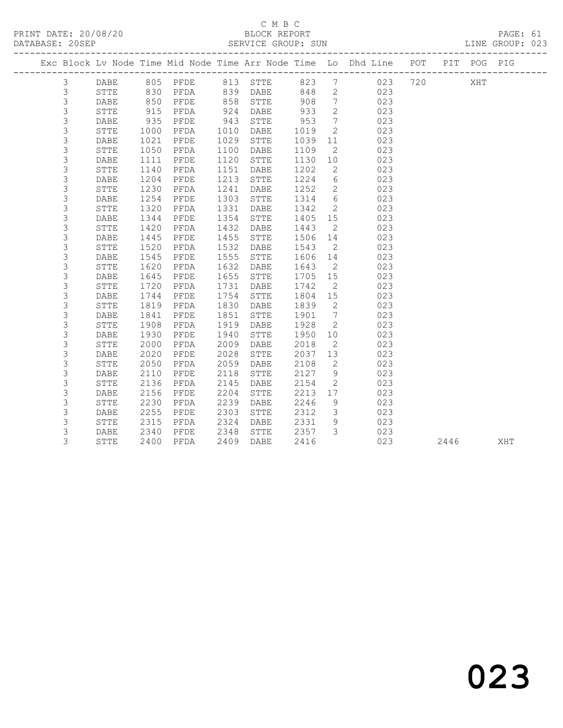C M B C
BLOCK REPORT
SERVICE GROUP: SUN

PRINT DATE: 20/08/20
DATABASE: 20SEP
LINE GROUP: 023

| Exc | Block | Lv | Node | Time | Mid Node | Time | Arr Node | Time | Lo | Dhd Line | POT | PIT | POG | PIG |
|---|---|---|---|---|---|---|---|---|---|---|---|---|---|---|
| | 3 | | DABE | 805 | PFDE | 813 | STTE | 823 | 7 | 023 | 720 | | XHT | |
| | 3 | | STTE | 830 | PFDA | 839 | DABE | 848 | 2 | 023 | | | | |
| | 3 | | DABE | 850 | PFDE | 858 | STTE | 908 | 7 | 023 | | | | |
| | 3 | | STTE | 915 | PFDA | 924 | DABE | 933 | 2 | 023 | | | | |
| | 3 | | DABE | 935 | PFDE | 943 | STTE | 953 | 7 | 023 | | | | |
| | 3 | | STTE | 1000 | PFDA | 1010 | DABE | 1019 | 2 | 023 | | | | |
| | 3 | | DABE | 1021 | PFDE | 1029 | STTE | 1039 | 11 | 023 | | | | |
| | 3 | | STTE | 1050 | PFDA | 1100 | DABE | 1109 | 2 | 023 | | | | |
| | 3 | | DABE | 1111 | PFDE | 1120 | STTE | 1130 | 10 | 023 | | | | |
| | 3 | | STTE | 1140 | PFDA | 1151 | DABE | 1202 | 2 | 023 | | | | |
| | 3 | | DABE | 1204 | PFDE | 1213 | STTE | 1224 | 6 | 023 | | | | |
| | 3 | | STTE | 1230 | PFDA | 1241 | DABE | 1252 | 2 | 023 | | | | |
| | 3 | | DABE | 1254 | PFDE | 1303 | STTE | 1314 | 6 | 023 | | | | |
| | 3 | | STTE | 1320 | PFDA | 1331 | DABE | 1342 | 2 | 023 | | | | |
| | 3 | | DABE | 1344 | PFDE | 1354 | STTE | 1405 | 15 | 023 | | | | |
| | 3 | | STTE | 1420 | PFDA | 1432 | DABE | 1443 | 2 | 023 | | | | |
| | 3 | | DABE | 1445 | PFDE | 1455 | STTE | 1506 | 14 | 023 | | | | |
| | 3 | | STTE | 1520 | PFDA | 1532 | DABE | 1543 | 2 | 023 | | | | |
| | 3 | | DABE | 1545 | PFDE | 1555 | STTE | 1606 | 14 | 023 | | | | |
| | 3 | | STTE | 1620 | PFDA | 1632 | DABE | 1643 | 2 | 023 | | | | |
| | 3 | | DABE | 1645 | PFDE | 1655 | STTE | 1705 | 15 | 023 | | | | |
| | 3 | | STTE | 1720 | PFDA | 1731 | DABE | 1742 | 2 | 023 | | | | |
| | 3 | | DABE | 1744 | PFDE | 1754 | STTE | 1804 | 15 | 023 | | | | |
| | 3 | | STTE | 1819 | PFDA | 1830 | DABE | 1839 | 2 | 023 | | | | |
| | 3 | | DABE | 1841 | PFDE | 1851 | STTE | 1901 | 7 | 023 | | | | |
| | 3 | | STTE | 1908 | PFDA | 1919 | DABE | 1928 | 2 | 023 | | | | |
| | 3 | | DABE | 1930 | PFDE | 1940 | STTE | 1950 | 10 | 023 | | | | |
| | 3 | | STTE | 2000 | PFDA | 2009 | DABE | 2018 | 2 | 023 | | | | |
| | 3 | | DABE | 2020 | PFDE | 2028 | STTE | 2037 | 13 | 023 | | | | |
| | 3 | | STTE | 2050 | PFDA | 2059 | DABE | 2108 | 2 | 023 | | | | |
| | 3 | | DABE | 2110 | PFDE | 2118 | STTE | 2127 | 9 | 023 | | | | |
| | 3 | | STTE | 2136 | PFDA | 2145 | DABE | 2154 | 2 | 023 | | | | |
| | 3 | | DABE | 2156 | PFDE | 2204 | STTE | 2213 | 17 | 023 | | | | |
| | 3 | | STTE | 2230 | PFDA | 2239 | DABE | 2246 | 9 | 023 | | | | |
| | 3 | | DABE | 2255 | PFDE | 2303 | STTE | 2312 | 3 | 023 | | | | |
| | 3 | | STTE | 2315 | PFDA | 2324 | DABE | 2331 | 9 | 023 | | | | |
| | 3 | | DABE | 2340 | PFDE | 2348 | STTE | 2357 | 3 | 023 | | | | |
| | 3 | | STTE | 2400 | PFDA | 2409 | DABE | 2416 | | 023 | | 2446 | | XHT |

023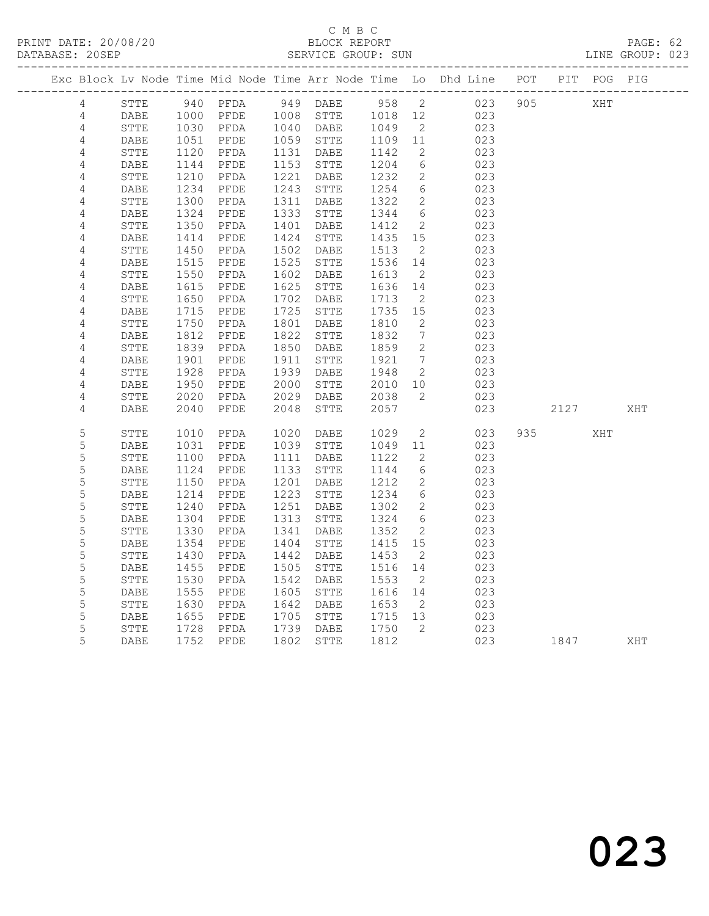C M B C
BLOCK REPORT
SERVICE GROUP: SUN

PRINT DATE: 20/08/20
DATABASE: 20SEP
LINE GROUP: 023

| Exc | Block | Lv | Node | Time | Mid Node | Time | Arr Node | Time | Lo | Dhd Line | POT | PIT | POG | PIG |
|---|---|---|---|---|---|---|---|---|---|---|---|---|---|---|
| | 4 | | STTE | 940 | PFDA | 949 | DABE | 958 | 2 | 023 | 905 | | XHT | |
| | 4 | | DABE | 1000 | PFDE | 1008 | STTE | 1018 | 12 | 023 | | | | |
| | 4 | | STTE | 1030 | PFDA | 1040 | DABE | 1049 | 2 | 023 | | | | |
| | 4 | | DABE | 1051 | PFDE | 1059 | STTE | 1109 | 11 | 023 | | | | |
| | 4 | | STTE | 1120 | PFDA | 1131 | DABE | 1142 | 2 | 023 | | | | |
| | 4 | | DABE | 1144 | PFDE | 1153 | STTE | 1204 | 6 | 023 | | | | |
| | 4 | | STTE | 1210 | PFDA | 1221 | DABE | 1232 | 2 | 023 | | | | |
| | 4 | | DABE | 1234 | PFDE | 1243 | STTE | 1254 | 6 | 023 | | | | |
| | 4 | | STTE | 1300 | PFDA | 1311 | DABE | 1322 | 2 | 023 | | | | |
| | 4 | | DABE | 1324 | PFDE | 1333 | STTE | 1344 | 6 | 023 | | | | |
| | 4 | | STTE | 1350 | PFDA | 1401 | DABE | 1412 | 2 | 023 | | | | |
| | 4 | | DABE | 1414 | PFDE | 1424 | STTE | 1435 | 15 | 023 | | | | |
| | 4 | | STTE | 1450 | PFDA | 1502 | DABE | 1513 | 2 | 023 | | | | |
| | 4 | | DABE | 1515 | PFDE | 1525 | STTE | 1536 | 14 | 023 | | | | |
| | 4 | | STTE | 1550 | PFDA | 1602 | DABE | 1613 | 2 | 023 | | | | |
| | 4 | | DABE | 1615 | PFDE | 1625 | STTE | 1636 | 14 | 023 | | | | |
| | 4 | | STTE | 1650 | PFDA | 1702 | DABE | 1713 | 2 | 023 | | | | |
| | 4 | | DABE | 1715 | PFDE | 1725 | STTE | 1735 | 15 | 023 | | | | |
| | 4 | | STTE | 1750 | PFDA | 1801 | DABE | 1810 | 2 | 023 | | | | |
| | 4 | | DABE | 1812 | PFDE | 1822 | STTE | 1832 | 7 | 023 | | | | |
| | 4 | | STTE | 1839 | PFDA | 1850 | DABE | 1859 | 2 | 023 | | | | |
| | 4 | | DABE | 1901 | PFDE | 1911 | STTE | 1921 | 7 | 023 | | | | |
| | 4 | | STTE | 1928 | PFDA | 1939 | DABE | 1948 | 2 | 023 | | | | |
| | 4 | | DABE | 1950 | PFDE | 2000 | STTE | 2010 | 10 | 023 | | | | |
| | 4 | | STTE | 2020 | PFDA | 2029 | DABE | 2038 | 2 | 023 | | | | |
| | 4 | | DABE | 2040 | PFDE | 2048 | STTE | 2057 | | 023 | | 2127 | | XHT |
| | 5 | | STTE | 1010 | PFDA | 1020 | DABE | 1029 | 2 | 023 | 935 | | XHT | |
| | 5 | | DABE | 1031 | PFDE | 1039 | STTE | 1049 | 11 | 023 | | | | |
| | 5 | | STTE | 1100 | PFDA | 1111 | DABE | 1122 | 2 | 023 | | | | |
| | 5 | | DABE | 1124 | PFDE | 1133 | STTE | 1144 | 6 | 023 | | | | |
| | 5 | | STTE | 1150 | PFDA | 1201 | DABE | 1212 | 2 | 023 | | | | |
| | 5 | | DABE | 1214 | PFDE | 1223 | STTE | 1234 | 6 | 023 | | | | |
| | 5 | | STTE | 1240 | PFDA | 1251 | DABE | 1302 | 2 | 023 | | | | |
| | 5 | | DABE | 1304 | PFDE | 1313 | STTE | 1324 | 6 | 023 | | | | |
| | 5 | | STTE | 1330 | PFDA | 1341 | DABE | 1352 | 2 | 023 | | | | |
| | 5 | | DABE | 1354 | PFDE | 1404 | STTE | 1415 | 15 | 023 | | | | |
| | 5 | | STTE | 1430 | PFDA | 1442 | DABE | 1453 | 2 | 023 | | | | |
| | 5 | | DABE | 1455 | PFDE | 1505 | STTE | 1516 | 14 | 023 | | | | |
| | 5 | | STTE | 1530 | PFDA | 1542 | DABE | 1553 | 2 | 023 | | | | |
| | 5 | | DABE | 1555 | PFDE | 1605 | STTE | 1616 | 14 | 023 | | | | |
| | 5 | | STTE | 1630 | PFDA | 1642 | DABE | 1653 | 2 | 023 | | | | |
| | 5 | | DABE | 1655 | PFDE | 1705 | STTE | 1715 | 13 | 023 | | | | |
| | 5 | | STTE | 1728 | PFDA | 1739 | DABE | 1750 | 2 | 023 | | | | |
| | 5 | | DABE | 1752 | PFDE | 1802 | STTE | 1812 | | 023 | | 1847 | | XHT |

023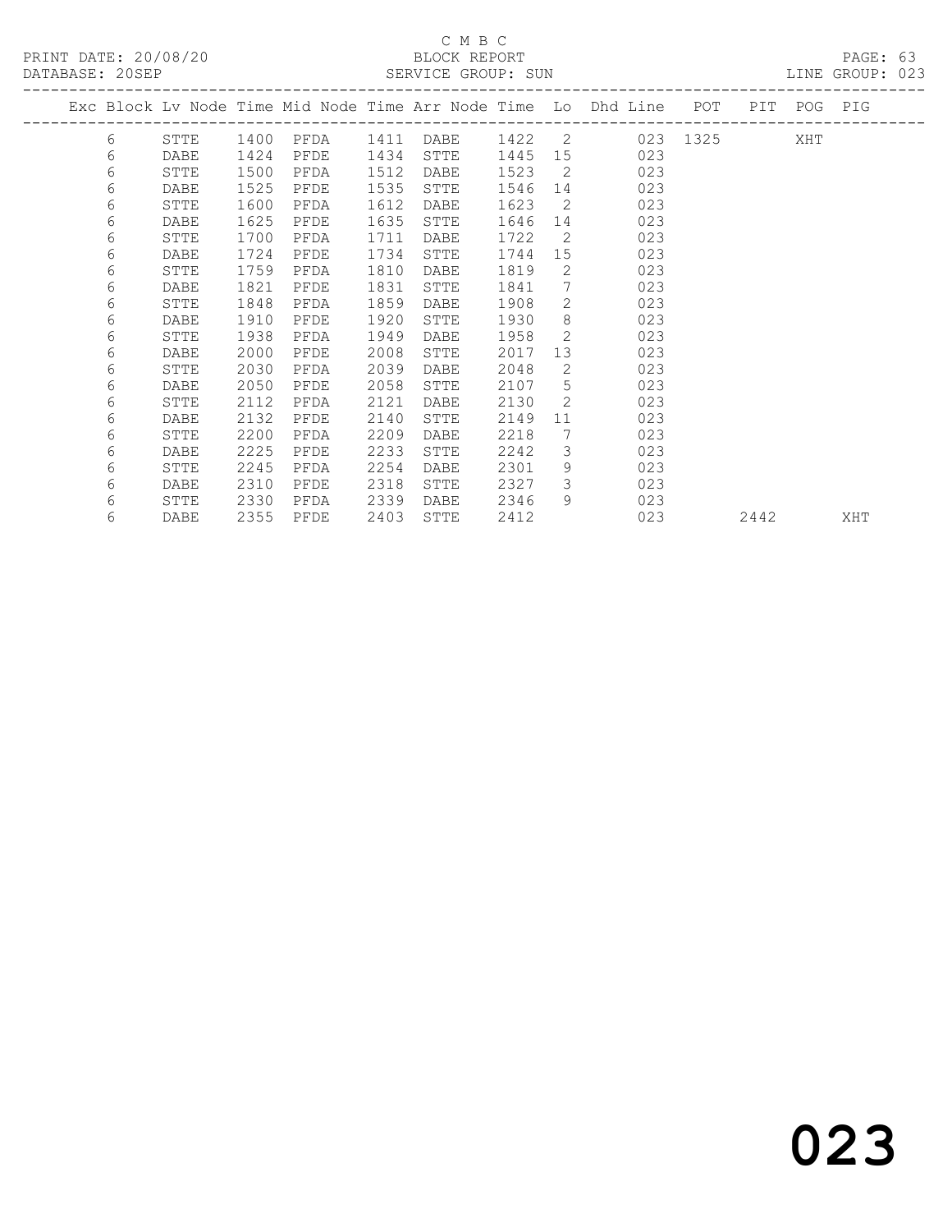C M B C
BLOCK REPORT
SERVICE GROUP: SUN

PRINT DATE: 20/08/20
DATABASE: 20SEP
LINE GROUP: 023

| Exc | Block | Lv Node | Time | Mid Node | Time | Arr Node | Time | Lo | Dhd Line | POT | PIT | POG | PIG |
|---|---|---|---|---|---|---|---|---|---|---|---|---|---|
| | 6 | STTE | 1400 | PFDA | 1411 | DABE | 1422 | 2 | 023 | 1325 | | XHT | |
| | 6 | DABE | 1424 | PFDE | 1434 | STTE | 1445 | 15 | 023 | | | | |
| | 6 | STTE | 1500 | PFDA | 1512 | DABE | 1523 | 2 | 023 | | | | |
| | 6 | DABE | 1525 | PFDE | 1535 | STTE | 1546 | 14 | 023 | | | | |
| | 6 | STTE | 1600 | PFDA | 1612 | DABE | 1623 | 2 | 023 | | | | |
| | 6 | DABE | 1625 | PFDE | 1635 | STTE | 1646 | 14 | 023 | | | | |
| | 6 | STTE | 1700 | PFDA | 1711 | DABE | 1722 | 2 | 023 | | | | |
| | 6 | DABE | 1724 | PFDE | 1734 | STTE | 1744 | 15 | 023 | | | | |
| | 6 | STTE | 1759 | PFDA | 1810 | DABE | 1819 | 2 | 023 | | | | |
| | 6 | DABE | 1821 | PFDE | 1831 | STTE | 1841 | 7 | 023 | | | | |
| | 6 | STTE | 1848 | PFDA | 1859 | DABE | 1908 | 2 | 023 | | | | |
| | 6 | DABE | 1910 | PFDE | 1920 | STTE | 1930 | 8 | 023 | | | | |
| | 6 | STTE | 1938 | PFDA | 1949 | DABE | 1958 | 2 | 023 | | | | |
| | 6 | DABE | 2000 | PFDE | 2008 | STTE | 2017 | 13 | 023 | | | | |
| | 6 | STTE | 2030 | PFDA | 2039 | DABE | 2048 | 2 | 023 | | | | |
| | 6 | DABE | 2050 | PFDE | 2058 | STTE | 2107 | 5 | 023 | | | | |
| | 6 | STTE | 2112 | PFDA | 2121 | DABE | 2130 | 2 | 023 | | | | |
| | 6 | DABE | 2132 | PFDE | 2140 | STTE | 2149 | 11 | 023 | | | | |
| | 6 | STTE | 2200 | PFDA | 2209 | DABE | 2218 | 7 | 023 | | | | |
| | 6 | DABE | 2225 | PFDE | 2233 | STTE | 2242 | 3 | 023 | | | | |
| | 6 | STTE | 2245 | PFDA | 2254 | DABE | 2301 | 9 | 023 | | | | |
| | 6 | DABE | 2310 | PFDE | 2318 | STTE | 2327 | 3 | 023 | | | | |
| | 6 | STTE | 2330 | PFDA | 2339 | DABE | 2346 | 9 | 023 | | | | |
| | 6 | DABE | 2355 | PFDE | 2403 | STTE | 2412 | | 023 | | 2442 | | XHT |

# 023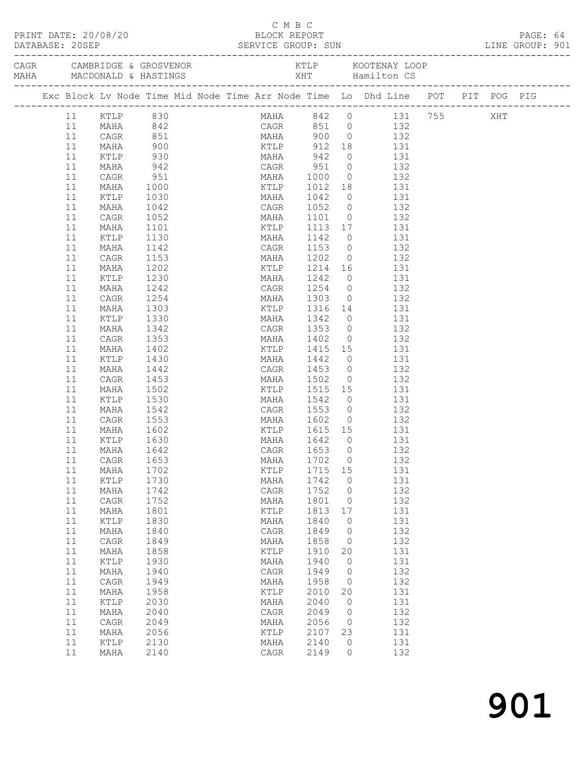C M B C

PRINT DATE: 20/08/20 BLOCK REPORT

DATABASE: 20SEP SERVICE GROUP: SUN LINE GROUP: 901

CAGR CAMBRIDGE & GROSVENOR KTLP KOOTENAY LOOP
MAHA MACDONALD & HASTINGS XHT Hamilton CS

| Exc | Block | Lv | Node | Time | Mid | Node | Time | Arr | Node | Time | Lo | Dhd | Line | POT | PIT | POG | PIG |
|---|---|---|---|---|---|---|---|---|---|---|---|---|---|---|---|---|---|
| | 11 | | KTLP | 830 | | | | | MAHA | 842 | 0 | | 131 | 755 | | XHT | |
| | 11 | | MAHA | 842 | | | | | CAGR | 851 | 0 | | 132 | | | | |
| | 11 | | CAGR | 851 | | | | | MAHA | 900 | 0 | | 132 | | | | |
| | 11 | | MAHA | 900 | | | | | KTLP | 912 | 18 | | 131 | | | | |
| | 11 | | KTLP | 930 | | | | | MAHA | 942 | 0 | | 131 | | | | |
| | 11 | | MAHA | 942 | | | | | CAGR | 951 | 0 | | 132 | | | | |
| | 11 | | CAGR | 951 | | | | | MAHA | 1000 | 0 | | 132 | | | | |
| | 11 | | MAHA | 1000 | | | | | KTLP | 1012 | 18 | | 131 | | | | |
| | 11 | | KTLP | 1030 | | | | | MAHA | 1042 | 0 | | 131 | | | | |
| | 11 | | MAHA | 1042 | | | | | CAGR | 1052 | 0 | | 132 | | | | |
| | 11 | | CAGR | 1052 | | | | | MAHA | 1101 | 0 | | 132 | | | | |
| | 11 | | MAHA | 1101 | | | | | KTLP | 1113 | 17 | | 131 | | | | |
| | 11 | | KTLP | 1130 | | | | | MAHA | 1142 | 0 | | 131 | | | | |
| | 11 | | MAHA | 1142 | | | | | CAGR | 1153 | 0 | | 132 | | | | |
| | 11 | | CAGR | 1153 | | | | | MAHA | 1202 | 0 | | 132 | | | | |
| | 11 | | MAHA | 1202 | | | | | KTLP | 1214 | 16 | | 131 | | | | |
| | 11 | | KTLP | 1230 | | | | | MAHA | 1242 | 0 | | 131 | | | | |
| | 11 | | MAHA | 1242 | | | | | CAGR | 1254 | 0 | | 132 | | | | |
| | 11 | | CAGR | 1254 | | | | | MAHA | 1303 | 0 | | 132 | | | | |
| | 11 | | MAHA | 1303 | | | | | KTLP | 1316 | 14 | | 131 | | | | |
| | 11 | | KTLP | 1330 | | | | | MAHA | 1342 | 0 | | 131 | | | | |
| | 11 | | MAHA | 1342 | | | | | CAGR | 1353 | 0 | | 132 | | | | |
| | 11 | | CAGR | 1353 | | | | | MAHA | 1402 | 0 | | 132 | | | | |
| | 11 | | MAHA | 1402 | | | | | KTLP | 1415 | 15 | | 131 | | | | |
| | 11 | | KTLP | 1430 | | | | | MAHA | 1442 | 0 | | 131 | | | | |
| | 11 | | MAHA | 1442 | | | | | CAGR | 1453 | 0 | | 132 | | | | |
| | 11 | | CAGR | 1453 | | | | | MAHA | 1502 | 0 | | 132 | | | | |
| | 11 | | MAHA | 1502 | | | | | KTLP | 1515 | 15 | | 131 | | | | |
| | 11 | | KTLP | 1530 | | | | | MAHA | 1542 | 0 | | 131 | | | | |
| | 11 | | MAHA | 1542 | | | | | CAGR | 1553 | 0 | | 132 | | | | |
| | 11 | | CAGR | 1553 | | | | | MAHA | 1602 | 0 | | 132 | | | | |
| | 11 | | MAHA | 1602 | | | | | KTLP | 1615 | 15 | | 131 | | | | |
| | 11 | | KTLP | 1630 | | | | | MAHA | 1642 | 0 | | 131 | | | | |
| | 11 | | MAHA | 1642 | | | | | CAGR | 1653 | 0 | | 132 | | | | |
| | 11 | | CAGR | 1653 | | | | | MAHA | 1702 | 0 | | 132 | | | | |
| | 11 | | MAHA | 1702 | | | | | KTLP | 1715 | 15 | | 131 | | | | |
| | 11 | | KTLP | 1730 | | | | | MAHA | 1742 | 0 | | 131 | | | | |
| | 11 | | MAHA | 1742 | | | | | CAGR | 1752 | 0 | | 132 | | | | |
| | 11 | | CAGR | 1752 | | | | | MAHA | 1801 | 0 | | 132 | | | | |
| | 11 | | MAHA | 1801 | | | | | KTLP | 1813 | 17 | | 131 | | | | |
| | 11 | | KTLP | 1830 | | | | | MAHA | 1840 | 0 | | 131 | | | | |
| | 11 | | MAHA | 1840 | | | | | CAGR | 1849 | 0 | | 132 | | | | |
| | 11 | | CAGR | 1849 | | | | | MAHA | 1858 | 0 | | 132 | | | | |
| | 11 | | MAHA | 1858 | | | | | KTLP | 1910 | 20 | | 131 | | | | |
| | 11 | | KTLP | 1930 | | | | | MAHA | 1940 | 0 | | 131 | | | | |
| | 11 | | MAHA | 1940 | | | | | CAGR | 1949 | 0 | | 132 | | | | |
| | 11 | | CAGR | 1949 | | | | | MAHA | 1958 | 0 | | 132 | | | | |
| | 11 | | MAHA | 1958 | | | | | KTLP | 2010 | 20 | | 131 | | | | |
| | 11 | | KTLP | 2030 | | | | | MAHA | 2040 | 0 | | 131 | | | | |
| | 11 | | MAHA | 2040 | | | | | CAGR | 2049 | 0 | | 132 | | | | |
| | 11 | | CAGR | 2049 | | | | | MAHA | 2056 | 0 | | 132 | | | | |
| | 11 | | MAHA | 2056 | | | | | KTLP | 2107 | 23 | | 131 | | | | |
| | 11 | | KTLP | 2130 | | | | | MAHA | 2140 | 0 | | 131 | | | | |
| | 11 | | MAHA | 2140 | | | | | CAGR | 2149 | 0 | | 132 | | | | |

# 901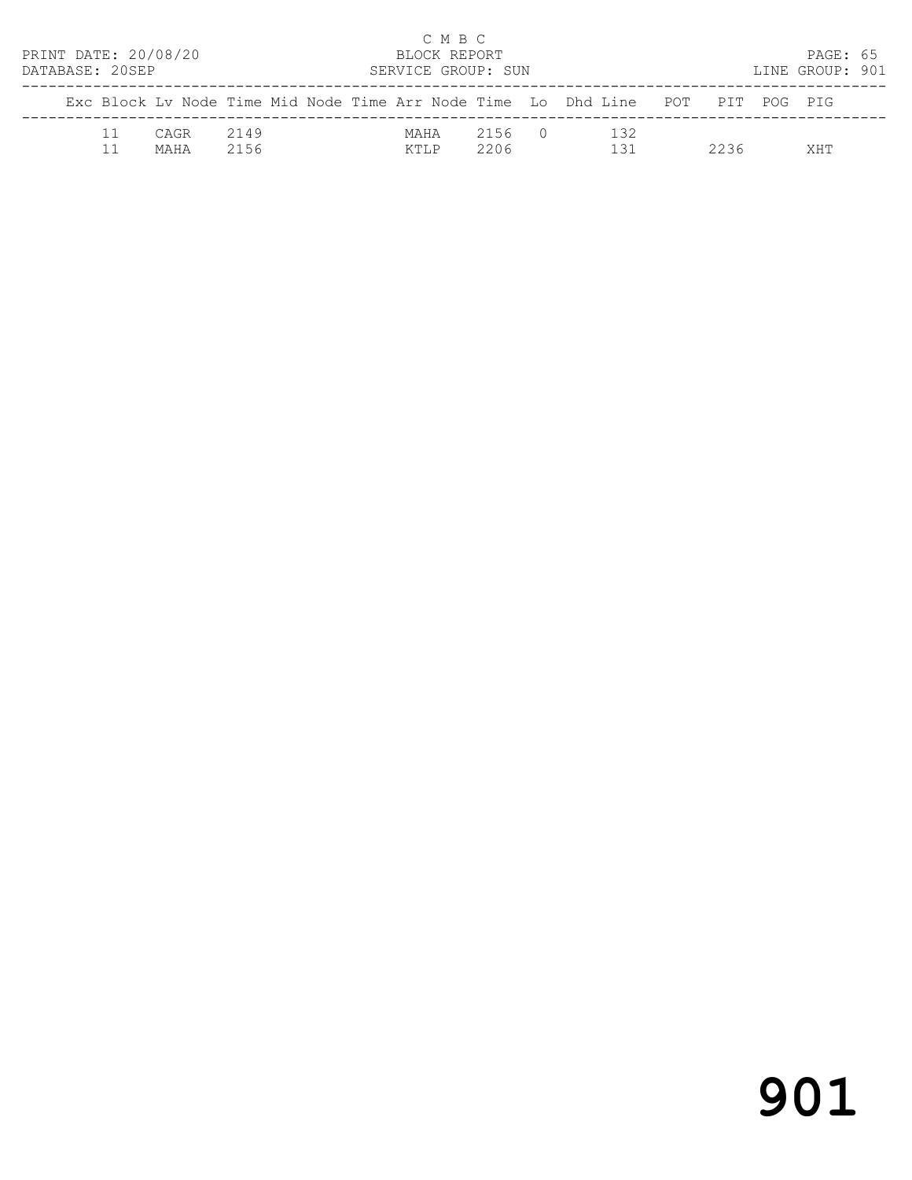C M B C
BLOCK REPORT
SERVICE GROUP: SUN

PRINT DATE: 20/08/20
DATABASE: 20SEP
LINE GROUP: 901

| Exc | Block | Lv | Node | Time | Mid | Node | Time | Arr | Node | Time | Lo | Dhd | Line | POT | PIT | POG | PIG |
|---|---|---|---|---|---|---|---|---|---|---|---|---|---|---|---|---|---|
| | 11 | | CAGR | 2149 | | | | | MAHA | 2156 | 0 | | 132 | | | | |
| | 11 | | MAHA | 2156 | | | | | KTLP | 2206 | | | 131 | | 2236 | | XHT |

# 901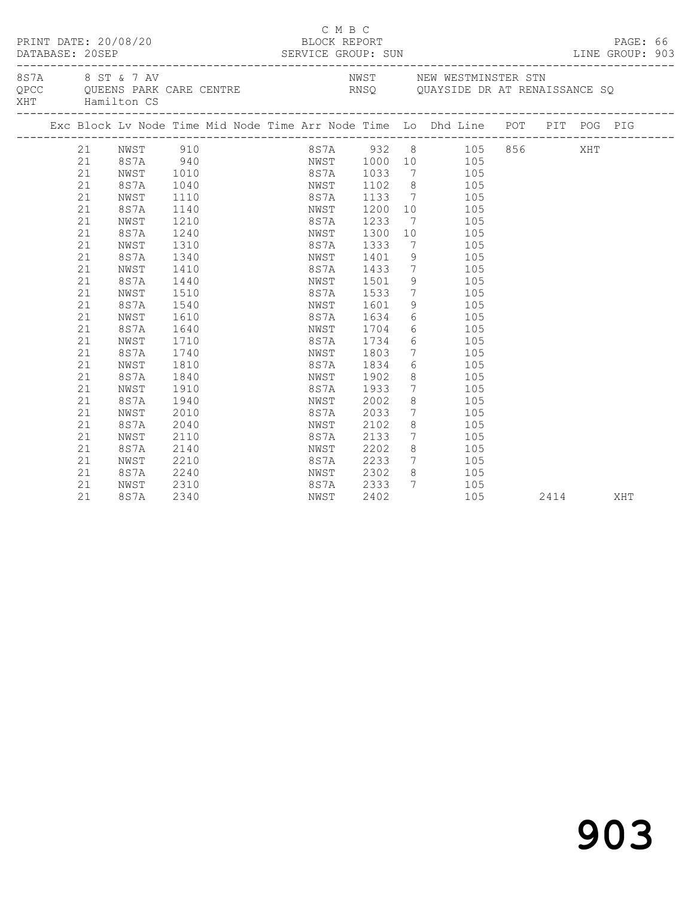C M B C

PRINT DATE: 20/08/20 BLOCK REPORT

DATABASE: 20SEP SERVICE GROUP: SUN LINE GROUP: 903

8S7A 8 ST & 7 AV NWST NEW WESTMINSTER STN
QPCC QUEENS PARK CARE CENTRE RNSQ QUAYSIDE DR AT RENAISSANCE SQ
XHT Hamilton CS

| Exc | Block | Lv | Node | Time | Mid Node | Time | Arr Node | Time | Lo | Dhd Line | POT | PIT | POG | PIG |
|---|---|---|---|---|---|---|---|---|---|---|---|---|---|---|
| | 21 | | NWST | 910 | | | 8S7A | 932 | 8 | 105 | 856 | | XHT | |
| | 21 | | 8S7A | 940 | | | NWST | 1000 | 10 | 105 | | | | |
| | 21 | | NWST | 1010 | | | 8S7A | 1033 | 7 | 105 | | | | |
| | 21 | | 8S7A | 1040 | | | NWST | 1102 | 8 | 105 | | | | |
| | 21 | | NWST | 1110 | | | 8S7A | 1133 | 7 | 105 | | | | |
| | 21 | | 8S7A | 1140 | | | NWST | 1200 | 10 | 105 | | | | |
| | 21 | | NWST | 1210 | | | 8S7A | 1233 | 7 | 105 | | | | |
| | 21 | | 8S7A | 1240 | | | NWST | 1300 | 10 | 105 | | | | |
| | 21 | | NWST | 1310 | | | 8S7A | 1333 | 7 | 105 | | | | |
| | 21 | | 8S7A | 1340 | | | NWST | 1401 | 9 | 105 | | | | |
| | 21 | | NWST | 1410 | | | 8S7A | 1433 | 7 | 105 | | | | |
| | 21 | | 8S7A | 1440 | | | NWST | 1501 | 9 | 105 | | | | |
| | 21 | | NWST | 1510 | | | 8S7A | 1533 | 7 | 105 | | | | |
| | 21 | | 8S7A | 1540 | | | NWST | 1601 | 9 | 105 | | | | |
| | 21 | | NWST | 1610 | | | 8S7A | 1634 | 6 | 105 | | | | |
| | 21 | | 8S7A | 1640 | | | NWST | 1704 | 6 | 105 | | | | |
| | 21 | | NWST | 1710 | | | 8S7A | 1734 | 6 | 105 | | | | |
| | 21 | | 8S7A | 1740 | | | NWST | 1803 | 7 | 105 | | | | |
| | 21 | | NWST | 1810 | | | 8S7A | 1834 | 6 | 105 | | | | |
| | 21 | | 8S7A | 1840 | | | NWST | 1902 | 8 | 105 | | | | |
| | 21 | | NWST | 1910 | | | 8S7A | 1933 | 7 | 105 | | | | |
| | 21 | | 8S7A | 1940 | | | NWST | 2002 | 8 | 105 | | | | |
| | 21 | | NWST | 2010 | | | 8S7A | 2033 | 7 | 105 | | | | |
| | 21 | | 8S7A | 2040 | | | NWST | 2102 | 8 | 105 | | | | |
| | 21 | | NWST | 2110 | | | 8S7A | 2133 | 7 | 105 | | | | |
| | 21 | | 8S7A | 2140 | | | NWST | 2202 | 8 | 105 | | | | |
| | 21 | | NWST | 2210 | | | 8S7A | 2233 | 7 | 105 | | | | |
| | 21 | | 8S7A | 2240 | | | NWST | 2302 | 8 | 105 | | | | |
| | 21 | | NWST | 2310 | | | 8S7A | 2333 | 7 | 105 | | | | |
| | 21 | | 8S7A | 2340 | | | NWST | 2402 | | 105 | | 2414 | | XHT |

903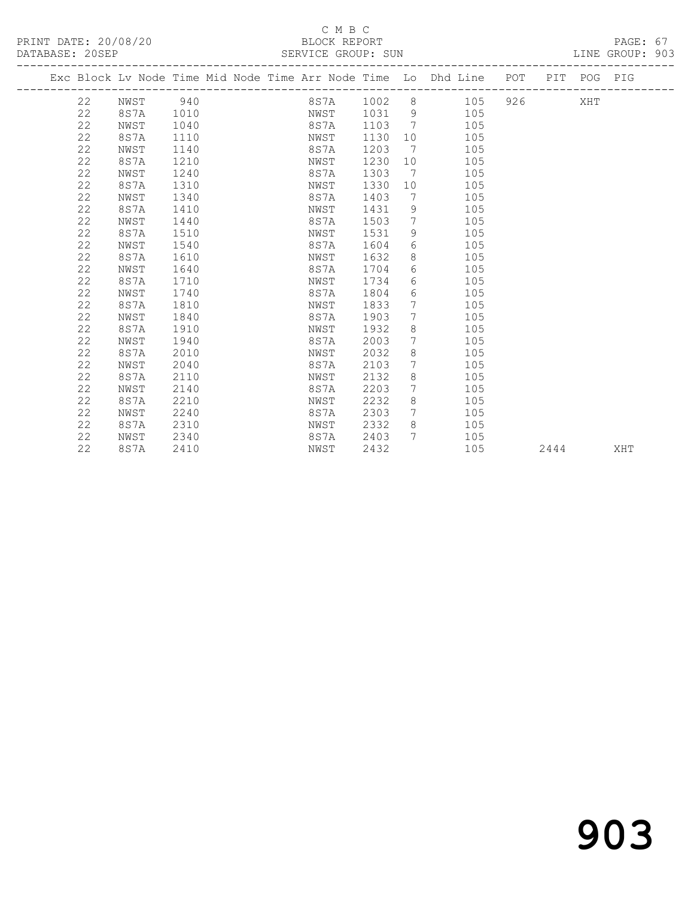C M B C

PRINT DATE: 20/08/20 BLOCK REPORT

DATABASE: 20SEP SERVICE GROUP: SUN LINE GROUP: 903

| Exc | Block | Lv | Node | Time | Mid Node | Time | Arr Node | Time | Lo | Dhd | Line | POT | PIT | POG | PIG |
|---|---|---|---|---|---|---|---|---|---|---|---|---|---|---|---|
| | 22 | | NWST | 940 | | | 8S7A | 1002 | 8 | | 105 | 926 | | XHT | |
| | 22 | | 8S7A | 1010 | | | NWST | 1031 | 9 | | 105 | | | | |
| | 22 | | NWST | 1040 | | | 8S7A | 1103 | 7 | | 105 | | | | |
| | 22 | | 8S7A | 1110 | | | NWST | 1130 | 10 | | 105 | | | | |
| | 22 | | NWST | 1140 | | | 8S7A | 1203 | 7 | | 105 | | | | |
| | 22 | | 8S7A | 1210 | | | NWST | 1230 | 10 | | 105 | | | | |
| | 22 | | NWST | 1240 | | | 8S7A | 1303 | 7 | | 105 | | | | |
| | 22 | | 8S7A | 1310 | | | NWST | 1330 | 10 | | 105 | | | | |
| | 22 | | NWST | 1340 | | | 8S7A | 1403 | 7 | | 105 | | | | |
| | 22 | | 8S7A | 1410 | | | NWST | 1431 | 9 | | 105 | | | | |
| | 22 | | NWST | 1440 | | | 8S7A | 1503 | 7 | | 105 | | | | |
| | 22 | | 8S7A | 1510 | | | NWST | 1531 | 9 | | 105 | | | | |
| | 22 | | NWST | 1540 | | | 8S7A | 1604 | 6 | | 105 | | | | |
| | 22 | | 8S7A | 1610 | | | NWST | 1632 | 8 | | 105 | | | | |
| | 22 | | NWST | 1640 | | | 8S7A | 1704 | 6 | | 105 | | | | |
| | 22 | | 8S7A | 1710 | | | NWST | 1734 | 6 | | 105 | | | | |
| | 22 | | NWST | 1740 | | | 8S7A | 1804 | 6 | | 105 | | | | |
| | 22 | | 8S7A | 1810 | | | NWST | 1833 | 7 | | 105 | | | | |
| | 22 | | NWST | 1840 | | | 8S7A | 1903 | 7 | | 105 | | | | |
| | 22 | | 8S7A | 1910 | | | NWST | 1932 | 8 | | 105 | | | | |
| | 22 | | NWST | 1940 | | | 8S7A | 2003 | 7 | | 105 | | | | |
| | 22 | | 8S7A | 2010 | | | NWST | 2032 | 8 | | 105 | | | | |
| | 22 | | NWST | 2040 | | | 8S7A | 2103 | 7 | | 105 | | | | |
| | 22 | | 8S7A | 2110 | | | NWST | 2132 | 8 | | 105 | | | | |
| | 22 | | NWST | 2140 | | | 8S7A | 2203 | 7 | | 105 | | | | |
| | 22 | | 8S7A | 2210 | | | NWST | 2232 | 8 | | 105 | | | | |
| | 22 | | NWST | 2240 | | | 8S7A | 2303 | 7 | | 105 | | | | |
| | 22 | | 8S7A | 2310 | | | NWST | 2332 | 8 | | 105 | | | | |
| | 22 | | NWST | 2340 | | | 8S7A | 2403 | 7 | | 105 | | | | |
| | 22 | | 8S7A | 2410 | | | NWST | 2432 | | | 105 | | 2444 | | XHT |

903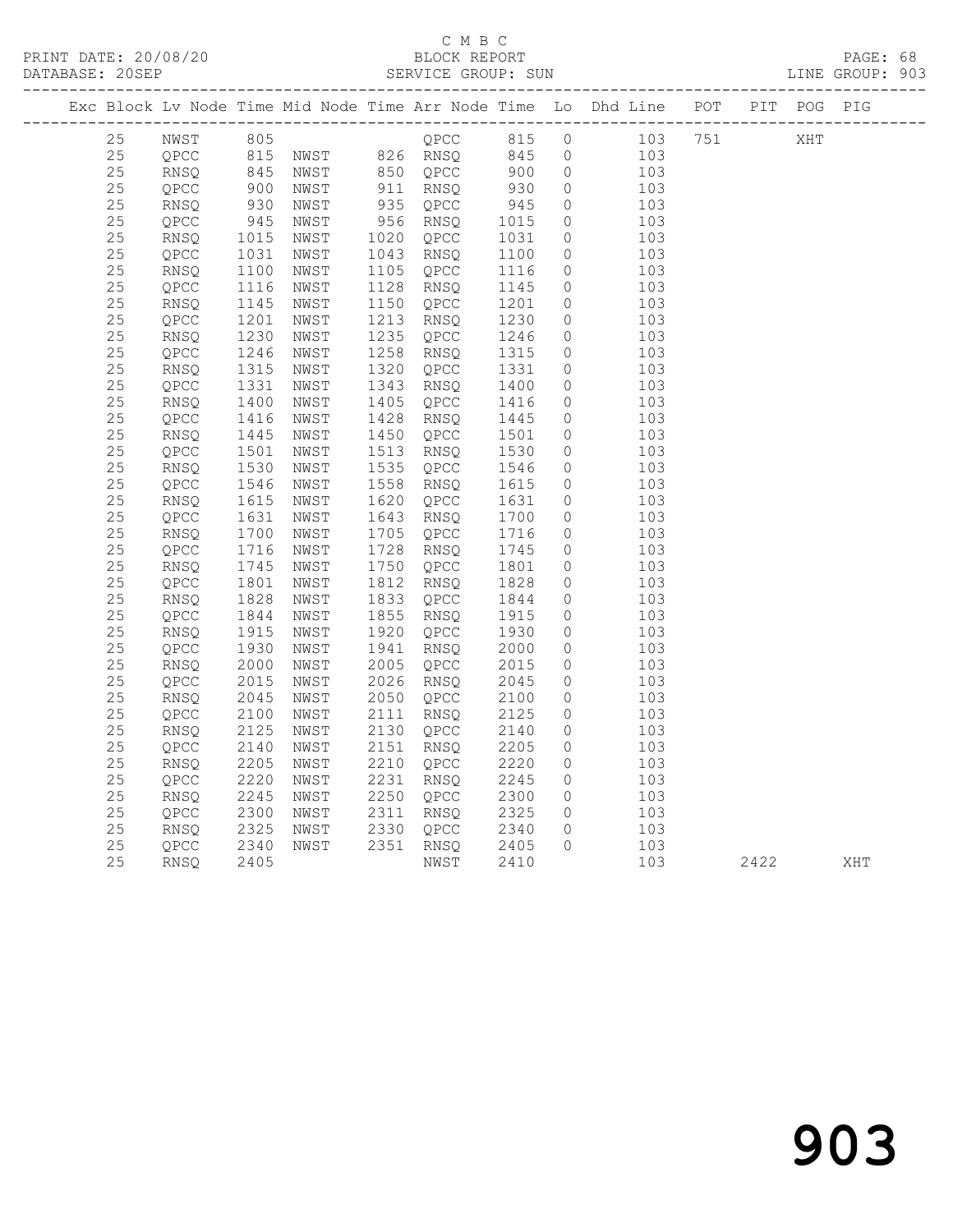C M B C

PRINT DATE: 20/08/20 BLOCK REPORT

DATABASE: 20SEP SERVICE GROUP: SUN LINE GROUP: 903

| Exc | Block | Lv | Node | Time | Mid Node | Time | Arr Node | Time | Lo | Dhd Line | POT | PIT | POG | PIG |
|---|---|---|---|---|---|---|---|---|---|---|---|---|---|---|
| | 25 | | NWST | 805 | | | QPCC | 815 | 0 | 103 | 751 | | XHT | |
| | 25 | | QPCC | 815 | NWST | 826 | RNSQ | 845 | 0 | 103 | | | | |
| | 25 | | RNSQ | 845 | NWST | 850 | QPCC | 900 | 0 | 103 | | | | |
| | 25 | | QPCC | 900 | NWST | 911 | RNSQ | 930 | 0 | 103 | | | | |
| | 25 | | RNSQ | 930 | NWST | 935 | QPCC | 945 | 0 | 103 | | | | |
| | 25 | | QPCC | 945 | NWST | 956 | RNSQ | 1015 | 0 | 103 | | | | |
| | 25 | | RNSQ | 1015 | NWST | 1020 | QPCC | 1031 | 0 | 103 | | | | |
| | 25 | | QPCC | 1031 | NWST | 1043 | RNSQ | 1100 | 0 | 103 | | | | |
| | 25 | | RNSQ | 1100 | NWST | 1105 | QPCC | 1116 | 0 | 103 | | | | |
| | 25 | | QPCC | 1116 | NWST | 1128 | RNSQ | 1145 | 0 | 103 | | | | |
| | 25 | | RNSQ | 1145 | NWST | 1150 | QPCC | 1201 | 0 | 103 | | | | |
| | 25 | | QPCC | 1201 | NWST | 1213 | RNSQ | 1230 | 0 | 103 | | | | |
| | 25 | | RNSQ | 1230 | NWST | 1235 | QPCC | 1246 | 0 | 103 | | | | |
| | 25 | | QPCC | 1246 | NWST | 1258 | RNSQ | 1315 | 0 | 103 | | | | |
| | 25 | | RNSQ | 1315 | NWST | 1320 | QPCC | 1331 | 0 | 103 | | | | |
| | 25 | | QPCC | 1331 | NWST | 1343 | RNSQ | 1400 | 0 | 103 | | | | |
| | 25 | | RNSQ | 1400 | NWST | 1405 | QPCC | 1416 | 0 | 103 | | | | |
| | 25 | | QPCC | 1416 | NWST | 1428 | RNSQ | 1445 | 0 | 103 | | | | |
| | 25 | | RNSQ | 1445 | NWST | 1450 | QPCC | 1501 | 0 | 103 | | | | |
| | 25 | | QPCC | 1501 | NWST | 1513 | RNSQ | 1530 | 0 | 103 | | | | |
| | 25 | | RNSQ | 1530 | NWST | 1535 | QPCC | 1546 | 0 | 103 | | | | |
| | 25 | | QPCC | 1546 | NWST | 1558 | RNSQ | 1615 | 0 | 103 | | | | |
| | 25 | | RNSQ | 1615 | NWST | 1620 | QPCC | 1631 | 0 | 103 | | | | |
| | 25 | | QPCC | 1631 | NWST | 1643 | RNSQ | 1700 | 0 | 103 | | | | |
| | 25 | | RNSQ | 1700 | NWST | 1705 | QPCC | 1716 | 0 | 103 | | | | |
| | 25 | | QPCC | 1716 | NWST | 1728 | RNSQ | 1745 | 0 | 103 | | | | |
| | 25 | | RNSQ | 1745 | NWST | 1750 | QPCC | 1801 | 0 | 103 | | | | |
| | 25 | | QPCC | 1801 | NWST | 1812 | RNSQ | 1828 | 0 | 103 | | | | |
| | 25 | | RNSQ | 1828 | NWST | 1833 | QPCC | 1844 | 0 | 103 | | | | |
| | 25 | | QPCC | 1844 | NWST | 1855 | RNSQ | 1915 | 0 | 103 | | | | |
| | 25 | | RNSQ | 1915 | NWST | 1920 | QPCC | 1930 | 0 | 103 | | | | |
| | 25 | | QPCC | 1930 | NWST | 1941 | RNSQ | 2000 | 0 | 103 | | | | |
| | 25 | | RNSQ | 2000 | NWST | 2005 | QPCC | 2015 | 0 | 103 | | | | |
| | 25 | | QPCC | 2015 | NWST | 2026 | RNSQ | 2045 | 0 | 103 | | | | |
| | 25 | | RNSQ | 2045 | NWST | 2050 | QPCC | 2100 | 0 | 103 | | | | |
| | 25 | | QPCC | 2100 | NWST | 2111 | RNSQ | 2125 | 0 | 103 | | | | |
| | 25 | | RNSQ | 2125 | NWST | 2130 | QPCC | 2140 | 0 | 103 | | | | |
| | 25 | | QPCC | 2140 | NWST | 2151 | RNSQ | 2205 | 0 | 103 | | | | |
| | 25 | | RNSQ | 2205 | NWST | 2210 | QPCC | 2220 | 0 | 103 | | | | |
| | 25 | | QPCC | 2220 | NWST | 2231 | RNSQ | 2245 | 0 | 103 | | | | |
| | 25 | | RNSQ | 2245 | NWST | 2250 | QPCC | 2300 | 0 | 103 | | | | |
| | 25 | | QPCC | 2300 | NWST | 2311 | RNSQ | 2325 | 0 | 103 | | | | |
| | 25 | | RNSQ | 2325 | NWST | 2330 | QPCC | 2340 | 0 | 103 | | | | |
| | 25 | | QPCC | 2340 | NWST | 2351 | RNSQ | 2405 | 0 | 103 | | | | |
| | 25 | | RNSQ | 2405 | | | NWST | 2410 | | 103 | | 2422 | | XHT |

# 903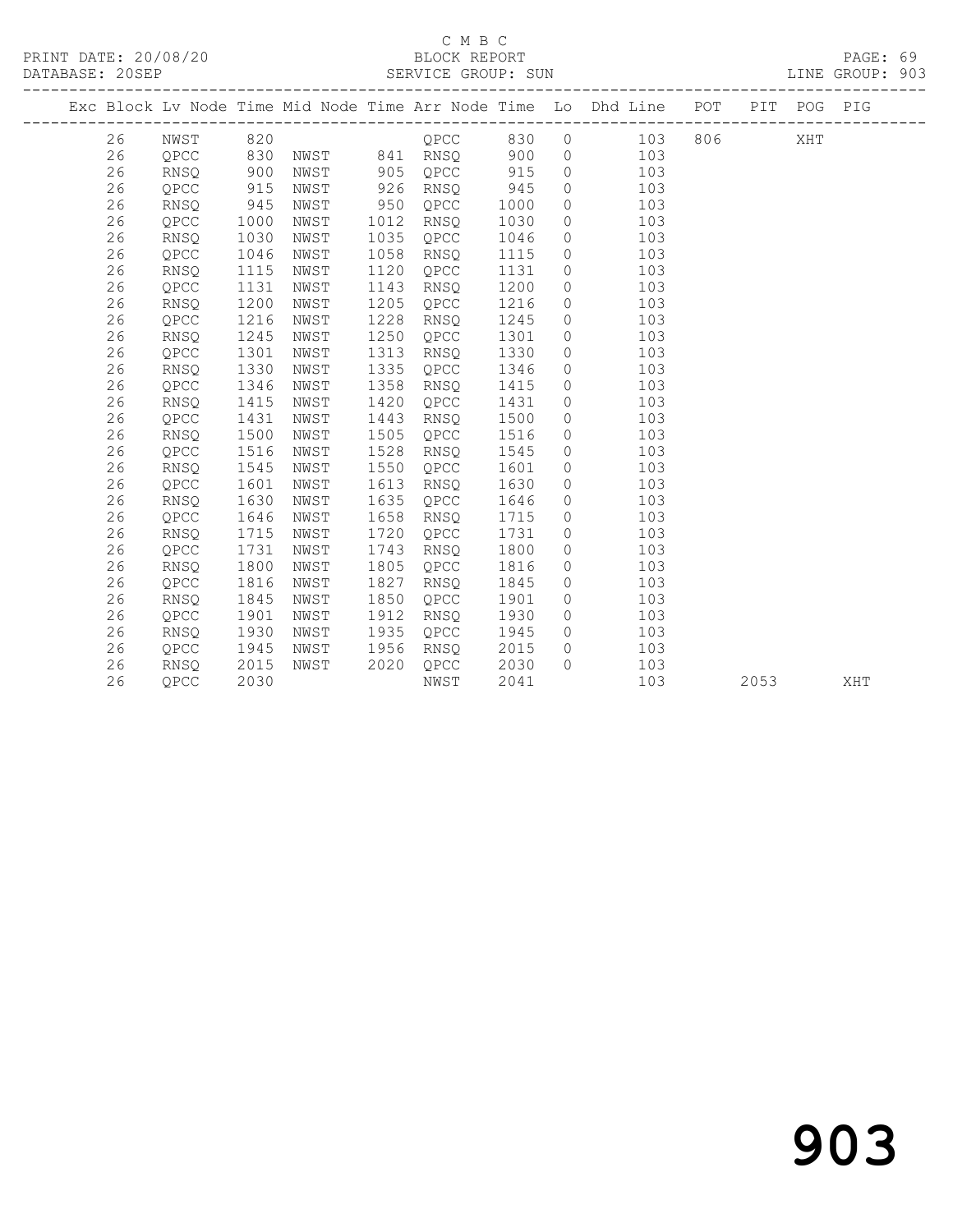C M B C

BLOCK REPORT

SERVICE GROUP: SUN

LINE GROUP: 903

| Exc | Block | Lv | Node | Time | Mid Node | Time | Arr Node | Time | Lo | Dhd Line | POT | PIT | POG | PIG |
|---|---|---|---|---|---|---|---|---|---|---|---|---|---|---|
| | 26 | | NWST | 820 | | | QPCC | 830 | 0 | 103 | 806 | | XHT | |
| | 26 | | QPCC | 830 | NWST | 841 | RNSQ | 900 | 0 | 103 | | | | |
| | 26 | | RNSQ | 900 | NWST | 905 | QPCC | 915 | 0 | 103 | | | | |
| | 26 | | QPCC | 915 | NWST | 926 | RNSQ | 945 | 0 | 103 | | | | |
| | 26 | | RNSQ | 945 | NWST | 950 | QPCC | 1000 | 0 | 103 | | | | |
| | 26 | | QPCC | 1000 | NWST | 1012 | RNSQ | 1030 | 0 | 103 | | | | |
| | 26 | | RNSQ | 1030 | NWST | 1035 | QPCC | 1046 | 0 | 103 | | | | |
| | 26 | | QPCC | 1046 | NWST | 1058 | RNSQ | 1115 | 0 | 103 | | | | |
| | 26 | | RNSQ | 1115 | NWST | 1120 | QPCC | 1131 | 0 | 103 | | | | |
| | 26 | | QPCC | 1131 | NWST | 1143 | RNSQ | 1200 | 0 | 103 | | | | |
| | 26 | | RNSQ | 1200 | NWST | 1205 | QPCC | 1216 | 0 | 103 | | | | |
| | 26 | | QPCC | 1216 | NWST | 1228 | RNSQ | 1245 | 0 | 103 | | | | |
| | 26 | | RNSQ | 1245 | NWST | 1250 | QPCC | 1301 | 0 | 103 | | | | |
| | 26 | | QPCC | 1301 | NWST | 1313 | RNSQ | 1330 | 0 | 103 | | | | |
| | 26 | | RNSQ | 1330 | NWST | 1335 | QPCC | 1346 | 0 | 103 | | | | |
| | 26 | | QPCC | 1346 | NWST | 1358 | RNSQ | 1415 | 0 | 103 | | | | |
| | 26 | | RNSQ | 1415 | NWST | 1420 | QPCC | 1431 | 0 | 103 | | | | |
| | 26 | | QPCC | 1431 | NWST | 1443 | RNSQ | 1500 | 0 | 103 | | | | |
| | 26 | | RNSQ | 1500 | NWST | 1505 | QPCC | 1516 | 0 | 103 | | | | |
| | 26 | | QPCC | 1516 | NWST | 1528 | RNSQ | 1545 | 0 | 103 | | | | |
| | 26 | | RNSQ | 1545 | NWST | 1550 | QPCC | 1601 | 0 | 103 | | | | |
| | 26 | | QPCC | 1601 | NWST | 1613 | RNSQ | 1630 | 0 | 103 | | | | |
| | 26 | | RNSQ | 1630 | NWST | 1635 | QPCC | 1646 | 0 | 103 | | | | |
| | 26 | | QPCC | 1646 | NWST | 1658 | RNSQ | 1715 | 0 | 103 | | | | |
| | 26 | | RNSQ | 1715 | NWST | 1720 | QPCC | 1731 | 0 | 103 | | | | |
| | 26 | | QPCC | 1731 | NWST | 1743 | RNSQ | 1800 | 0 | 103 | | | | |
| | 26 | | RNSQ | 1800 | NWST | 1805 | QPCC | 1816 | 0 | 103 | | | | |
| | 26 | | QPCC | 1816 | NWST | 1827 | RNSQ | 1845 | 0 | 103 | | | | |
| | 26 | | RNSQ | 1845 | NWST | 1850 | QPCC | 1901 | 0 | 103 | | | | |
| | 26 | | QPCC | 1901 | NWST | 1912 | RNSQ | 1930 | 0 | 103 | | | | |
| | 26 | | RNSQ | 1930 | NWST | 1935 | QPCC | 1945 | 0 | 103 | | | | |
| | 26 | | QPCC | 1945 | NWST | 1956 | RNSQ | 2015 | 0 | 103 | | | | |
| | 26 | | RNSQ | 2015 | NWST | 2020 | QPCC | 2030 | 0 | 103 | | | | |
| | 26 | | QPCC | 2030 | | | NWST | 2041 | | 103 | | 2053 | | XHT |

903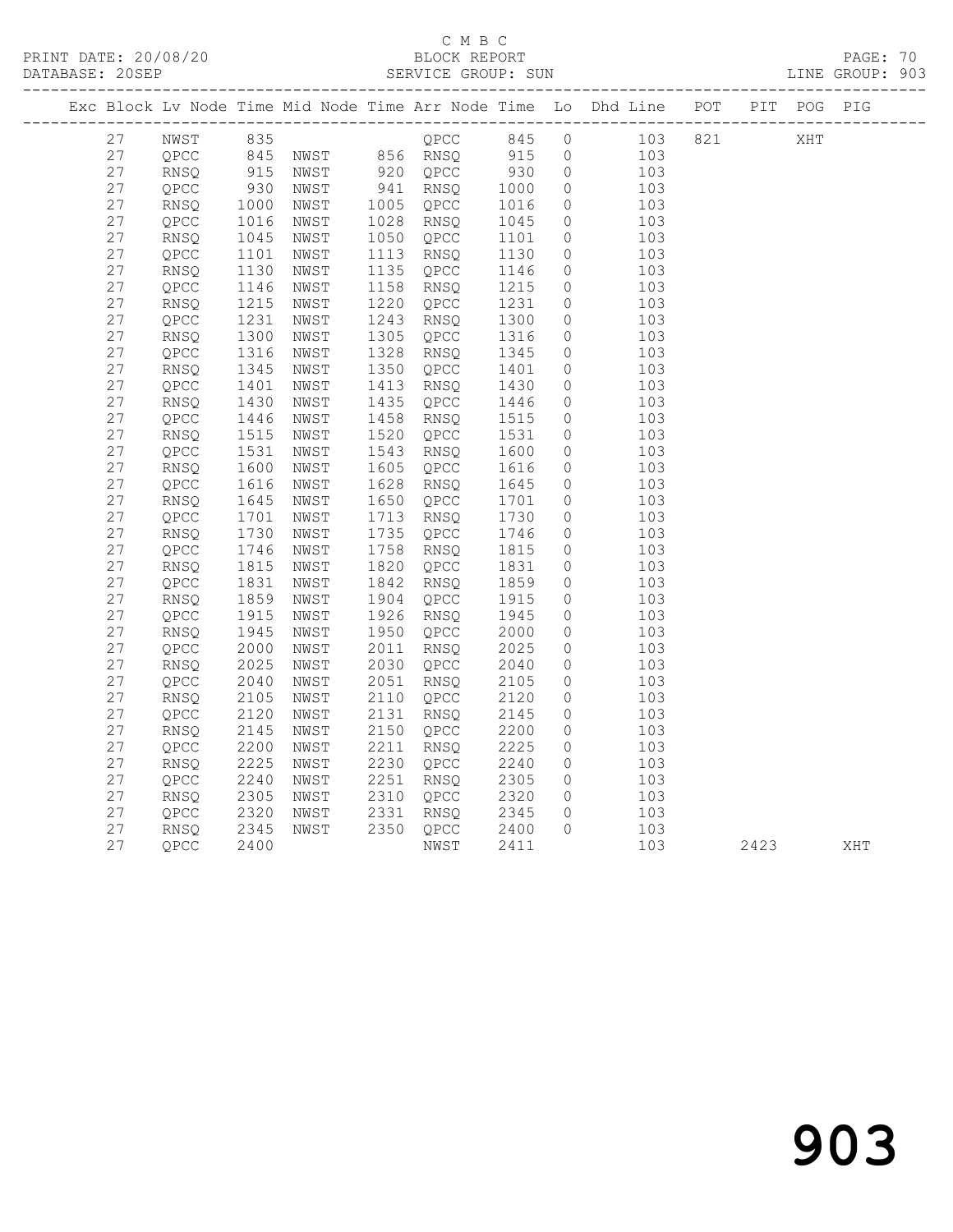C M B C

BLOCK REPORT

SERVICE GROUP: SUN

PRINT DATE: 20/08/20
DATABASE: 20SEP

LINE GROUP: 903

| Exc | Block | Lv | Node | Time | Mid Node | Time | Arr Node | Time | Lo | Dhd Line | POT | PIT | POG | PIG |
|---|---|---|---|---|---|---|---|---|---|---|---|---|---|---|
| | 27 | | NWST | 835 | | | QPCC | 845 | 0 | 103 | 821 | | XHT | |
| | 27 | | QPCC | 845 | NWST | 856 | RNSQ | 915 | 0 | 103 | | | | |
| | 27 | | RNSQ | 915 | NWST | 920 | QPCC | 930 | 0 | 103 | | | | |
| | 27 | | QPCC | 930 | NWST | 941 | RNSQ | 1000 | 0 | 103 | | | | |
| | 27 | | RNSQ | 1000 | NWST | 1005 | QPCC | 1016 | 0 | 103 | | | | |
| | 27 | | QPCC | 1016 | NWST | 1028 | RNSQ | 1045 | 0 | 103 | | | | |
| | 27 | | RNSQ | 1045 | NWST | 1050 | QPCC | 1101 | 0 | 103 | | | | |
| | 27 | | QPCC | 1101 | NWST | 1113 | RNSQ | 1130 | 0 | 103 | | | | |
| | 27 | | RNSQ | 1130 | NWST | 1135 | QPCC | 1146 | 0 | 103 | | | | |
| | 27 | | QPCC | 1146 | NWST | 1158 | RNSQ | 1215 | 0 | 103 | | | | |
| | 27 | | RNSQ | 1215 | NWST | 1220 | QPCC | 1231 | 0 | 103 | | | | |
| | 27 | | QPCC | 1231 | NWST | 1243 | RNSQ | 1300 | 0 | 103 | | | | |
| | 27 | | RNSQ | 1300 | NWST | 1305 | QPCC | 1316 | 0 | 103 | | | | |
| | 27 | | QPCC | 1316 | NWST | 1328 | RNSQ | 1345 | 0 | 103 | | | | |
| | 27 | | RNSQ | 1345 | NWST | 1350 | QPCC | 1401 | 0 | 103 | | | | |
| | 27 | | QPCC | 1401 | NWST | 1413 | RNSQ | 1430 | 0 | 103 | | | | |
| | 27 | | RNSQ | 1430 | NWST | 1435 | QPCC | 1446 | 0 | 103 | | | | |
| | 27 | | QPCC | 1446 | NWST | 1458 | RNSQ | 1515 | 0 | 103 | | | | |
| | 27 | | RNSQ | 1515 | NWST | 1520 | QPCC | 1531 | 0 | 103 | | | | |
| | 27 | | QPCC | 1531 | NWST | 1543 | RNSQ | 1600 | 0 | 103 | | | | |
| | 27 | | RNSQ | 1600 | NWST | 1605 | QPCC | 1616 | 0 | 103 | | | | |
| | 27 | | QPCC | 1616 | NWST | 1628 | RNSQ | 1645 | 0 | 103 | | | | |
| | 27 | | RNSQ | 1645 | NWST | 1650 | QPCC | 1701 | 0 | 103 | | | | |
| | 27 | | QPCC | 1701 | NWST | 1713 | RNSQ | 1730 | 0 | 103 | | | | |
| | 27 | | RNSQ | 1730 | NWST | 1735 | QPCC | 1746 | 0 | 103 | | | | |
| | 27 | | QPCC | 1746 | NWST | 1758 | RNSQ | 1815 | 0 | 103 | | | | |
| | 27 | | RNSQ | 1815 | NWST | 1820 | QPCC | 1831 | 0 | 103 | | | | |
| | 27 | | QPCC | 1831 | NWST | 1842 | RNSQ | 1859 | 0 | 103 | | | | |
| | 27 | | RNSQ | 1859 | NWST | 1904 | QPCC | 1915 | 0 | 103 | | | | |
| | 27 | | QPCC | 1915 | NWST | 1926 | RNSQ | 1945 | 0 | 103 | | | | |
| | 27 | | RNSQ | 1945 | NWST | 1950 | QPCC | 2000 | 0 | 103 | | | | |
| | 27 | | QPCC | 2000 | NWST | 2011 | RNSQ | 2025 | 0 | 103 | | | | |
| | 27 | | RNSQ | 2025 | NWST | 2030 | QPCC | 2040 | 0 | 103 | | | | |
| | 27 | | QPCC | 2040 | NWST | 2051 | RNSQ | 2105 | 0 | 103 | | | | |
| | 27 | | RNSQ | 2105 | NWST | 2110 | QPCC | 2120 | 0 | 103 | | | | |
| | 27 | | QPCC | 2120 | NWST | 2131 | RNSQ | 2145 | 0 | 103 | | | | |
| | 27 | | RNSQ | 2145 | NWST | 2150 | QPCC | 2200 | 0 | 103 | | | | |
| | 27 | | QPCC | 2200 | NWST | 2211 | RNSQ | 2225 | 0 | 103 | | | | |
| | 27 | | RNSQ | 2225 | NWST | 2230 | QPCC | 2240 | 0 | 103 | | | | |
| | 27 | | QPCC | 2240 | NWST | 2251 | RNSQ | 2305 | 0 | 103 | | | | |
| | 27 | | RNSQ | 2305 | NWST | 2310 | QPCC | 2320 | 0 | 103 | | | | |
| | 27 | | QPCC | 2320 | NWST | 2331 | RNSQ | 2345 | 0 | 103 | | | | |
| | 27 | | RNSQ | 2345 | NWST | 2350 | QPCC | 2400 | 0 | 103 | | | | |
| | 27 | | QPCC | 2400 | | | NWST | 2411 | | 103 | | 2423 | | XHT |

903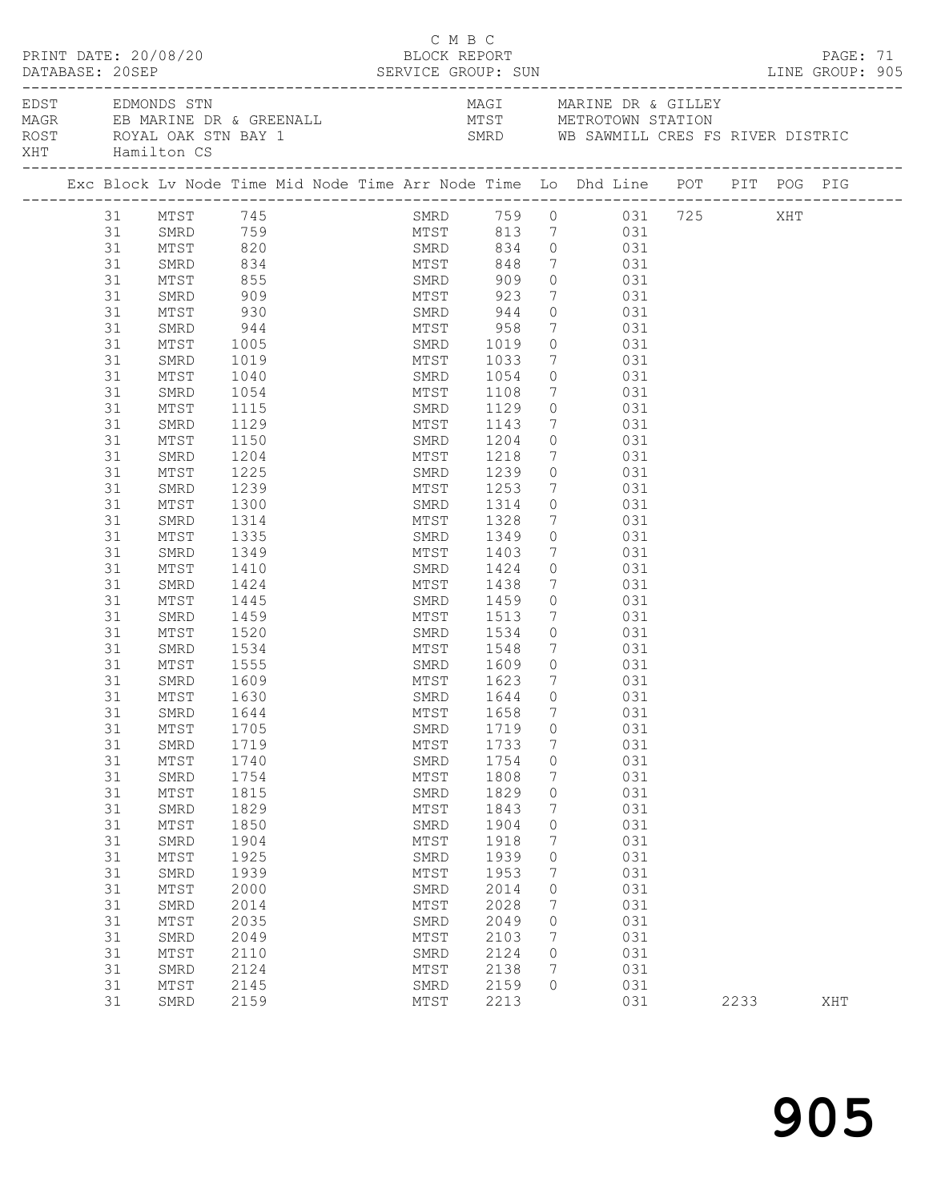C M B C
PRINT DATE: 20/08/20 BLOCK REPORT PAGE: 71
DATABASE: 20SEP SERVICE GROUP: SUN LINE GROUP: 905

| Code | Location | Code | Location |
|---|---|---|---|
| EDST | EDMONDS STN | MAGI | MARINE DR & GILLEY |
| MAGR | EB MARINE DR & GREENALL | MTST | METROTOWN STATION |
| ROST | ROYAL OAK STN BAY 1 | SMRD | WB SAWMILL CRES FS RIVER DISTRIC |
| XHT | Hamilton CS | | |

| Exc | Block | Lv | Node | Time | Mid Node | Time | Arr Node | Time | Lo | Dhd Line | POT | PIT | POG | PIG |
|---|---|---|---|---|---|---|---|---|---|---|---|---|---|---|
| | 31 | | MTST | 745 | | | SMRD | 759 | 0 | 031 | 725 | | XHT | |
| | 31 | | SMRD | 759 | | | MTST | 813 | 7 | 031 | | | | |
| | 31 | | MTST | 820 | | | SMRD | 834 | 0 | 031 | | | | |
| | 31 | | SMRD | 834 | | | MTST | 848 | 7 | 031 | | | | |
| | 31 | | MTST | 855 | | | SMRD | 909 | 0 | 031 | | | | |
| | 31 | | SMRD | 909 | | | MTST | 923 | 7 | 031 | | | | |
| | 31 | | MTST | 930 | | | SMRD | 944 | 0 | 031 | | | | |
| | 31 | | SMRD | 944 | | | MTST | 958 | 7 | 031 | | | | |
| | 31 | | MTST | 1005 | | | SMRD | 1019 | 0 | 031 | | | | |
| | 31 | | SMRD | 1019 | | | MTST | 1033 | 7 | 031 | | | | |
| | 31 | | MTST | 1040 | | | SMRD | 1054 | 0 | 031 | | | | |
| | 31 | | SMRD | 1054 | | | MTST | 1108 | 7 | 031 | | | | |
| | 31 | | MTST | 1115 | | | SMRD | 1129 | 0 | 031 | | | | |
| | 31 | | SMRD | 1129 | | | MTST | 1143 | 7 | 031 | | | | |
| | 31 | | MTST | 1150 | | | SMRD | 1204 | 0 | 031 | | | | |
| | 31 | | SMRD | 1204 | | | MTST | 1218 | 7 | 031 | | | | |
| | 31 | | MTST | 1225 | | | SMRD | 1239 | 0 | 031 | | | | |
| | 31 | | SMRD | 1239 | | | MTST | 1253 | 7 | 031 | | | | |
| | 31 | | MTST | 1300 | | | SMRD | 1314 | 0 | 031 | | | | |
| | 31 | | SMRD | 1314 | | | MTST | 1328 | 7 | 031 | | | | |
| | 31 | | MTST | 1335 | | | SMRD | 1349 | 0 | 031 | | | | |
| | 31 | | SMRD | 1349 | | | MTST | 1403 | 7 | 031 | | | | |
| | 31 | | MTST | 1410 | | | SMRD | 1424 | 0 | 031 | | | | |
| | 31 | | SMRD | 1424 | | | MTST | 1438 | 7 | 031 | | | | |
| | 31 | | MTST | 1445 | | | SMRD | 1459 | 0 | 031 | | | | |
| | 31 | | SMRD | 1459 | | | MTST | 1513 | 7 | 031 | | | | |
| | 31 | | MTST | 1520 | | | SMRD | 1534 | 0 | 031 | | | | |
| | 31 | | SMRD | 1534 | | | MTST | 1548 | 7 | 031 | | | | |
| | 31 | | MTST | 1555 | | | SMRD | 1609 | 0 | 031 | | | | |
| | 31 | | SMRD | 1609 | | | MTST | 1623 | 7 | 031 | | | | |
| | 31 | | MTST | 1630 | | | SMRD | 1644 | 0 | 031 | | | | |
| | 31 | | SMRD | 1644 | | | MTST | 1658 | 7 | 031 | | | | |
| | 31 | | MTST | 1705 | | | SMRD | 1719 | 0 | 031 | | | | |
| | 31 | | SMRD | 1719 | | | MTST | 1733 | 7 | 031 | | | | |
| | 31 | | MTST | 1740 | | | SMRD | 1754 | 0 | 031 | | | | |
| | 31 | | SMRD | 1754 | | | MTST | 1808 | 7 | 031 | | | | |
| | 31 | | MTST | 1815 | | | SMRD | 1829 | 0 | 031 | | | | |
| | 31 | | SMRD | 1829 | | | MTST | 1843 | 7 | 031 | | | | |
| | 31 | | MTST | 1850 | | | SMRD | 1904 | 0 | 031 | | | | |
| | 31 | | SMRD | 1904 | | | MTST | 1918 | 7 | 031 | | | | |
| | 31 | | MTST | 1925 | | | SMRD | 1939 | 0 | 031 | | | | |
| | 31 | | SMRD | 1939 | | | MTST | 1953 | 7 | 031 | | | | |
| | 31 | | MTST | 2000 | | | SMRD | 2014 | 0 | 031 | | | | |
| | 31 | | SMRD | 2014 | | | MTST | 2028 | 7 | 031 | | | | |
| | 31 | | MTST | 2035 | | | SMRD | 2049 | 0 | 031 | | | | |
| | 31 | | SMRD | 2049 | | | MTST | 2103 | 7 | 031 | | | | |
| | 31 | | MTST | 2110 | | | SMRD | 2124 | 0 | 031 | | | | |
| | 31 | | SMRD | 2124 | | | MTST | 2138 | 7 | 031 | | | | |
| | 31 | | MTST | 2145 | | | SMRD | 2159 | 0 | 031 | | | | |
| | 31 | | SMRD | 2159 | | | MTST | 2213 | | 031 | | 2233 | | XHT |

# 905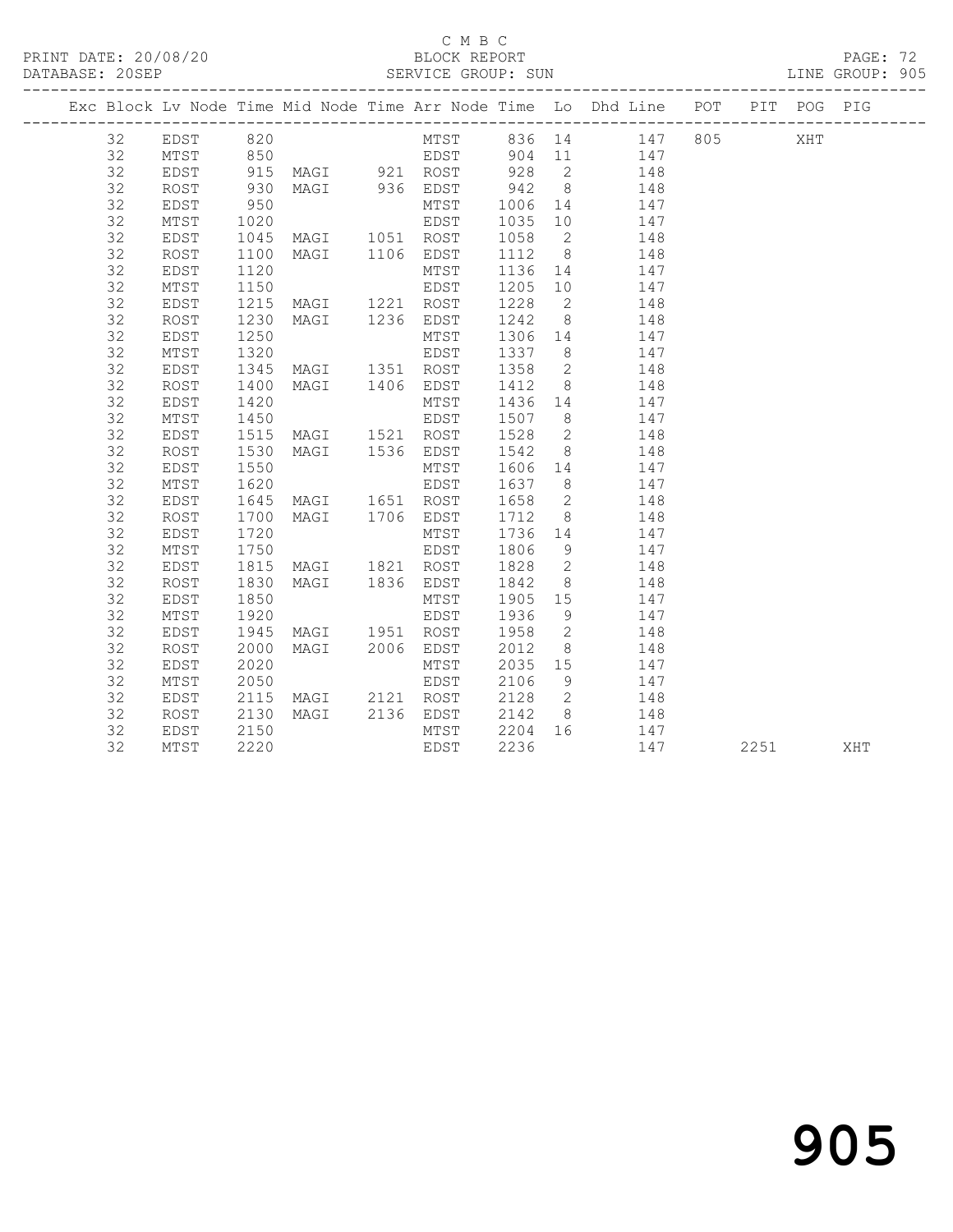C M B C

BLOCK REPORT

PRINT DATE: 20/08/20 DATABASE: 20SEP SERVICE GROUP: SUN LINE GROUP: 905

| Exc | Block | Lv | Node | Time | Mid Node | Time | Arr Node | Time | Lo | Dhd Line | POT | PIT | POG | PIG |
|---|---|---|---|---|---|---|---|---|---|---|---|---|---|---|
| | 32 | | EDST | 820 | | | MTST | 836 | 14 | 147 | 805 | | XHT | |
| | 32 | | MTST | 850 | | | EDST | 904 | 11 | 147 | | | | |
| | 32 | | EDST | 915 | MAGI | 921 | ROST | 928 | 2 | 148 | | | | |
| | 32 | | ROST | 930 | MAGI | 936 | EDST | 942 | 8 | 148 | | | | |
| | 32 | | EDST | 950 | | | MTST | 1006 | 14 | 147 | | | | |
| | 32 | | MTST | 1020 | | | EDST | 1035 | 10 | 147 | | | | |
| | 32 | | EDST | 1045 | MAGI | 1051 | ROST | 1058 | 2 | 148 | | | | |
| | 32 | | ROST | 1100 | MAGI | 1106 | EDST | 1112 | 8 | 148 | | | | |
| | 32 | | EDST | 1120 | | | MTST | 1136 | 14 | 147 | | | | |
| | 32 | | MTST | 1150 | | | EDST | 1205 | 10 | 147 | | | | |
| | 32 | | EDST | 1215 | MAGI | 1221 | ROST | 1228 | 2 | 148 | | | | |
| | 32 | | ROST | 1230 | MAGI | 1236 | EDST | 1242 | 8 | 148 | | | | |
| | 32 | | EDST | 1250 | | | MTST | 1306 | 14 | 147 | | | | |
| | 32 | | MTST | 1320 | | | EDST | 1337 | 8 | 147 | | | | |
| | 32 | | EDST | 1345 | MAGI | 1351 | ROST | 1358 | 2 | 148 | | | | |
| | 32 | | ROST | 1400 | MAGI | 1406 | EDST | 1412 | 8 | 148 | | | | |
| | 32 | | EDST | 1420 | | | MTST | 1436 | 14 | 147 | | | | |
| | 32 | | MTST | 1450 | | | EDST | 1507 | 8 | 147 | | | | |
| | 32 | | EDST | 1515 | MAGI | 1521 | ROST | 1528 | 2 | 148 | | | | |
| | 32 | | ROST | 1530 | MAGI | 1536 | EDST | 1542 | 8 | 148 | | | | |
| | 32 | | EDST | 1550 | | | MTST | 1606 | 14 | 147 | | | | |
| | 32 | | MTST | 1620 | | | EDST | 1637 | 8 | 147 | | | | |
| | 32 | | EDST | 1645 | MAGI | 1651 | ROST | 1658 | 2 | 148 | | | | |
| | 32 | | ROST | 1700 | MAGI | 1706 | EDST | 1712 | 8 | 148 | | | | |
| | 32 | | EDST | 1720 | | | MTST | 1736 | 14 | 147 | | | | |
| | 32 | | MTST | 1750 | | | EDST | 1806 | 9 | 147 | | | | |
| | 32 | | EDST | 1815 | MAGI | 1821 | ROST | 1828 | 2 | 148 | | | | |
| | 32 | | ROST | 1830 | MAGI | 1836 | EDST | 1842 | 8 | 148 | | | | |
| | 32 | | EDST | 1850 | | | MTST | 1905 | 15 | 147 | | | | |
| | 32 | | MTST | 1920 | | | EDST | 1936 | 9 | 147 | | | | |
| | 32 | | EDST | 1945 | MAGI | 1951 | ROST | 1958 | 2 | 148 | | | | |
| | 32 | | ROST | 2000 | MAGI | 2006 | EDST | 2012 | 8 | 148 | | | | |
| | 32 | | EDST | 2020 | | | MTST | 2035 | 15 | 147 | | | | |
| | 32 | | MTST | 2050 | | | EDST | 2106 | 9 | 147 | | | | |
| | 32 | | EDST | 2115 | MAGI | 2121 | ROST | 2128 | 2 | 148 | | | | |
| | 32 | | ROST | 2130 | MAGI | 2136 | EDST | 2142 | 8 | 148 | | | | |
| | 32 | | EDST | 2150 | | | MTST | 2204 | 16 | 147 | | | | |
| | 32 | | MTST | 2220 | | | EDST | 2236 | | 147 | | 2251 | | XHT |

905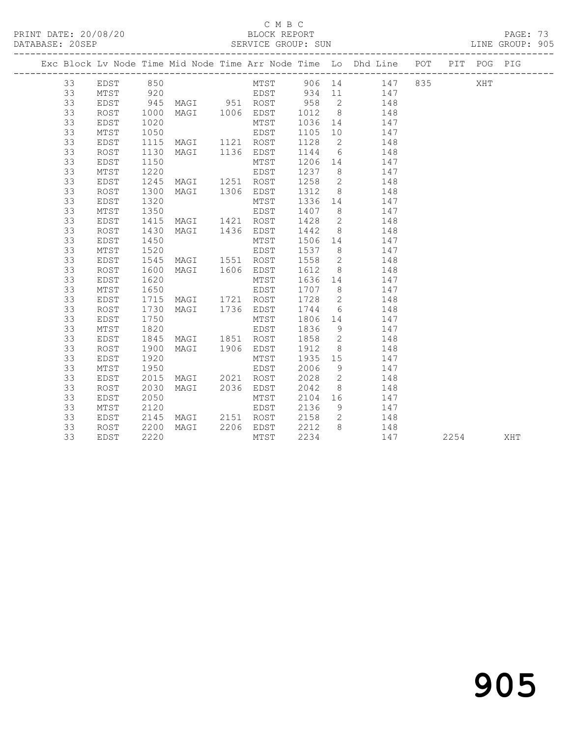C M B C

PRINT DATE: 20/08/20 BLOCK REPORT

DATABASE: 20SEP SERVICE GROUP: SUN LINE GROUP: 905

| Exc | Block | Lv | Node | Time | Mid Node | Time | Arr Node | Time | Lo | Dhd Line | POT | PIT | POG | PIG |
|---|---|---|---|---|---|---|---|---|---|---|---|---|---|---|
| | 33 | | EDST | 850 | | | MTST | 906 | 14 | 147 | 835 | | XHT | |
| | 33 | | MTST | 920 | | | EDST | 934 | 11 | 147 | | | | |
| | 33 | | EDST | 945 | MAGI | 951 | ROST | 958 | 2 | 148 | | | | |
| | 33 | | ROST | 1000 | MAGI | 1006 | EDST | 1012 | 8 | 148 | | | | |
| | 33 | | EDST | 1020 | | | MTST | 1036 | 14 | 147 | | | | |
| | 33 | | MTST | 1050 | | | EDST | 1105 | 10 | 147 | | | | |
| | 33 | | EDST | 1115 | MAGI | 1121 | ROST | 1128 | 2 | 148 | | | | |
| | 33 | | ROST | 1130 | MAGI | 1136 | EDST | 1144 | 6 | 148 | | | | |
| | 33 | | EDST | 1150 | | | MTST | 1206 | 14 | 147 | | | | |
| | 33 | | MTST | 1220 | | | EDST | 1237 | 8 | 147 | | | | |
| | 33 | | EDST | 1245 | MAGI | 1251 | ROST | 1258 | 2 | 148 | | | | |
| | 33 | | ROST | 1300 | MAGI | 1306 | EDST | 1312 | 8 | 148 | | | | |
| | 33 | | EDST | 1320 | | | MTST | 1336 | 14 | 147 | | | | |
| | 33 | | MTST | 1350 | | | EDST | 1407 | 8 | 147 | | | | |
| | 33 | | EDST | 1415 | MAGI | 1421 | ROST | 1428 | 2 | 148 | | | | |
| | 33 | | ROST | 1430 | MAGI | 1436 | EDST | 1442 | 8 | 148 | | | | |
| | 33 | | EDST | 1450 | | | MTST | 1506 | 14 | 147 | | | | |
| | 33 | | MTST | 1520 | | | EDST | 1537 | 8 | 147 | | | | |
| | 33 | | EDST | 1545 | MAGI | 1551 | ROST | 1558 | 2 | 148 | | | | |
| | 33 | | ROST | 1600 | MAGI | 1606 | EDST | 1612 | 8 | 148 | | | | |
| | 33 | | EDST | 1620 | | | MTST | 1636 | 14 | 147 | | | | |
| | 33 | | MTST | 1650 | | | EDST | 1707 | 8 | 147 | | | | |
| | 33 | | EDST | 1715 | MAGI | 1721 | ROST | 1728 | 2 | 148 | | | | |
| | 33 | | ROST | 1730 | MAGI | 1736 | EDST | 1744 | 6 | 148 | | | | |
| | 33 | | EDST | 1750 | | | MTST | 1806 | 14 | 147 | | | | |
| | 33 | | MTST | 1820 | | | EDST | 1836 | 9 | 147 | | | | |
| | 33 | | EDST | 1845 | MAGI | 1851 | ROST | 1858 | 2 | 148 | | | | |
| | 33 | | ROST | 1900 | MAGI | 1906 | EDST | 1912 | 8 | 148 | | | | |
| | 33 | | EDST | 1920 | | | MTST | 1935 | 15 | 147 | | | | |
| | 33 | | MTST | 1950 | | | EDST | 2006 | 9 | 147 | | | | |
| | 33 | | EDST | 2015 | MAGI | 2021 | ROST | 2028 | 2 | 148 | | | | |
| | 33 | | ROST | 2030 | MAGI | 2036 | EDST | 2042 | 8 | 148 | | | | |
| | 33 | | EDST | 2050 | | | MTST | 2104 | 16 | 147 | | | | |
| | 33 | | MTST | 2120 | | | EDST | 2136 | 9 | 147 | | | | |
| | 33 | | EDST | 2145 | MAGI | 2151 | ROST | 2158 | 2 | 148 | | | | |
| | 33 | | ROST | 2200 | MAGI | 2206 | EDST | 2212 | 8 | 148 | | | | |
| | 33 | | EDST | 2220 | | | MTST | 2234 | | 147 | | 2254 | | XHT |

905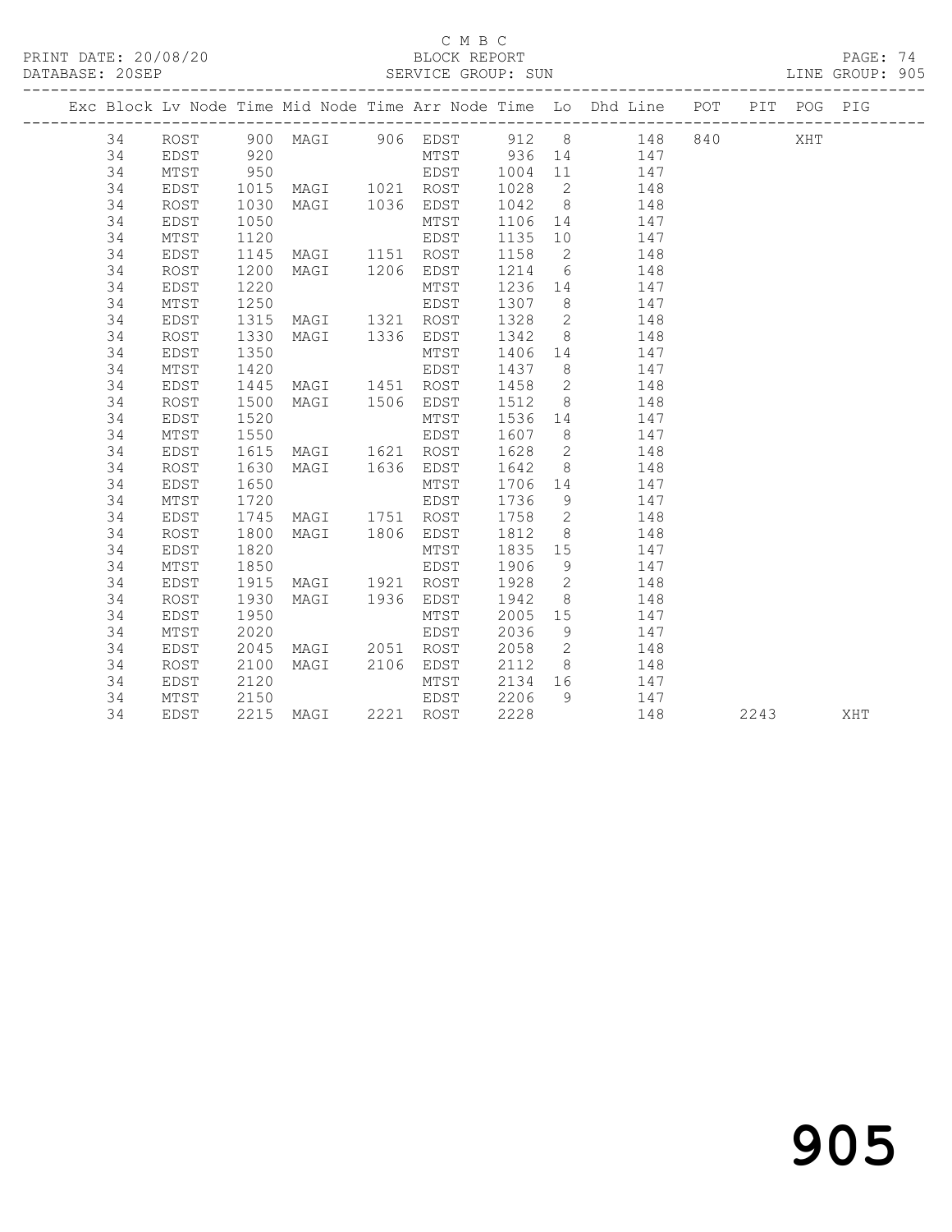C M B C
BLOCK REPORT
SERVICE GROUP: SUN

PRINT DATE: 20/08/20
DATABASE: 20SEP

LINE GROUP: 905

| Exc | Block | Lv | Node | Time | Mid Node | Time | Arr Node | Time | Lo | Dhd Line | POT | PIT | POG | PIG |
|---|---|---|---|---|---|---|---|---|---|---|---|---|---|---|
| | 34 | | ROST | 900 | MAGI | 906 | EDST | 912 | 8 | 148 | 840 | | XHT | |
| | 34 | | EDST | 920 | | | MTST | 936 | 14 | 147 | | | | |
| | 34 | | MTST | 950 | | | EDST | 1004 | 11 | 147 | | | | |
| | 34 | | EDST | 1015 | MAGI | 1021 | ROST | 1028 | 2 | 148 | | | | |
| | 34 | | ROST | 1030 | MAGI | 1036 | EDST | 1042 | 8 | 148 | | | | |
| | 34 | | EDST | 1050 | | | MTST | 1106 | 14 | 147 | | | | |
| | 34 | | MTST | 1120 | | | EDST | 1135 | 10 | 147 | | | | |
| | 34 | | EDST | 1145 | MAGI | 1151 | ROST | 1158 | 2 | 148 | | | | |
| | 34 | | ROST | 1200 | MAGI | 1206 | EDST | 1214 | 6 | 148 | | | | |
| | 34 | | EDST | 1220 | | | MTST | 1236 | 14 | 147 | | | | |
| | 34 | | MTST | 1250 | | | EDST | 1307 | 8 | 147 | | | | |
| | 34 | | EDST | 1315 | MAGI | 1321 | ROST | 1328 | 2 | 148 | | | | |
| | 34 | | ROST | 1330 | MAGI | 1336 | EDST | 1342 | 8 | 148 | | | | |
| | 34 | | EDST | 1350 | | | MTST | 1406 | 14 | 147 | | | | |
| | 34 | | MTST | 1420 | | | EDST | 1437 | 8 | 147 | | | | |
| | 34 | | EDST | 1445 | MAGI | 1451 | ROST | 1458 | 2 | 148 | | | | |
| | 34 | | ROST | 1500 | MAGI | 1506 | EDST | 1512 | 8 | 148 | | | | |
| | 34 | | EDST | 1520 | | | MTST | 1536 | 14 | 147 | | | | |
| | 34 | | MTST | 1550 | | | EDST | 1607 | 8 | 147 | | | | |
| | 34 | | EDST | 1615 | MAGI | 1621 | ROST | 1628 | 2 | 148 | | | | |
| | 34 | | ROST | 1630 | MAGI | 1636 | EDST | 1642 | 8 | 148 | | | | |
| | 34 | | EDST | 1650 | | | MTST | 1706 | 14 | 147 | | | | |
| | 34 | | MTST | 1720 | | | EDST | 1736 | 9 | 147 | | | | |
| | 34 | | EDST | 1745 | MAGI | 1751 | ROST | 1758 | 2 | 148 | | | | |
| | 34 | | ROST | 1800 | MAGI | 1806 | EDST | 1812 | 8 | 148 | | | | |
| | 34 | | EDST | 1820 | | | MTST | 1835 | 15 | 147 | | | | |
| | 34 | | MTST | 1850 | | | EDST | 1906 | 9 | 147 | | | | |
| | 34 | | EDST | 1915 | MAGI | 1921 | ROST | 1928 | 2 | 148 | | | | |
| | 34 | | ROST | 1930 | MAGI | 1936 | EDST | 1942 | 8 | 148 | | | | |
| | 34 | | EDST | 1950 | | | MTST | 2005 | 15 | 147 | | | | |
| | 34 | | MTST | 2020 | | | EDST | 2036 | 9 | 147 | | | | |
| | 34 | | EDST | 2045 | MAGI | 2051 | ROST | 2058 | 2 | 148 | | | | |
| | 34 | | ROST | 2100 | MAGI | 2106 | EDST | 2112 | 8 | 148 | | | | |
| | 34 | | EDST | 2120 | | | MTST | 2134 | 16 | 147 | | | | |
| | 34 | | MTST | 2150 | | | EDST | 2206 | 9 | 147 | | | | |
| | 34 | | EDST | 2215 | MAGI | 2221 | ROST | 2228 | | 148 | | 2243 | | XHT |

905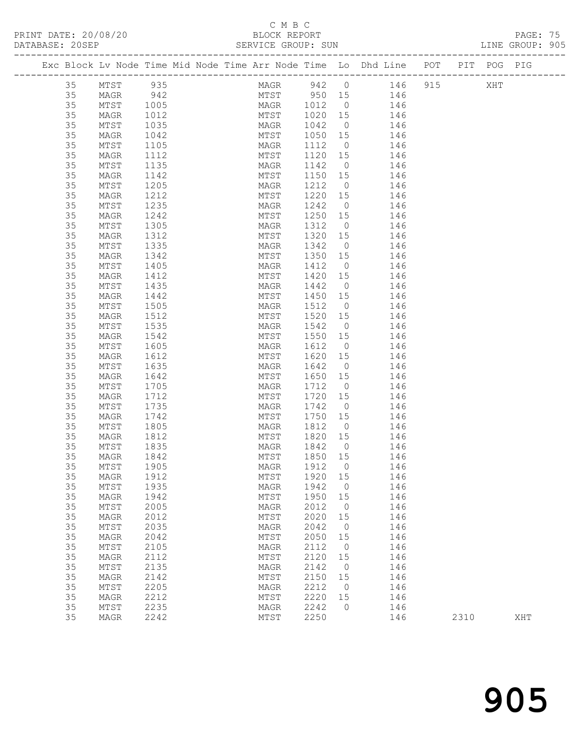C M B C

BLOCK REPORT

SERVICE GROUP: SUN

PRINT DATE: 20/08/20

DATABASE: 20SEP

LINE GROUP: 905

| Exc | Block | Lv | Node | Time | Mid Node | Time | Arr Node | Time | Lo | Dhd Line | POT | PIT | POG | PIG |
|---|---|---|---|---|---|---|---|---|---|---|---|---|---|---|
| | 35 | | MTST | 935 | | | MAGR | 942 | 0 | 146 | 915 | | XHT | |
| | 35 | | MAGR | 942 | | | MTST | 950 | 15 | 146 | | | | |
| | 35 | | MTST | 1005 | | | MAGR | 1012 | 0 | 146 | | | | |
| | 35 | | MAGR | 1012 | | | MTST | 1020 | 15 | 146 | | | | |
| | 35 | | MTST | 1035 | | | MAGR | 1042 | 0 | 146 | | | | |
| | 35 | | MAGR | 1042 | | | MTST | 1050 | 15 | 146 | | | | |
| | 35 | | MTST | 1105 | | | MAGR | 1112 | 0 | 146 | | | | |
| | 35 | | MAGR | 1112 | | | MTST | 1120 | 15 | 146 | | | | |
| | 35 | | MTST | 1135 | | | MAGR | 1142 | 0 | 146 | | | | |
| | 35 | | MAGR | 1142 | | | MTST | 1150 | 15 | 146 | | | | |
| | 35 | | MTST | 1205 | | | MAGR | 1212 | 0 | 146 | | | | |
| | 35 | | MAGR | 1212 | | | MTST | 1220 | 15 | 146 | | | | |
| | 35 | | MTST | 1235 | | | MAGR | 1242 | 0 | 146 | | | | |
| | 35 | | MAGR | 1242 | | | MTST | 1250 | 15 | 146 | | | | |
| | 35 | | MTST | 1305 | | | MAGR | 1312 | 0 | 146 | | | | |
| | 35 | | MAGR | 1312 | | | MTST | 1320 | 15 | 146 | | | | |
| | 35 | | MTST | 1335 | | | MAGR | 1342 | 0 | 146 | | | | |
| | 35 | | MAGR | 1342 | | | MTST | 1350 | 15 | 146 | | | | |
| | 35 | | MTST | 1405 | | | MAGR | 1412 | 0 | 146 | | | | |
| | 35 | | MAGR | 1412 | | | MTST | 1420 | 15 | 146 | | | | |
| | 35 | | MTST | 1435 | | | MAGR | 1442 | 0 | 146 | | | | |
| | 35 | | MAGR | 1442 | | | MTST | 1450 | 15 | 146 | | | | |
| | 35 | | MTST | 1505 | | | MAGR | 1512 | 0 | 146 | | | | |
| | 35 | | MAGR | 1512 | | | MTST | 1520 | 15 | 146 | | | | |
| | 35 | | MTST | 1535 | | | MAGR | 1542 | 0 | 146 | | | | |
| | 35 | | MAGR | 1542 | | | MTST | 1550 | 15 | 146 | | | | |
| | 35 | | MTST | 1605 | | | MAGR | 1612 | 0 | 146 | | | | |
| | 35 | | MAGR | 1612 | | | MTST | 1620 | 15 | 146 | | | | |
| | 35 | | MTST | 1635 | | | MAGR | 1642 | 0 | 146 | | | | |
| | 35 | | MAGR | 1642 | | | MTST | 1650 | 15 | 146 | | | | |
| | 35 | | MTST | 1705 | | | MAGR | 1712 | 0 | 146 | | | | |
| | 35 | | MAGR | 1712 | | | MTST | 1720 | 15 | 146 | | | | |
| | 35 | | MTST | 1735 | | | MAGR | 1742 | 0 | 146 | | | | |
| | 35 | | MAGR | 1742 | | | MTST | 1750 | 15 | 146 | | | | |
| | 35 | | MTST | 1805 | | | MAGR | 1812 | 0 | 146 | | | | |
| | 35 | | MAGR | 1812 | | | MTST | 1820 | 15 | 146 | | | | |
| | 35 | | MTST | 1835 | | | MAGR | 1842 | 0 | 146 | | | | |
| | 35 | | MAGR | 1842 | | | MTST | 1850 | 15 | 146 | | | | |
| | 35 | | MTST | 1905 | | | MAGR | 1912 | 0 | 146 | | | | |
| | 35 | | MAGR | 1912 | | | MTST | 1920 | 15 | 146 | | | | |
| | 35 | | MTST | 1935 | | | MAGR | 1942 | 0 | 146 | | | | |
| | 35 | | MAGR | 1942 | | | MTST | 1950 | 15 | 146 | | | | |
| | 35 | | MTST | 2005 | | | MAGR | 2012 | 0 | 146 | | | | |
| | 35 | | MAGR | 2012 | | | MTST | 2020 | 15 | 146 | | | | |
| | 35 | | MTST | 2035 | | | MAGR | 2042 | 0 | 146 | | | | |
| | 35 | | MAGR | 2042 | | | MTST | 2050 | 15 | 146 | | | | |
| | 35 | | MTST | 2105 | | | MAGR | 2112 | 0 | 146 | | | | |
| | 35 | | MAGR | 2112 | | | MTST | 2120 | 15 | 146 | | | | |
| | 35 | | MTST | 2135 | | | MAGR | 2142 | 0 | 146 | | | | |
| | 35 | | MAGR | 2142 | | | MTST | 2150 | 15 | 146 | | | | |
| | 35 | | MTST | 2205 | | | MAGR | 2212 | 0 | 146 | | | | |
| | 35 | | MAGR | 2212 | | | MTST | 2220 | 15 | 146 | | | | |
| | 35 | | MTST | 2235 | | | MAGR | 2242 | 0 | 146 | | | | |
| | 35 | | MAGR | 2242 | | | MTST | 2250 | | 146 | | 2310 | | XHT |

905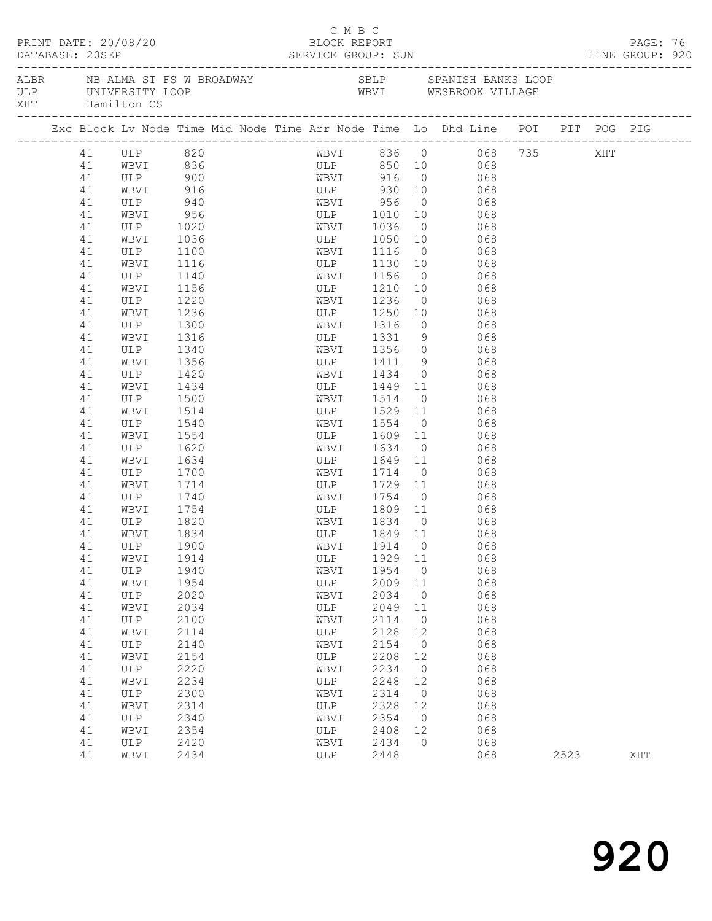C M B C
PRINT DATE: 20/08/20 BLOCK REPORT
DATABASE: 20SEP SERVICE GROUP: SUN LINE GROUP: 920

| | | | |
|---|---|---|---|
| ALBR | NB ALMA ST FS W BROADWAY | SBLP | SPANISH BANKS LOOP |
| ULP | UNIVERSITY LOOP | WBVI | WESBROOK VILLAGE |
| XHT | Hamilton CS | | |

| Exc | Block | Lv | Node | Time | Mid | Node | Time | Arr | Node | Time | Lo | Dhd | Line | POT | PIT | POG | PIG |
|---|---|---|---|---|---|---|---|---|---|---|---|---|---|---|---|---|---|
| | 41 | | ULP | 820 | | | | | WBVI | 836 | 0 | | 068 | 735 | | XHT | |
| | 41 | | WBVI | 836 | | | | | ULP | 850 | 10 | | 068 | | | | |
| | 41 | | ULP | 900 | | | | | WBVI | 916 | 0 | | 068 | | | | |
| | 41 | | WBVI | 916 | | | | | ULP | 930 | 10 | | 068 | | | | |
| | 41 | | ULP | 940 | | | | | WBVI | 956 | 0 | | 068 | | | | |
| | 41 | | WBVI | 956 | | | | | ULP | 1010 | 10 | | 068 | | | | |
| | 41 | | ULP | 1020 | | | | | WBVI | 1036 | 0 | | 068 | | | | |
| | 41 | | WBVI | 1036 | | | | | ULP | 1050 | 10 | | 068 | | | | |
| | 41 | | ULP | 1100 | | | | | WBVI | 1116 | 0 | | 068 | | | | |
| | 41 | | WBVI | 1116 | | | | | ULP | 1130 | 10 | | 068 | | | | |
| | 41 | | ULP | 1140 | | | | | WBVI | 1156 | 0 | | 068 | | | | |
| | 41 | | WBVI | 1156 | | | | | ULP | 1210 | 10 | | 068 | | | | |
| | 41 | | ULP | 1220 | | | | | WBVI | 1236 | 0 | | 068 | | | | |
| | 41 | | WBVI | 1236 | | | | | ULP | 1250 | 10 | | 068 | | | | |
| | 41 | | ULP | 1300 | | | | | WBVI | 1316 | 0 | | 068 | | | | |
| | 41 | | WBVI | 1316 | | | | | ULP | 1331 | 9 | | 068 | | | | |
| | 41 | | ULP | 1340 | | | | | WBVI | 1356 | 0 | | 068 | | | | |
| | 41 | | WBVI | 1356 | | | | | ULP | 1411 | 9 | | 068 | | | | |
| | 41 | | ULP | 1420 | | | | | WBVI | 1434 | 0 | | 068 | | | | |
| | 41 | | WBVI | 1434 | | | | | ULP | 1449 | 11 | | 068 | | | | |
| | 41 | | ULP | 1500 | | | | | WBVI | 1514 | 0 | | 068 | | | | |
| | 41 | | WBVI | 1514 | | | | | ULP | 1529 | 11 | | 068 | | | | |
| | 41 | | ULP | 1540 | | | | | WBVI | 1554 | 0 | | 068 | | | | |
| | 41 | | WBVI | 1554 | | | | | ULP | 1609 | 11 | | 068 | | | | |
| | 41 | | ULP | 1620 | | | | | WBVI | 1634 | 0 | | 068 | | | | |
| | 41 | | WBVI | 1634 | | | | | ULP | 1649 | 11 | | 068 | | | | |
| | 41 | | ULP | 1700 | | | | | WBVI | 1714 | 0 | | 068 | | | | |
| | 41 | | WBVI | 1714 | | | | | ULP | 1729 | 11 | | 068 | | | | |
| | 41 | | ULP | 1740 | | | | | WBVI | 1754 | 0 | | 068 | | | | |
| | 41 | | WBVI | 1754 | | | | | ULP | 1809 | 11 | | 068 | | | | |
| | 41 | | ULP | 1820 | | | | | WBVI | 1834 | 0 | | 068 | | | | |
| | 41 | | WBVI | 1834 | | | | | ULP | 1849 | 11 | | 068 | | | | |
| | 41 | | ULP | 1900 | | | | | WBVI | 1914 | 0 | | 068 | | | | |
| | 41 | | WBVI | 1914 | | | | | ULP | 1929 | 11 | | 068 | | | | |
| | 41 | | ULP | 1940 | | | | | WBVI | 1954 | 0 | | 068 | | | | |
| | 41 | | WBVI | 1954 | | | | | ULP | 2009 | 11 | | 068 | | | | |
| | 41 | | ULP | 2020 | | | | | WBVI | 2034 | 0 | | 068 | | | | |
| | 41 | | WBVI | 2034 | | | | | ULP | 2049 | 11 | | 068 | | | | |
| | 41 | | ULP | 2100 | | | | | WBVI | 2114 | 0 | | 068 | | | | |
| | 41 | | WBVI | 2114 | | | | | ULP | 2128 | 12 | | 068 | | | | |
| | 41 | | ULP | 2140 | | | | | WBVI | 2154 | 0 | | 068 | | | | |
| | 41 | | WBVI | 2154 | | | | | ULP | 2208 | 12 | | 068 | | | | |
| | 41 | | ULP | 2220 | | | | | WBVI | 2234 | 0 | | 068 | | | | |
| | 41 | | WBVI | 2234 | | | | | ULP | 2248 | 12 | | 068 | | | | |
| | 41 | | ULP | 2300 | | | | | WBVI | 2314 | 0 | | 068 | | | | |
| | 41 | | WBVI | 2314 | | | | | ULP | 2328 | 12 | | 068 | | | | |
| | 41 | | ULP | 2340 | | | | | WBVI | 2354 | 0 | | 068 | | | | |
| | 41 | | WBVI | 2354 | | | | | ULP | 2408 | 12 | | 068 | | | | |
| | 41 | | ULP | 2420 | | | | | WBVI | 2434 | 0 | | 068 | | | | |
| | 41 | | WBVI | 2434 | | | | | ULP | 2448 | | | 068 | | 2523 | | XHT |

# 920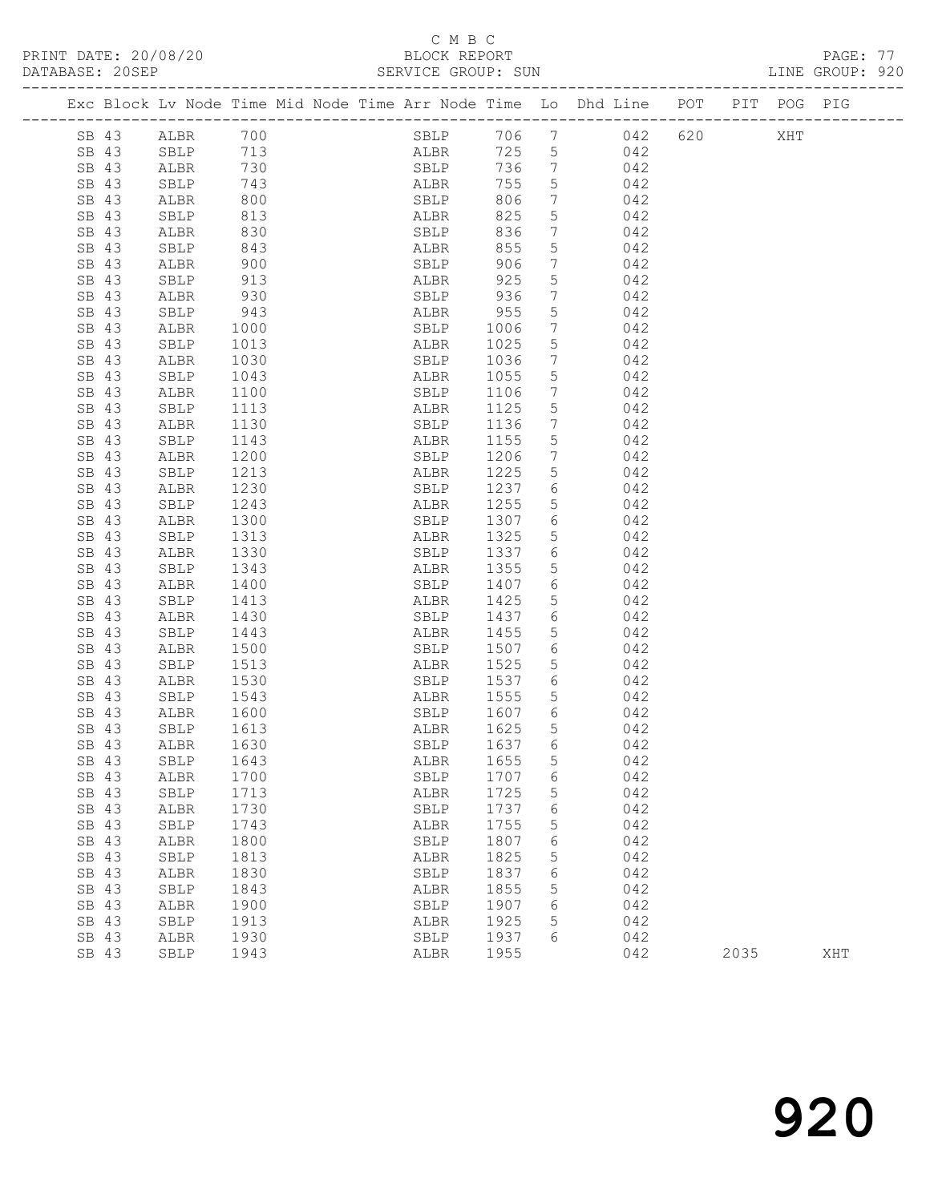C M B C

PRINT DATE: 20/08/20 BLOCK REPORT PAGE: 77
DATABASE: 20SEP SERVICE GROUP: SUN LINE GROUP: 920

| Exc | Block | Lv | Node | Time | Mid Node | Time | Arr Node | Time | Lo | Dhd Line | POT | PIT | POG | PIG |
|---|---|---|---|---|---|---|---|---|---|---|---|---|---|---|
| | SB | 43 | ALBR | 700 | | | SBLP | 706 | 7 | 042 | 620 | | XHT | |
| | SB | 43 | SBLP | 713 | | | ALBR | 725 | 5 | 042 | | | | |
| | SB | 43 | ALBR | 730 | | | SBLP | 736 | 7 | 042 | | | | |
| | SB | 43 | SBLP | 743 | | | ALBR | 755 | 5 | 042 | | | | |
| | SB | 43 | ALBR | 800 | | | SBLP | 806 | 7 | 042 | | | | |
| | SB | 43 | SBLP | 813 | | | ALBR | 825 | 5 | 042 | | | | |
| | SB | 43 | ALBR | 830 | | | SBLP | 836 | 7 | 042 | | | | |
| | SB | 43 | SBLP | 843 | | | ALBR | 855 | 5 | 042 | | | | |
| | SB | 43 | ALBR | 900 | | | SBLP | 906 | 7 | 042 | | | | |
| | SB | 43 | SBLP | 913 | | | ALBR | 925 | 5 | 042 | | | | |
| | SB | 43 | ALBR | 930 | | | SBLP | 936 | 7 | 042 | | | | |
| | SB | 43 | SBLP | 943 | | | ALBR | 955 | 5 | 042 | | | | |
| | SB | 43 | ALBR | 1000 | | | SBLP | 1006 | 7 | 042 | | | | |
| | SB | 43 | SBLP | 1013 | | | ALBR | 1025 | 5 | 042 | | | | |
| | SB | 43 | ALBR | 1030 | | | SBLP | 1036 | 7 | 042 | | | | |
| | SB | 43 | SBLP | 1043 | | | ALBR | 1055 | 5 | 042 | | | | |
| | SB | 43 | ALBR | 1100 | | | SBLP | 1106 | 7 | 042 | | | | |
| | SB | 43 | SBLP | 1113 | | | ALBR | 1125 | 5 | 042 | | | | |
| | SB | 43 | ALBR | 1130 | | | SBLP | 1136 | 7 | 042 | | | | |
| | SB | 43 | SBLP | 1143 | | | ALBR | 1155 | 5 | 042 | | | | |
| | SB | 43 | ALBR | 1200 | | | SBLP | 1206 | 7 | 042 | | | | |
| | SB | 43 | SBLP | 1213 | | | ALBR | 1225 | 5 | 042 | | | | |
| | SB | 43 | ALBR | 1230 | | | SBLP | 1237 | 6 | 042 | | | | |
| | SB | 43 | SBLP | 1243 | | | ALBR | 1255 | 5 | 042 | | | | |
| | SB | 43 | ALBR | 1300 | | | SBLP | 1307 | 6 | 042 | | | | |
| | SB | 43 | SBLP | 1313 | | | ALBR | 1325 | 5 | 042 | | | | |
| | SB | 43 | ALBR | 1330 | | | SBLP | 1337 | 6 | 042 | | | | |
| | SB | 43 | SBLP | 1343 | | | ALBR | 1355 | 5 | 042 | | | | |
| | SB | 43 | ALBR | 1400 | | | SBLP | 1407 | 6 | 042 | | | | |
| | SB | 43 | SBLP | 1413 | | | ALBR | 1425 | 5 | 042 | | | | |
| | SB | 43 | ALBR | 1430 | | | SBLP | 1437 | 6 | 042 | | | | |
| | SB | 43 | SBLP | 1443 | | | ALBR | 1455 | 5 | 042 | | | | |
| | SB | 43 | ALBR | 1500 | | | SBLP | 1507 | 6 | 042 | | | | |
| | SB | 43 | SBLP | 1513 | | | ALBR | 1525 | 5 | 042 | | | | |
| | SB | 43 | ALBR | 1530 | | | SBLP | 1537 | 6 | 042 | | | | |
| | SB | 43 | SBLP | 1543 | | | ALBR | 1555 | 5 | 042 | | | | |
| | SB | 43 | ALBR | 1600 | | | SBLP | 1607 | 6 | 042 | | | | |
| | SB | 43 | SBLP | 1613 | | | ALBR | 1625 | 5 | 042 | | | | |
| | SB | 43 | ALBR | 1630 | | | SBLP | 1637 | 6 | 042 | | | | |
| | SB | 43 | SBLP | 1643 | | | ALBR | 1655 | 5 | 042 | | | | |
| | SB | 43 | ALBR | 1700 | | | SBLP | 1707 | 6 | 042 | | | | |
| | SB | 43 | SBLP | 1713 | | | ALBR | 1725 | 5 | 042 | | | | |
| | SB | 43 | ALBR | 1730 | | | SBLP | 1737 | 6 | 042 | | | | |
| | SB | 43 | SBLP | 1743 | | | ALBR | 1755 | 5 | 042 | | | | |
| | SB | 43 | ALBR | 1800 | | | SBLP | 1807 | 6 | 042 | | | | |
| | SB | 43 | SBLP | 1813 | | | ALBR | 1825 | 5 | 042 | | | | |
| | SB | 43 | ALBR | 1830 | | | SBLP | 1837 | 6 | 042 | | | | |
| | SB | 43 | SBLP | 1843 | | | ALBR | 1855 | 5 | 042 | | | | |
| | SB | 43 | ALBR | 1900 | | | SBLP | 1907 | 6 | 042 | | | | |
| | SB | 43 | SBLP | 1913 | | | ALBR | 1925 | 5 | 042 | | | | |
| | SB | 43 | ALBR | 1930 | | | SBLP | 1937 | 6 | 042 | | | | |
| | SB | 43 | SBLP | 1943 | | | ALBR | 1955 | | 042 | | 2035 | | XHT |

920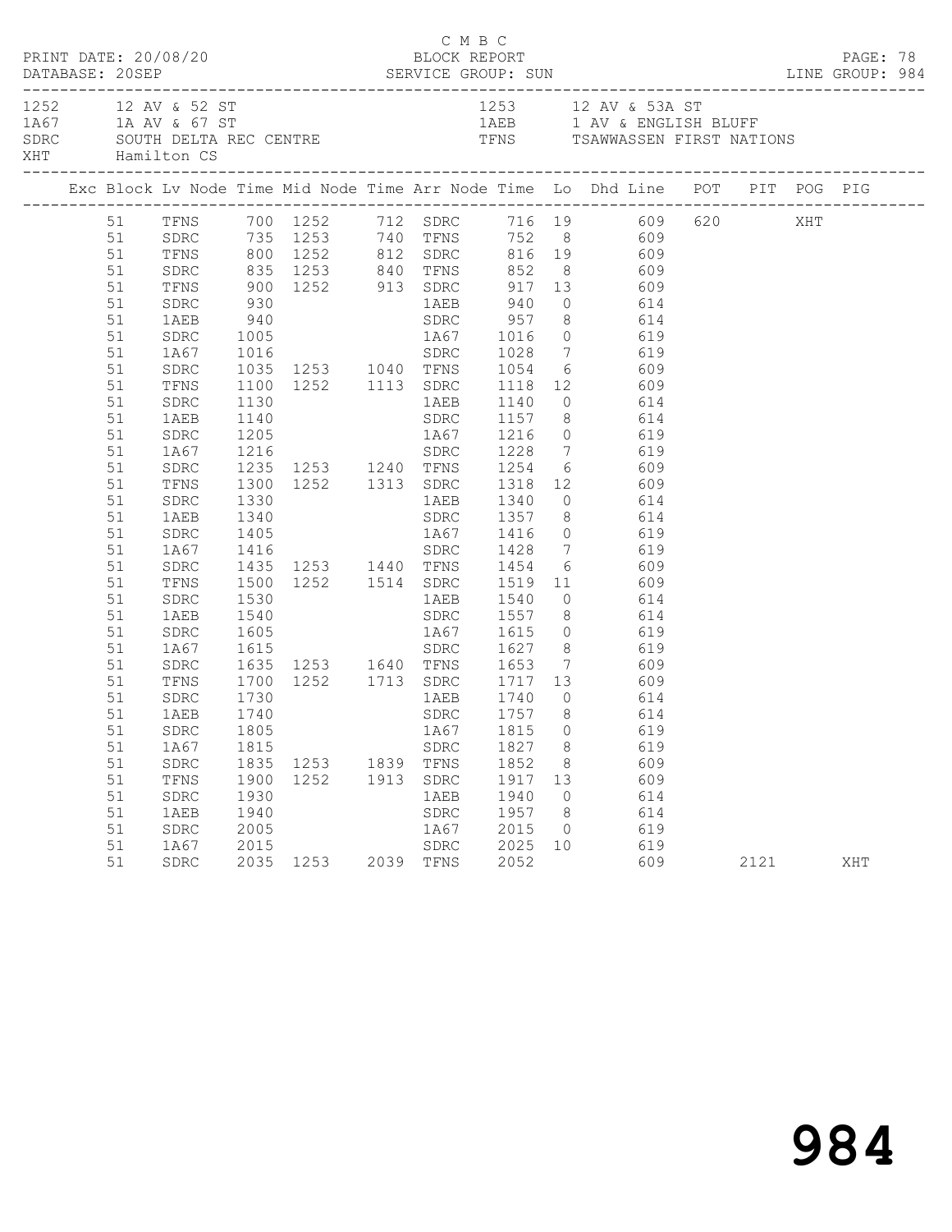C M B C

PRINT DATE: 20/08/20 BLOCK REPORT
DATABASE: 20SEP SERVICE GROUP: SUN LINE GROUP: 984

| | | | |
|---|---|---|---|
| 1252 | 12 AV & 52 ST | 1253 | 12 AV & 53A ST |
| 1A67 | 1A AV & 67 ST | 1AEB | 1 AV & ENGLISH BLUFF |
| SDRC | SOUTH DELTA REC CENTRE | TFNS | TSAWWASSEN FIRST NATIONS |
| XHT | Hamilton CS | | |

| Exc | Block | Lv Node | Time | Mid Node | Time | Arr Node | Time | Lo | Dhd Line | POT | PIT | POG | PIG |
|---|---|---|---|---|---|---|---|---|---|---|---|---|---|
| | 51 | TFNS | 700 | 1252 | 712 | SDRC | 716 | 19 | 609 | 620 | | XHT | |
| | 51 | SDRC | 735 | 1253 | 740 | TFNS | 752 | 8 | 609 | | | | |
| | 51 | TFNS | 800 | 1252 | 812 | SDRC | 816 | 19 | 609 | | | | |
| | 51 | SDRC | 835 | 1253 | 840 | TFNS | 852 | 8 | 609 | | | | |
| | 51 | TFNS | 900 | 1252 | 913 | SDRC | 917 | 13 | 609 | | | | |
| | 51 | SDRC | 930 | | | 1AEB | 940 | 0 | 614 | | | | |
| | 51 | 1AEB | 940 | | | SDRC | 957 | 8 | 614 | | | | |
| | 51 | SDRC | 1005 | | | 1A67 | 1016 | 0 | 619 | | | | |
| | 51 | 1A67 | 1016 | | | SDRC | 1028 | 7 | 619 | | | | |
| | 51 | SDRC | 1035 | 1253 | 1040 | TFNS | 1054 | 6 | 609 | | | | |
| | 51 | TFNS | 1100 | 1252 | 1113 | SDRC | 1118 | 12 | 609 | | | | |
| | 51 | SDRC | 1130 | | | 1AEB | 1140 | 0 | 614 | | | | |
| | 51 | 1AEB | 1140 | | | SDRC | 1157 | 8 | 614 | | | | |
| | 51 | SDRC | 1205 | | | 1A67 | 1216 | 0 | 619 | | | | |
| | 51 | 1A67 | 1216 | | | SDRC | 1228 | 7 | 619 | | | | |
| | 51 | SDRC | 1235 | 1253 | 1240 | TFNS | 1254 | 6 | 609 | | | | |
| | 51 | TFNS | 1300 | 1252 | 1313 | SDRC | 1318 | 12 | 609 | | | | |
| | 51 | SDRC | 1330 | | | 1AEB | 1340 | 0 | 614 | | | | |
| | 51 | 1AEB | 1340 | | | SDRC | 1357 | 8 | 614 | | | | |
| | 51 | SDRC | 1405 | | | 1A67 | 1416 | 0 | 619 | | | | |
| | 51 | 1A67 | 1416 | | | SDRC | 1428 | 7 | 619 | | | | |
| | 51 | SDRC | 1435 | 1253 | 1440 | TFNS | 1454 | 6 | 609 | | | | |
| | 51 | TFNS | 1500 | 1252 | 1514 | SDRC | 1519 | 11 | 609 | | | | |
| | 51 | SDRC | 1530 | | | 1AEB | 1540 | 0 | 614 | | | | |
| | 51 | 1AEB | 1540 | | | SDRC | 1557 | 8 | 614 | | | | |
| | 51 | SDRC | 1605 | | | 1A67 | 1615 | 0 | 619 | | | | |
| | 51 | 1A67 | 1615 | | | SDRC | 1627 | 8 | 619 | | | | |
| | 51 | SDRC | 1635 | 1253 | 1640 | TFNS | 1653 | 7 | 609 | | | | |
| | 51 | TFNS | 1700 | 1252 | 1713 | SDRC | 1717 | 13 | 609 | | | | |
| | 51 | SDRC | 1730 | | | 1AEB | 1740 | 0 | 614 | | | | |
| | 51 | 1AEB | 1740 | | | SDRC | 1757 | 8 | 614 | | | | |
| | 51 | SDRC | 1805 | | | 1A67 | 1815 | 0 | 619 | | | | |
| | 51 | 1A67 | 1815 | | | SDRC | 1827 | 8 | 619 | | | | |
| | 51 | SDRC | 1835 | 1253 | 1839 | TFNS | 1852 | 8 | 609 | | | | |
| | 51 | TFNS | 1900 | 1252 | 1913 | SDRC | 1917 | 13 | 609 | | | | |
| | 51 | SDRC | 1930 | | | 1AEB | 1940 | 0 | 614 | | | | |
| | 51 | 1AEB | 1940 | | | SDRC | 1957 | 8 | 614 | | | | |
| | 51 | SDRC | 2005 | | | 1A67 | 2015 | 0 | 619 | | | | |
| | 51 | 1A67 | 2015 | | | SDRC | 2025 | 10 | 619 | | | | |
| | 51 | SDRC | 2035 | 1253 | 2039 | TFNS | 2052 | | 609 | | 2121 | | XHT |

984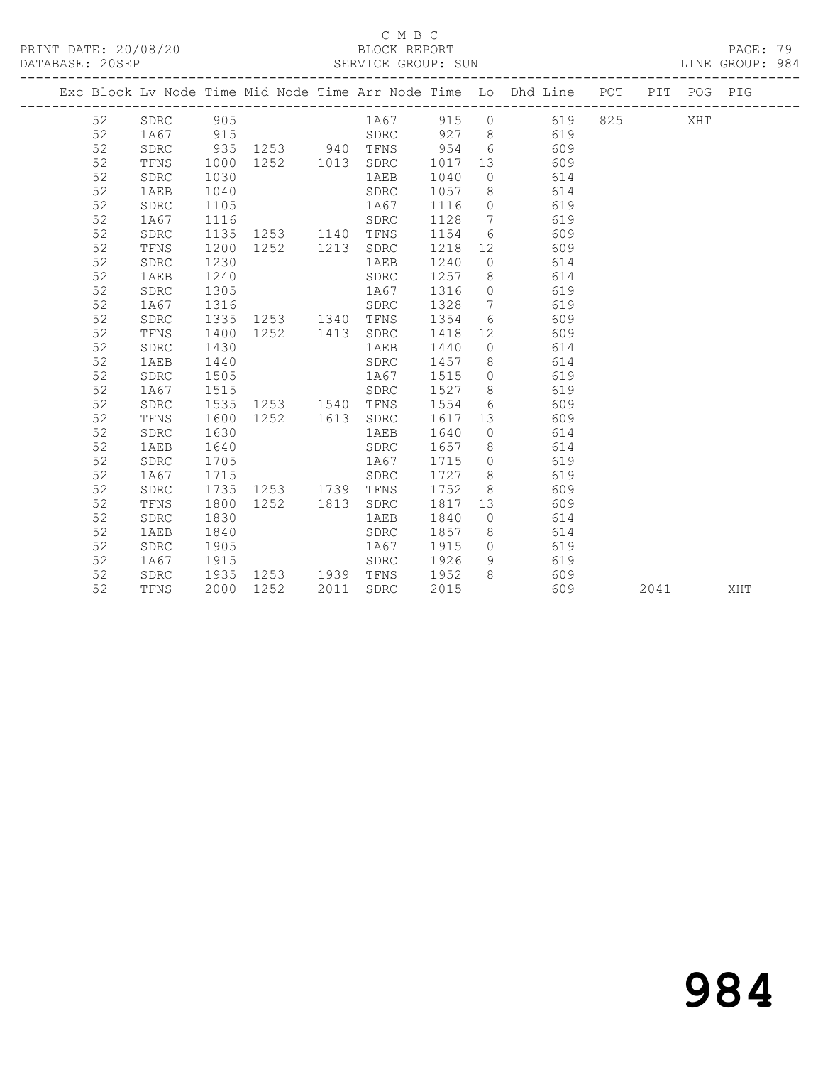C M B C

BLOCK REPORT

SERVICE GROUP: SUN

| Exc | Block | Lv | Node | Time | Mid Node | Time | Arr Node | Time | Lo | Dhd Line | POT | PIT | POG | PIG |
|---|---|---|---|---|---|---|---|---|---|---|---|---|---|---|
| | 52 | | SDRC | 905 | | | 1A67 | 915 | 0 | 619 | 825 | | XHT | |
| | 52 | | 1A67 | 915 | | | SDRC | 927 | 8 | 619 | | | | |
| | 52 | | SDRC | 935 | 1253 | 940 | TFNS | 954 | 6 | 609 | | | | |
| | 52 | | TFNS | 1000 | 1252 | 1013 | SDRC | 1017 | 13 | 609 | | | | |
| | 52 | | SDRC | 1030 | | | 1AEB | 1040 | 0 | 614 | | | | |
| | 52 | | 1AEB | 1040 | | | SDRC | 1057 | 8 | 614 | | | | |
| | 52 | | SDRC | 1105 | | | 1A67 | 1116 | 0 | 619 | | | | |
| | 52 | | 1A67 | 1116 | | | SDRC | 1128 | 7 | 619 | | | | |
| | 52 | | SDRC | 1135 | 1253 | 1140 | TFNS | 1154 | 6 | 609 | | | | |
| | 52 | | TFNS | 1200 | 1252 | 1213 | SDRC | 1218 | 12 | 609 | | | | |
| | 52 | | SDRC | 1230 | | | 1AEB | 1240 | 0 | 614 | | | | |
| | 52 | | 1AEB | 1240 | | | SDRC | 1257 | 8 | 614 | | | | |
| | 52 | | SDRC | 1305 | | | 1A67 | 1316 | 0 | 619 | | | | |
| | 52 | | 1A67 | 1316 | | | SDRC | 1328 | 7 | 619 | | | | |
| | 52 | | SDRC | 1335 | 1253 | 1340 | TFNS | 1354 | 6 | 609 | | | | |
| | 52 | | TFNS | 1400 | 1252 | 1413 | SDRC | 1418 | 12 | 609 | | | | |
| | 52 | | SDRC | 1430 | | | 1AEB | 1440 | 0 | 614 | | | | |
| | 52 | | 1AEB | 1440 | | | SDRC | 1457 | 8 | 614 | | | | |
| | 52 | | SDRC | 1505 | | | 1A67 | 1515 | 0 | 619 | | | | |
| | 52 | | 1A67 | 1515 | | | SDRC | 1527 | 8 | 619 | | | | |
| | 52 | | SDRC | 1535 | 1253 | 1540 | TFNS | 1554 | 6 | 609 | | | | |
| | 52 | | TFNS | 1600 | 1252 | 1613 | SDRC | 1617 | 13 | 609 | | | | |
| | 52 | | SDRC | 1630 | | | 1AEB | 1640 | 0 | 614 | | | | |
| | 52 | | 1AEB | 1640 | | | SDRC | 1657 | 8 | 614 | | | | |
| | 52 | | SDRC | 1705 | | | 1A67 | 1715 | 0 | 619 | | | | |
| | 52 | | 1A67 | 1715 | | | SDRC | 1727 | 8 | 619 | | | | |
| | 52 | | SDRC | 1735 | 1253 | 1739 | TFNS | 1752 | 8 | 609 | | | | |
| | 52 | | TFNS | 1800 | 1252 | 1813 | SDRC | 1817 | 13 | 609 | | | | |
| | 52 | | SDRC | 1830 | | | 1AEB | 1840 | 0 | 614 | | | | |
| | 52 | | 1AEB | 1840 | | | SDRC | 1857 | 8 | 614 | | | | |
| | 52 | | SDRC | 1905 | | | 1A67 | 1915 | 0 | 619 | | | | |
| | 52 | | 1A67 | 1915 | | | SDRC | 1926 | 9 | 619 | | | | |
| | 52 | | SDRC | 1935 | 1253 | 1939 | TFNS | 1952 | 8 | 609 | | | | |
| | 52 | | TFNS | 2000 | 1252 | 2011 | SDRC | 2015 | | 609 | | 2041 | | XHT |

984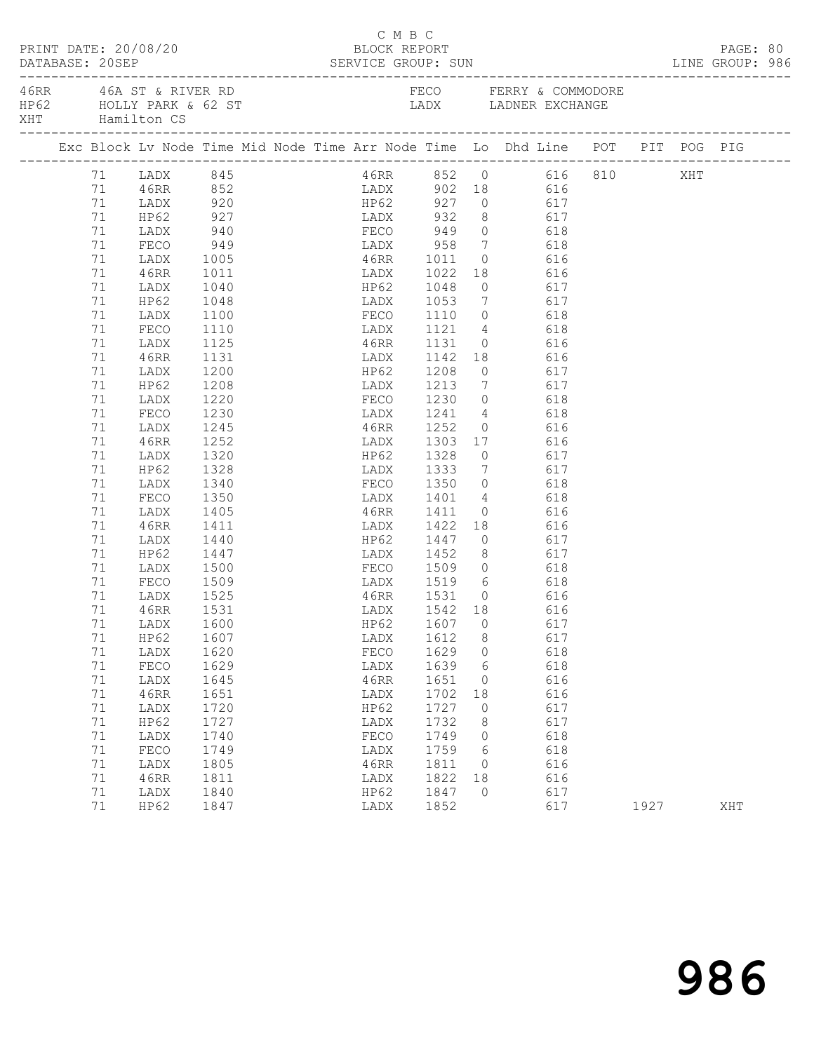C M B C

PRINT DATE: 20/08/20 BLOCK REPORT
DATABASE: 20SEP SERVICE GROUP: SUN LINE GROUP: 986

46RR 46A ST & RIVER RD
HP62 HOLLY PARK & 62 ST
XHT Hamilton CS

FECO FERRY & COMMODORE
LADX LADNER EXCHANGE

| Exc | Block | Lv | Node | Time | Mid Node | Time | Arr Node | Time | Lo | Dhd Line | POT | PIT | POG | PIG |
|---|---|---|---|---|---|---|---|---|---|---|---|---|---|---|
| | 71 | | LADX | 845 | | | 46RR | 852 | 0 | 616 | 810 | | XHT | |
| | 71 | | 46RR | 852 | | | LADX | 902 | 18 | 616 | | | | |
| | 71 | | LADX | 920 | | | HP62 | 927 | 0 | 617 | | | | |
| | 71 | | HP62 | 927 | | | LADX | 932 | 8 | 617 | | | | |
| | 71 | | LADX | 940 | | | FECO | 949 | 0 | 618 | | | | |
| | 71 | | FECO | 949 | | | LADX | 958 | 7 | 618 | | | | |
| | 71 | | LADX | 1005 | | | 46RR | 1011 | 0 | 616 | | | | |
| | 71 | | 46RR | 1011 | | | LADX | 1022 | 18 | 616 | | | | |
| | 71 | | LADX | 1040 | | | HP62 | 1048 | 0 | 617 | | | | |
| | 71 | | HP62 | 1048 | | | LADX | 1053 | 7 | 617 | | | | |
| | 71 | | LADX | 1100 | | | FECO | 1110 | 0 | 618 | | | | |
| | 71 | | FECO | 1110 | | | LADX | 1121 | 4 | 618 | | | | |
| | 71 | | LADX | 1125 | | | 46RR | 1131 | 0 | 616 | | | | |
| | 71 | | 46RR | 1131 | | | LADX | 1142 | 18 | 616 | | | | |
| | 71 | | LADX | 1200 | | | HP62 | 1208 | 0 | 617 | | | | |
| | 71 | | HP62 | 1208 | | | LADX | 1213 | 7 | 617 | | | | |
| | 71 | | LADX | 1220 | | | FECO | 1230 | 0 | 618 | | | | |
| | 71 | | FECO | 1230 | | | LADX | 1241 | 4 | 618 | | | | |
| | 71 | | LADX | 1245 | | | 46RR | 1252 | 0 | 616 | | | | |
| | 71 | | 46RR | 1252 | | | LADX | 1303 | 17 | 616 | | | | |
| | 71 | | LADX | 1320 | | | HP62 | 1328 | 0 | 617 | | | | |
| | 71 | | HP62 | 1328 | | | LADX | 1333 | 7 | 617 | | | | |
| | 71 | | LADX | 1340 | | | FECO | 1350 | 0 | 618 | | | | |
| | 71 | | FECO | 1350 | | | LADX | 1401 | 4 | 618 | | | | |
| | 71 | | LADX | 1405 | | | 46RR | 1411 | 0 | 616 | | | | |
| | 71 | | 46RR | 1411 | | | LADX | 1422 | 18 | 616 | | | | |
| | 71 | | LADX | 1440 | | | HP62 | 1447 | 0 | 617 | | | | |
| | 71 | | HP62 | 1447 | | | LADX | 1452 | 8 | 617 | | | | |
| | 71 | | LADX | 1500 | | | FECO | 1509 | 0 | 618 | | | | |
| | 71 | | FECO | 1509 | | | LADX | 1519 | 6 | 618 | | | | |
| | 71 | | LADX | 1525 | | | 46RR | 1531 | 0 | 616 | | | | |
| | 71 | | 46RR | 1531 | | | LADX | 1542 | 18 | 616 | | | | |
| | 71 | | LADX | 1600 | | | HP62 | 1607 | 0 | 617 | | | | |
| | 71 | | HP62 | 1607 | | | LADX | 1612 | 8 | 617 | | | | |
| | 71 | | LADX | 1620 | | | FECO | 1629 | 0 | 618 | | | | |
| | 71 | | FECO | 1629 | | | LADX | 1639 | 6 | 618 | | | | |
| | 71 | | LADX | 1645 | | | 46RR | 1651 | 0 | 616 | | | | |
| | 71 | | 46RR | 1651 | | | LADX | 1702 | 18 | 616 | | | | |
| | 71 | | LADX | 1720 | | | HP62 | 1727 | 0 | 617 | | | | |
| | 71 | | HP62 | 1727 | | | LADX | 1732 | 8 | 617 | | | | |
| | 71 | | LADX | 1740 | | | FECO | 1749 | 0 | 618 | | | | |
| | 71 | | FECO | 1749 | | | LADX | 1759 | 6 | 618 | | | | |
| | 71 | | LADX | 1805 | | | 46RR | 1811 | 0 | 616 | | | | |
| | 71 | | 46RR | 1811 | | | LADX | 1822 | 18 | 616 | | | | |
| | 71 | | LADX | 1840 | | | HP62 | 1847 | 0 | 617 | | | | |
| | 71 | | HP62 | 1847 | | | LADX | 1852 | | 617 | | 1927 | | XHT |

986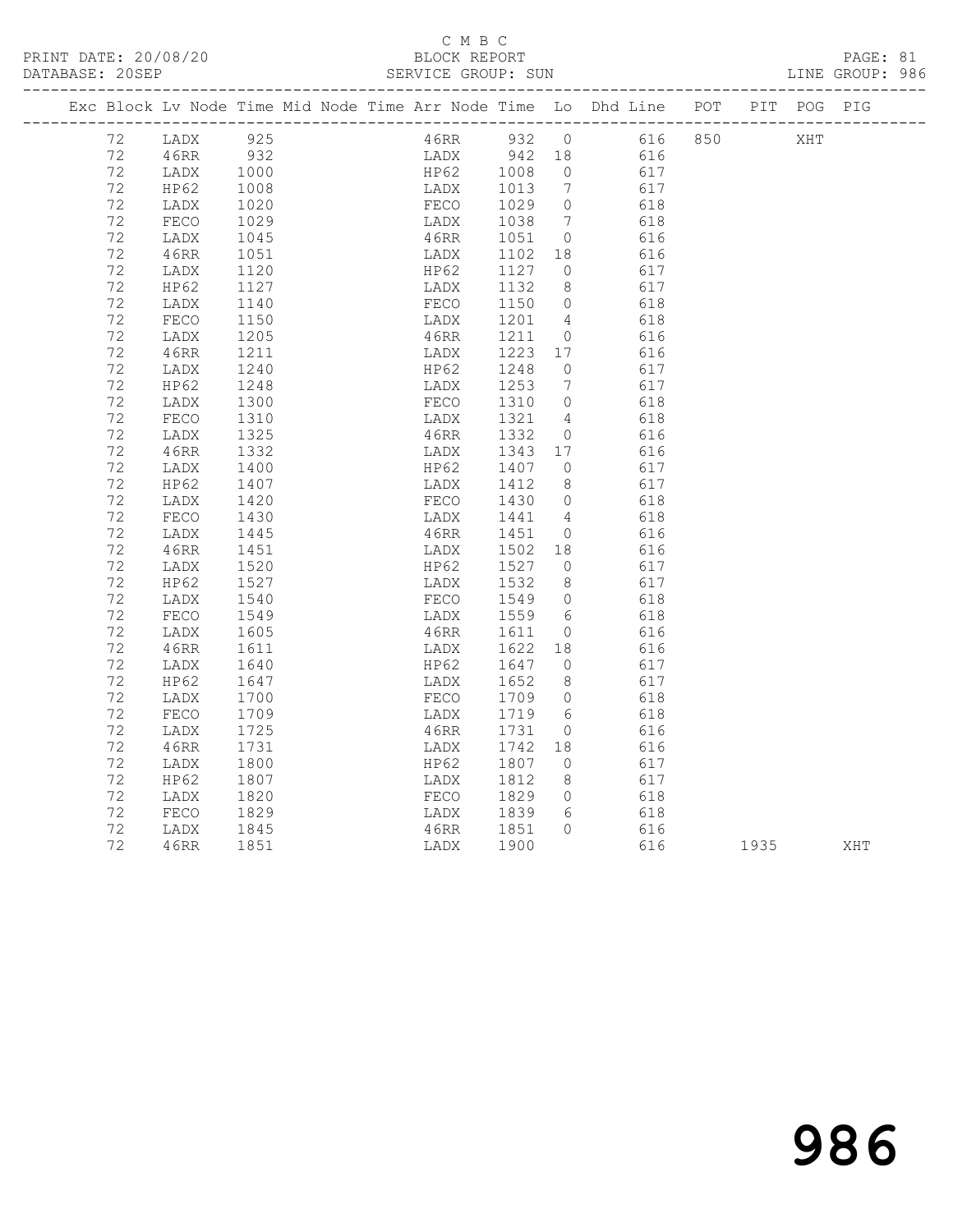C M B C

PRINT DATE: 20/08/20 BLOCK REPORT

DATABASE: 20SEP SERVICE GROUP: SUN LINE GROUP: 986

| Exc | Block | Lv | Node | Time | Mid Node | Time | Arr Node | Time | Lo | Dhd Line | POT | PIT | POG | PIG |
|---|---|---|---|---|---|---|---|---|---|---|---|---|---|---|
| | 72 | | LADX | 925 | | | 46RR | 932 | 0 | 616 | 850 | | XHT | |
| | 72 | | 46RR | 932 | | | LADX | 942 | 18 | 616 | | | | |
| | 72 | | LADX | 1000 | | | HP62 | 1008 | 0 | 617 | | | | |
| | 72 | | HP62 | 1008 | | | LADX | 1013 | 7 | 617 | | | | |
| | 72 | | LADX | 1020 | | | FECO | 1029 | 0 | 618 | | | | |
| | 72 | | FECO | 1029 | | | LADX | 1038 | 7 | 618 | | | | |
| | 72 | | LADX | 1045 | | | 46RR | 1051 | 0 | 616 | | | | |
| | 72 | | 46RR | 1051 | | | LADX | 1102 | 18 | 616 | | | | |
| | 72 | | LADX | 1120 | | | HP62 | 1127 | 0 | 617 | | | | |
| | 72 | | HP62 | 1127 | | | LADX | 1132 | 8 | 617 | | | | |
| | 72 | | LADX | 1140 | | | FECO | 1150 | 0 | 618 | | | | |
| | 72 | | FECO | 1150 | | | LADX | 1201 | 4 | 618 | | | | |
| | 72 | | LADX | 1205 | | | 46RR | 1211 | 0 | 616 | | | | |
| | 72 | | 46RR | 1211 | | | LADX | 1223 | 17 | 616 | | | | |
| | 72 | | LADX | 1240 | | | HP62 | 1248 | 0 | 617 | | | | |
| | 72 | | HP62 | 1248 | | | LADX | 1253 | 7 | 617 | | | | |
| | 72 | | LADX | 1300 | | | FECO | 1310 | 0 | 618 | | | | |
| | 72 | | FECO | 1310 | | | LADX | 1321 | 4 | 618 | | | | |
| | 72 | | LADX | 1325 | | | 46RR | 1332 | 0 | 616 | | | | |
| | 72 | | 46RR | 1332 | | | LADX | 1343 | 17 | 616 | | | | |
| | 72 | | LADX | 1400 | | | HP62 | 1407 | 0 | 617 | | | | |
| | 72 | | HP62 | 1407 | | | LADX | 1412 | 8 | 617 | | | | |
| | 72 | | LADX | 1420 | | | FECO | 1430 | 0 | 618 | | | | |
| | 72 | | FECO | 1430 | | | LADX | 1441 | 4 | 618 | | | | |
| | 72 | | LADX | 1445 | | | 46RR | 1451 | 0 | 616 | | | | |
| | 72 | | 46RR | 1451 | | | LADX | 1502 | 18 | 616 | | | | |
| | 72 | | LADX | 1520 | | | HP62 | 1527 | 0 | 617 | | | | |
| | 72 | | HP62 | 1527 | | | LADX | 1532 | 8 | 617 | | | | |
| | 72 | | LADX | 1540 | | | FECO | 1549 | 0 | 618 | | | | |
| | 72 | | FECO | 1549 | | | LADX | 1559 | 6 | 618 | | | | |
| | 72 | | LADX | 1605 | | | 46RR | 1611 | 0 | 616 | | | | |
| | 72 | | 46RR | 1611 | | | LADX | 1622 | 18 | 616 | | | | |
| | 72 | | LADX | 1640 | | | HP62 | 1647 | 0 | 617 | | | | |
| | 72 | | HP62 | 1647 | | | LADX | 1652 | 8 | 617 | | | | |
| | 72 | | LADX | 1700 | | | FECO | 1709 | 0 | 618 | | | | |
| | 72 | | FECO | 1709 | | | LADX | 1719 | 6 | 618 | | | | |
| | 72 | | LADX | 1725 | | | 46RR | 1731 | 0 | 616 | | | | |
| | 72 | | 46RR | 1731 | | | LADX | 1742 | 18 | 616 | | | | |
| | 72 | | LADX | 1800 | | | HP62 | 1807 | 0 | 617 | | | | |
| | 72 | | HP62 | 1807 | | | LADX | 1812 | 8 | 617 | | | | |
| | 72 | | LADX | 1820 | | | FECO | 1829 | 0 | 618 | | | | |
| | 72 | | FECO | 1829 | | | LADX | 1839 | 6 | 618 | | | | |
| | 72 | | LADX | 1845 | | | 46RR | 1851 | 0 | 616 | | | | |
| | 72 | | 46RR | 1851 | | | LADX | 1900 | | 616 | | 1935 | | XHT |

# 986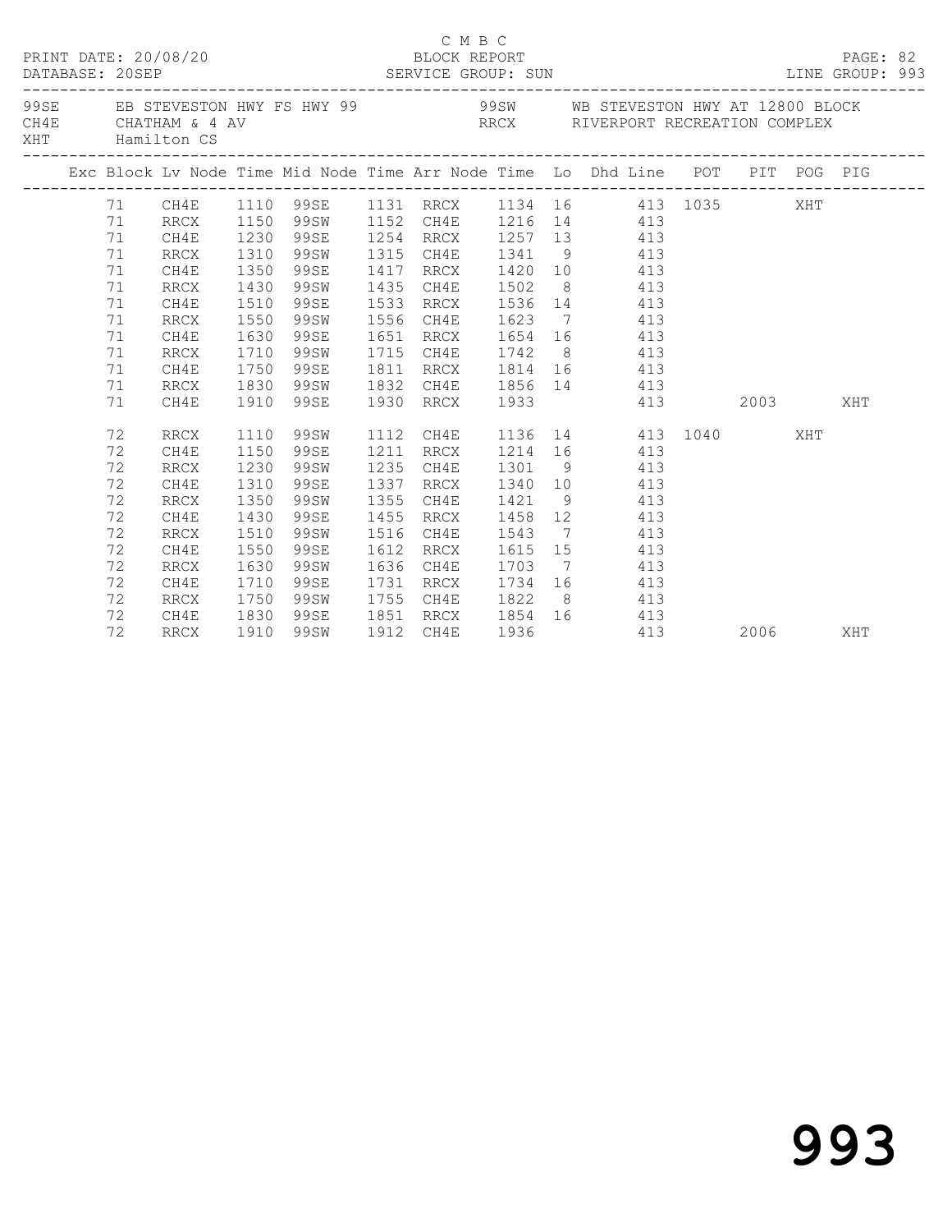C M B C

PRINT DATE: 20/08/20 BLOCK REPORT PAGE: 82
DATABASE: 20SEP SERVICE GROUP: SUN LINE GROUP: 993

99SE EB STEVESTON HWY FS HWY 99 99SW WB STEVESTON HWY AT 12800 BLOCK
CH4E CHATHAM & 4 AV RRCX RIVERPORT RECREATION COMPLEX
XHT Hamilton CS

| Exc | Block | Lv Node | Time | Mid Node | Time | Arr Node | Time | Lo | Dhd Line | POT | PIT | POG | PIG |
|---|---|---|---|---|---|---|---|---|---|---|---|---|---|
| | 71 | CH4E | 1110 | 99SE | 1131 | RRCX | 1134 | 16 | 413 | 1035 | | XHT | |
| | 71 | RRCX | 1150 | 99SW | 1152 | CH4E | 1216 | 14 | 413 | | | | |
| | 71 | CH4E | 1230 | 99SE | 1254 | RRCX | 1257 | 13 | 413 | | | | |
| | 71 | RRCX | 1310 | 99SW | 1315 | CH4E | 1341 | 9 | 413 | | | | |
| | 71 | CH4E | 1350 | 99SE | 1417 | RRCX | 1420 | 10 | 413 | | | | |
| | 71 | RRCX | 1430 | 99SW | 1435 | CH4E | 1502 | 8 | 413 | | | | |
| | 71 | CH4E | 1510 | 99SE | 1533 | RRCX | 1536 | 14 | 413 | | | | |
| | 71 | RRCX | 1550 | 99SW | 1556 | CH4E | 1623 | 7 | 413 | | | | |
| | 71 | CH4E | 1630 | 99SE | 1651 | RRCX | 1654 | 16 | 413 | | | | |
| | 71 | RRCX | 1710 | 99SW | 1715 | CH4E | 1742 | 8 | 413 | | | | |
| | 71 | CH4E | 1750 | 99SE | 1811 | RRCX | 1814 | 16 | 413 | | | | |
| | 71 | RRCX | 1830 | 99SW | 1832 | CH4E | 1856 | 14 | 413 | | | | |
| | 71 | CH4E | 1910 | 99SE | 1930 | RRCX | 1933 | | 413 | | 2003 | | XHT |
| | 72 | RRCX | 1110 | 99SW | 1112 | CH4E | 1136 | 14 | 413 | 1040 | | XHT | |
| | 72 | CH4E | 1150 | 99SE | 1211 | RRCX | 1214 | 16 | 413 | | | | |
| | 72 | RRCX | 1230 | 99SW | 1235 | CH4E | 1301 | 9 | 413 | | | | |
| | 72 | CH4E | 1310 | 99SE | 1337 | RRCX | 1340 | 10 | 413 | | | | |
| | 72 | RRCX | 1350 | 99SW | 1355 | CH4E | 1421 | 9 | 413 | | | | |
| | 72 | CH4E | 1430 | 99SE | 1455 | RRCX | 1458 | 12 | 413 | | | | |
| | 72 | RRCX | 1510 | 99SW | 1516 | CH4E | 1543 | 7 | 413 | | | | |
| | 72 | CH4E | 1550 | 99SE | 1612 | RRCX | 1615 | 15 | 413 | | | | |
| | 72 | RRCX | 1630 | 99SW | 1636 | CH4E | 1703 | 7 | 413 | | | | |
| | 72 | CH4E | 1710 | 99SE | 1731 | RRCX | 1734 | 16 | 413 | | | | |
| | 72 | RRCX | 1750 | 99SW | 1755 | CH4E | 1822 | 8 | 413 | | | | |
| | 72 | CH4E | 1830 | 99SE | 1851 | RRCX | 1854 | 16 | 413 | | | | |
| | 72 | RRCX | 1910 | 99SW | 1912 | CH4E | 1936 | | 413 | | 2006 | | XHT |

993